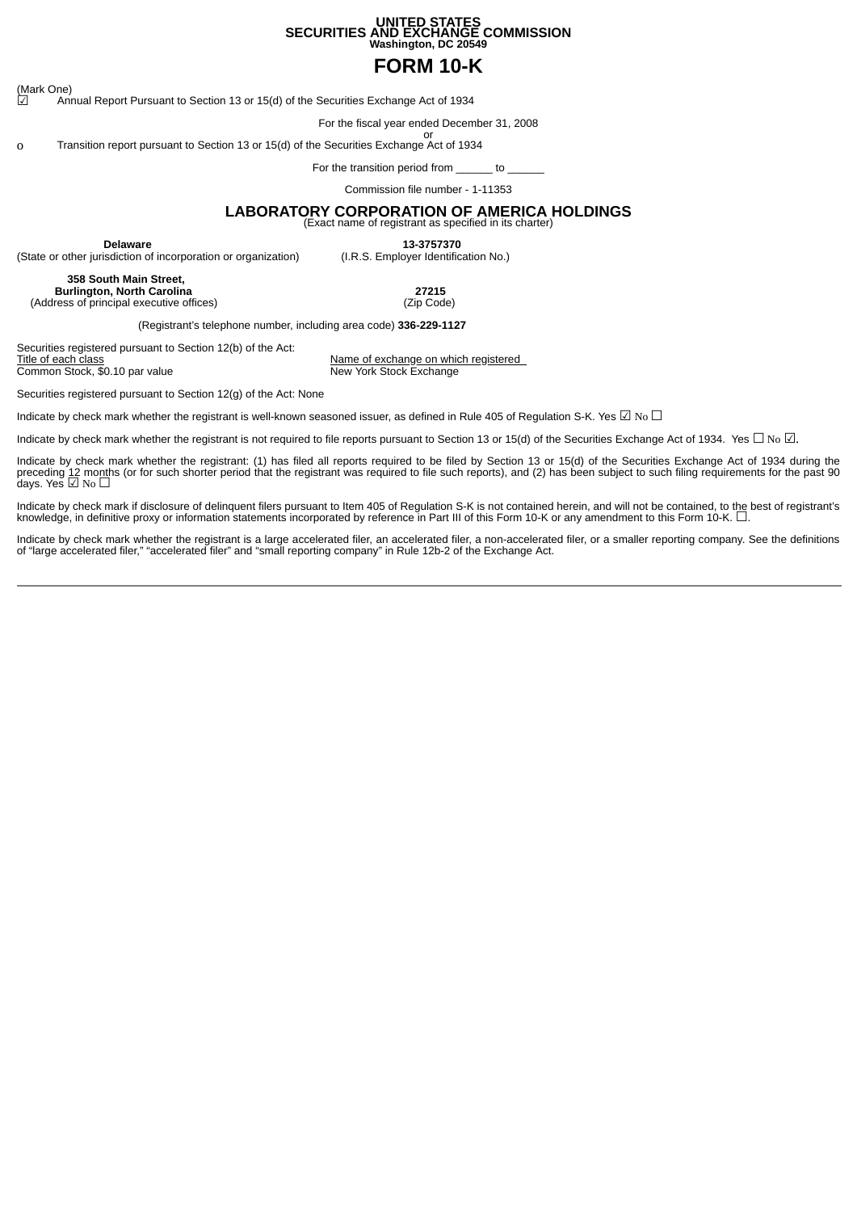**UNITED STATES**
**SECURITIES AND EXCHANGE COMMISSION**
**Washington, DC 20549**

# FORM 10-K

(Mark One)

☑ Annual Report Pursuant to Section 13 or 15(d) of the Securities Exchange Act of 1934

For the fiscal year ended December 31, 2008

or

o Transition report pursuant to Section 13 or 15(d) of the Securities Exchange Act of 1934

For the transition period from ______ to ______

Commission file number - 1-11353

## LABORATORY CORPORATION OF AMERICA HOLDINGS

(Exact name of registrant as specified in its charter)

| **Delaware** | **13-3757370** |
|---|---|
| (State or other jurisdiction of incorporation or organization) | (I.R.S. Employer Identification No.) |

| **358 South Main Street, Burlington, North Carolina** | **27215** |
|---|---|
| (Address of principal executive offices) | (Zip Code) |

(Registrant's telephone number, including area code) **336-229-1127**

Securities registered pursuant to Section 12(b) of the Act:

| Title of each class | Name of exchange on which registered |
|---|---|
| Common Stock, $0.10 par value | New York Stock Exchange |

Securities registered pursuant to Section 12(g) of the Act: None

Indicate by check mark whether the registrant is well-known seasoned issuer, as defined in Rule 405 of Regulation S-K. Yes ☑ No ☐

Indicate by check mark whether the registrant is not required to file reports pursuant to Section 13 or 15(d) of the Securities Exchange Act of 1934. Yes ☐ No ☑.

Indicate by check mark whether the registrant: (1) has filed all reports required to be filed by Section 13 or 15(d) of the Securities Exchange Act of 1934 during the preceding 12 months (or for such shorter period that the registrant was required to file such reports), and (2) has been subject to such filing requirements for the past 90 days. Yes ☑ No ☐

Indicate by check mark if disclosure of delinquent filers pursuant to Item 405 of Regulation S-K is not contained herein, and will not be contained, to the best of registrant's knowledge, in definitive proxy or information statements incorporated by reference in Part III of this Form 10-K or any amendment to this Form 10-K. ☐.

Indicate by check mark whether the registrant is a large accelerated filer, an accelerated filer, a non-accelerated filer, or a smaller reporting company. See the definitions of "large accelerated filer," "accelerated filer" and "small reporting company" in Rule 12b-2 of the Exchange Act.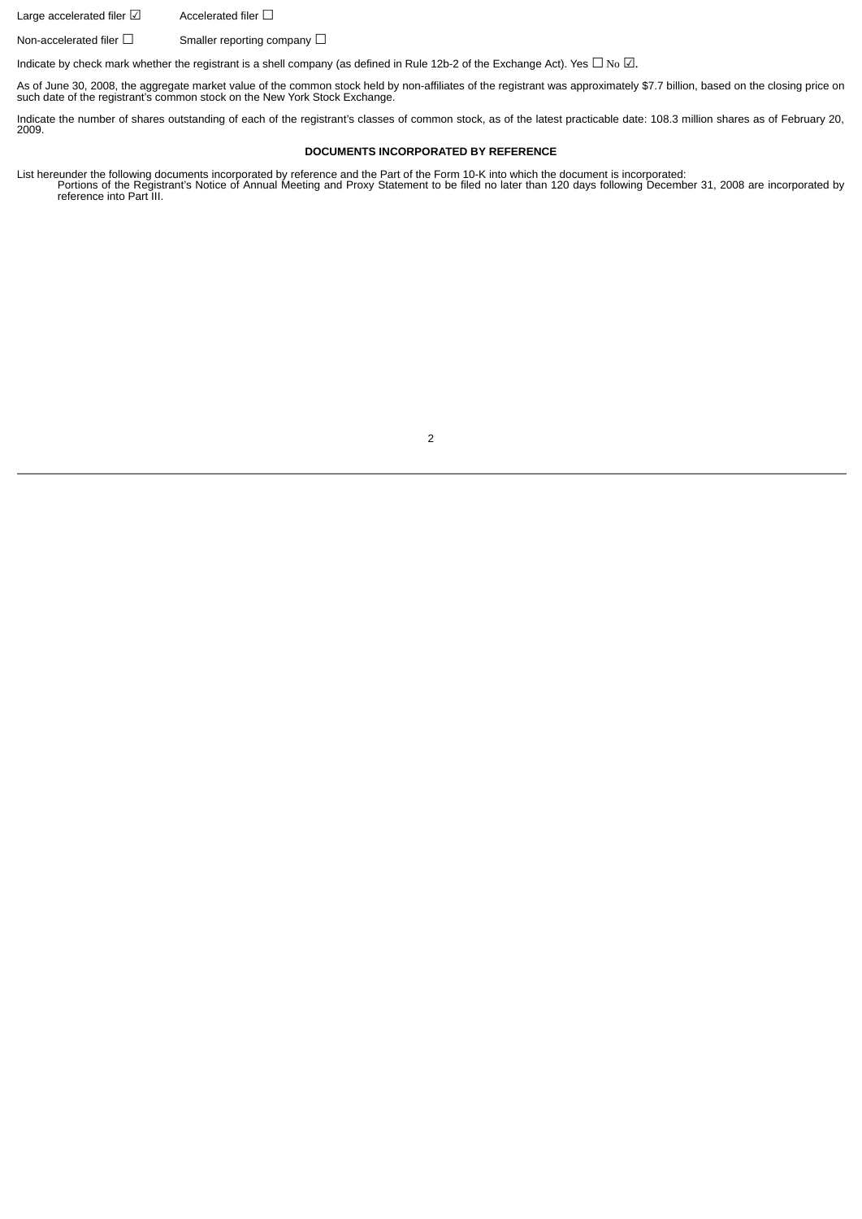Large accelerated filer ☑ Accelerated filer ☐

Non-accelerated filer ☐ Smaller reporting company ☐

Indicate by check mark whether the registrant is a shell company (as defined in Rule 12b-2 of the Exchange Act). Yes ☐ No ☑.

As of June 30, 2008, the aggregate market value of the common stock held by non-affiliates of the registrant was approximately $7.7 billion, based on the closing price on such date of the registrant's common stock on the New York Stock Exchange.

Indicate the number of shares outstanding of each of the registrant's classes of common stock, as of the latest practicable date: 108.3 million shares as of February 20, 2009.

**DOCUMENTS INCORPORATED BY REFERENCE**

List hereunder the following documents incorporated by reference and the Part of the Form 10-K into which the document is incorporated:

Portions of the Registrant's Notice of Annual Meeting and Proxy Statement to be filed no later than 120 days following December 31, 2008 are incorporated by reference into Part III.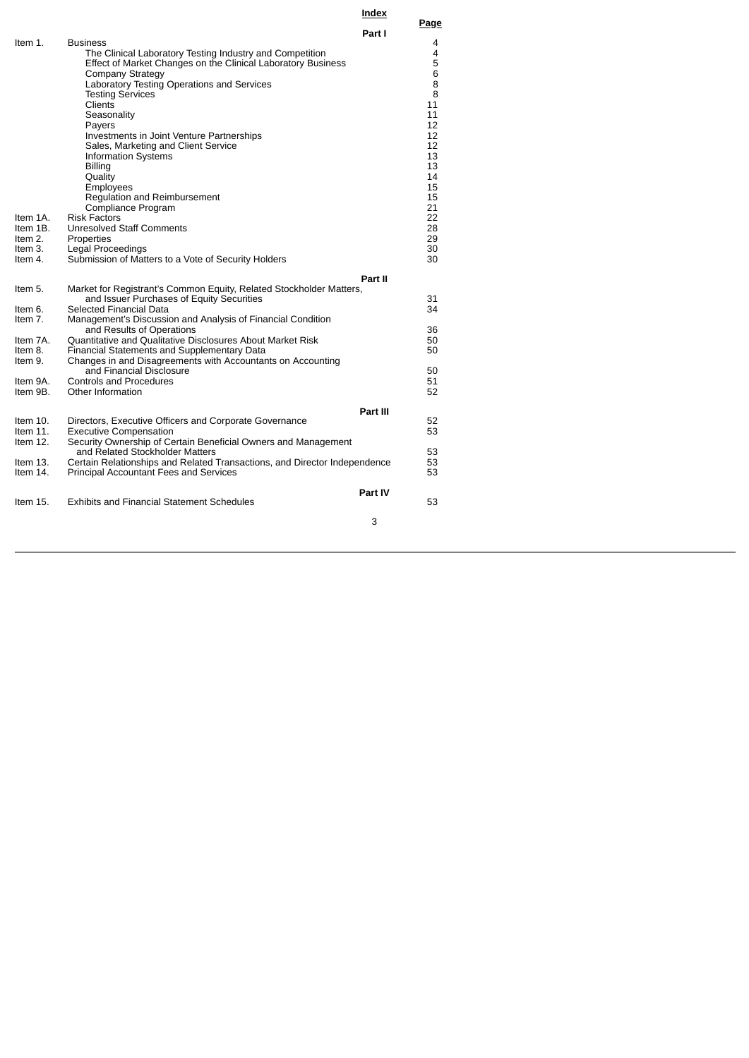# Index

| | | Page |
|---|---|---|
| | **Part I** | |
| Item 1. | Business | 4 |
| | The Clinical Laboratory Testing Industry and Competition | 4 |
| | Effect of Market Changes on the Clinical Laboratory Business | 5 |
| | Company Strategy | 6 |
| | Laboratory Testing Operations and Services | 8 |
| | Testing Services | 8 |
| | Clients | 11 |
| | Seasonality | 11 |
| | Payers | 12 |
| | Investments in Joint Venture Partnerships | 12 |
| | Sales, Marketing and Client Service | 12 |
| | Information Systems | 13 |
| | Billing | 13 |
| | Quality | 14 |
| | Employees | 15 |
| | Regulation and Reimbursement | 15 |
| | Compliance Program | 21 |
| Item 1A. | Risk Factors | 22 |
| Item 1B. | Unresolved Staff Comments | 28 |
| Item 2. | Properties | 29 |
| Item 3. | Legal Proceedings | 30 |
| Item 4. | Submission of Matters to a Vote of Security Holders | 30 |
| | **Part II** | |
| Item 5. | Market for Registrant's Common Equity, Related Stockholder Matters, and Issuer Purchases of Equity Securities | 31 |
| Item 6. | Selected Financial Data | 34 |
| Item 7. | Management's Discussion and Analysis of Financial Condition and Results of Operations | 36 |
| Item 7A. | Quantitative and Qualitative Disclosures About Market Risk | 50 |
| Item 8. | Financial Statements and Supplementary Data | 50 |
| Item 9. | Changes in and Disagreements with Accountants on Accounting and Financial Disclosure | 50 |
| Item 9A. | Controls and Procedures | 51 |
| Item 9B. | Other Information | 52 |
| | **Part III** | |
| Item 10. | Directors, Executive Officers and Corporate Governance | 52 |
| Item 11. | Executive Compensation | 53 |
| Item 12. | Security Ownership of Certain Beneficial Owners and Management and Related Stockholder Matters | 53 |
| Item 13. | Certain Relationships and Related Transactions, and Director Independence | 53 |
| Item 14. | Principal Accountant Fees and Services | 53 |
| | **Part IV** | |
| Item 15. | Exhibits and Financial Statement Schedules | 53 |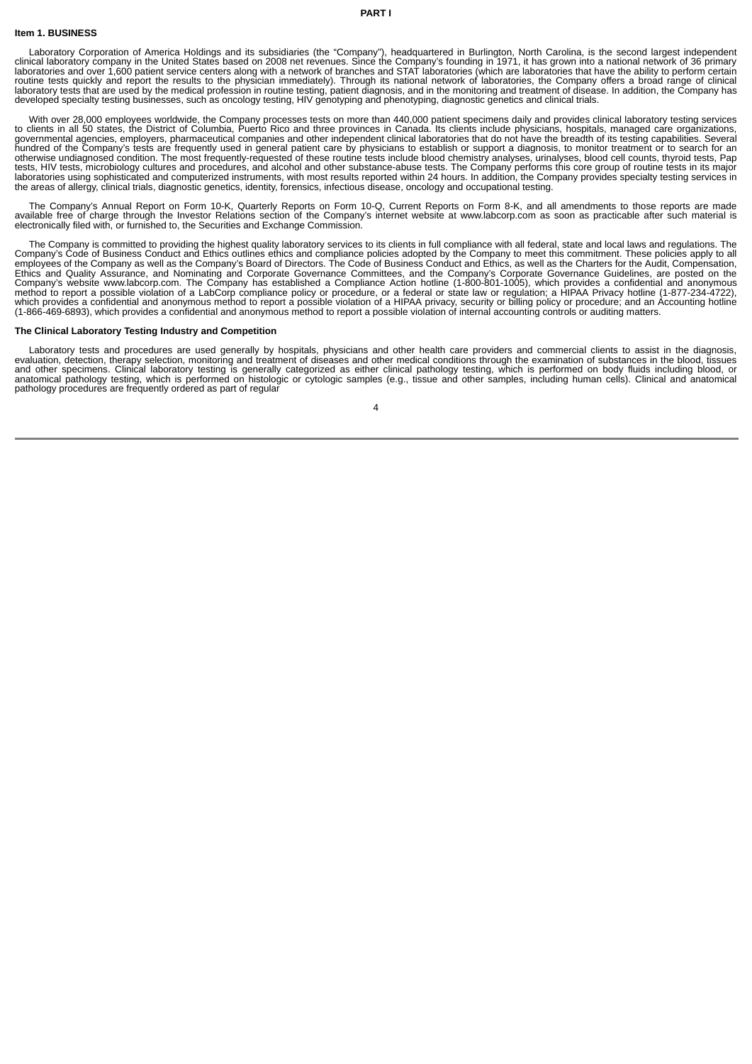# PART I

## Item 1. BUSINESS

Laboratory Corporation of America Holdings and its subsidiaries (the "Company"), headquartered in Burlington, North Carolina, is the second largest independent clinical laboratory company in the United States based on 2008 net revenues. Since the Company's founding in 1971, it has grown into a national network of 36 primary laboratories and over 1,600 patient service centers along with a network of branches and STAT laboratories (which are laboratories that have the ability to perform certain routine tests quickly and report the results to the physician immediately). Through its national network of laboratories, the Company offers a broad range of clinical laboratory tests that are used by the medical profession in routine testing, patient diagnosis, and in the monitoring and treatment of disease. In addition, the Company has developed specialty testing businesses, such as oncology testing, HIV genotyping and phenotyping, diagnostic genetics and clinical trials.

With over 28,000 employees worldwide, the Company processes tests on more than 440,000 patient specimens daily and provides clinical laboratory testing services to clients in all 50 states, the District of Columbia, Puerto Rico and three provinces in Canada. Its clients include physicians, hospitals, managed care organizations, governmental agencies, employers, pharmaceutical companies and other independent clinical laboratories that do not have the breadth of its testing capabilities. Several hundred of the Company's tests are frequently used in general patient care by physicians to establish or support a diagnosis, to monitor treatment or to search for an otherwise undiagnosed condition. The most frequently-requested of these routine tests include blood chemistry analyses, urinalyses, blood cell counts, thyroid tests, Pap tests, HIV tests, microbiology cultures and procedures, and alcohol and other substance-abuse tests. The Company performs this core group of routine tests in its major laboratories using sophisticated and computerized instruments, with most results reported within 24 hours. In addition, the Company provides specialty testing services in the areas of allergy, clinical trials, diagnostic genetics, identity, forensics, infectious disease, oncology and occupational testing.

The Company's Annual Report on Form 10-K, Quarterly Reports on Form 10-Q, Current Reports on Form 8-K, and all amendments to those reports are made available free of charge through the Investor Relations section of the Company's internet website at www.labcorp.com as soon as practicable after such material is electronically filed with, or furnished to, the Securities and Exchange Commission.

The Company is committed to providing the highest quality laboratory services to its clients in full compliance with all federal, state and local laws and regulations. The Company's Code of Business Conduct and Ethics outlines ethics and compliance policies adopted by the Company to meet this commitment. These policies apply to all employees of the Company as well as the Company's Board of Directors. The Code of Business Conduct and Ethics, as well as the Charters for the Audit, Compensation, Ethics and Quality Assurance, and Nominating and Corporate Governance Committees, and the Company's Corporate Governance Guidelines, are posted on the Company's website www.labcorp.com. The Company has established a Compliance Action hotline (1-800-801-1005), which provides a confidential and anonymous method to report a possible violation of a LabCorp compliance policy or procedure, or a federal or state law or regulation; a HIPAA Privacy hotline (1-877-234-4722), which provides a confidential and anonymous method to report a possible violation of a HIPAA privacy, security or billing policy or procedure; and an Accounting hotline (1-866-469-6893), which provides a confidential and anonymous method to report a possible violation of internal accounting controls or auditing matters.

### The Clinical Laboratory Testing Industry and Competition

Laboratory tests and procedures are used generally by hospitals, physicians and other health care providers and commercial clients to assist in the diagnosis, evaluation, detection, therapy selection, monitoring and treatment of diseases and other medical conditions through the examination of substances in the blood, tissues and other specimens. Clinical laboratory testing is generally categorized as either clinical pathology testing, which is performed on body fluids including blood, or anatomical pathology testing, which is performed on histologic or cytologic samples (e.g., tissue and other samples, including human cells). Clinical and anatomical pathology procedures are frequently ordered as part of regular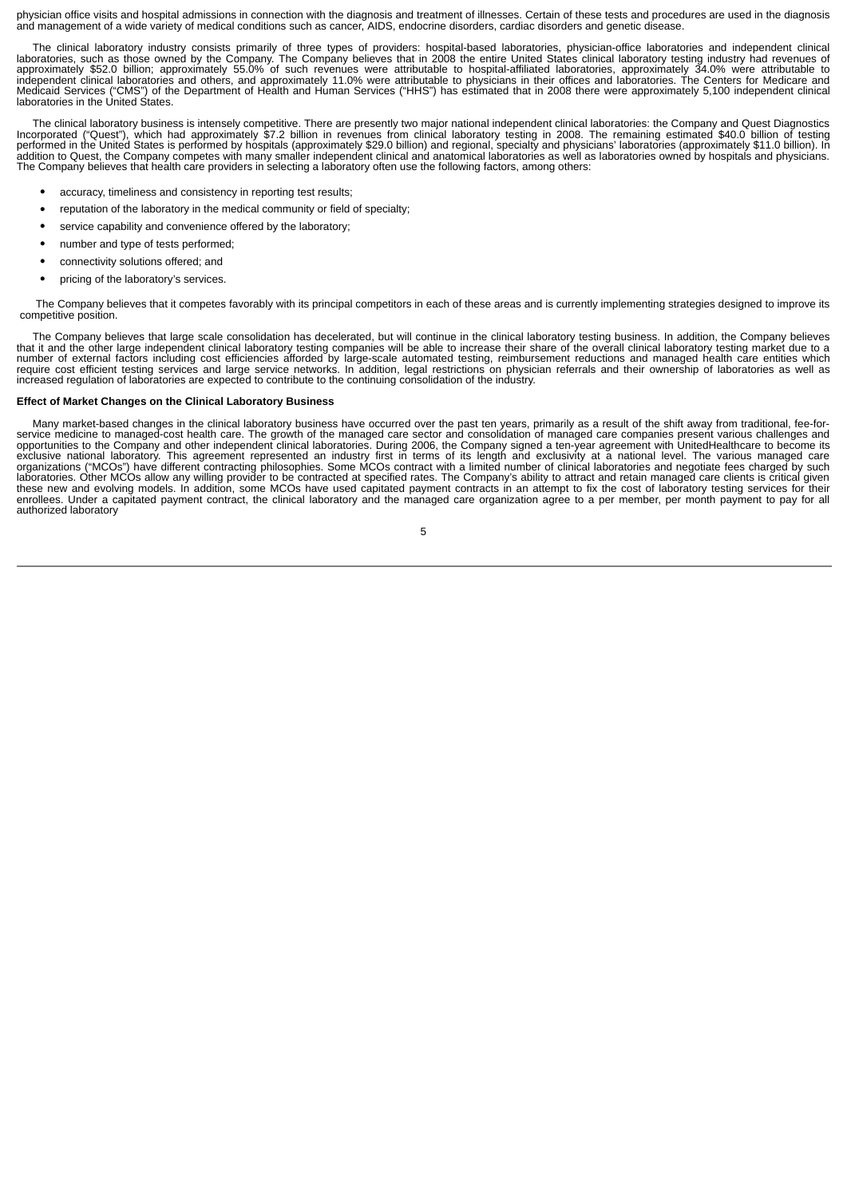physician office visits and hospital admissions in connection with the diagnosis and treatment of illnesses. Certain of these tests and procedures are used in the diagnosis and management of a wide variety of medical conditions such as cancer, AIDS, endocrine disorders, cardiac disorders and genetic disease.

The clinical laboratory industry consists primarily of three types of providers: hospital-based laboratories, physician-office laboratories and independent clinical laboratories, such as those owned by the Company. The Company believes that in 2008 the entire United States clinical laboratory testing industry had revenues of approximately $52.0 billion; approximately 55.0% of such revenues were attributable to hospital-affiliated laboratories, approximately 34.0% were attributable to independent clinical laboratories and others, and approximately 11.0% were attributable to physicians in their offices and laboratories. The Centers for Medicare and Medicaid Services ("CMS") of the Department of Health and Human Services ("HHS") has estimated that in 2008 there were approximately 5,100 independent clinical laboratories in the United States.

The clinical laboratory business is intensely competitive. There are presently two major national independent clinical laboratories: the Company and Quest Diagnostics Incorporated ("Quest"), which had approximately $7.2 billion in revenues from clinical laboratory testing in 2008. The remaining estimated $40.0 billion of testing performed in the United States is performed by hospitals (approximately $29.0 billion) and regional, specialty and physicians' laboratories (approximately $11.0 billion). In addition to Quest, the Company competes with many smaller independent clinical and anatomical laboratories as well as laboratories owned by hospitals and physicians. The Company believes that health care providers in selecting a laboratory often use the following factors, among others:

- accuracy, timeliness and consistency in reporting test results;
- reputation of the laboratory in the medical community or field of specialty;
- service capability and convenience offered by the laboratory;
- number and type of tests performed;
- connectivity solutions offered; and
- pricing of the laboratory's services.

The Company believes that it competes favorably with its principal competitors in each of these areas and is currently implementing strategies designed to improve its competitive position.

The Company believes that large scale consolidation has decelerated, but will continue in the clinical laboratory testing business. In addition, the Company believes that it and the other large independent clinical laboratory testing companies will be able to increase their share of the overall clinical laboratory testing market due to a number of external factors including cost efficiencies afforded by large-scale automated testing, reimbursement reductions and managed health care entities which require cost efficient testing services and large service networks. In addition, legal restrictions on physician referrals and their ownership of laboratories as well as increased regulation of laboratories are expected to contribute to the continuing consolidation of the industry.

**Effect of Market Changes on the Clinical Laboratory Business**

Many market-based changes in the clinical laboratory business have occurred over the past ten years, primarily as a result of the shift away from traditional, fee-for-service medicine to managed-cost health care. The growth of the managed care sector and consolidation of managed care companies present various challenges and opportunities to the Company and other independent clinical laboratories. During 2006, the Company signed a ten-year agreement with UnitedHealthcare to become its exclusive national laboratory. This agreement represented an industry first in terms of its length and exclusivity at a national level. The various managed care organizations ("MCOs") have different contracting philosophies. Some MCOs contract with a limited number of clinical laboratories and negotiate fees charged by such laboratories. Other MCOs allow any willing provider to be contracted at specified rates. The Company's ability to attract and retain managed care clients is critical given these new and evolving models. In addition, some MCOs have used capitated payment contracts in an attempt to fix the cost of laboratory testing services for their enrollees. Under a capitated payment contract, the clinical laboratory and the managed care organization agree to a per member, per month payment to pay for all authorized laboratory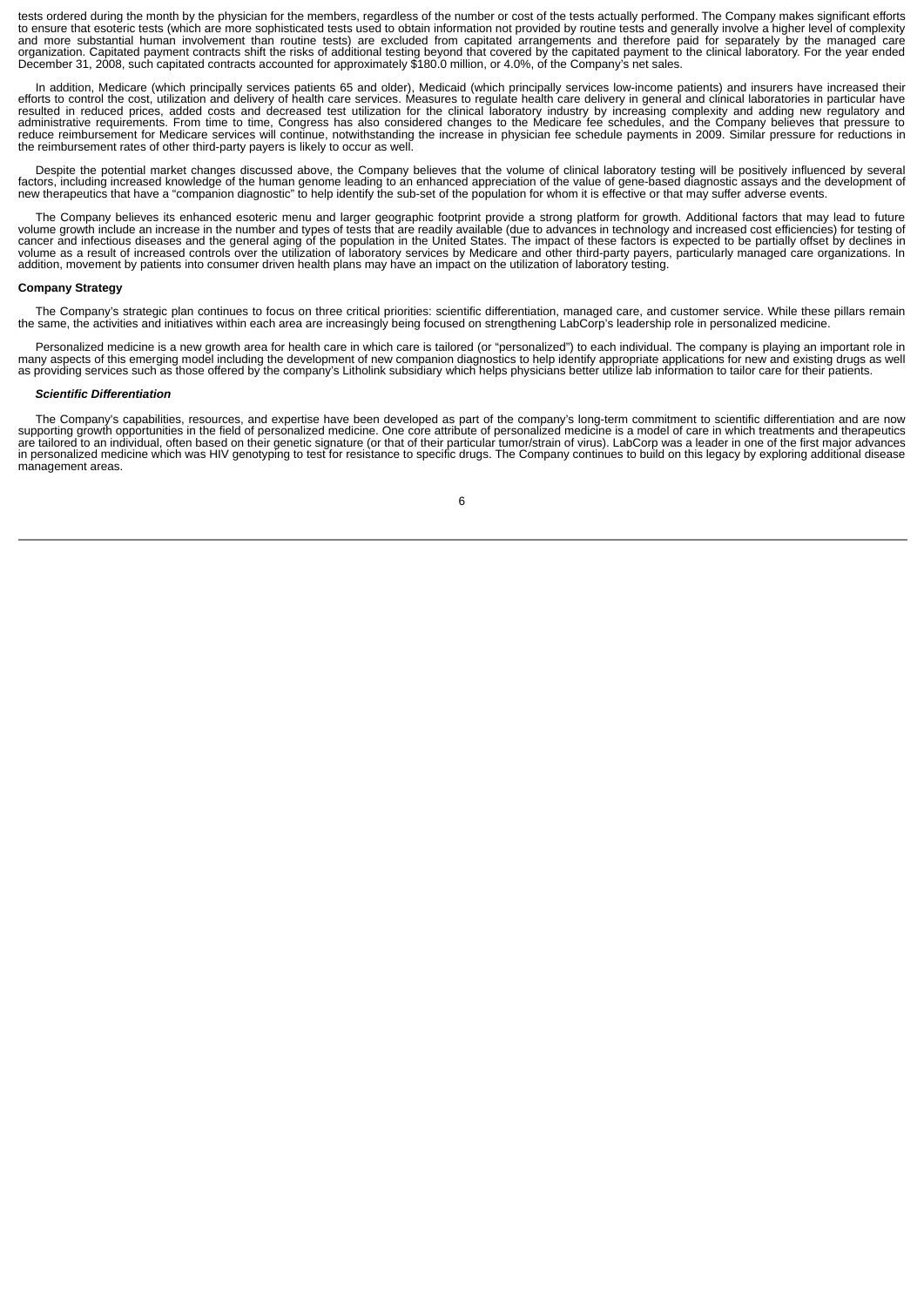tests ordered during the month by the physician for the members, regardless of the number or cost of the tests actually performed. The Company makes significant efforts to ensure that esoteric tests (which are more sophisticated tests used to obtain information not provided by routine tests and generally involve a higher level of complexity and more substantial human involvement than routine tests) are excluded from capitated arrangements and therefore paid for separately by the managed care organization. Capitated payment contracts shift the risks of additional testing beyond that covered by the capitated payment to the clinical laboratory. For the year ended December 31, 2008, such capitated contracts accounted for approximately $180.0 million, or 4.0%, of the Company's net sales.

In addition, Medicare (which principally services patients 65 and older), Medicaid (which principally services low-income patients) and insurers have increased their efforts to control the cost, utilization and delivery of health care services. Measures to regulate health care delivery in general and clinical laboratories in particular have resulted in reduced prices, added costs and decreased test utilization for the clinical laboratory industry by increasing complexity and adding new regulatory and administrative requirements. From time to time, Congress has also considered changes to the Medicare fee schedules, and the Company believes that pressure to reduce reimbursement for Medicare services will continue, notwithstanding the increase in physician fee schedule payments in 2009. Similar pressure for reductions in the reimbursement rates of other third-party payers is likely to occur as well.

Despite the potential market changes discussed above, the Company believes that the volume of clinical laboratory testing will be positively influenced by several factors, including increased knowledge of the human genome leading to an enhanced appreciation of the value of gene-based diagnostic assays and the development of new therapeutics that have a "companion diagnostic" to help identify the sub-set of the population for whom it is effective or that may suffer adverse events.

The Company believes its enhanced esoteric menu and larger geographic footprint provide a strong platform for growth. Additional factors that may lead to future volume growth include an increase in the number and types of tests that are readily available (due to advances in technology and increased cost efficiencies) for testing of cancer and infectious diseases and the general aging of the population in the United States. The impact of these factors is expected to be partially offset by declines in volume as a result of increased controls over the utilization of laboratory services by Medicare and other third-party payers, particularly managed care organizations. In addition, movement by patients into consumer driven health plans may have an impact on the utilization of laboratory testing.

**Company Strategy**

The Company's strategic plan continues to focus on three critical priorities: scientific differentiation, managed care, and customer service. While these pillars remain the same, the activities and initiatives within each area are increasingly being focused on strengthening LabCorp's leadership role in personalized medicine.

Personalized medicine is a new growth area for health care in which care is tailored (or "personalized") to each individual. The company is playing an important role in many aspects of this emerging model including the development of new companion diagnostics to help identify appropriate applications for new and existing drugs as well as providing services such as those offered by the company's Litholink subsidiary which helps physicians better utilize lab information to tailor care for their patients.

***Scientific Differentiation***

The Company's capabilities, resources, and expertise have been developed as part of the company's long-term commitment to scientific differentiation and are now supporting growth opportunities in the field of personalized medicine. One core attribute of personalized medicine is a model of care in which treatments and therapeutics are tailored to an individual, often based on their genetic signature (or that of their particular tumor/strain of virus). LabCorp was a leader in one of the first major advances in personalized medicine which was HIV genotyping to test for resistance to specific drugs. The Company continues to build on this legacy by exploring additional disease management areas.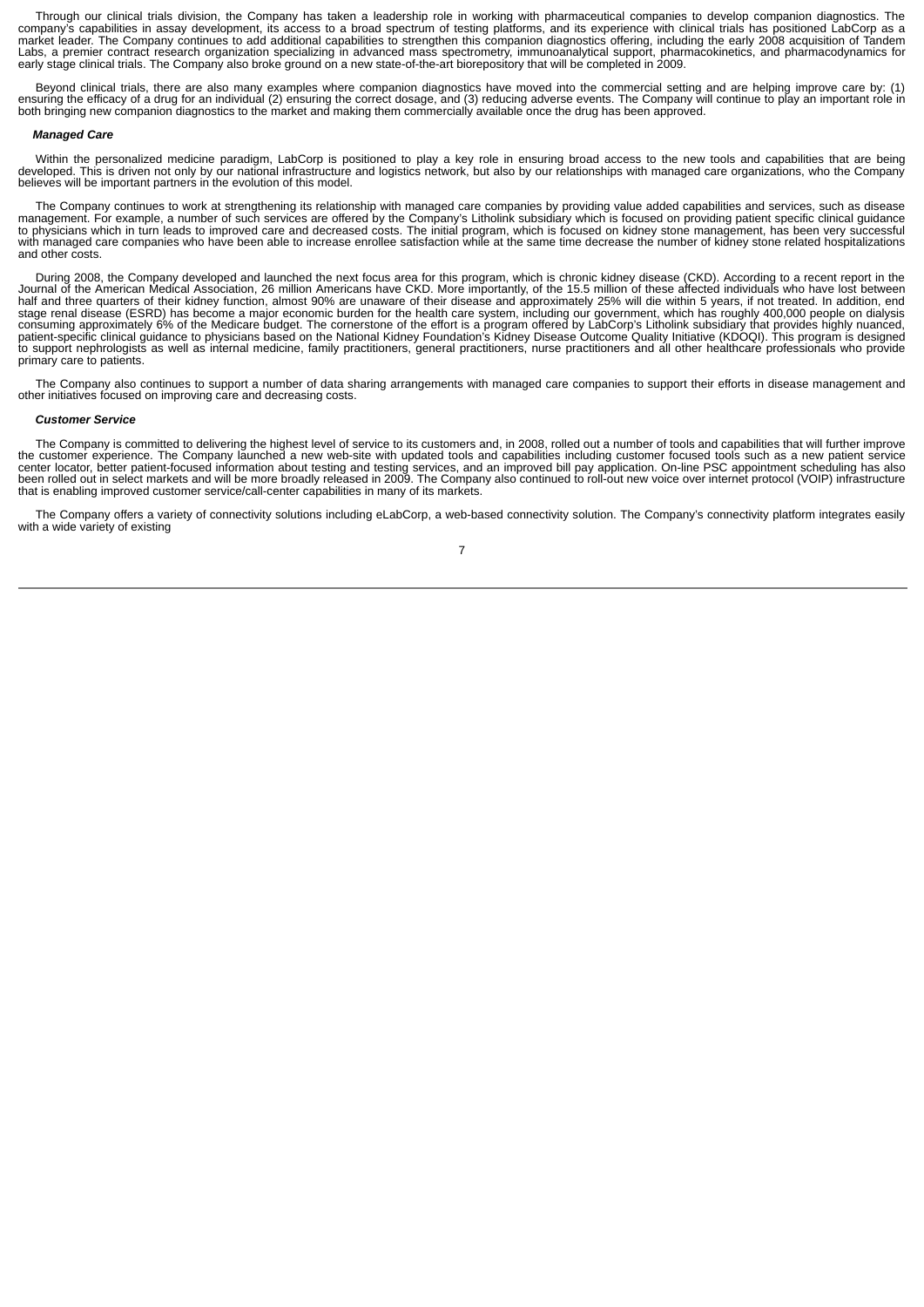Through our clinical trials division, the Company has taken a leadership role in working with pharmaceutical companies to develop companion diagnostics. The company's capabilities in assay development, its access to a broad spectrum of testing platforms, and its experience with clinical trials has positioned LabCorp as a market leader. The Company continues to add additional capabilities to strengthen this companion diagnostics offering, including the early 2008 acquisition of Tandem Labs, a premier contract research organization specializing in advanced mass spectrometry, immunoanalytical support, pharmacokinetics, and pharmacodynamics for early stage clinical trials. The Company also broke ground on a new state-of-the-art biorepository that will be completed in 2009.

Beyond clinical trials, there are also many examples where companion diagnostics have moved into the commercial setting and are helping improve care by: (1) ensuring the efficacy of a drug for an individual (2) ensuring the correct dosage, and (3) reducing adverse events. The Company will continue to play an important role in both bringing new companion diagnostics to the market and making them commercially available once the drug has been approved.

***Managed Care***

Within the personalized medicine paradigm, LabCorp is positioned to play a key role in ensuring broad access to the new tools and capabilities that are being developed. This is driven not only by our national infrastructure and logistics network, but also by our relationships with managed care organizations, who the Company believes will be important partners in the evolution of this model.

The Company continues to work at strengthening its relationship with managed care companies by providing value added capabilities and services, such as disease management. For example, a number of such services are offered by the Company's Litholink subsidiary which is focused on providing patient specific clinical guidance to physicians which in turn leads to improved care and decreased costs. The initial program, which is focused on kidney stone management, has been very successful with managed care companies who have been able to increase enrollee satisfaction while at the same time decrease the number of kidney stone related hospitalizations and other costs.

During 2008, the Company developed and launched the next focus area for this program, which is chronic kidney disease (CKD). According to a recent report in the Journal of the American Medical Association, 26 million Americans have CKD. More importantly, of the 15.5 million of these affected individuals who have lost between half and three quarters of their kidney function, almost 90% are unaware of their disease and approximately 25% will die within 5 years, if not treated. In addition, end stage renal disease (ESRD) has become a major economic burden for the health care system, including our government, which has roughly 400,000 people on dialysis consuming approximately 6% of the Medicare budget. The cornerstone of the effort is a program offered by LabCorp's Litholink subsidiary that provides highly nuanced, patient-specific clinical guidance to physicians based on the National Kidney Foundation's Kidney Disease Outcome Quality Initiative (KDOQI). This program is designed to support nephrologists as well as internal medicine, family practitioners, general practitioners, nurse practitioners and all other healthcare professionals who provide primary care to patients.

The Company also continues to support a number of data sharing arrangements with managed care companies to support their efforts in disease management and other initiatives focused on improving care and decreasing costs.

***Customer Service***

The Company is committed to delivering the highest level of service to its customers and, in 2008, rolled out a number of tools and capabilities that will further improve the customer experience. The Company launched a new web-site with updated tools and capabilities including customer focused tools such as a new patient service center locator, better patient-focused information about testing and testing services, and an improved bill pay application. On-line PSC appointment scheduling has also been rolled out in select markets and will be more broadly released in 2009. The Company also continued to roll-out new voice over internet protocol (VOIP) infrastructure that is enabling improved customer service/call-center capabilities in many of its markets.

The Company offers a variety of connectivity solutions including eLabCorp, a web-based connectivity solution. The Company's connectivity platform integrates easily with a wide variety of existing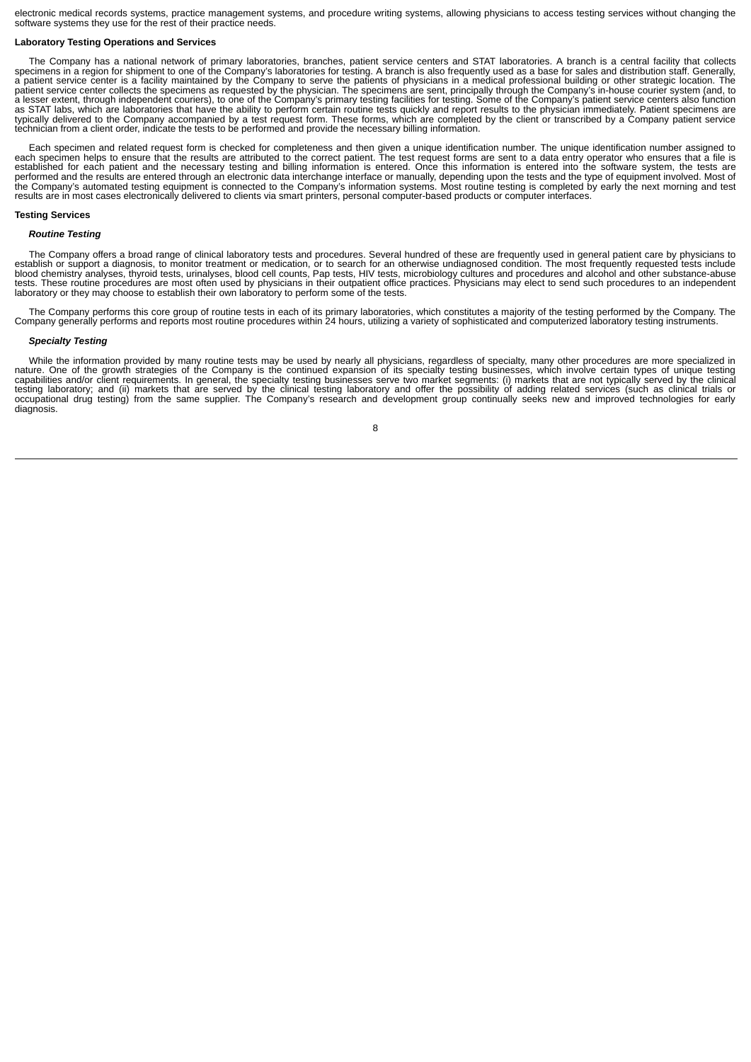electronic medical records systems, practice management systems, and procedure writing systems, allowing physicians to access testing services without changing the software systems they use for the rest of their practice needs.

**Laboratory Testing Operations and Services**

The Company has a national network of primary laboratories, branches, patient service centers and STAT laboratories. A branch is a central facility that collects specimens in a region for shipment to one of the Company's laboratories for testing. A branch is also frequently used as a base for sales and distribution staff. Generally, a patient service center is a facility maintained by the Company to serve the patients of physicians in a medical professional building or other strategic location. The patient service center collects the specimens as requested by the physician. The specimens are sent, principally through the Company's in-house courier system (and, to a lesser extent, through independent couriers), to one of the Company's primary testing facilities for testing. Some of the Company's patient service centers also function as STAT labs, which are laboratories that have the ability to perform certain routine tests quickly and report results to the physician immediately. Patient specimens are typically delivered to the Company accompanied by a test request form. These forms, which are completed by the client or transcribed by a Company patient service technician from a client order, indicate the tests to be performed and provide the necessary billing information.

Each specimen and related request form is checked for completeness and then given a unique identification number. The unique identification number assigned to each specimen helps to ensure that the results are attributed to the correct patient. The test request forms are sent to a data entry operator who ensures that a file is established for each patient and the necessary testing and billing information is entered. Once this information is entered into the software system, the tests are performed and the results are entered through an electronic data interchange interface or manually, depending upon the tests and the type of equipment involved. Most of the Company's automated testing equipment is connected to the Company's information systems. Most routine testing is completed by early the next morning and test results are in most cases electronically delivered to clients via smart printers, personal computer-based products or computer interfaces.

**Testing Services**

***Routine Testing***

The Company offers a broad range of clinical laboratory tests and procedures. Several hundred of these are frequently used in general patient care by physicians to establish or support a diagnosis, to monitor treatment or medication, or to search for an otherwise undiagnosed condition. The most frequently requested tests include blood chemistry analyses, thyroid tests, urinalyses, blood cell counts, Pap tests, HIV tests, microbiology cultures and procedures and alcohol and other substance-abuse tests. These routine procedures are most often used by physicians in their outpatient office practices. Physicians may elect to send such procedures to an independent laboratory or they may choose to establish their own laboratory to perform some of the tests.

The Company performs this core group of routine tests in each of its primary laboratories, which constitutes a majority of the testing performed by the Company. The Company generally performs and reports most routine procedures within 24 hours, utilizing a variety of sophisticated and computerized laboratory testing instruments.

***Specialty Testing***

While the information provided by many routine tests may be used by nearly all physicians, regardless of specialty, many other procedures are more specialized in nature. One of the growth strategies of the Company is the continued expansion of its specialty testing businesses, which involve certain types of unique testing capabilities and/or client requirements. In general, the specialty testing businesses serve two market segments: (i) markets that are not typically served by the clinical testing laboratory; and (ii) markets that are served by the clinical testing laboratory and offer the possibility of adding related services (such as clinical trials or occupational drug testing) from the same supplier. The Company's research and development group continually seeks new and improved technologies for early diagnosis.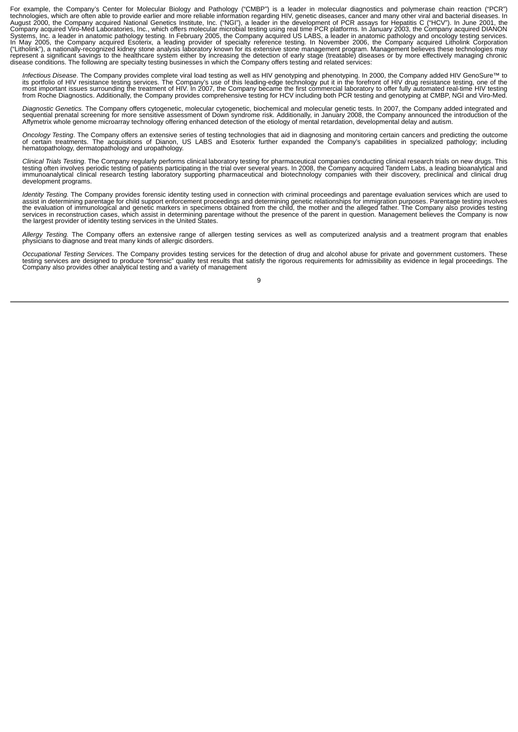For example, the Company's Center for Molecular Biology and Pathology ("CMBP") is a leader in molecular diagnostics and polymerase chain reaction ("PCR") technologies, which are often able to provide earlier and more reliable information regarding HIV, genetic diseases, cancer and many other viral and bacterial diseases. In August 2000, the Company acquired National Genetics Institute, Inc. ("NGI"), a leader in the development of PCR assays for Hepatitis C ("HCV"). In June 2001, the Company acquired Viro-Med Laboratories, Inc., which offers molecular microbial testing using real time PCR platforms. In January 2003, the Company acquired DIANON Systems, Inc. a leader in anatomic pathology testing. In February 2005, the Company acquired US LABS, a leader in anatomic pathology and oncology testing services. In May 2005, the Company acquired Esoterix, a leading provider of specialty reference testing. In November 2006, the Company acquired Litholink Corporation ("Litholink"), a nationally-recognized kidney stone analysis laboratory known for its extensive stone management program. Management believes these technologies may represent a significant savings to the healthcare system either by increasing the detection of early stage (treatable) diseases or by more effectively managing chronic disease conditions. The following are specialty testing businesses in which the Company offers testing and related services:

*Infectious Disease*. The Company provides complete viral load testing as well as HIV genotyping and phenotyping. In 2000, the Company added HIV GenoSure™ to its portfolio of HIV resistance testing services. The Company's use of this leading-edge technology put it in the forefront of HIV drug resistance testing, one of the most important issues surrounding the treatment of HIV. In 2007, the Company became the first commercial laboratory to offer fully automated real-time HIV testing from Roche Diagnostics. Additionally, the Company provides comprehensive testing for HCV including both PCR testing and genotyping at CMBP, NGI and Viro-Med.

*Diagnostic Genetics.* The Company offers cytogenetic, molecular cytogenetic, biochemical and molecular genetic tests. In 2007, the Company added integrated and sequential prenatal screening for more sensitive assessment of Down syndrome risk. Additionally, in January 2008, the Company announced the introduction of the Affymetrix whole genome microarray technology offering enhanced detection of the etiology of mental retardation, developmental delay and autism.

*Oncology Testing*. The Company offers an extensive series of testing technologies that aid in diagnosing and monitoring certain cancers and predicting the outcome of certain treatments. The acquisitions of Dianon, US LABS and Esoterix further expanded the Company's capabilities in specialized pathology; including hematopathology, dermatopathology and uropathology.

*Clinical Trials Testing*. The Company regularly performs clinical laboratory testing for pharmaceutical companies conducting clinical research trials on new drugs. This testing often involves periodic testing of patients participating in the trial over several years. In 2008, the Company acquired Tandem Labs, a leading bioanalytical and immunoanalytical clinical research testing laboratory supporting pharmaceutical and biotechnology companies with their discovery, preclinical and clinical drug development programs.

*Identity Testing.* The Company provides forensic identity testing used in connection with criminal proceedings and parentage evaluation services which are used to assist in determining parentage for child support enforcement proceedings and determining genetic relationships for immigration purposes. Parentage testing involves the evaluation of immunological and genetic markers in specimens obtained from the child, the mother and the alleged father. The Company also provides testing services in reconstruction cases, which assist in determining parentage without the presence of the parent in question. Management believes the Company is now the largest provider of identity testing services in the United States.

*Allergy Testing.* The Company offers an extensive range of allergen testing services as well as computerized analysis and a treatment program that enables physicians to diagnose and treat many kinds of allergic disorders.

*Occupational Testing Services*. The Company provides testing services for the detection of drug and alcohol abuse for private and government customers. These testing services are designed to produce "forensic" quality test results that satisfy the rigorous requirements for admissibility as evidence in legal proceedings. The Company also provides other analytical testing and a variety of management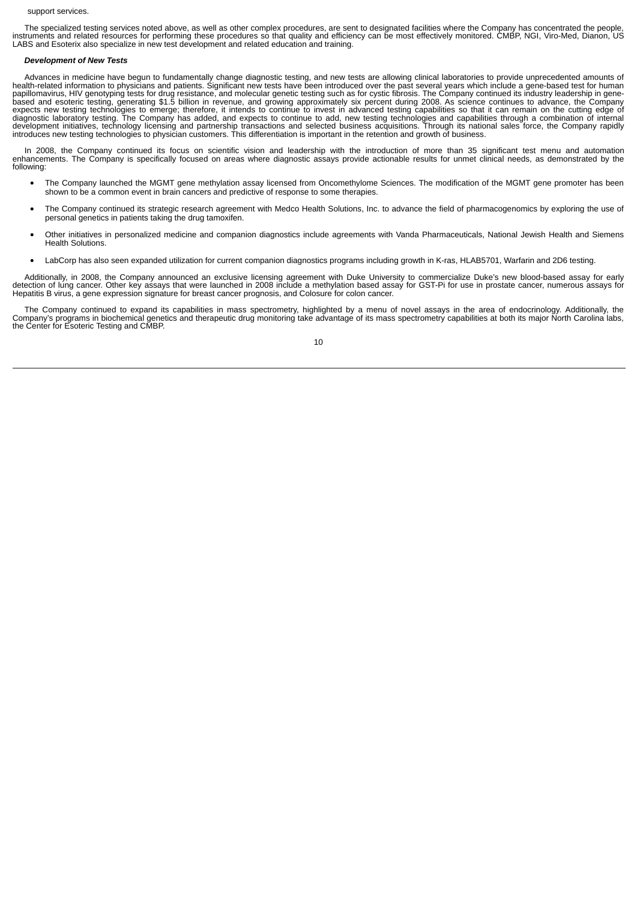support services.

The specialized testing services noted above, as well as other complex procedures, are sent to designated facilities where the Company has concentrated the people, instruments and related resources for performing these procedures so that quality and efficiency can be most effectively monitored. CMBP, NGI, Viro-Med, Dianon, US LABS and Esoterix also specialize in new test development and related education and training.

***Development of New Tests***

Advances in medicine have begun to fundamentally change diagnostic testing, and new tests are allowing clinical laboratories to provide unprecedented amounts of health-related information to physicians and patients. Significant new tests have been introduced over the past several years which include a gene-based test for human papillomavirus, HIV genotyping tests for drug resistance, and molecular genetic testing such as for cystic fibrosis. The Company continued its industry leadership in gene-based and esoteric testing, generating $1.5 billion in revenue, and growing approximately six percent during 2008. As science continues to advance, the Company expects new testing technologies to emerge; therefore, it intends to continue to invest in advanced testing capabilities so that it can remain on the cutting edge of diagnostic laboratory testing. The Company has added, and expects to continue to add, new testing technologies and capabilities through a combination of internal development initiatives, technology licensing and partnership transactions and selected business acquisitions. Through its national sales force, the Company rapidly introduces new testing technologies to physician customers. This differentiation is important in the retention and growth of business.

In 2008, the Company continued its focus on scientific vision and leadership with the introduction of more than 35 significant test menu and automation enhancements. The Company is specifically focused on areas where diagnostic assays provide actionable results for unmet clinical needs, as demonstrated by the following:

- The Company launched the MGMT gene methylation assay licensed from Oncomethylome Sciences. The modification of the MGMT gene promoter has been shown to be a common event in brain cancers and predictive of response to some therapies.
- The Company continued its strategic research agreement with Medco Health Solutions, Inc. to advance the field of pharmacogenomics by exploring the use of personal genetics in patients taking the drug tamoxifen.
- Other initiatives in personalized medicine and companion diagnostics include agreements with Vanda Pharmaceuticals, National Jewish Health and Siemens Health Solutions.
- LabCorp has also seen expanded utilization for current companion diagnostics programs including growth in K-ras, HLAB5701, Warfarin and 2D6 testing.

Additionally, in 2008, the Company announced an exclusive licensing agreement with Duke University to commercialize Duke's new blood-based assay for early detection of lung cancer. Other key assays that were launched in 2008 include a methylation based assay for GST-Pi for use in prostate cancer, numerous assays for Hepatitis B virus, a gene expression signature for breast cancer prognosis, and Colosure for colon cancer.

The Company continued to expand its capabilities in mass spectrometry, highlighted by a menu of novel assays in the area of endocrinology. Additionally, the Company's programs in biochemical genetics and therapeutic drug monitoring take advantage of its mass spectrometry capabilities at both its major North Carolina labs, the Center for Esoteric Testing and CMBP.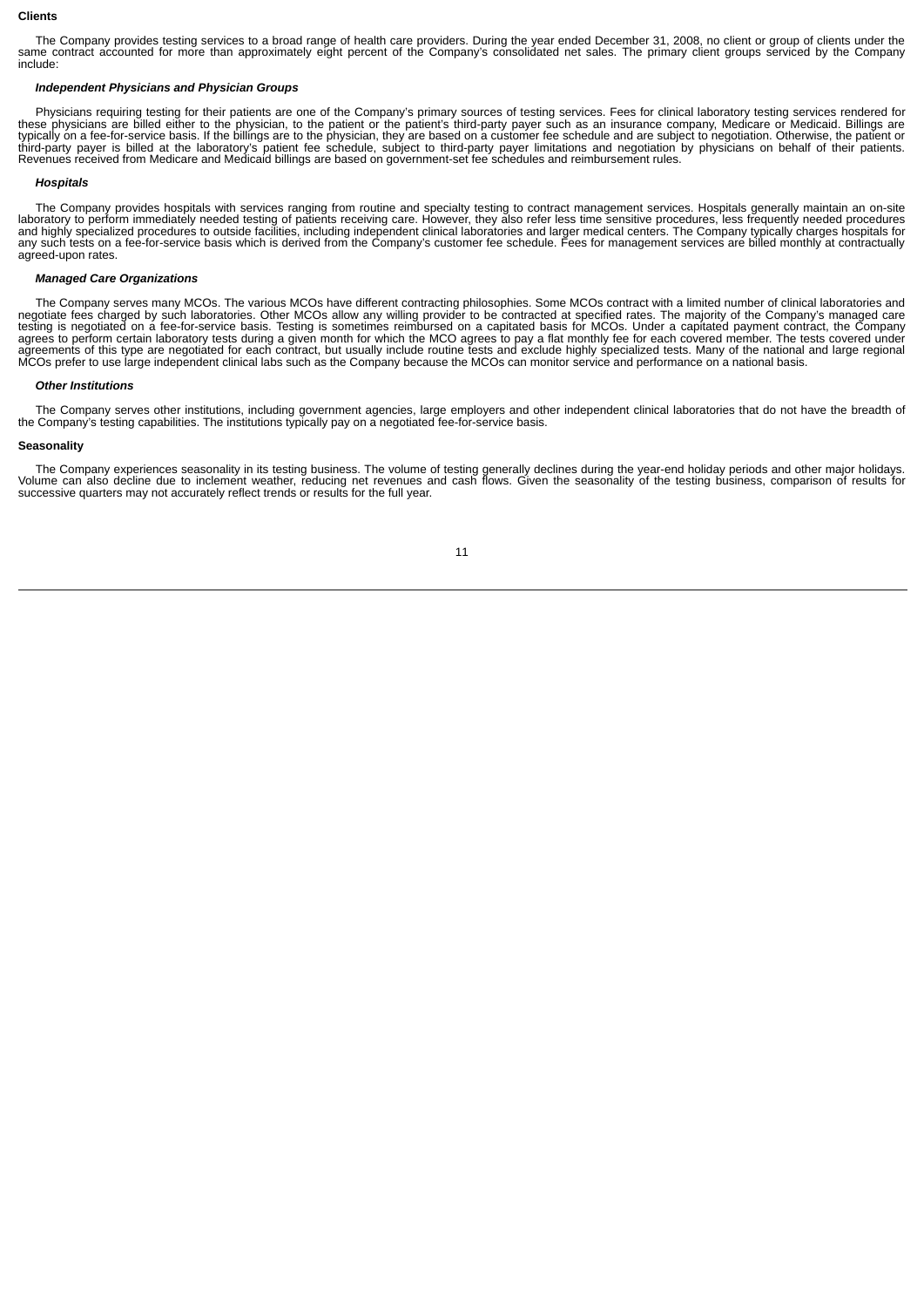**Clients**

The Company provides testing services to a broad range of health care providers. During the year ended December 31, 2008, no client or group of clients under the same contract accounted for more than approximately eight percent of the Company's consolidated net sales. The primary client groups serviced by the Company include:

***Independent Physicians and Physician Groups***

Physicians requiring testing for their patients are one of the Company's primary sources of testing services. Fees for clinical laboratory testing services rendered for these physicians are billed either to the physician, to the patient or the patient's third-party payer such as an insurance company, Medicare or Medicaid. Billings are typically on a fee-for-service basis. If the billings are to the physician, they are based on a customer fee schedule and are subject to negotiation. Otherwise, the patient or third-party payer is billed at the laboratory's patient fee schedule, subject to third-party payer limitations and negotiation by physicians on behalf of their patients. Revenues received from Medicare and Medicaid billings are based on government-set fee schedules and reimbursement rules.

***Hospitals***

The Company provides hospitals with services ranging from routine and specialty testing to contract management services. Hospitals generally maintain an on-site laboratory to perform immediately needed testing of patients receiving care. However, they also refer less time sensitive procedures, less frequently needed procedures and highly specialized procedures to outside facilities, including independent clinical laboratories and larger medical centers. The Company typically charges hospitals for any such tests on a fee-for-service basis which is derived from the Company's customer fee schedule. Fees for management services are billed monthly at contractually agreed-upon rates.

***Managed Care Organizations***

The Company serves many MCOs. The various MCOs have different contracting philosophies. Some MCOs contract with a limited number of clinical laboratories and negotiate fees charged by such laboratories. Other MCOs allow any willing provider to be contracted at specified rates. The majority of the Company's managed care testing is negotiated on a fee-for-service basis. Testing is sometimes reimbursed on a capitated basis for MCOs. Under a capitated payment contract, the Company agrees to perform certain laboratory tests during a given month for which the MCO agrees to pay a flat monthly fee for each covered member. The tests covered under agreements of this type are negotiated for each contract, but usually include routine tests and exclude highly specialized tests. Many of the national and large regional MCOs prefer to use large independent clinical labs such as the Company because the MCOs can monitor service and performance on a national basis.

***Other Institutions***

The Company serves other institutions, including government agencies, large employers and other independent clinical laboratories that do not have the breadth of the Company's testing capabilities. The institutions typically pay on a negotiated fee-for-service basis.

**Seasonality**

The Company experiences seasonality in its testing business. The volume of testing generally declines during the year-end holiday periods and other major holidays. Volume can also decline due to inclement weather, reducing net revenues and cash flows. Given the seasonality of the testing business, comparison of results for successive quarters may not accurately reflect trends or results for the full year.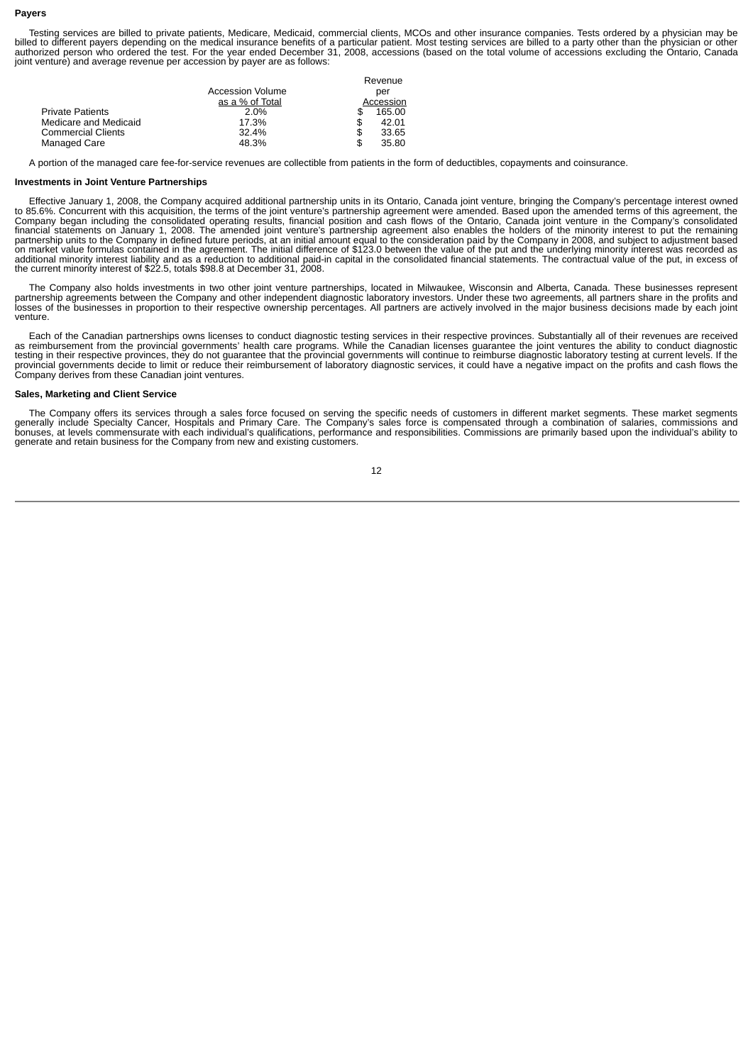**Payers**

Testing services are billed to private patients, Medicare, Medicaid, commercial clients, MCOs and other insurance companies. Tests ordered by a physician may be billed to different payers depending on the medical insurance benefits of a particular patient. Most testing services are billed to a party other than the physician or other authorized person who ordered the test. For the year ended December 31, 2008, accessions (based on the total volume of accessions excluding the Ontario, Canada joint venture) and average revenue per accession by payer are as follows:

| | Accession Volume as a % of Total | Revenue per Accession |
|---|---|---|
| Private Patients | 2.0% | $ 165.00 |
| Medicare and Medicaid | 17.3% | $ 42.01 |
| Commercial Clients | 32.4% | $ 33.65 |
| Managed Care | 48.3% | $ 35.80 |

A portion of the managed care fee-for-service revenues are collectible from patients in the form of deductibles, copayments and coinsurance.

**Investments in Joint Venture Partnerships**

Effective January 1, 2008, the Company acquired additional partnership units in its Ontario, Canada joint venture, bringing the Company's percentage interest owned to 85.6%. Concurrent with this acquisition, the terms of the joint venture's partnership agreement were amended. Based upon the amended terms of this agreement, the Company began including the consolidated operating results, financial position and cash flows of the Ontario, Canada joint venture in the Company's consolidated financial statements on January 1, 2008. The amended joint venture's partnership agreement also enables the holders of the minority interest to put the remaining partnership units to the Company in defined future periods, at an initial amount equal to the consideration paid by the Company in 2008, and subject to adjustment based on market value formulas contained in the agreement. The initial difference of $123.0 between the value of the put and the underlying minority interest was recorded as additional minority interest liability and as a reduction to additional paid-in capital in the consolidated financial statements. The contractual value of the put, in excess of the current minority interest of $22.5, totals $98.8 at December 31, 2008.

The Company also holds investments in two other joint venture partnerships, located in Milwaukee, Wisconsin and Alberta, Canada. These businesses represent partnership agreements between the Company and other independent diagnostic laboratory investors. Under these two agreements, all partners share in the profits and losses of the businesses in proportion to their respective ownership percentages. All partners are actively involved in the major business decisions made by each joint venture.

Each of the Canadian partnerships owns licenses to conduct diagnostic testing services in their respective provinces. Substantially all of their revenues are received as reimbursement from the provincial governments' health care programs. While the Canadian licenses guarantee the joint ventures the ability to conduct diagnostic testing in their respective provinces, they do not guarantee that the provincial governments will continue to reimburse diagnostic laboratory testing at current levels. If the provincial governments decide to limit or reduce their reimbursement of laboratory diagnostic services, it could have a negative impact on the profits and cash flows the Company derives from these Canadian joint ventures.

**Sales, Marketing and Client Service**

The Company offers its services through a sales force focused on serving the specific needs of customers in different market segments. These market segments generally include Specialty Cancer, Hospitals and Primary Care. The Company's sales force is compensated through a combination of salaries, commissions and bonuses, at levels commensurate with each individual's qualifications, performance and responsibilities. Commissions are primarily based upon the individual's ability to generate and retain business for the Company from new and existing customers.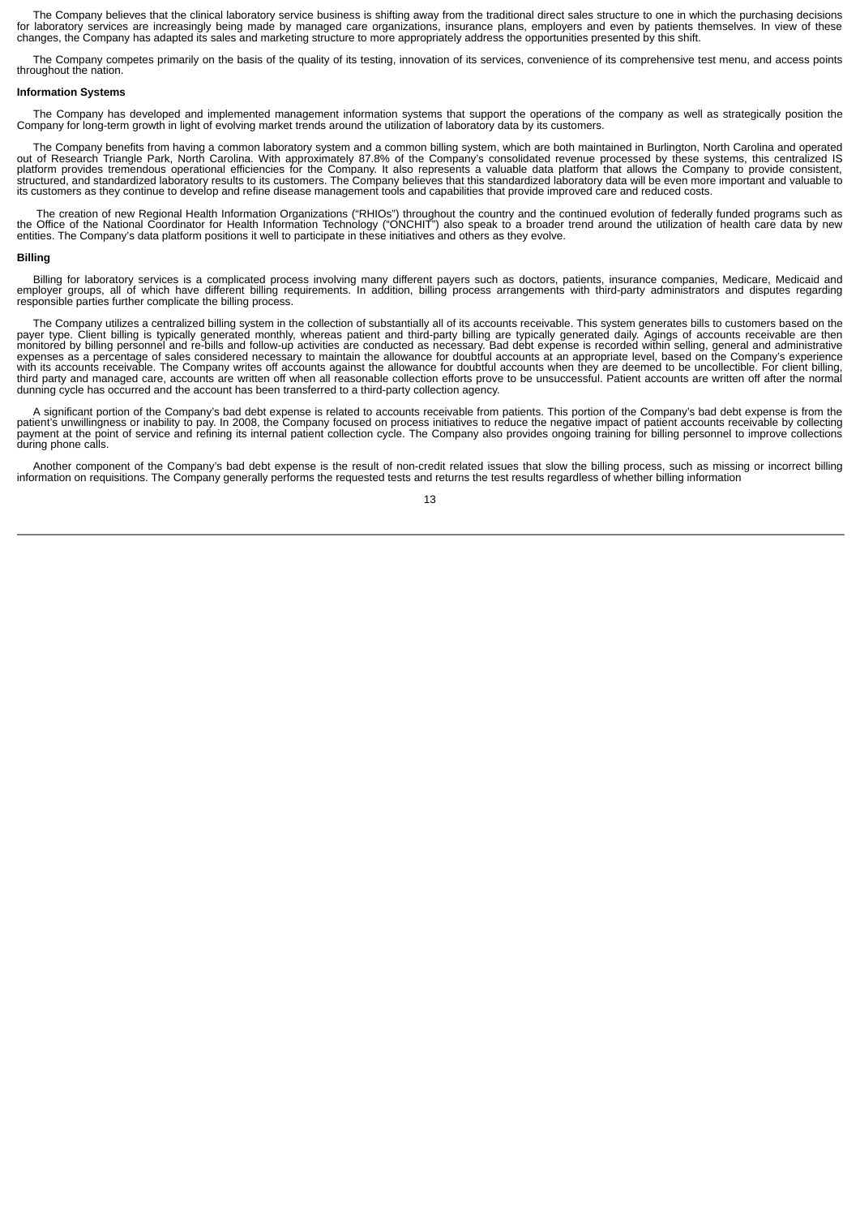The Company believes that the clinical laboratory service business is shifting away from the traditional direct sales structure to one in which the purchasing decisions for laboratory services are increasingly being made by managed care organizations, insurance plans, employers and even by patients themselves. In view of these changes, the Company has adapted its sales and marketing structure to more appropriately address the opportunities presented by this shift.

The Company competes primarily on the basis of the quality of its testing, innovation of its services, convenience of its comprehensive test menu, and access points throughout the nation.

**Information Systems**

The Company has developed and implemented management information systems that support the operations of the company as well as strategically position the Company for long-term growth in light of evolving market trends around the utilization of laboratory data by its customers.

The Company benefits from having a common laboratory system and a common billing system, which are both maintained in Burlington, North Carolina and operated out of Research Triangle Park, North Carolina. With approximately 87.8% of the Company's consolidated revenue processed by these systems, this centralized IS platform provides tremendous operational efficiencies for the Company. It also represents a valuable data platform that allows the Company to provide consistent, structured, and standardized laboratory results to its customers. The Company believes that this standardized laboratory data will be even more important and valuable to its customers as they continue to develop and refine disease management tools and capabilities that provide improved care and reduced costs.

The creation of new Regional Health Information Organizations ("RHIOs") throughout the country and the continued evolution of federally funded programs such as the Office of the National Coordinator for Health Information Technology ("ONCHIT") also speak to a broader trend around the utilization of health care data by new entities. The Company's data platform positions it well to participate in these initiatives and others as they evolve.

**Billing**

Billing for laboratory services is a complicated process involving many different payers such as doctors, patients, insurance companies, Medicare, Medicaid and employer groups, all of which have different billing requirements. In addition, billing process arrangements with third-party administrators and disputes regarding responsible parties further complicate the billing process.

The Company utilizes a centralized billing system in the collection of substantially all of its accounts receivable. This system generates bills to customers based on the payer type. Client billing is typically generated monthly, whereas patient and third-party billing are typically generated daily. Agings of accounts receivable are then monitored by billing personnel and re-bills and follow-up activities are conducted as necessary. Bad debt expense is recorded within selling, general and administrative expenses as a percentage of sales considered necessary to maintain the allowance for doubtful accounts at an appropriate level, based on the Company's experience with its accounts receivable. The Company writes off accounts against the allowance for doubtful accounts when they are deemed to be uncollectible. For client billing, third party and managed care, accounts are written off when all reasonable collection efforts prove to be unsuccessful. Patient accounts are written off after the normal dunning cycle has occurred and the account has been transferred to a third-party collection agency.

A significant portion of the Company's bad debt expense is related to accounts receivable from patients. This portion of the Company's bad debt expense is from the patient's unwillingness or inability to pay. In 2008, the Company focused on process initiatives to reduce the negative impact of patient accounts receivable by collecting payment at the point of service and refining its internal patient collection cycle. The Company also provides ongoing training for billing personnel to improve collections during phone calls.

Another component of the Company's bad debt expense is the result of non-credit related issues that slow the billing process, such as missing or incorrect billing information on requisitions. The Company generally performs the requested tests and returns the test results regardless of whether billing information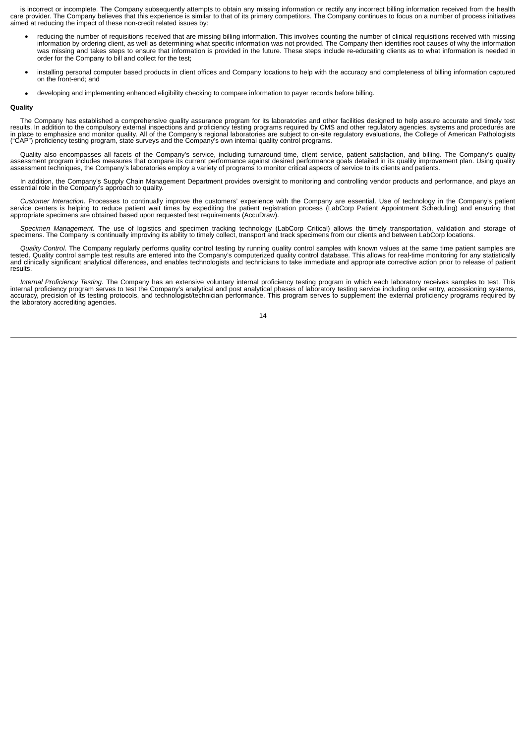is incorrect or incomplete. The Company subsequently attempts to obtain any missing information or rectify any incorrect billing information received from the health care provider. The Company believes that this experience is similar to that of its primary competitors. The Company continues to focus on a number of process initiatives aimed at reducing the impact of these non-credit related issues by:

- reducing the number of requisitions received that are missing billing information. This involves counting the number of clinical requisitions received with missing information by ordering client, as well as determining what specific information was not provided. The Company then identifies root causes of why the information was missing and takes steps to ensure that information is provided in the future. These steps include re-educating clients as to what information is needed in order for the Company to bill and collect for the test;
- installing personal computer based products in client offices and Company locations to help with the accuracy and completeness of billing information captured on the front-end; and
- developing and implementing enhanced eligibility checking to compare information to payer records before billing.

**Quality**

The Company has established a comprehensive quality assurance program for its laboratories and other facilities designed to help assure accurate and timely test results. In addition to the compulsory external inspections and proficiency testing programs required by CMS and other regulatory agencies, systems and procedures are in place to emphasize and monitor quality. All of the Company's regional laboratories are subject to on-site regulatory evaluations, the College of American Pathologists ("CAP") proficiency testing program, state surveys and the Company's own internal quality control programs.

Quality also encompasses all facets of the Company's service, including turnaround time, client service, patient satisfaction, and billing. The Company's quality assessment program includes measures that compare its current performance against desired performance goals detailed in its quality improvement plan. Using quality assessment techniques, the Company's laboratories employ a variety of programs to monitor critical aspects of service to its clients and patients.

In addition, the Company's Supply Chain Management Department provides oversight to monitoring and controlling vendor products and performance, and plays an essential role in the Company's approach to quality.

*Customer Interaction*. Processes to continually improve the customers' experience with the Company are essential. Use of technology in the Company's patient service centers is helping to reduce patient wait times by expediting the patient registration process (LabCorp Patient Appointment Scheduling) and ensuring that appropriate specimens are obtained based upon requested test requirements (AccuDraw).

*Specimen Management*. The use of logistics and specimen tracking technology (LabCorp Critical) allows the timely transportation, validation and storage of specimens. The Company is continually improving its ability to timely collect, transport and track specimens from our clients and between LabCorp locations.

*Quality Control*. The Company regularly performs quality control testing by running quality control samples with known values at the same time patient samples are tested. Quality control sample test results are entered into the Company's computerized quality control database. This allows for real-time monitoring for any statistically and clinically significant analytical differences, and enables technologists and technicians to take immediate and appropriate corrective action prior to release of patient results.

*Internal Proficiency Testing*. The Company has an extensive voluntary internal proficiency testing program in which each laboratory receives samples to test. This internal proficiency program serves to test the Company's analytical and post analytical phases of laboratory testing service including order entry, accessioning systems, accuracy, precision of its testing protocols, and technologist/technician performance. This program serves to supplement the external proficiency programs required by the laboratory accrediting agencies.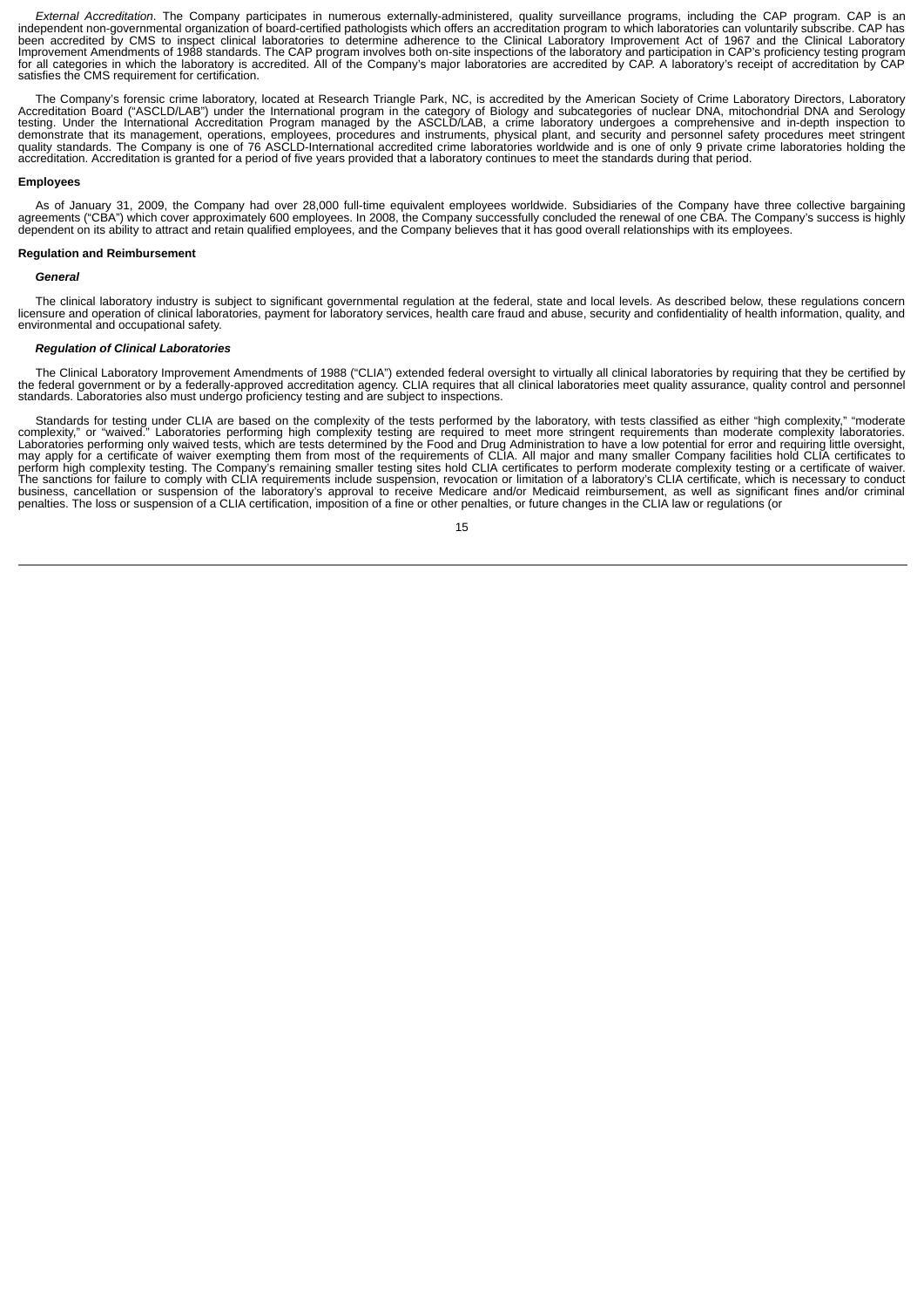*External Accreditation*. The Company participates in numerous externally-administered, quality surveillance programs, including the CAP program. CAP is an independent non-governmental organization of board-certified pathologists which offers an accreditation program to which laboratories can voluntarily subscribe. CAP has been accredited by CMS to inspect clinical laboratories to determine adherence to the Clinical Laboratory Improvement Act of 1967 and the Clinical Laboratory Improvement Amendments of 1988 standards. The CAP program involves both on-site inspections of the laboratory and participation in CAP's proficiency testing program for all categories in which the laboratory is accredited. All of the Company's major laboratories are accredited by CAP. A laboratory's receipt of accreditation by CAP satisfies the CMS requirement for certification.

The Company's forensic crime laboratory, located at Research Triangle Park, NC, is accredited by the American Society of Crime Laboratory Directors, Laboratory Accreditation Board ("ASCLD/LAB") under the International program in the category of Biology and subcategories of nuclear DNA, mitochondrial DNA and Serology testing. Under the International Accreditation Program managed by the ASCLD/LAB, a crime laboratory undergoes a comprehensive and in-depth inspection to demonstrate that its management, operations, employees, procedures and instruments, physical plant, and security and personnel safety procedures meet stringent quality standards. The Company is one of 76 ASCLD-International accredited crime laboratories worldwide and is one of only 9 private crime laboratories holding the accreditation. Accreditation is granted for a period of five years provided that a laboratory continues to meet the standards during that period.

**Employees**

As of January 31, 2009, the Company had over 28,000 full-time equivalent employees worldwide. Subsidiaries of the Company have three collective bargaining agreements ("CBA") which cover approximately 600 employees. In 2008, the Company successfully concluded the renewal of one CBA. The Company's success is highly dependent on its ability to attract and retain qualified employees, and the Company believes that it has good overall relationships with its employees.

**Regulation and Reimbursement**

***General***

The clinical laboratory industry is subject to significant governmental regulation at the federal, state and local levels. As described below, these regulations concern licensure and operation of clinical laboratories, payment for laboratory services, health care fraud and abuse, security and confidentiality of health information, quality, and environmental and occupational safety.

***Regulation of Clinical Laboratories***

The Clinical Laboratory Improvement Amendments of 1988 ("CLIA") extended federal oversight to virtually all clinical laboratories by requiring that they be certified by the federal government or by a federally-approved accreditation agency. CLIA requires that all clinical laboratories meet quality assurance, quality control and personnel standards. Laboratories also must undergo proficiency testing and are subject to inspections.

Standards for testing under CLIA are based on the complexity of the tests performed by the laboratory, with tests classified as either "high complexity," "moderate complexity," or "waived." Laboratories performing high complexity testing are required to meet more stringent requirements than moderate complexity laboratories. Laboratories performing only waived tests, which are tests determined by the Food and Drug Administration to have a low potential for error and requiring little oversight, may apply for a certificate of waiver exempting them from most of the requirements of CLIA. All major and many smaller Company facilities hold CLIA certificates to perform high complexity testing. The Company's remaining smaller testing sites hold CLIA certificates to perform moderate complexity testing or a certificate of waiver. The sanctions for failure to comply with CLIA requirements include suspension, revocation or limitation of a laboratory's CLIA certificate, which is necessary to conduct business, cancellation or suspension of the laboratory's approval to receive Medicare and/or Medicaid reimbursement, as well as significant fines and/or criminal penalties. The loss or suspension of a CLIA certification, imposition of a fine or other penalties, or future changes in the CLIA law or regulations (or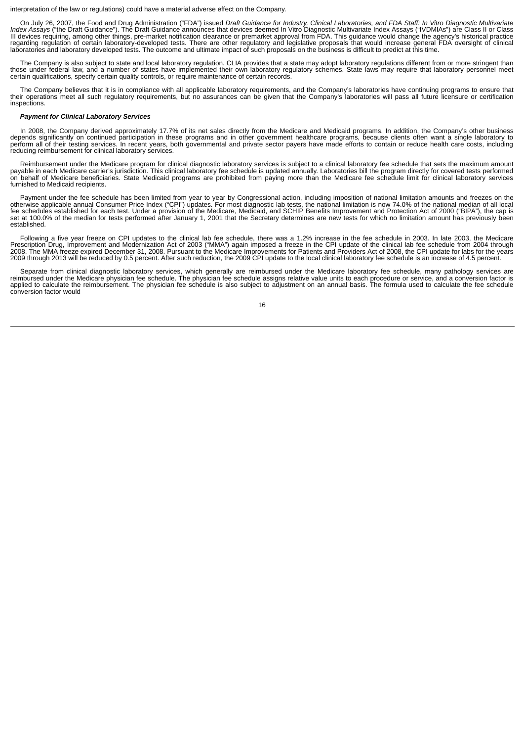interpretation of the law or regulations) could have a material adverse effect on the Company.

On July 26, 2007, the Food and Drug Administration ("FDA") issued *Draft Guidance for Industry, Clinical Laboratories, and FDA Staff: In Vitro Diagnostic Multivariate Index Assays* ("the Draft Guidance"). The Draft Guidance announces that devices deemed In Vitro Diagnostic Multivariate Index Assays ("IVDMIAs") are Class II or Class III devices requiring, among other things, pre-market notification clearance or premarket approval from FDA. This guidance would change the agency's historical practice regarding regulation of certain laboratory-developed tests. There are other regulatory and legislative proposals that would increase general FDA oversight of clinical laboratories and laboratory developed tests. The outcome and ultimate impact of such proposals on the business is difficult to predict at this time.

The Company is also subject to state and local laboratory regulation. CLIA provides that a state may adopt laboratory regulations different from or more stringent than those under federal law, and a number of states have implemented their own laboratory regulatory schemes. State laws may require that laboratory personnel meet certain qualifications, specify certain quality controls, or require maintenance of certain records.

The Company believes that it is in compliance with all applicable laboratory requirements, and the Company's laboratories have continuing programs to ensure that their operations meet all such regulatory requirements, but no assurances can be given that the Company's laboratories will pass all future licensure or certification inspections.

***Payment for Clinical Laboratory Services***

In 2008, the Company derived approximately 17.7% of its net sales directly from the Medicare and Medicaid programs. In addition, the Company's other business depends significantly on continued participation in these programs and in other government healthcare programs, because clients often want a single laboratory to perform all of their testing services. In recent years, both governmental and private sector payers have made efforts to contain or reduce health care costs, including reducing reimbursement for clinical laboratory services.

Reimbursement under the Medicare program for clinical diagnostic laboratory services is subject to a clinical laboratory fee schedule that sets the maximum amount payable in each Medicare carrier's jurisdiction. This clinical laboratory fee schedule is updated annually. Laboratories bill the program directly for covered tests performed on behalf of Medicare beneficiaries. State Medicaid programs are prohibited from paying more than the Medicare fee schedule limit for clinical laboratory services furnished to Medicaid recipients.

Payment under the fee schedule has been limited from year to year by Congressional action, including imposition of national limitation amounts and freezes on the otherwise applicable annual Consumer Price Index ("CPI") updates. For most diagnostic lab tests, the national limitation is now 74.0% of the national median of all local fee schedules established for each test. Under a provision of the Medicare, Medicaid, and SCHIP Benefits Improvement and Protection Act of 2000 ("BIPA"), the cap is set at 100.0% of the median for tests performed after January 1, 2001 that the Secretary determines are new tests for which no limitation amount has previously been established.

Following a five year freeze on CPI updates to the clinical lab fee schedule, there was a 1.2% increase in the fee schedule in 2003. In late 2003, the Medicare Prescription Drug, Improvement and Modernization Act of 2003 ("MMA") again imposed a freeze in the CPI update of the clinical lab fee schedule from 2004 through 2008. The MMA freeze expired December 31, 2008. Pursuant to the Medicare Improvements for Patients and Providers Act of 2008, the CPI update for labs for the years 2009 through 2013 will be reduced by 0.5 percent. After such reduction, the 2009 CPI update to the local clinical laboratory fee schedule is an increase of 4.5 percent.

Separate from clinical diagnostic laboratory services, which generally are reimbursed under the Medicare laboratory fee schedule, many pathology services are reimbursed under the Medicare physician fee schedule. The physician fee schedule assigns relative value units to each procedure or service, and a conversion factor is applied to calculate the reimbursement. The physician fee schedule is also subject to adjustment on an annual basis. The formula used to calculate the fee schedule conversion factor would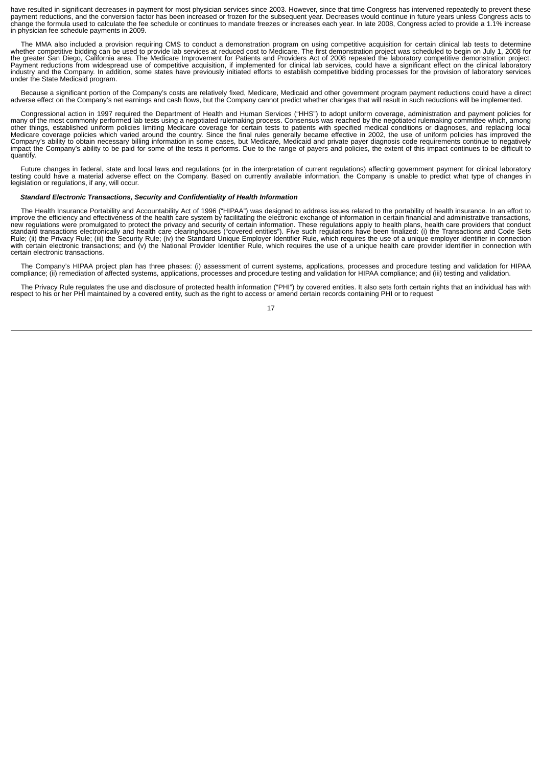have resulted in significant decreases in payment for most physician services since 2003. However, since that time Congress has intervened repeatedly to prevent these payment reductions, and the conversion factor has been increased or frozen for the subsequent year. Decreases would continue in future years unless Congress acts to change the formula used to calculate the fee schedule or continues to mandate freezes or increases each year. In late 2008, Congress acted to provide a 1.1% increase in physician fee schedule payments in 2009.

The MMA also included a provision requiring CMS to conduct a demonstration program on using competitive acquisition for certain clinical lab tests to determine whether competitive bidding can be used to provide lab services at reduced cost to Medicare. The first demonstration project was scheduled to begin on July 1, 2008 for the greater San Diego, California area. The Medicare Improvement for Patients and Providers Act of 2008 repealed the laboratory competitive demonstration project. Payment reductions from widespread use of competitive acquisition, if implemented for clinical lab services, could have a significant effect on the clinical laboratory industry and the Company. In addition, some states have previously initiated efforts to establish competitive bidding processes for the provision of laboratory services under the State Medicaid program.

Because a significant portion of the Company's costs are relatively fixed, Medicare, Medicaid and other government program payment reductions could have a direct adverse effect on the Company's net earnings and cash flows, but the Company cannot predict whether changes that will result in such reductions will be implemented.

Congressional action in 1997 required the Department of Health and Human Services ("HHS") to adopt uniform coverage, administration and payment policies for many of the most commonly performed lab tests using a negotiated rulemaking process. Consensus was reached by the negotiated rulemaking committee which, among other things, established uniform policies limiting Medicare coverage for certain tests to patients with specified medical conditions or diagnoses, and replacing local Medicare coverage policies which varied around the country. Since the final rules generally became effective in 2002, the use of uniform policies has improved the Company's ability to obtain necessary billing information in some cases, but Medicare, Medicaid and private payer diagnosis code requirements continue to negatively impact the Company's ability to be paid for some of the tests it performs. Due to the range of payers and policies, the extent of this impact continues to be difficult to quantify.

Future changes in federal, state and local laws and regulations (or in the interpretation of current regulations) affecting government payment for clinical laboratory testing could have a material adverse effect on the Company. Based on currently available information, the Company is unable to predict what type of changes in legislation or regulations, if any, will occur.

***Standard Electronic Transactions, Security and Confidentiality of Health Information***

The Health Insurance Portability and Accountability Act of 1996 ("HIPAA") was designed to address issues related to the portability of health insurance. In an effort to improve the efficiency and effectiveness of the health care system by facilitating the electronic exchange of information in certain financial and administrative transactions, new regulations were promulgated to protect the privacy and security of certain information. These regulations apply to health plans, health care providers that conduct standard transactions electronically and health care clearinghouses ("covered entities"). Five such regulations have been finalized: (i) the Transactions and Code Sets Rule; (ii) the Privacy Rule; (iii) the Security Rule; (iv) the Standard Unique Employer Identifier Rule, which requires the use of a unique employer identifier in connection with certain electronic transactions; and (v) the National Provider Identifier Rule, which requires the use of a unique health care provider identifier in connection with certain electronic transactions.

The Company's HIPAA project plan has three phases: (i) assessment of current systems, applications, processes and procedure testing and validation for HIPAA compliance; (ii) remediation of affected systems, applications, processes and procedure testing and validation for HIPAA compliance; and (iii) testing and validation.

The Privacy Rule regulates the use and disclosure of protected health information ("PHI") by covered entities. It also sets forth certain rights that an individual has with respect to his or her PHI maintained by a covered entity, such as the right to access or amend certain records containing PHI or to request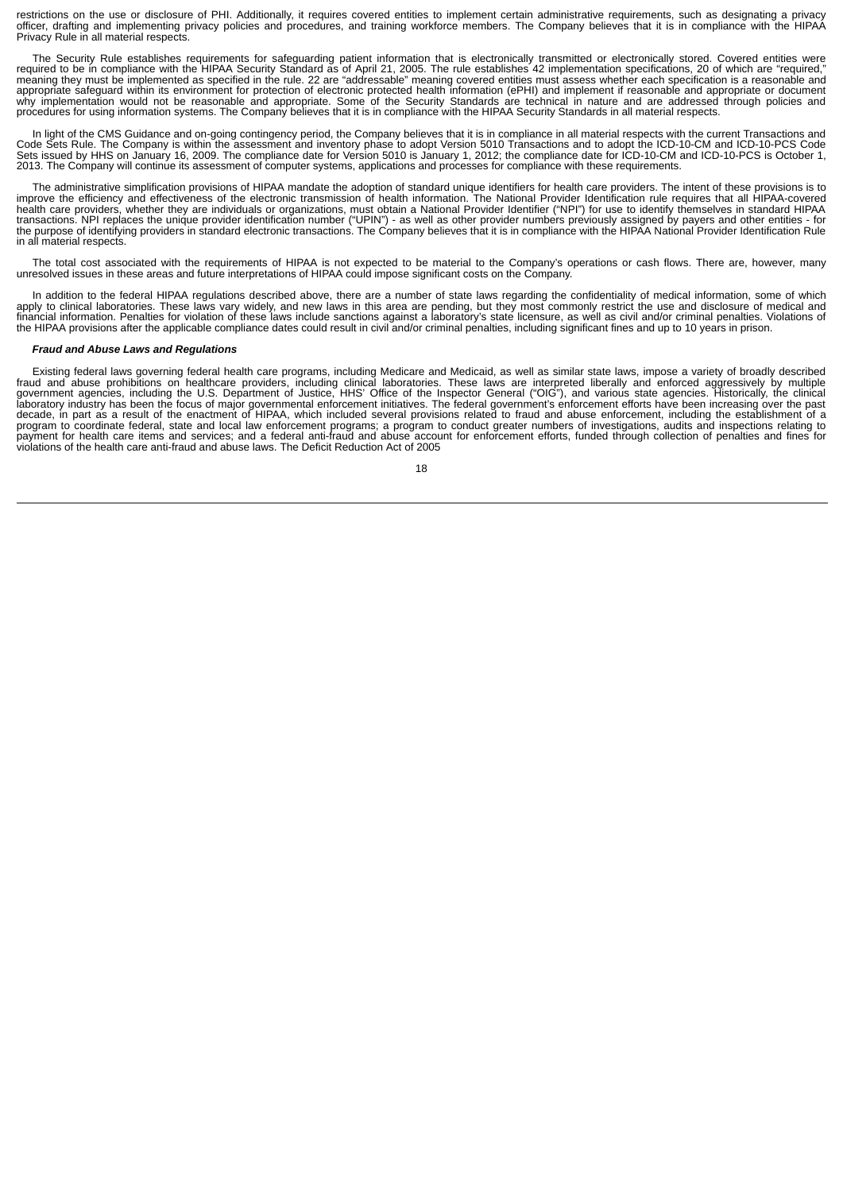restrictions on the use or disclosure of PHI. Additionally, it requires covered entities to implement certain administrative requirements, such as designating a privacy officer, drafting and implementing privacy policies and procedures, and training workforce members. The Company believes that it is in compliance with the HIPAA Privacy Rule in all material respects.

The Security Rule establishes requirements for safeguarding patient information that is electronically transmitted or electronically stored. Covered entities were required to be in compliance with the HIPAA Security Standard as of April 21, 2005. The rule establishes 42 implementation specifications, 20 of which are "required," meaning they must be implemented as specified in the rule. 22 are "addressable" meaning covered entities must assess whether each specification is a reasonable and appropriate safeguard within its environment for protection of electronic protected health information (ePHI) and implement if reasonable and appropriate or document why implementation would not be reasonable and appropriate. Some of the Security Standards are technical in nature and are addressed through policies and procedures for using information systems. The Company believes that it is in compliance with the HIPAA Security Standards in all material respects.

In light of the CMS Guidance and on-going contingency period, the Company believes that it is in compliance in all material respects with the current Transactions and Code Sets Rule. The Company is within the assessment and inventory phase to adopt Version 5010 Transactions and to adopt the ICD-10-CM and ICD-10-PCS Code Sets issued by HHS on January 16, 2009. The compliance date for Version 5010 is January 1, 2012; the compliance date for ICD-10-CM and ICD-10-PCS is October 1, 2013. The Company will continue its assessment of computer systems, applications and processes for compliance with these requirements.

The administrative simplification provisions of HIPAA mandate the adoption of standard unique identifiers for health care providers. The intent of these provisions is to improve the efficiency and effectiveness of the electronic transmission of health information. The National Provider Identification rule requires that all HIPAA-covered health care providers, whether they are individuals or organizations, must obtain a National Provider Identifier ("NPI") for use to identify themselves in standard HIPAA transactions. NPI replaces the unique provider identification number ("UPIN") - as well as other provider numbers previously assigned by payers and other entities - for the purpose of identifying providers in standard electronic transactions. The Company believes that it is in compliance with the HIPAA National Provider Identification Rule in all material respects.

The total cost associated with the requirements of HIPAA is not expected to be material to the Company's operations or cash flows. There are, however, many unresolved issues in these areas and future interpretations of HIPAA could impose significant costs on the Company.

In addition to the federal HIPAA regulations described above, there are a number of state laws regarding the confidentiality of medical information, some of which apply to clinical laboratories. These laws vary widely, and new laws in this area are pending, but they most commonly restrict the use and disclosure of medical and financial information. Penalties for violation of these laws include sanctions against a laboratory's state licensure, as well as civil and/or criminal penalties. Violations of the HIPAA provisions after the applicable compliance dates could result in civil and/or criminal penalties, including significant fines and up to 10 years in prison.

***Fraud and Abuse Laws and Regulations***

Existing federal laws governing federal health care programs, including Medicare and Medicaid, as well as similar state laws, impose a variety of broadly described fraud and abuse prohibitions on healthcare providers, including clinical laboratories. These laws are interpreted liberally and enforced aggressively by multiple government agencies, including the U.S. Department of Justice, HHS' Office of the Inspector General ("OIG"), and various state agencies. Historically, the clinical laboratory industry has been the focus of major governmental enforcement initiatives. The federal government's enforcement efforts have been increasing over the past decade, in part as a result of the enactment of HIPAA, which included several provisions related to fraud and abuse enforcement, including the establishment of a program to coordinate federal, state and local law enforcement programs; a program to conduct greater numbers of investigations, audits and inspections relating to payment for health care items and services; and a federal anti-fraud and abuse account for enforcement efforts, funded through collection of penalties and fines for violations of the health care anti-fraud and abuse laws. The Deficit Reduction Act of 2005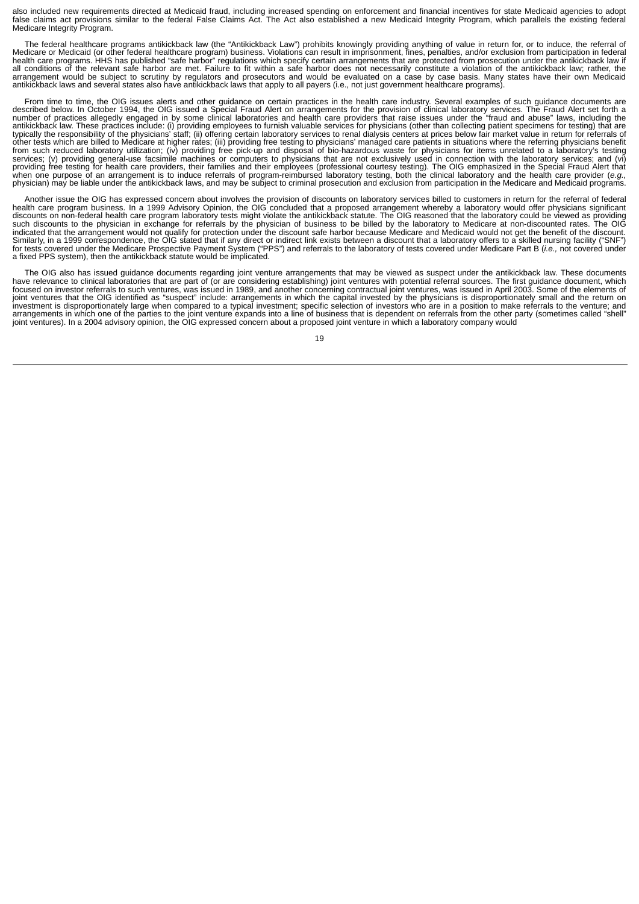also included new requirements directed at Medicaid fraud, including increased spending on enforcement and financial incentives for state Medicaid agencies to adopt false claims act provisions similar to the federal False Claims Act. The Act also established a new Medicaid Integrity Program, which parallels the existing federal Medicare Integrity Program.

The federal healthcare programs antikickback law (the "Antikickback Law") prohibits knowingly providing anything of value in return for, or to induce, the referral of Medicare or Medicaid (or other federal healthcare program) business. Violations can result in imprisonment, fines, penalties, and/or exclusion from participation in federal health care programs. HHS has published "safe harbor" regulations which specify certain arrangements that are protected from prosecution under the antikickback law if all conditions of the relevant safe harbor are met. Failure to fit within a safe harbor does not necessarily constitute a violation of the antikickback law; rather, the arrangement would be subject to scrutiny by regulators and prosecutors and would be evaluated on a case by case basis. Many states have their own Medicaid antikickback laws and several states also have antikickback laws that apply to all payers (i.e., not just government healthcare programs).

From time to time, the OIG issues alerts and other guidance on certain practices in the health care industry. Several examples of such guidance documents are described below. In October 1994, the OIG issued a Special Fraud Alert on arrangements for the provision of clinical laboratory services. The Fraud Alert set forth a number of practices allegedly engaged in by some clinical laboratories and health care providers that raise issues under the "fraud and abuse" laws, including the antikickback law. These practices include: (i) providing employees to furnish valuable services for physicians (other than collecting patient specimens for testing) that are typically the responsibility of the physicians' staff; (ii) offering certain laboratory services to renal dialysis centers at prices below fair market value in return for referrals of other tests which are billed to Medicare at higher rates; (iii) providing free testing to physicians' managed care patients in situations where the referring physicians benefit from such reduced laboratory utilization; (iv) providing free pick-up and disposal of bio-hazardous waste for physicians for items unrelated to a laboratory's testing services; (v) providing general-use facsimile machines or computers to physicians that are not exclusively used in connection with the laboratory services; and (vi) providing free testing for health care providers, their families and their employees (professional courtesy testing). The OIG emphasized in the Special Fraud Alert that when one purpose of an arrangement is to induce referrals of program-reimbursed laboratory testing, both the clinical laboratory and the health care provider (*e.g.,* physician) may be liable under the antikickback laws, and may be subject to criminal prosecution and exclusion from participation in the Medicare and Medicaid programs.

Another issue the OIG has expressed concern about involves the provision of discounts on laboratory services billed to customers in return for the referral of federal health care program business. In a 1999 Advisory Opinion, the OIG concluded that a proposed arrangement whereby a laboratory would offer physicians significant discounts on non-federal health care program laboratory tests might violate the antikickback statute. The OIG reasoned that the laboratory could be viewed as providing such discounts to the physician in exchange for referrals by the physician of business to be billed by the laboratory to Medicare at non-discounted rates. The OIG indicated that the arrangement would not qualify for protection under the discount safe harbor because Medicare and Medicaid would not get the benefit of the discount. Similarly, in a 1999 correspondence, the OIG stated that if any direct or indirect link exists between a discount that a laboratory offers to a skilled nursing facility ("SNF") for tests covered under the Medicare Prospective Payment System ("PPS") and referrals to the laboratory of tests covered under Medicare Part B (*i.e.,* not covered under a fixed PPS system), then the antikickback statute would be implicated.

The OIG also has issued guidance documents regarding joint venture arrangements that may be viewed as suspect under the antikickback law. These documents have relevance to clinical laboratories that are part of (or are considering establishing) joint ventures with potential referral sources. The first guidance document, which focused on investor referrals to such ventures, was issued in 1989, and another concerning contractual joint ventures, was issued in April 2003. Some of the elements of joint ventures that the OIG identified as "suspect" include: arrangements in which the capital invested by the physicians is disproportionately small and the return on investment is disproportionately large when compared to a typical investment; specific selection of investors who are in a position to make referrals to the venture; and arrangements in which one of the parties to the joint venture expands into a line of business that is dependent on referrals from the other party (sometimes called "shell" joint ventures). In a 2004 advisory opinion, the OIG expressed concern about a proposed joint venture in which a laboratory company would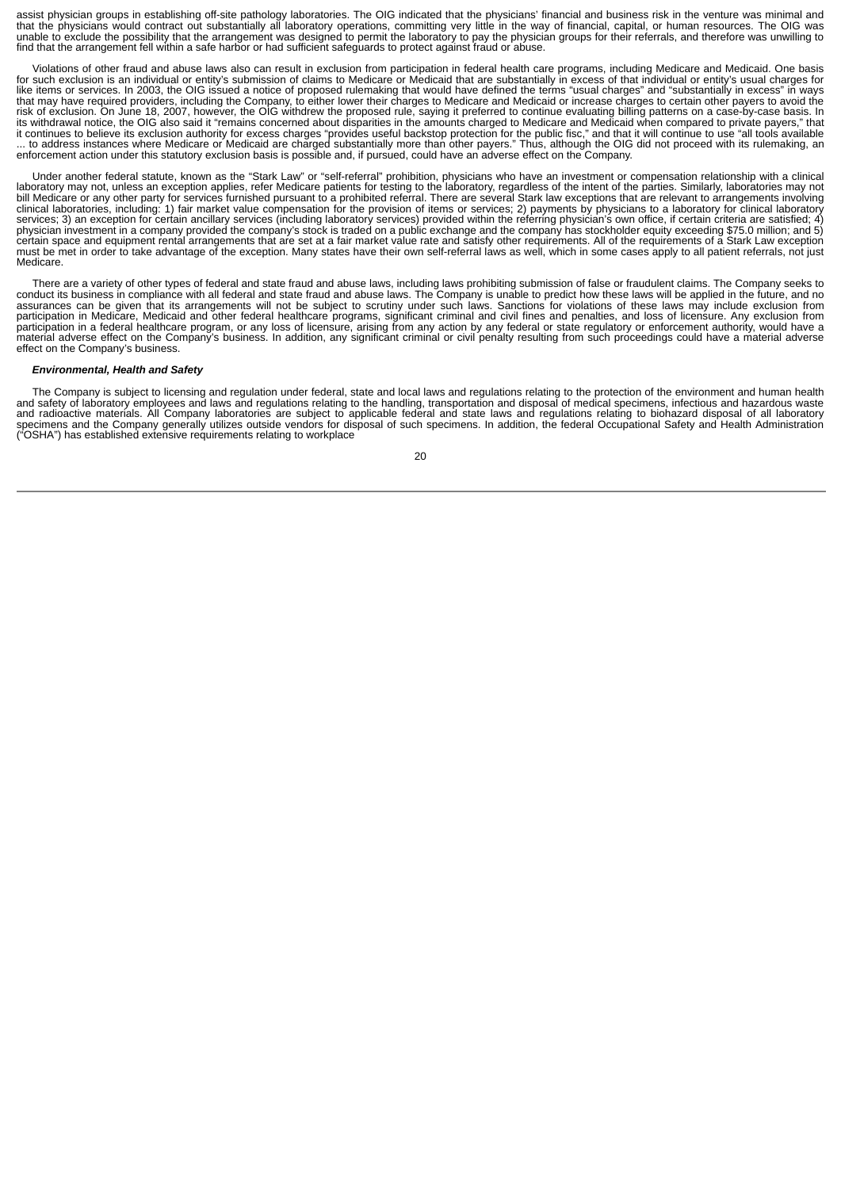assist physician groups in establishing off-site pathology laboratories. The OIG indicated that the physicians' financial and business risk in the venture was minimal and that the physicians would contract out substantially all laboratory operations, committing very little in the way of financial, capital, or human resources. The OIG was unable to exclude the possibility that the arrangement was designed to permit the laboratory to pay the physician groups for their referrals, and therefore was unwilling to find that the arrangement fell within a safe harbor or had sufficient safeguards to protect against fraud or abuse.

Violations of other fraud and abuse laws also can result in exclusion from participation in federal health care programs, including Medicare and Medicaid. One basis for such exclusion is an individual or entity's submission of claims to Medicare or Medicaid that are substantially in excess of that individual or entity's usual charges for like items or services. In 2003, the OIG issued a notice of proposed rulemaking that would have defined the terms "usual charges" and "substantially in excess" in ways that may have required providers, including the Company, to either lower their charges to Medicare and Medicaid or increase charges to certain other payers to avoid the risk of exclusion. On June 18, 2007, however, the OIG withdrew the proposed rule, saying it preferred to continue evaluating billing patterns on a case-by-case basis. In its withdrawal notice, the OIG also said it "remains concerned about disparities in the amounts charged to Medicare and Medicaid when compared to private payers," that it continues to believe its exclusion authority for excess charges "provides useful backstop protection for the public fisc," and that it will continue to use "all tools available ... to address instances where Medicare or Medicaid are charged substantially more than other payers." Thus, although the OIG did not proceed with its rulemaking, an enforcement action under this statutory exclusion basis is possible and, if pursued, could have an adverse effect on the Company.

Under another federal statute, known as the "Stark Law" or "self-referral" prohibition, physicians who have an investment or compensation relationship with a clinical laboratory may not, unless an exception applies, refer Medicare patients for testing to the laboratory, regardless of the intent of the parties. Similarly, laboratories may not bill Medicare or any other party for services furnished pursuant to a prohibited referral. There are several Stark law exceptions that are relevant to arrangements involving clinical laboratories, including: 1) fair market value compensation for the provision of items or services; 2) payments by physicians to a laboratory for clinical laboratory services; 3) an exception for certain ancillary services (including laboratory services) provided within the referring physician's own office, if certain criteria are satisfied; 4) physician investment in a company provided the company's stock is traded on a public exchange and the company has stockholder equity exceeding $75.0 million; and 5) certain space and equipment rental arrangements that are set at a fair market value rate and satisfy other requirements. All of the requirements of a Stark Law exception must be met in order to take advantage of the exception. Many states have their own self-referral laws as well, which in some cases apply to all patient referrals, not just Medicare.

There are a variety of other types of federal and state fraud and abuse laws, including laws prohibiting submission of false or fraudulent claims. The Company seeks to conduct its business in compliance with all federal and state fraud and abuse laws. The Company is unable to predict how these laws will be applied in the future, and no assurances can be given that its arrangements will not be subject to scrutiny under such laws. Sanctions for violations of these laws may include exclusion from participation in Medicare, Medicaid and other federal healthcare programs, significant criminal and civil fines and penalties, and loss of licensure. Any exclusion from participation in a federal healthcare program, or any loss of licensure, arising from any action by any federal or state regulatory or enforcement authority, would have a material adverse effect on the Company's business. In addition, any significant criminal or civil penalty resulting from such proceedings could have a material adverse effect on the Company's business.

***Environmental, Health and Safety***

The Company is subject to licensing and regulation under federal, state and local laws and regulations relating to the protection of the environment and human health and safety of laboratory employees and laws and regulations relating to the handling, transportation and disposal of medical specimens, infectious and hazardous waste and radioactive materials. All Company laboratories are subject to applicable federal and state laws and regulations relating to biohazard disposal of all laboratory specimens and the Company generally utilizes outside vendors for disposal of such specimens. In addition, the federal Occupational Safety and Health Administration ("OSHA") has established extensive requirements relating to workplace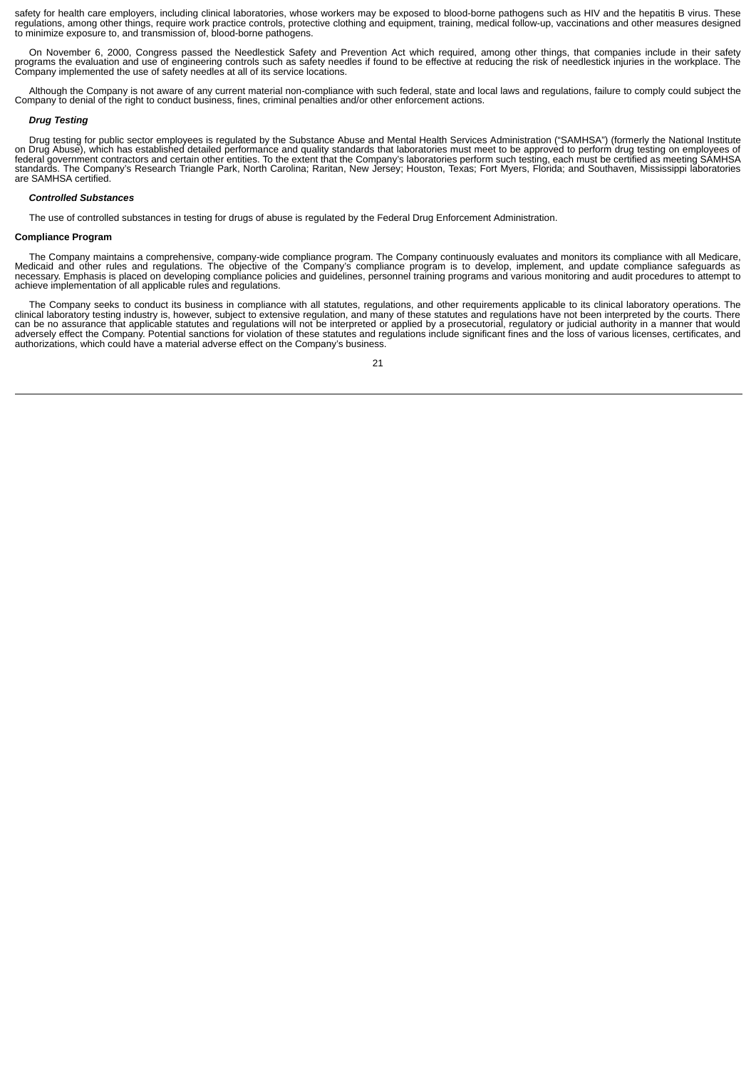safety for health care employers, including clinical laboratories, whose workers may be exposed to blood-borne pathogens such as HIV and the hepatitis B virus. These regulations, among other things, require work practice controls, protective clothing and equipment, training, medical follow-up, vaccinations and other measures designed to minimize exposure to, and transmission of, blood-borne pathogens.

On November 6, 2000, Congress passed the Needlestick Safety and Prevention Act which required, among other things, that companies include in their safety programs the evaluation and use of engineering controls such as safety needles if found to be effective at reducing the risk of needlestick injuries in the workplace. The Company implemented the use of safety needles at all of its service locations.

Although the Company is not aware of any current material non-compliance with such federal, state and local laws and regulations, failure to comply could subject the Company to denial of the right to conduct business, fines, criminal penalties and/or other enforcement actions.

***Drug Testing***

Drug testing for public sector employees is regulated by the Substance Abuse and Mental Health Services Administration ("SAMHSA") (formerly the National Institute on Drug Abuse), which has established detailed performance and quality standards that laboratories must meet to be approved to perform drug testing on employees of federal government contractors and certain other entities. To the extent that the Company's laboratories perform such testing, each must be certified as meeting SAMHSA standards. The Company's Research Triangle Park, North Carolina; Raritan, New Jersey; Houston, Texas; Fort Myers, Florida; and Southaven, Mississippi laboratories are SAMHSA certified.

***Controlled Substances***

The use of controlled substances in testing for drugs of abuse is regulated by the Federal Drug Enforcement Administration.

**Compliance Program**

The Company maintains a comprehensive, company-wide compliance program. The Company continuously evaluates and monitors its compliance with all Medicare, Medicaid and other rules and regulations. The objective of the Company's compliance program is to develop, implement, and update compliance safeguards as necessary. Emphasis is placed on developing compliance policies and guidelines, personnel training programs and various monitoring and audit procedures to attempt to achieve implementation of all applicable rules and regulations.

The Company seeks to conduct its business in compliance with all statutes, regulations, and other requirements applicable to its clinical laboratory operations. The clinical laboratory testing industry is, however, subject to extensive regulation, and many of these statutes and regulations have not been interpreted by the courts. There can be no assurance that applicable statutes and regulations will not be interpreted or applied by a prosecutorial, regulatory or judicial authority in a manner that would adversely effect the Company. Potential sanctions for violation of these statutes and regulations include significant fines and the loss of various licenses, certificates, and authorizations, which could have a material adverse effect on the Company's business.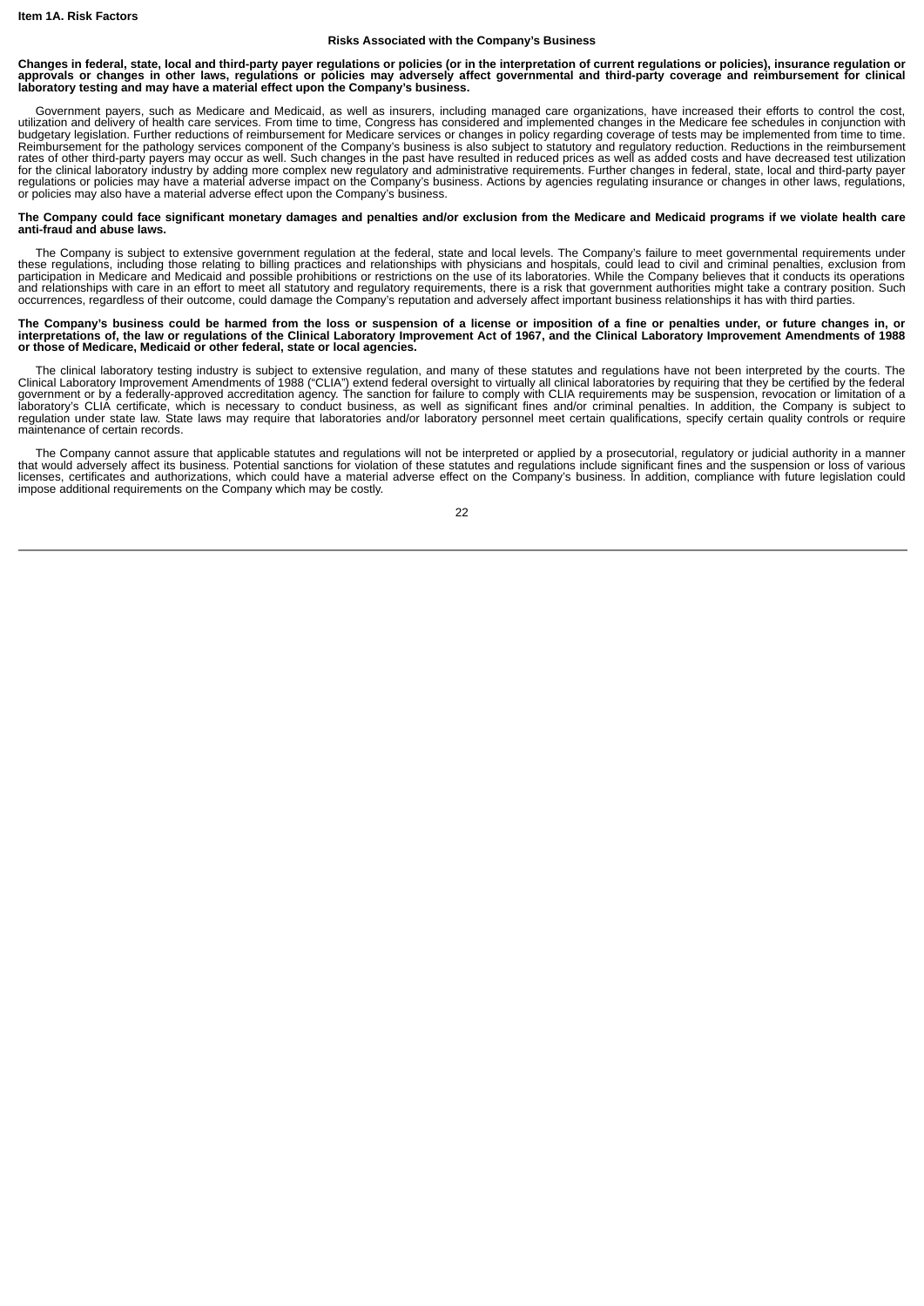## Item 1A. Risk Factors

### Risks Associated with the Company's Business

**Changes in federal, state, local and third-party payer regulations or policies (or in the interpretation of current regulations or policies), insurance regulation or approvals or changes in other laws, regulations or policies may adversely affect governmental and third-party coverage and reimbursement for clinical laboratory testing and may have a material effect upon the Company's business.**

Government payers, such as Medicare and Medicaid, as well as insurers, including managed care organizations, have increased their efforts to control the cost, utilization and delivery of health care services. From time to time, Congress has considered and implemented changes in the Medicare fee schedules in conjunction with budgetary legislation. Further reductions of reimbursement for Medicare services or changes in policy regarding coverage of tests may be implemented from time to time. Reimbursement for the pathology services component of the Company's business is also subject to statutory and regulatory reduction. Reductions in the reimbursement rates of other third-party payers may occur as well. Such changes in the past have resulted in reduced prices as well as added costs and have decreased test utilization for the clinical laboratory industry by adding more complex new regulatory and administrative requirements. Further changes in federal, state, local and third-party payer regulations or policies may have a material adverse impact on the Company's business. Actions by agencies regulating insurance or changes in other laws, regulations, or policies may also have a material adverse effect upon the Company's business.

**The Company could face significant monetary damages and penalties and/or exclusion from the Medicare and Medicaid programs if we violate health care anti-fraud and abuse laws.**

The Company is subject to extensive government regulation at the federal, state and local levels. The Company's failure to meet governmental requirements under these regulations, including those relating to billing practices and relationships with physicians and hospitals, could lead to civil and criminal penalties, exclusion from participation in Medicare and Medicaid and possible prohibitions or restrictions on the use of its laboratories. While the Company believes that it conducts its operations and relationships with care in an effort to meet all statutory and regulatory requirements, there is a risk that government authorities might take a contrary position. Such occurrences, regardless of their outcome, could damage the Company's reputation and adversely affect important business relationships it has with third parties.

**The Company's business could be harmed from the loss or suspension of a license or imposition of a fine or penalties under, or future changes in, or interpretations of, the law or regulations of the Clinical Laboratory Improvement Act of 1967, and the Clinical Laboratory Improvement Amendments of 1988 or those of Medicare, Medicaid or other federal, state or local agencies.**

The clinical laboratory testing industry is subject to extensive regulation, and many of these statutes and regulations have not been interpreted by the courts. The Clinical Laboratory Improvement Amendments of 1988 ("CLIA") extend federal oversight to virtually all clinical laboratories by requiring that they be certified by the federal government or by a federally-approved accreditation agency. The sanction for failure to comply with CLIA requirements may be suspension, revocation or limitation of a laboratory's CLIA certificate, which is necessary to conduct business, as well as significant fines and/or criminal penalties. In addition, the Company is subject to regulation under state law. State laws may require that laboratories and/or laboratory personnel meet certain qualifications, specify certain quality controls or require maintenance of certain records.

The Company cannot assure that applicable statutes and regulations will not be interpreted or applied by a prosecutorial, regulatory or judicial authority in a manner that would adversely affect its business. Potential sanctions for violation of these statutes and regulations include significant fines and the suspension or loss of various licenses, certificates and authorizations, which could have a material adverse effect on the Company's business. In addition, compliance with future legislation could impose additional requirements on the Company which may be costly.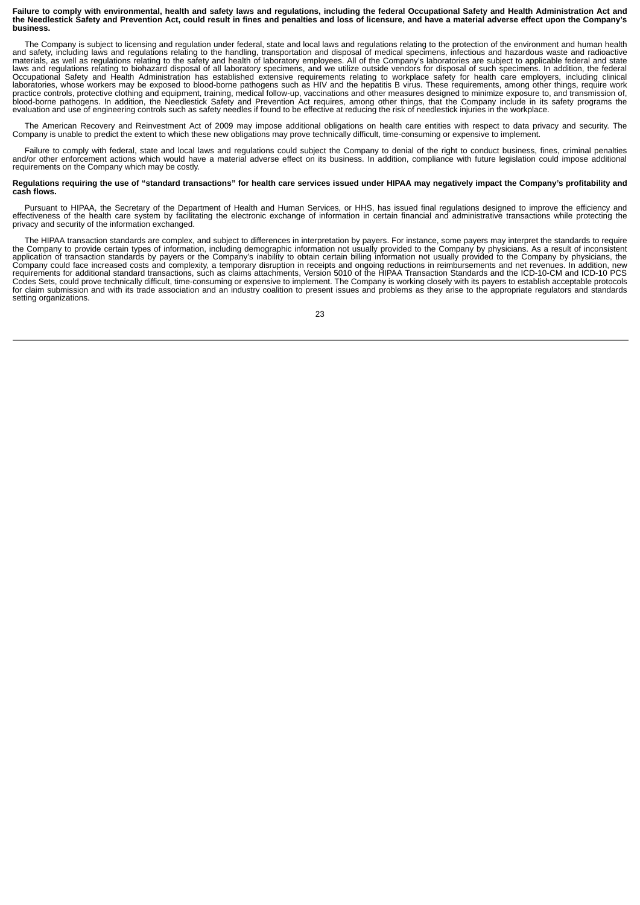**Failure to comply with environmental, health and safety laws and regulations, including the federal Occupational Safety and Health Administration Act and the Needlestick Safety and Prevention Act, could result in fines and penalties and loss of licensure, and have a material adverse effect upon the Company's business.**

The Company is subject to licensing and regulation under federal, state and local laws and regulations relating to the protection of the environment and human health and safety, including laws and regulations relating to the handling, transportation and disposal of medical specimens, infectious and hazardous waste and radioactive materials, as well as regulations relating to the safety and health of laboratory employees. All of the Company's laboratories are subject to applicable federal and state laws and regulations relating to biohazard disposal of all laboratory specimens, and we utilize outside vendors for disposal of such specimens. In addition, the federal Occupational Safety and Health Administration has established extensive requirements relating to workplace safety for health care employers, including clinical laboratories, whose workers may be exposed to blood-borne pathogens such as HIV and the hepatitis B virus. These requirements, among other things, require work practice controls, protective clothing and equipment, training, medical follow-up, vaccinations and other measures designed to minimize exposure to, and transmission of, blood-borne pathogens. In addition, the Needlestick Safety and Prevention Act requires, among other things, that the Company include in its safety programs the evaluation and use of engineering controls such as safety needles if found to be effective at reducing the risk of needlestick injuries in the workplace.

The American Recovery and Reinvestment Act of 2009 may impose additional obligations on health care entities with respect to data privacy and security. The Company is unable to predict the extent to which these new obligations may prove technically difficult, time-consuming or expensive to implement.

Failure to comply with federal, state and local laws and regulations could subject the Company to denial of the right to conduct business, fines, criminal penalties and/or other enforcement actions which would have a material adverse effect on its business. In addition, compliance with future legislation could impose additional requirements on the Company which may be costly.

**Regulations requiring the use of "standard transactions" for health care services issued under HIPAA may negatively impact the Company's profitability and cash flows.**

Pursuant to HIPAA, the Secretary of the Department of Health and Human Services, or HHS, has issued final regulations designed to improve the efficiency and effectiveness of the health care system by facilitating the electronic exchange of information in certain financial and administrative transactions while protecting the privacy and security of the information exchanged.

The HIPAA transaction standards are complex, and subject to differences in interpretation by payers. For instance, some payers may interpret the standards to require the Company to provide certain types of information, including demographic information not usually provided to the Company by physicians. As a result of inconsistent application of transaction standards by payers or the Company's inability to obtain certain billing information not usually provided to the Company by physicians, the Company could face increased costs and complexity, a temporary disruption in receipts and ongoing reductions in reimbursements and net revenues. In addition, new requirements for additional standard transactions, such as claims attachments, Version 5010 of the HIPAA Transaction Standards and the ICD-10-CM and ICD-10 PCS Codes Sets, could prove technically difficult, time-consuming or expensive to implement. The Company is working closely with its payers to establish acceptable protocols for claim submission and with its trade association and an industry coalition to present issues and problems as they arise to the appropriate regulators and standards setting organizations.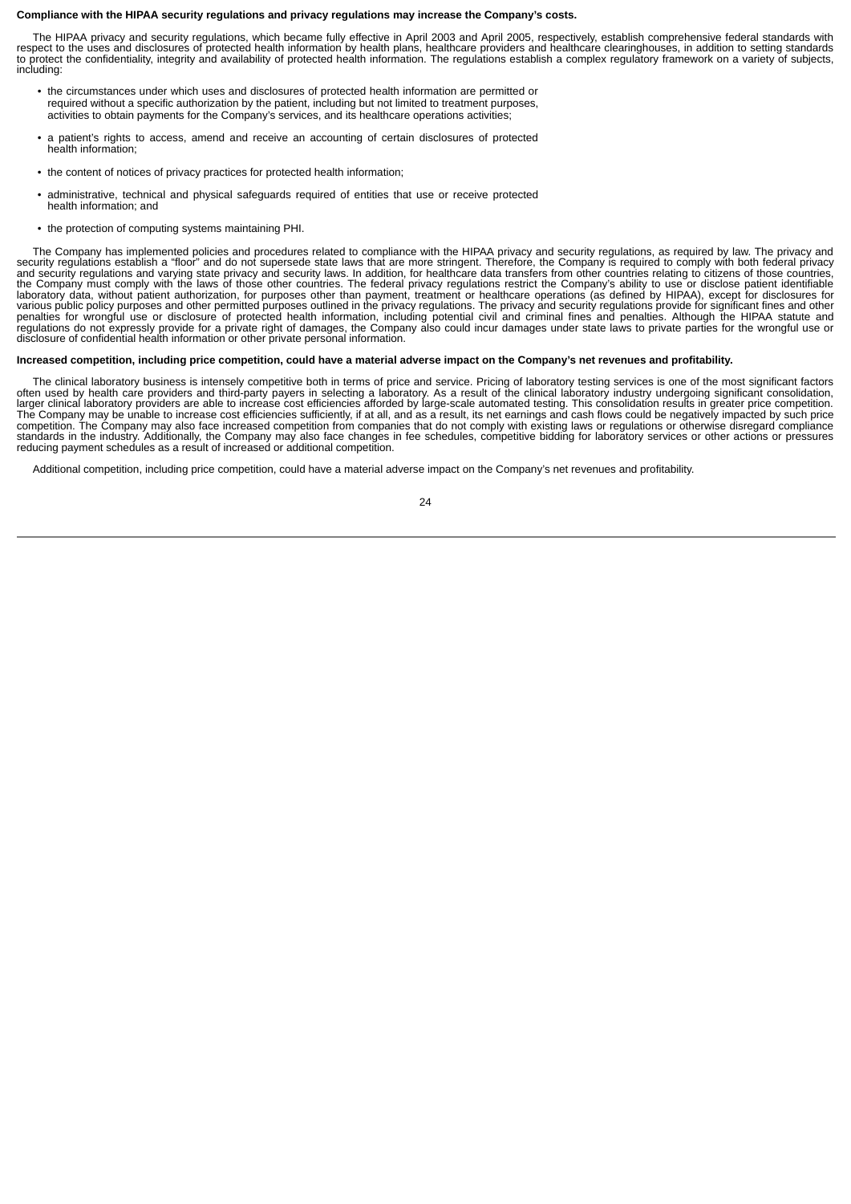**Compliance with the HIPAA security regulations and privacy regulations may increase the Company's costs.**

The HIPAA privacy and security regulations, which became fully effective in April 2003 and April 2005, respectively, establish comprehensive federal standards with respect to the uses and disclosures of protected health information by health plans, healthcare providers and healthcare clearinghouses, in addition to setting standards to protect the confidentiality, integrity and availability of protected health information. The regulations establish a complex regulatory framework on a variety of subjects, including:

- the circumstances under which uses and disclosures of protected health information are permitted or required without a specific authorization by the patient, including but not limited to treatment purposes, activities to obtain payments for the Company's services, and its healthcare operations activities;
- a patient's rights to access, amend and receive an accounting of certain disclosures of protected health information;
- the content of notices of privacy practices for protected health information;
- administrative, technical and physical safeguards required of entities that use or receive protected health information; and
- the protection of computing systems maintaining PHI.

The Company has implemented policies and procedures related to compliance with the HIPAA privacy and security regulations, as required by law. The privacy and security regulations establish a "floor" and do not supersede state laws that are more stringent. Therefore, the Company is required to comply with both federal privacy and security regulations and varying state privacy and security laws. In addition, for healthcare data transfers from other countries relating to citizens of those countries, the Company must comply with the laws of those other countries. The federal privacy regulations restrict the Company's ability to use or disclose patient identifiable laboratory data, without patient authorization, for purposes other than payment, treatment or healthcare operations (as defined by HIPAA), except for disclosures for various public policy purposes and other permitted purposes outlined in the privacy regulations. The privacy and security regulations provide for significant fines and other penalties for wrongful use or disclosure of protected health information, including potential civil and criminal fines and penalties. Although the HIPAA statute and regulations do not expressly provide for a private right of damages, the Company also could incur damages under state laws to private parties for the wrongful use or disclosure of confidential health information or other private personal information.

**Increased competition, including price competition, could have a material adverse impact on the Company's net revenues and profitability.**

The clinical laboratory business is intensely competitive both in terms of price and service. Pricing of laboratory testing services is one of the most significant factors often used by health care providers and third-party payers in selecting a laboratory. As a result of the clinical laboratory industry undergoing significant consolidation, larger clinical laboratory providers are able to increase cost efficiencies afforded by large-scale automated testing. This consolidation results in greater price competition. The Company may be unable to increase cost efficiencies sufficiently, if at all, and as a result, its net earnings and cash flows could be negatively impacted by such price competition. The Company may also face increased competition from companies that do not comply with existing laws or regulations or otherwise disregard compliance standards in the industry. Additionally, the Company may also face changes in fee schedules, competitive bidding for laboratory services or other actions or pressures reducing payment schedules as a result of increased or additional competition.

Additional competition, including price competition, could have a material adverse impact on the Company's net revenues and profitability.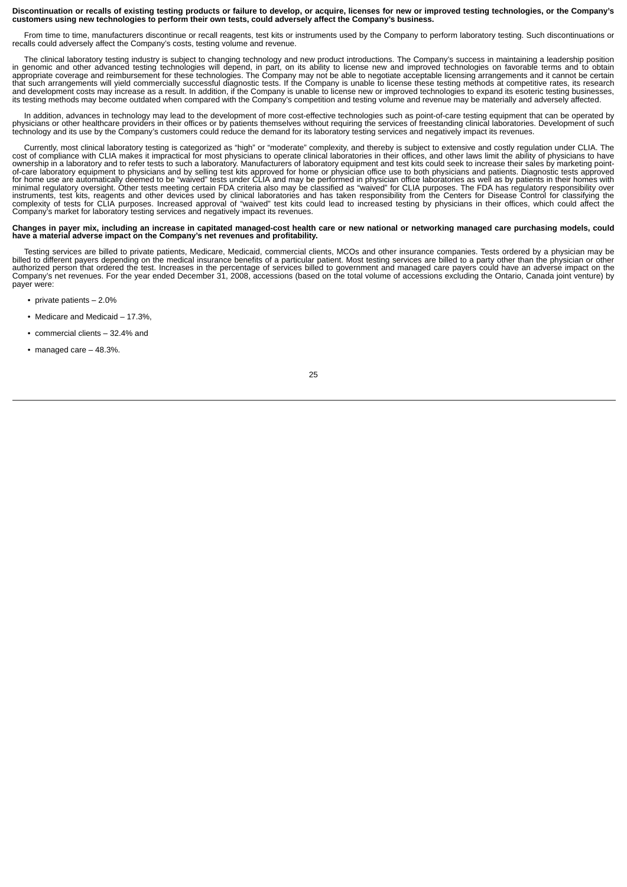**Discontinuation or recalls of existing testing products or failure to develop, or acquire, licenses for new or improved testing technologies, or the Company's customers using new technologies to perform their own tests, could adversely affect the Company's business.**

From time to time, manufacturers discontinue or recall reagents, test kits or instruments used by the Company to perform laboratory testing. Such discontinuations or recalls could adversely affect the Company's costs, testing volume and revenue.

The clinical laboratory testing industry is subject to changing technology and new product introductions. The Company's success in maintaining a leadership position in genomic and other advanced testing technologies will depend, in part, on its ability to license new and improved technologies on favorable terms and to obtain appropriate coverage and reimbursement for these technologies. The Company may not be able to negotiate acceptable licensing arrangements and it cannot be certain that such arrangements will yield commercially successful diagnostic tests. If the Company is unable to license these testing methods at competitive rates, its research and development costs may increase as a result. In addition, if the Company is unable to license new or improved technologies to expand its esoteric testing businesses, its testing methods may become outdated when compared with the Company's competition and testing volume and revenue may be materially and adversely affected.

In addition, advances in technology may lead to the development of more cost-effective technologies such as point-of-care testing equipment that can be operated by physicians or other healthcare providers in their offices or by patients themselves without requiring the services of freestanding clinical laboratories. Development of such technology and its use by the Company's customers could reduce the demand for its laboratory testing services and negatively impact its revenues.

Currently, most clinical laboratory testing is categorized as "high" or "moderate" complexity, and thereby is subject to extensive and costly regulation under CLIA. The cost of compliance with CLIA makes it impractical for most physicians to operate clinical laboratories in their offices, and other laws limit the ability of physicians to have ownership in a laboratory and to refer tests to such a laboratory. Manufacturers of laboratory equipment and test kits could seek to increase their sales by marketing point-of-care laboratory equipment to physicians and by selling test kits approved for home or physician office use to both physicians and patients. Diagnostic tests approved for home use are automatically deemed to be "waived" tests under CLIA and may be performed in physician office laboratories as well as by patients in their homes with minimal regulatory oversight. Other tests meeting certain FDA criteria also may be classified as "waived" for CLIA purposes. The FDA has regulatory responsibility over instruments, test kits, reagents and other devices used by clinical laboratories and has taken responsibility from the Centers for Disease Control for classifying the complexity of tests for CLIA purposes. Increased approval of "waived" test kits could lead to increased testing by physicians in their offices, which could affect the Company's market for laboratory testing services and negatively impact its revenues.

**Changes in payer mix, including an increase in capitated managed-cost health care or new national or networking managed care purchasing models, could have a material adverse impact on the Company's net revenues and profitability.**

Testing services are billed to private patients, Medicare, Medicaid, commercial clients, MCOs and other insurance companies. Tests ordered by a physician may be billed to different payers depending on the medical insurance benefits of a particular patient. Most testing services are billed to a party other than the physician or other authorized person that ordered the test. Increases in the percentage of services billed to government and managed care payers could have an adverse impact on the Company's net revenues. For the year ended December 31, 2008, accessions (based on the total volume of accessions excluding the Ontario, Canada joint venture) by payer were:

- private patients – 2.0%
- Medicare and Medicaid – 17.3%,
- commercial clients – 32.4% and
- managed care – 48.3%.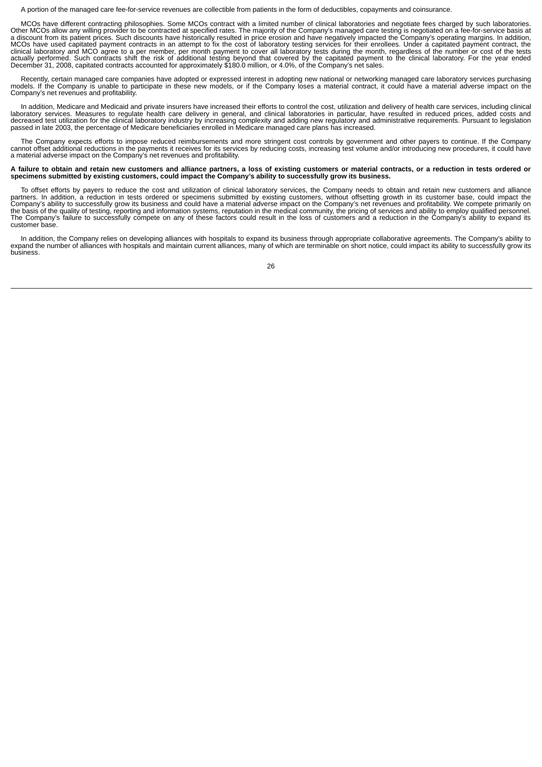A portion of the managed care fee-for-service revenues are collectible from patients in the form of deductibles, copayments and coinsurance.

MCOs have different contracting philosophies. Some MCOs contract with a limited number of clinical laboratories and negotiate fees charged by such laboratories. Other MCOs allow any willing provider to be contracted at specified rates. The majority of the Company's managed care testing is negotiated on a fee-for-service basis at a discount from its patient prices. Such discounts have historically resulted in price erosion and have negatively impacted the Company's operating margins. In addition, MCOs have used capitated payment contracts in an attempt to fix the cost of laboratory testing services for their enrollees. Under a capitated payment contract, the clinical laboratory and MCO agree to a per member, per month payment to cover all laboratory tests during the month, regardless of the number or cost of the tests actually performed. Such contracts shift the risk of additional testing beyond that covered by the capitated payment to the clinical laboratory. For the year ended December 31, 2008, capitated contracts accounted for approximately $180.0 million, or 4.0%, of the Company's net sales.

Recently, certain managed care companies have adopted or expressed interest in adopting new national or networking managed care laboratory services purchasing models. If the Company is unable to participate in these new models, or if the Company loses a material contract, it could have a material adverse impact on the Company's net revenues and profitability.

In addition, Medicare and Medicaid and private insurers have increased their efforts to control the cost, utilization and delivery of health care services, including clinical laboratory services. Measures to regulate health care delivery in general, and clinical laboratories in particular, have resulted in reduced prices, added costs and decreased test utilization for the clinical laboratory industry by increasing complexity and adding new regulatory and administrative requirements. Pursuant to legislation passed in late 2003, the percentage of Medicare beneficiaries enrolled in Medicare managed care plans has increased.

The Company expects efforts to impose reduced reimbursements and more stringent cost controls by government and other payers to continue. If the Company cannot offset additional reductions in the payments it receives for its services by reducing costs, increasing test volume and/or introducing new procedures, it could have a material adverse impact on the Company's net revenues and profitability.

**A failure to obtain and retain new customers and alliance partners, a loss of existing customers or material contracts, or a reduction in tests ordered or specimens submitted by existing customers, could impact the Company's ability to successfully grow its business.**

To offset efforts by payers to reduce the cost and utilization of clinical laboratory services, the Company needs to obtain and retain new customers and alliance partners. In addition, a reduction in tests ordered or specimens submitted by existing customers, without offsetting growth in its customer base, could impact the Company's ability to successfully grow its business and could have a material adverse impact on the Company's net revenues and profitability. We compete primarily on the basis of the quality of testing, reporting and information systems, reputation in the medical community, the pricing of services and ability to employ qualified personnel. The Company's failure to successfully compete on any of these factors could result in the loss of customers and a reduction in the Company's ability to expand its customer base.

In addition, the Company relies on developing alliances with hospitals to expand its business through appropriate collaborative agreements. The Company's ability to expand the number of alliances with hospitals and maintain current alliances, many of which are terminable on short notice, could impact its ability to successfully grow its business.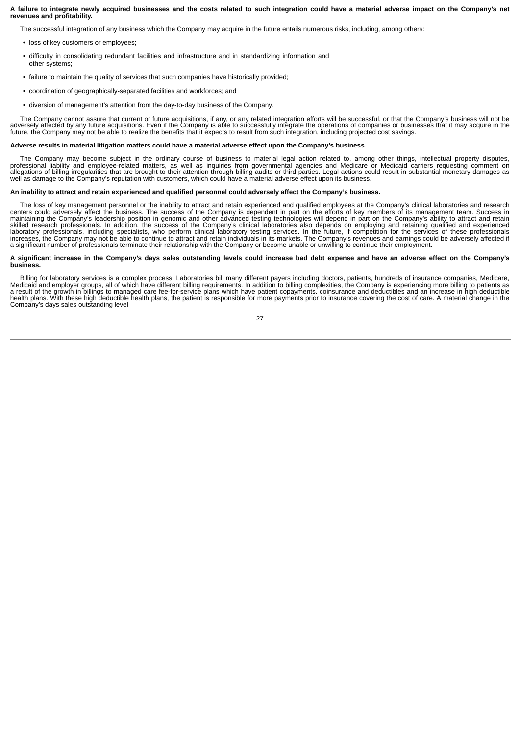**A failure to integrate newly acquired businesses and the costs related to such integration could have a material adverse impact on the Company's net revenues and profitability.**

The successful integration of any business which the Company may acquire in the future entails numerous risks, including, among others:

- loss of key customers or employees;
- difficulty in consolidating redundant facilities and infrastructure and in standardizing information and other systems;
- failure to maintain the quality of services that such companies have historically provided;
- coordination of geographically-separated facilities and workforces; and
- diversion of management's attention from the day-to-day business of the Company.

The Company cannot assure that current or future acquisitions, if any, or any related integration efforts will be successful, or that the Company's business will not be adversely affected by any future acquisitions. Even if the Company is able to successfully integrate the operations of companies or businesses that it may acquire in the future, the Company may not be able to realize the benefits that it expects to result from such integration, including projected cost savings.

**Adverse results in material litigation matters could have a material adverse effect upon the Company's business.**

The Company may become subject in the ordinary course of business to material legal action related to, among other things, intellectual property disputes, professional liability and employee-related matters, as well as inquiries from governmental agencies and Medicare or Medicaid carriers requesting comment on allegations of billing irregularities that are brought to their attention through billing audits or third parties. Legal actions could result in substantial monetary damages as well as damage to the Company's reputation with customers, which could have a material adverse effect upon its business.

**An inability to attract and retain experienced and qualified personnel could adversely affect the Company's business.**

The loss of key management personnel or the inability to attract and retain experienced and qualified employees at the Company's clinical laboratories and research centers could adversely affect the business. The success of the Company is dependent in part on the efforts of key members of its management team. Success in maintaining the Company's leadership position in genomic and other advanced testing technologies will depend in part on the Company's ability to attract and retain skilled research professionals. In addition, the success of the Company's clinical laboratories also depends on employing and retaining qualified and experienced laboratory professionals, including specialists, who perform clinical laboratory testing services. In the future, if competition for the services of these professionals increases, the Company may not be able to continue to attract and retain individuals in its markets. The Company's revenues and earnings could be adversely affected if a significant number of professionals terminate their relationship with the Company or become unable or unwilling to continue their employment.

**A significant increase in the Company's days sales outstanding levels could increase bad debt expense and have an adverse effect on the Company's business.**

Billing for laboratory services is a complex process. Laboratories bill many different payers including doctors, patients, hundreds of insurance companies, Medicare, Medicaid and employer groups, all of which have different billing requirements. In addition to billing complexities, the Company is experiencing more billing to patients as a result of the growth in billings to managed care fee-for-service plans which have patient copayments, coinsurance and deductibles and an increase in high deductible health plans. With these high deductible health plans, the patient is responsible for more payments prior to insurance covering the cost of care. A material change in the Company's days sales outstanding level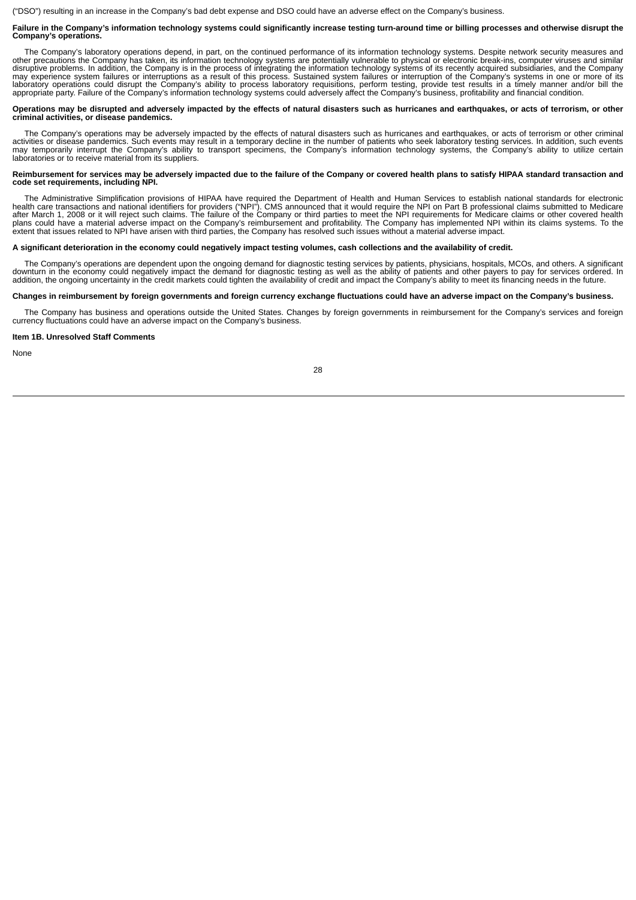(“DSO”) resulting in an increase in the Company’s bad debt expense and DSO could have an adverse effect on the Company’s business.

**Failure in the Company’s information technology systems could significantly increase testing turn-around time or billing processes and otherwise disrupt the Company’s operations.**

The Company’s laboratory operations depend, in part, on the continued performance of its information technology systems. Despite network security measures and other precautions the Company has taken, its information technology systems are potentially vulnerable to physical or electronic break-ins, computer viruses and similar disruptive problems. In addition, the Company is in the process of integrating the information technology systems of its recently acquired subsidiaries, and the Company may experience system failures or interruptions as a result of this process. Sustained system failures or interruption of the Company’s systems in one or more of its laboratory operations could disrupt the Company’s ability to process laboratory requisitions, perform testing, provide test results in a timely manner and/or bill the appropriate party. Failure of the Company’s information technology systems could adversely affect the Company’s business, profitability and financial condition.

**Operations may be disrupted and adversely impacted by the effects of natural disasters such as hurricanes and earthquakes, or acts of terrorism, or other criminal activities, or disease pandemics.**

The Company’s operations may be adversely impacted by the effects of natural disasters such as hurricanes and earthquakes, or acts of terrorism or other criminal activities or disease pandemics. Such events may result in a temporary decline in the number of patients who seek laboratory testing services. In addition, such events may temporarily interrupt the Company’s ability to transport specimens, the Company’s information technology systems, the Company’s ability to utilize certain laboratories or to receive material from its suppliers.

**Reimbursement for services may be adversely impacted due to the failure of the Company or covered health plans to satisfy HIPAA standard transaction and code set requirements, including NPI.**

The Administrative Simplification provisions of HIPAA have required the Department of Health and Human Services to establish national standards for electronic health care transactions and national identifiers for providers (“NPI”). CMS announced that it would require the NPI on Part B professional claims submitted to Medicare after March 1, 2008 or it will reject such claims. The failure of the Company or third parties to meet the NPI requirements for Medicare claims or other covered health plans could have a material adverse impact on the Company’s reimbursement and profitability. The Company has implemented NPI within its claims systems. To the extent that issues related to NPI have arisen with third parties, the Company has resolved such issues without a material adverse impact.

**A significant deterioration in the economy could negatively impact testing volumes, cash collections and the availability of credit.**

The Company’s operations are dependent upon the ongoing demand for diagnostic testing services by patients, physicians, hospitals, MCOs, and others. A significant downturn in the economy could negatively impact the demand for diagnostic testing as well as the ability of patients and other payers to pay for services ordered. In addition, the ongoing uncertainty in the credit markets could tighten the availability of credit and impact the Company’s ability to meet its financing needs in the future.

**Changes in reimbursement by foreign governments and foreign currency exchange fluctuations could have an adverse impact on the Company’s business.**

The Company has business and operations outside the United States. Changes by foreign governments in reimbursement for the Company’s services and foreign currency fluctuations could have an adverse impact on the Company’s business.

**Item 1B. Unresolved Staff Comments**

None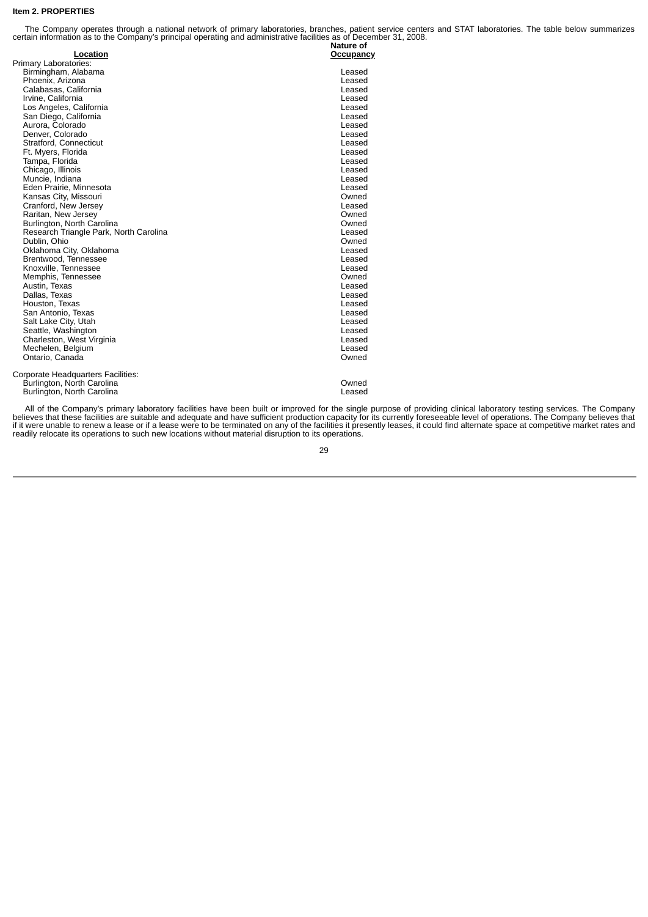**Item 2. PROPERTIES**

The Company operates through a national network of primary laboratories, branches, patient service centers and STAT laboratories. The table below summarizes certain information as to the Company's principal operating and administrative facilities as of December 31, 2008.

| Location | Nature of Occupancy |
| --- | --- |
| Primary Laboratories: | |
| Birmingham, Alabama | Leased |
| Phoenix, Arizona | Leased |
| Calabasas, California | Leased |
| Irvine, California | Leased |
| Los Angeles, California | Leased |
| San Diego, California | Leased |
| Aurora, Colorado | Leased |
| Denver, Colorado | Leased |
| Stratford, Connecticut | Leased |
| Ft. Myers, Florida | Leased |
| Tampa, Florida | Leased |
| Chicago, Illinois | Leased |
| Muncie, Indiana | Leased |
| Eden Prairie, Minnesota | Leased |
| Kansas City, Missouri | Owned |
| Cranford, New Jersey | Leased |
| Raritan, New Jersey | Owned |
| Burlington, North Carolina | Owned |
| Research Triangle Park, North Carolina | Leased |
| Dublin, Ohio | Owned |
| Oklahoma City, Oklahoma | Leased |
| Brentwood, Tennessee | Leased |
| Knoxville, Tennessee | Leased |
| Memphis, Tennessee | Owned |
| Austin, Texas | Leased |
| Dallas, Texas | Leased |
| Houston, Texas | Leased |
| San Antonio, Texas | Leased |
| Salt Lake City, Utah | Leased |
| Seattle, Washington | Leased |
| Charleston, West Virginia | Leased |
| Mechelen, Belgium | Leased |
| Ontario, Canada | Owned |
| Corporate Headquarters Facilities: | |
| Burlington, North Carolina | Owned |
| Burlington, North Carolina | Leased |

All of the Company's primary laboratory facilities have been built or improved for the single purpose of providing clinical laboratory testing services. The Company believes that these facilities are suitable and adequate and have sufficient production capacity for its currently foreseeable level of operations. The Company believes that if it were unable to renew a lease or if a lease were to be terminated on any of the facilities it presently leases, it could find alternate space at competitive market rates and readily relocate its operations to such new locations without material disruption to its operations.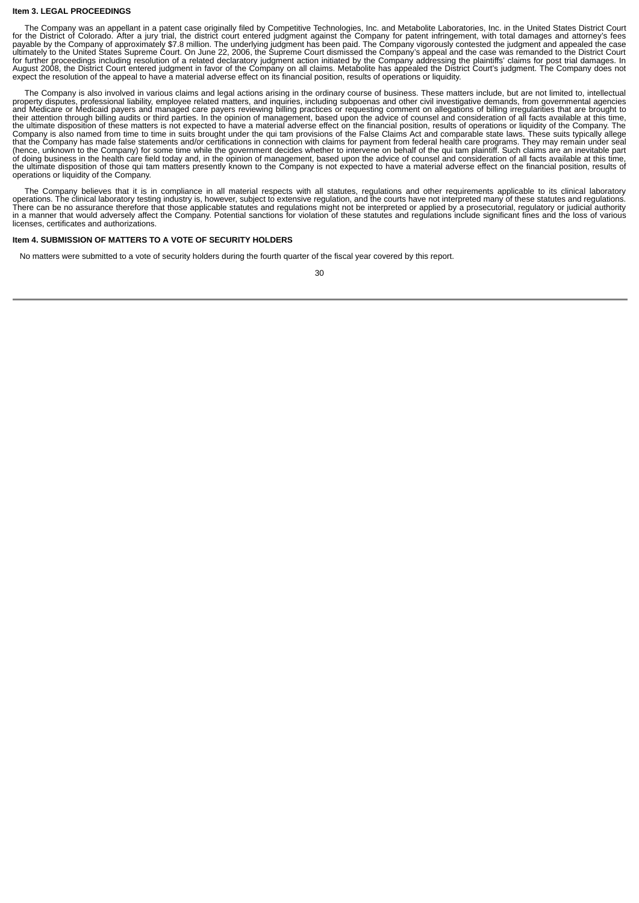## Item 3. LEGAL PROCEEDINGS

The Company was an appellant in a patent case originally filed by Competitive Technologies, Inc. and Metabolite Laboratories, Inc. in the United States District Court for the District of Colorado. After a jury trial, the district court entered judgment against the Company for patent infringement, with total damages and attorney's fees payable by the Company of approximately $7.8 million. The underlying judgment has been paid. The Company vigorously contested the judgment and appealed the case ultimately to the United States Supreme Court. On June 22, 2006, the Supreme Court dismissed the Company's appeal and the case was remanded to the District Court for further proceedings including resolution of a related declaratory judgment action initiated by the Company addressing the plaintiffs' claims for post trial damages. In August 2008, the District Court entered judgment in favor of the Company on all claims. Metabolite has appealed the District Court's judgment. The Company does not expect the resolution of the appeal to have a material adverse effect on its financial position, results of operations or liquidity.

The Company is also involved in various claims and legal actions arising in the ordinary course of business. These matters include, but are not limited to, intellectual property disputes, professional liability, employee related matters, and inquiries, including subpoenas and other civil investigative demands, from governmental agencies and Medicare or Medicaid payers and managed care payers reviewing billing practices or requesting comment on allegations of billing irregularities that are brought to their attention through billing audits or third parties. In the opinion of management, based upon the advice of counsel and consideration of all facts available at this time, the ultimate disposition of these matters is not expected to have a material adverse effect on the financial position, results of operations or liquidity of the Company. The Company is also named from time to time in suits brought under the qui tam provisions of the False Claims Act and comparable state laws. These suits typically allege that the Company has made false statements and/or certifications in connection with claims for payment from federal health care programs. They may remain under seal (hence, unknown to the Company) for some time while the government decides whether to intervene on behalf of the qui tam plaintiff. Such claims are an inevitable part of doing business in the health care field today and, in the opinion of management, based upon the advice of counsel and consideration of all facts available at this time, the ultimate disposition of those qui tam matters presently known to the Company is not expected to have a material adverse effect on the financial position, results of operations or liquidity of the Company.

The Company believes that it is in compliance in all material respects with all statutes, regulations and other requirements applicable to its clinical laboratory operations. The clinical laboratory testing industry is, however, subject to extensive regulation, and the courts have not interpreted many of these statutes and regulations. There can be no assurance therefore that those applicable statutes and regulations might not be interpreted or applied by a prosecutorial, regulatory or judicial authority in a manner that would adversely affect the Company. Potential sanctions for violation of these statutes and regulations include significant fines and the loss of various licenses, certificates and authorizations.

## Item 4. SUBMISSION OF MATTERS TO A VOTE OF SECURITY HOLDERS

No matters were submitted to a vote of security holders during the fourth quarter of the fiscal year covered by this report.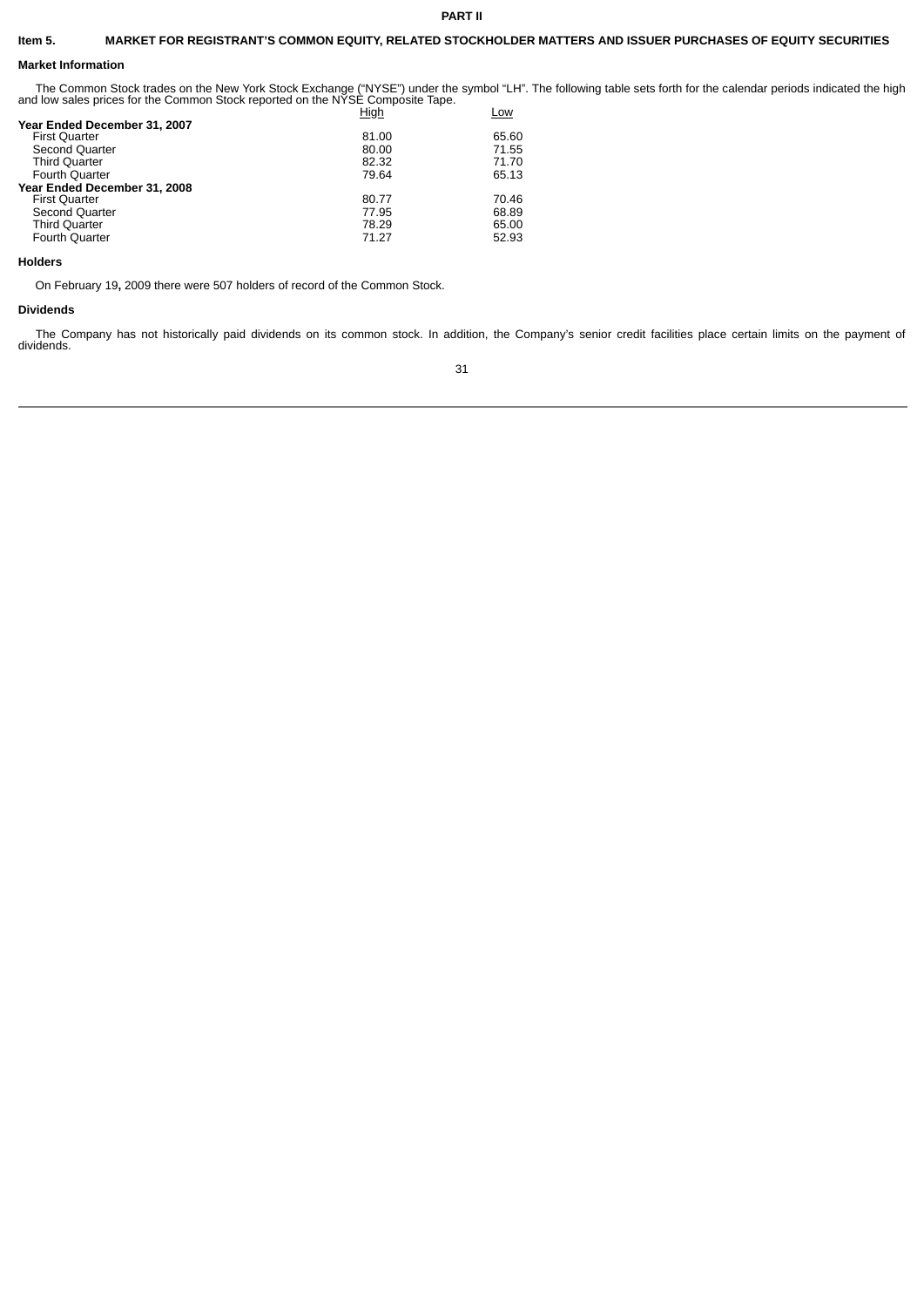**PART II**

## Item 5. MARKET FOR REGISTRANT'S COMMON EQUITY, RELATED STOCKHOLDER MATTERS AND ISSUER PURCHASES OF EQUITY SECURITIES

### Market Information

The Common Stock trades on the New York Stock Exchange ("NYSE") under the symbol "LH". The following table sets forth for the calendar periods indicated the high and low sales prices for the Common Stock reported on the NYSE Composite Tape.

| | High | Low |
|---|---|---|
| **Year Ended December 31, 2007** | | |
| First Quarter | 81.00 | 65.60 |
| Second Quarter | 80.00 | 71.55 |
| Third Quarter | 82.32 | 71.70 |
| Fourth Quarter | 79.64 | 65.13 |
| **Year Ended December 31, 2008** | | |
| First Quarter | 80.77 | 70.46 |
| Second Quarter | 77.95 | 68.89 |
| Third Quarter | 78.29 | 65.00 |
| Fourth Quarter | 71.27 | 52.93 |

### Holders

On February 19, 2009 there were 507 holders of record of the Common Stock.

### Dividends

The Company has not historically paid dividends on its common stock. In addition, the Company's senior credit facilities place certain limits on the payment of dividends.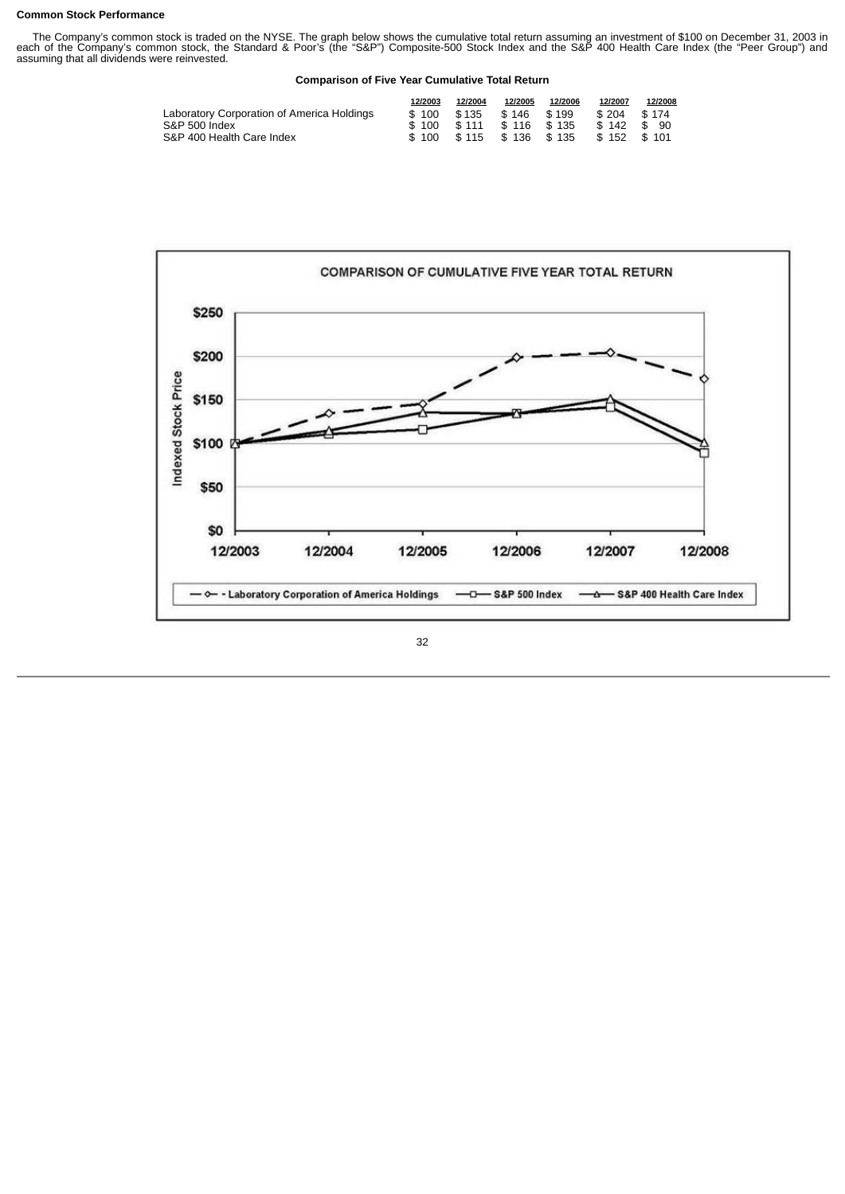**Common Stock Performance**

The Company's common stock is traded on the NYSE. The graph below shows the cumulative total return assuming an investment of $100 on December 31, 2003 in each of the Company's common stock, the Standard & Poor's (the "S&P") Composite-500 Stock Index and the S&P 400 Health Care Index (the "Peer Group") and assuming that all dividends were reinvested.

**Comparison of Five Year Cumulative Total Return**

| | 12/2003 | 12/2004 | 12/2005 | 12/2006 | 12/2007 | 12/2008 |
|---|---|---|---|---|---|---|
| Laboratory Corporation of America Holdings | $ 100 | $ 135 | $ 146 | $ 199 | $ 204 | $ 174 |
| S&P 500 Index | $ 100 | $ 111 | $ 116 | $ 135 | $ 142 | $ 90 |
| S&P 400 Health Care Index | $ 100 | $ 115 | $ 136 | $ 135 | $ 152 | $ 101 |

COMPARISON OF CUMULATIVE FIVE YEAR TOTAL RETURN

| Indexed Stock Price | 12/2003 | 12/2004 | 12/2005 | 12/2006 | 12/2007 | 12/2008 |
|---|---|---|---|---|---|---|
| Laboratory Corporation of America Holdings | $100 | $135 | $146 | $199 | $204 | $174 |
| S&P 500 Index | $100 | $111 | $116 | $135 | $142 | $90 |
| S&P 400 Health Care Index | $100 | $115 | $136 | $135 | $152 | $101 |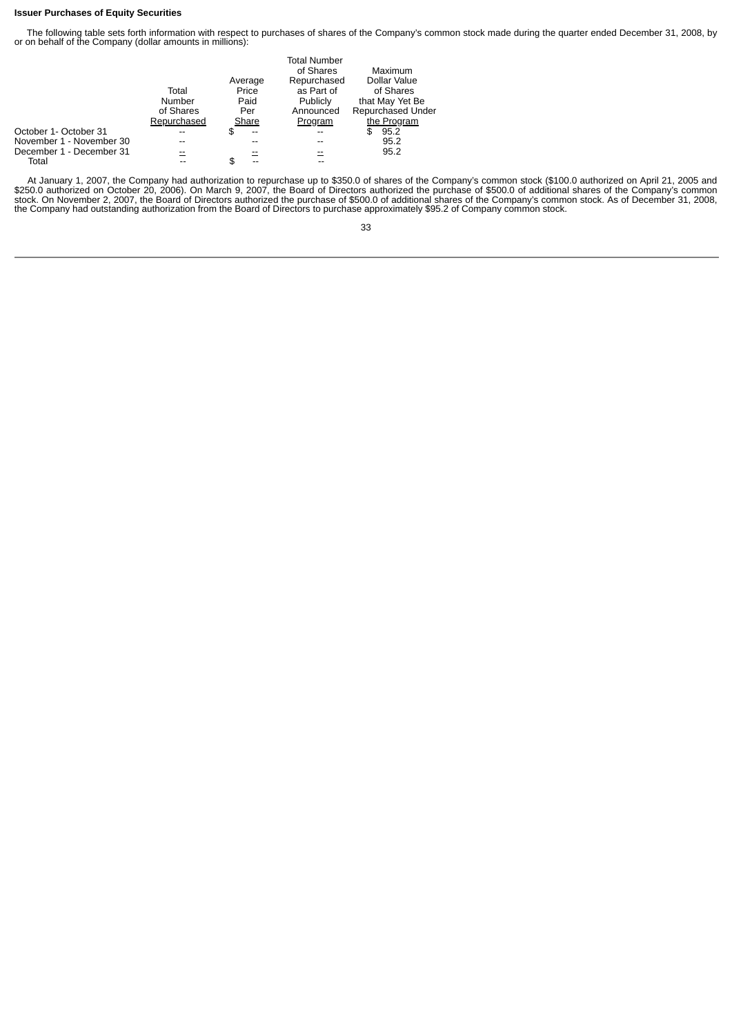**Issuer Purchases of Equity Securities**

The following table sets forth information with respect to purchases of shares of the Company's common stock made during the quarter ended December 31, 2008, by or on behalf of the Company (dollar amounts in millions):

| | Total Number of Shares Repurchased | Average Price Paid Per Share | Total Number of Shares Repurchased as Part of Publicly Announced Program | Maximum Dollar Value of Shares that May Yet Be Repurchased Under the Program |
|---|---|---|---|---|
| October 1- October 31 | -- | $ -- | -- | $ 95.2 |
| November 1 - November 30 | -- | -- | -- | 95.2 |
| December 1 - December 31 | -- | -- | -- | 95.2 |
| Total | -- | $ -- | -- | |

At January 1, 2007, the Company had authorization to repurchase up to $350.0 of shares of the Company's common stock ($100.0 authorized on April 21, 2005 and $250.0 authorized on October 20, 2006). On March 9, 2007, the Board of Directors authorized the purchase of $500.0 of additional shares of the Company's common stock. On November 2, 2007, the Board of Directors authorized the purchase of $500.0 of additional shares of the Company's common stock. As of December 31, 2008, the Company had outstanding authorization from the Board of Directors to purchase approximately $95.2 of Company common stock.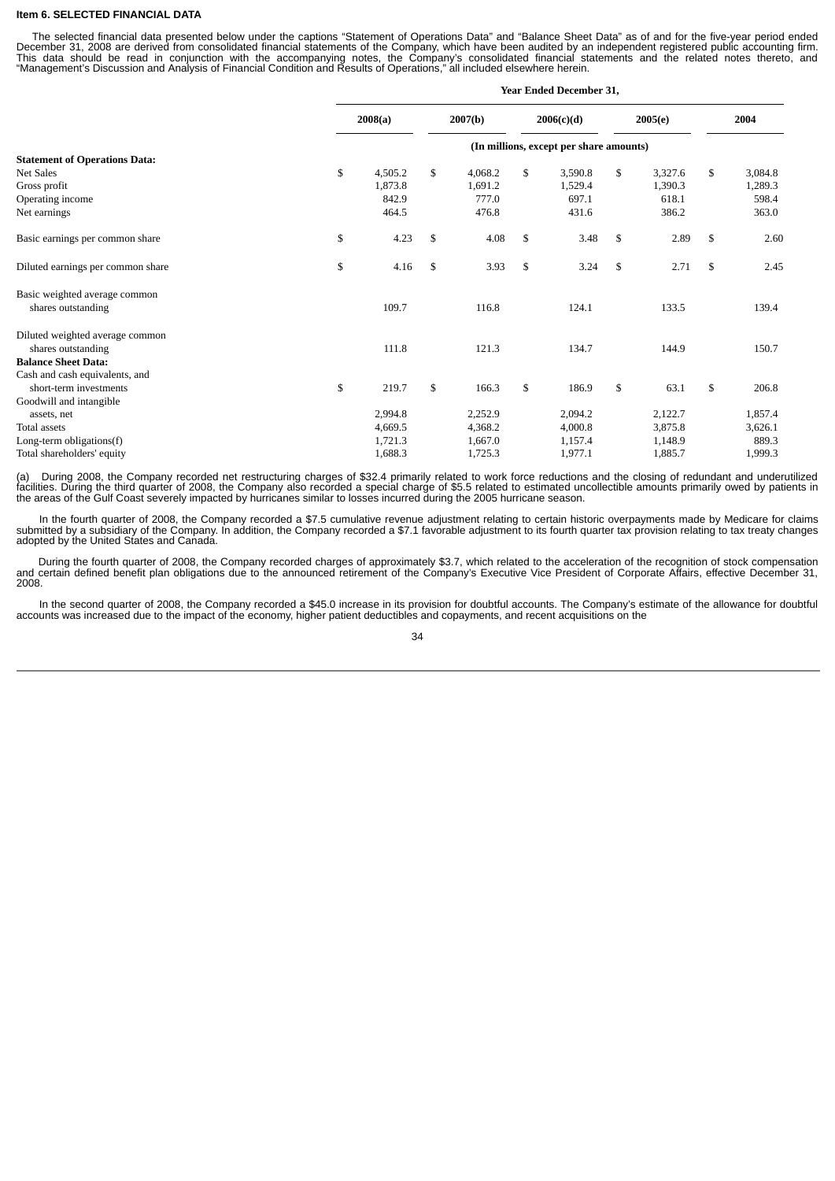**Item 6. SELECTED FINANCIAL DATA**

The selected financial data presented below under the captions "Statement of Operations Data" and "Balance Sheet Data" as of and for the five-year period ended December 31, 2008 are derived from consolidated financial statements of the Company, which have been audited by an independent registered public accounting firm. This data should be read in conjunction with the accompanying notes, the Company's consolidated financial statements and the related notes thereto, and "Management's Discussion and Analysis of Financial Condition and Results of Operations," all included elsewhere herein.

| | Year Ended December 31, | | | | |
|---|---|---|---|---|---|
| | 2008(a) | 2007(b) | 2006(c)(d) | 2005(e) | 2004 |
| | (In millions, except per share amounts) | | | | |
| **Statement of Operations Data:** | | | | | |
| Net Sales | $ 4,505.2 | $ 4,068.2 | $ 3,590.8 | $ 3,327.6 | $ 3,084.8 |
| Gross profit | 1,873.8 | 1,691.2 | 1,529.4 | 1,390.3 | 1,289.3 |
| Operating income | 842.9 | 777.0 | 697.1 | 618.1 | 598.4 |
| Net earnings | 464.5 | 476.8 | 431.6 | 386.2 | 363.0 |
| Basic earnings per common share | $ 4.23 | $ 4.08 | $ 3.48 | $ 2.89 | $ 2.60 |
| Diluted earnings per common share | $ 4.16 | $ 3.93 | $ 3.24 | $ 2.71 | $ 2.45 |
| Basic weighted average common shares outstanding | 109.7 | 116.8 | 124.1 | 133.5 | 139.4 |
| Diluted weighted average common shares outstanding | 111.8 | 121.3 | 134.7 | 144.9 | 150.7 |
| **Balance Sheet Data:** | | | | | |
| Cash and cash equivalents, and short-term investments | $ 219.7 | $ 166.3 | $ 186.9 | $ 63.1 | $ 206.8 |
| Goodwill and intangible assets, net | 2,994.8 | 2,252.9 | 2,094.2 | 2,122.7 | 1,857.4 |
| Total assets | 4,669.5 | 4,368.2 | 4,000.8 | 3,875.8 | 3,626.1 |
| Long-term obligations(f) | 1,721.3 | 1,667.0 | 1,157.4 | 1,148.9 | 889.3 |
| Total shareholders' equity | 1,688.3 | 1,725.3 | 1,977.1 | 1,885.7 | 1,999.3 |

(a) During 2008, the Company recorded net restructuring charges of $32.4 primarily related to work force reductions and the closing of redundant and underutilized facilities. During the third quarter of 2008, the Company also recorded a special charge of $5.5 related to estimated uncollectible amounts primarily owed by patients in the areas of the Gulf Coast severely impacted by hurricanes similar to losses incurred during the 2005 hurricane season.

In the fourth quarter of 2008, the Company recorded a $7.5 cumulative revenue adjustment relating to certain historic overpayments made by Medicare for claims submitted by a subsidiary of the Company. In addition, the Company recorded a $7.1 favorable adjustment to its fourth quarter tax provision relating to tax treaty changes adopted by the United States and Canada.

During the fourth quarter of 2008, the Company recorded charges of approximately $3.7, which related to the acceleration of the recognition of stock compensation and certain defined benefit plan obligations due to the announced retirement of the Company's Executive Vice President of Corporate Affairs, effective December 31, 2008.

In the second quarter of 2008, the Company recorded a $45.0 increase in its provision for doubtful accounts. The Company's estimate of the allowance for doubtful accounts was increased due to the impact of the economy, higher patient deductibles and copayments, and recent acquisitions on the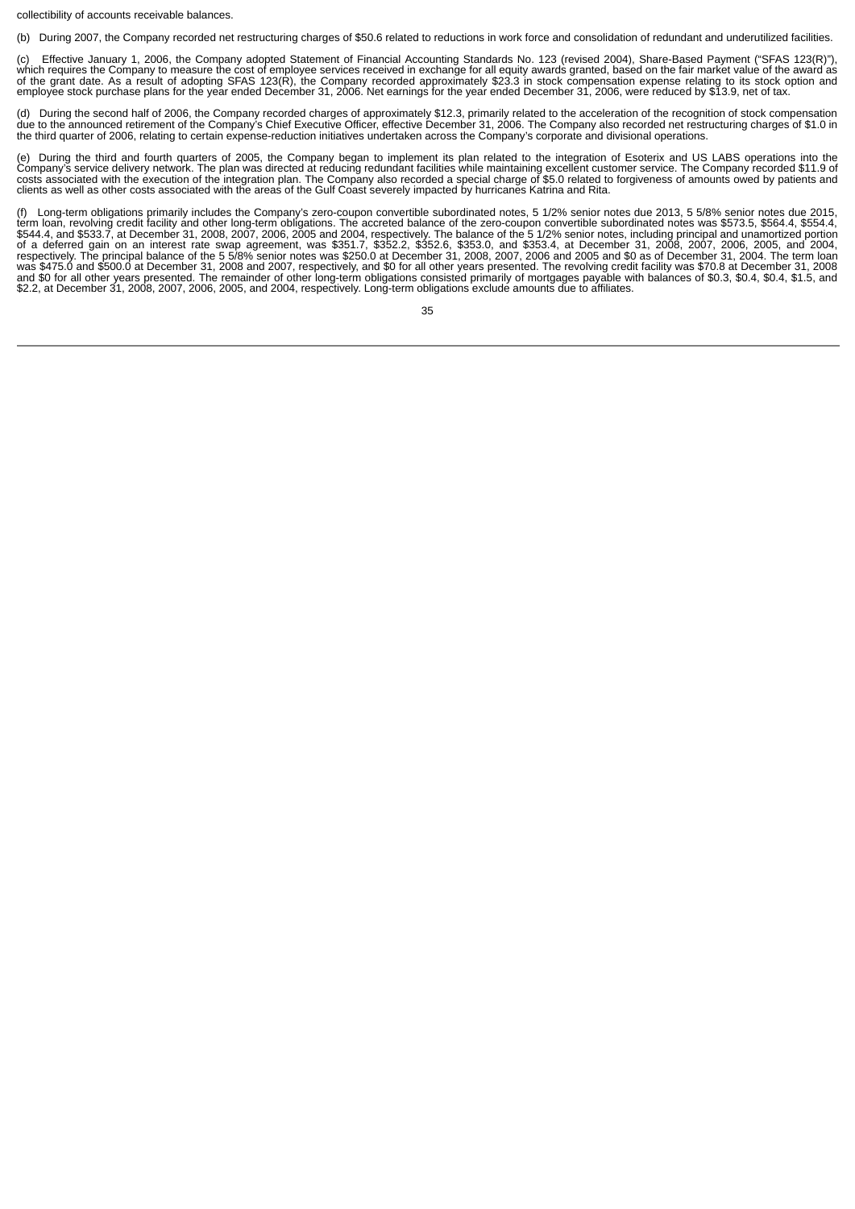collectibility of accounts receivable balances.

(b) During 2007, the Company recorded net restructuring charges of $50.6 related to reductions in work force and consolidation of redundant and underutilized facilities.

(c) Effective January 1, 2006, the Company adopted Statement of Financial Accounting Standards No. 123 (revised 2004), Share-Based Payment ("SFAS 123(R)"), which requires the Company to measure the cost of employee services received in exchange for all equity awards granted, based on the fair market value of the award as of the grant date. As a result of adopting SFAS 123(R), the Company recorded approximately $23.3 in stock compensation expense relating to its stock option and employee stock purchase plans for the year ended December 31, 2006. Net earnings for the year ended December 31, 2006, were reduced by $13.9, net of tax.

(d) During the second half of 2006, the Company recorded charges of approximately $12.3, primarily related to the acceleration of the recognition of stock compensation due to the announced retirement of the Company's Chief Executive Officer, effective December 31, 2006. The Company also recorded net restructuring charges of $1.0 in the third quarter of 2006, relating to certain expense-reduction initiatives undertaken across the Company's corporate and divisional operations.

(e) During the third and fourth quarters of 2005, the Company began to implement its plan related to the integration of Esoterix and US LABS operations into the Company's service delivery network. The plan was directed at reducing redundant facilities while maintaining excellent customer service. The Company recorded $11.9 of costs associated with the execution of the integration plan. The Company also recorded a special charge of $5.0 related to forgiveness of amounts owed by patients and clients as well as other costs associated with the areas of the Gulf Coast severely impacted by hurricanes Katrina and Rita.

(f) Long-term obligations primarily includes the Company's zero-coupon convertible subordinated notes, 5 1/2% senior notes due 2013, 5 5/8% senior notes due 2015, term loan, revolving credit facility and other long-term obligations. The accreted balance of the zero-coupon convertible subordinated notes was $573.5, $564.4, $554.4, $544.4, and $533.7, at December 31, 2008, 2007, 2006, 2005 and 2004, respectively. The balance of the 5 1/2% senior notes, including principal and unamortized portion of a deferred gain on an interest rate swap agreement, was $351.7, $352.2, $352.6, $353.0, and $353.4, at December 31, 2008, 2007, 2006, 2005, and 2004, respectively. The principal balance of the 5 5/8% senior notes was $250.0 at December 31, 2008, 2007, 2006 and 2005 and $0 as of December 31, 2004. The term loan was $475.0 and $500.0 at December 31, 2008 and 2007, respectively, and $0 for all other years presented. The revolving credit facility was $70.8 at December 31, 2008 and $0 for all other years presented. The remainder of other long-term obligations consisted primarily of mortgages payable with balances of $0.3, $0.4, $0.4, $1.5, and $2.2, at December 31, 2008, 2007, 2006, 2005, and 2004, respectively. Long-term obligations exclude amounts due to affiliates.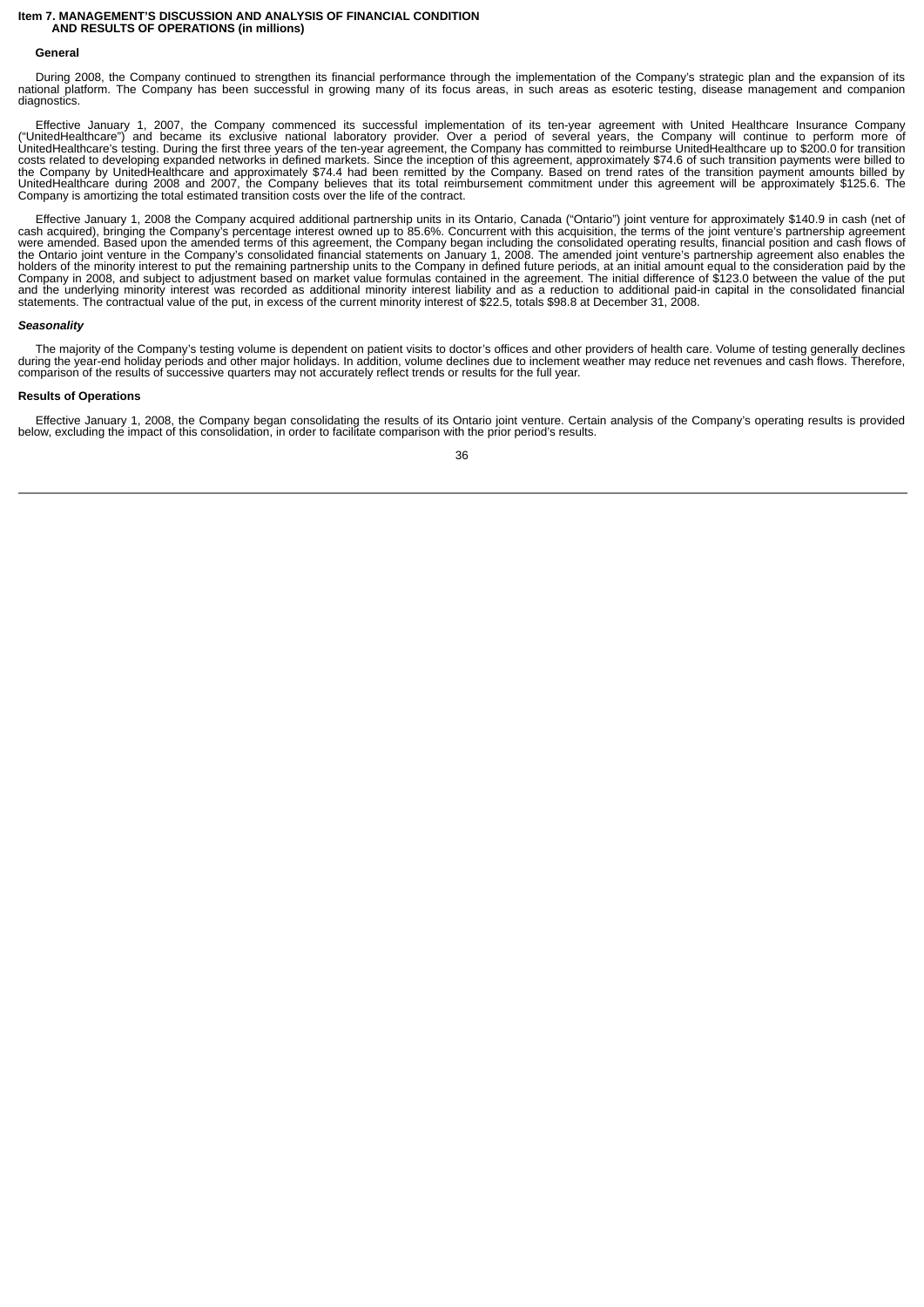# Item 7. MANAGEMENT'S DISCUSSION AND ANALYSIS OF FINANCIAL CONDITION AND RESULTS OF OPERATIONS (in millions)

### General

During 2008, the Company continued to strengthen its financial performance through the implementation of the Company's strategic plan and the expansion of its national platform. The Company has been successful in growing many of its focus areas, in such areas as esoteric testing, disease management and companion diagnostics.

Effective January 1, 2007, the Company commenced its successful implementation of its ten-year agreement with United Healthcare Insurance Company ("UnitedHealthcare") and became its exclusive national laboratory provider. Over a period of several years, the Company will continue to perform more of UnitedHealthcare's testing. During the first three years of the ten-year agreement, the Company has committed to reimburse UnitedHealthcare up to $200.0 for transition costs related to developing expanded networks in defined markets. Since the inception of this agreement, approximately $74.6 of such transition payments were billed to the Company by UnitedHealthcare and approximately $74.4 had been remitted by the Company. Based on trend rates of the transition payment amounts billed by UnitedHealthcare during 2008 and 2007, the Company believes that its total reimbursement commitment under this agreement will be approximately $125.6. The Company is amortizing the total estimated transition costs over the life of the contract.

Effective January 1, 2008 the Company acquired additional partnership units in its Ontario, Canada ("Ontario") joint venture for approximately $140.9 in cash (net of cash acquired), bringing the Company's percentage interest owned up to 85.6%. Concurrent with this acquisition, the terms of the joint venture's partnership agreement were amended. Based upon the amended terms of this agreement, the Company began including the consolidated operating results, financial position and cash flows of the Ontario joint venture in the Company's consolidated financial statements on January 1, 2008. The amended joint venture's partnership agreement also enables the holders of the minority interest to put the remaining partnership units to the Company in defined future periods, at an initial amount equal to the consideration paid by the Company in 2008, and subject to adjustment based on market value formulas contained in the agreement. The initial difference of $123.0 between the value of the put and the underlying minority interest was recorded as additional minority interest liability and as a reduction to additional paid-in capital in the consolidated financial statements. The contractual value of the put, in excess of the current minority interest of $22.5, totals $98.8 at December 31, 2008.

### *Seasonality*

The majority of the Company's testing volume is dependent on patient visits to doctor's offices and other providers of health care. Volume of testing generally declines during the year-end holiday periods and other major holidays. In addition, volume declines due to inclement weather may reduce net revenues and cash flows. Therefore, comparison of the results of successive quarters may not accurately reflect trends or results for the full year.

### Results of Operations

Effective January 1, 2008, the Company began consolidating the results of its Ontario joint venture. Certain analysis of the Company's operating results is provided below, excluding the impact of this consolidation, in order to facilitate comparison with the prior period's results.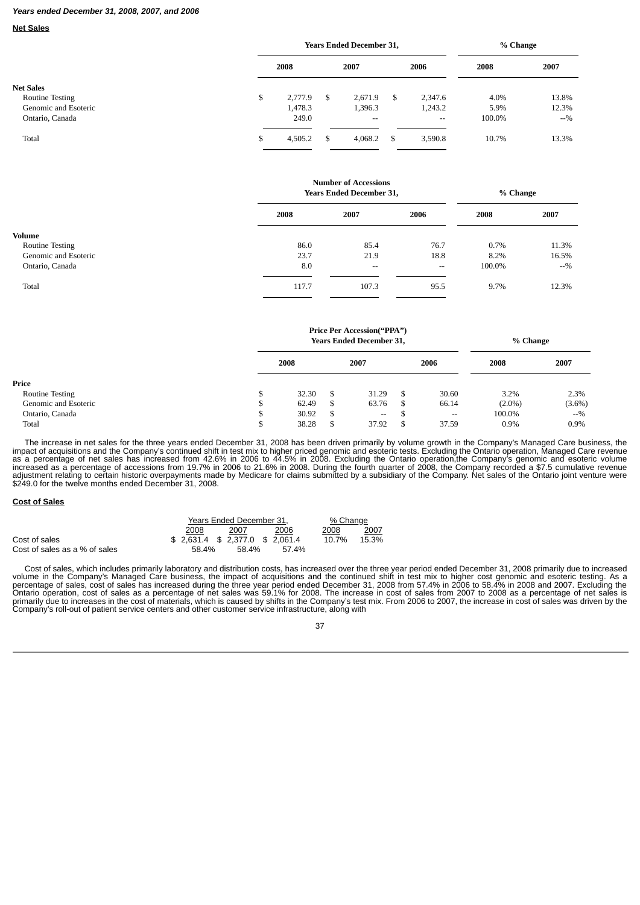***Years ended December 31, 2008, 2007, and 2006***

**Net Sales**

| | Years Ended December 31, | | | % Change | |
|---|---|---|---|---|---|
| | 2008 | 2007 | 2006 | 2008 | 2007 |
| **Net Sales** | | | | | |
| Routine Testing | $ 2,777.9 | $ 2,671.9 | $ 2,347.6 | 4.0% | 13.8% |
| Genomic and Esoteric | 1,478.3 | 1,396.3 | 1,243.2 | 5.9% | 12.3% |
| Ontario, Canada | 249.0 | -- | -- | 100.0% | --% |
| Total | $ 4,505.2 | $ 4,068.2 | $ 3,590.8 | 10.7% | 13.3% |

| | Number of Accessions Years Ended December 31, | | | % Change | |
|---|---|---|---|---|---|
| | 2008 | 2007 | 2006 | 2008 | 2007 |
| **Volume** | | | | | |
| Routine Testing | 86.0 | 85.4 | 76.7 | 0.7% | 11.3% |
| Genomic and Esoteric | 23.7 | 21.9 | 18.8 | 8.2% | 16.5% |
| Ontario, Canada | 8.0 | -- | -- | 100.0% | --% |
| Total | 117.7 | 107.3 | 95.5 | 9.7% | 12.3% |

| | Price Per Accession("PPA") Years Ended December 31, | | | % Change | |
|---|---|---|---|---|---|
| | 2008 | 2007 | 2006 | 2008 | 2007 |
| **Price** | | | | | |
| Routine Testing | $ 32.30 | $ 31.29 | $ 30.60 | 3.2% | 2.3% |
| Genomic and Esoteric | $ 62.49 | $ 63.76 | $ 66.14 | (2.0%) | (3.6%) |
| Ontario, Canada | $ 30.92 | $ -- | $ -- | 100.0% | --% |
| Total | $ 38.28 | $ 37.92 | $ 37.59 | 0.9% | 0.9% |

The increase in net sales for the three years ended December 31, 2008 has been driven primarily by volume growth in the Company's Managed Care business, the impact of acquisitions and the Company's continued shift in test mix to higher priced genomic and esoteric tests. Excluding the Ontario operation, Managed Care revenue as a percentage of net sales has increased from 42.6% in 2006 to 44.5% in 2008. Excluding the Ontario operation,the Company's genomic and esoteric volume increased as a percentage of accessions from 19.7% in 2006 to 21.6% in 2008. During the fourth quarter of 2008, the Company recorded a $7.5 cumulative revenue adjustment relating to certain historic overpayments made by Medicare for claims submitted by a subsidiary of the Company. Net sales of the Ontario joint venture were $249.0 for the twelve months ended December 31, 2008.

**Cost of Sales**

| | Years Ended December 31, | | | % Change | |
|---|---|---|---|---|---|
| | 2008 | 2007 | 2006 | 2008 | 2007 |
| Cost of sales | $ 2,631.4 | $ 2,377.0 | $ 2,061.4 | 10.7% | 15.3% |
| Cost of sales as a % of sales | 58.4% | 58.4% | 57.4% | | |

Cost of sales, which includes primarily laboratory and distribution costs, has increased over the three year period ended December 31, 2008 primarily due to increased volume in the Company's Managed Care business, the impact of acquisitions and the continued shift in test mix to higher cost genomic and esoteric testing. As a percentage of sales, cost of sales has increased during the three year period ended December 31, 2008 from 57.4% in 2006 to 58.4% in 2008 and 2007. Excluding the Ontario operation, cost of sales as a percentage of net sales was 59.1% for 2008. The increase in cost of sales from 2007 to 2008 as a percentage of net sales is primarily due to increases in the cost of materials, which is caused by shifts in the Company's test mix. From 2006 to 2007, the increase in cost of sales was driven by the Company's roll-out of patient service centers and other customer service infrastructure, along with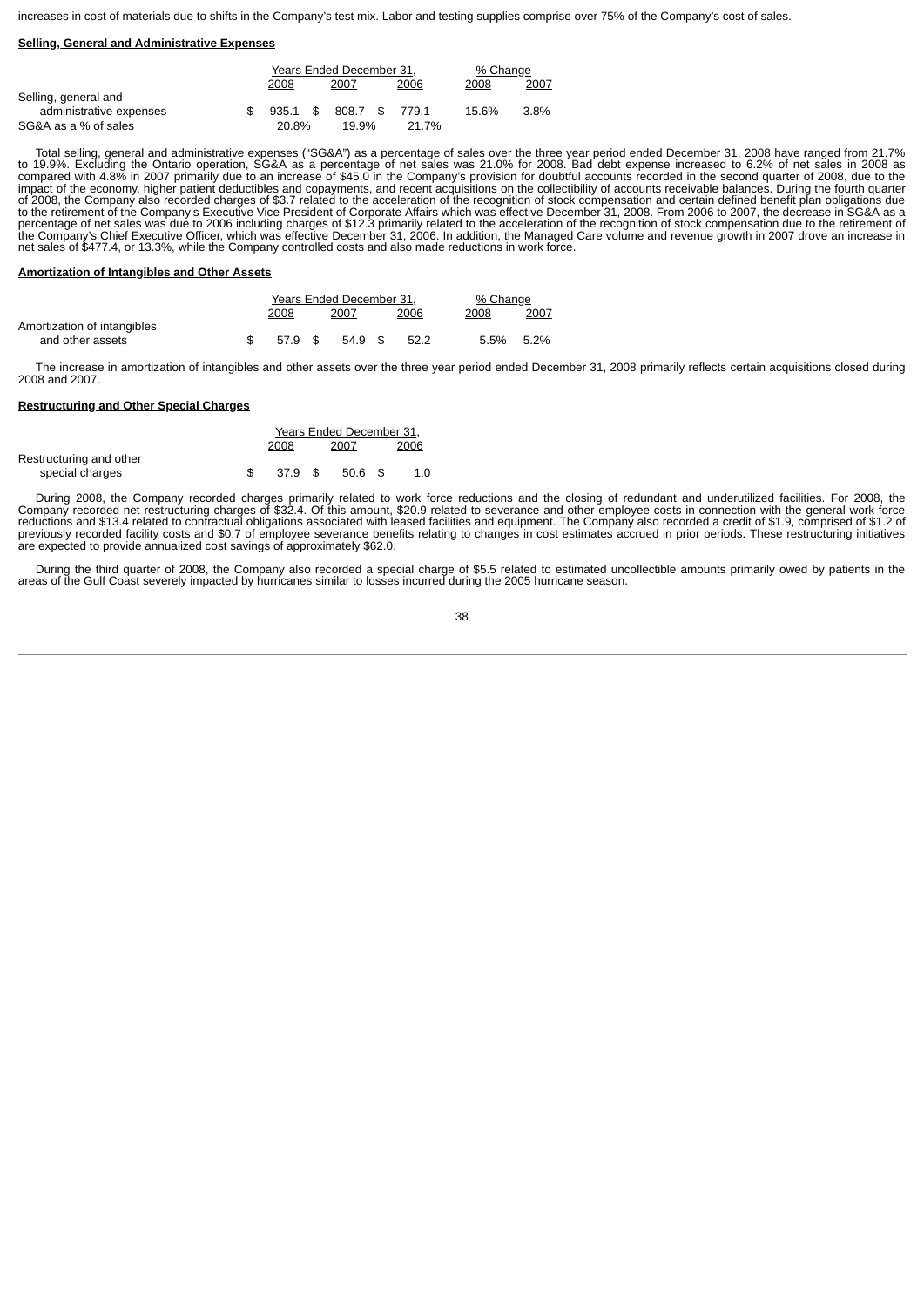increases in cost of materials due to shifts in the Company's test mix. Labor and testing supplies comprise over 75% of the Company's cost of sales.

**Selling, General and Administrative Expenses**

| | Years Ended December 31, | | | % Change | |
|---|---|---|---|---|---|
| | 2008 | 2007 | 2006 | 2008 | 2007 |
| Selling, general and administrative expenses | $ 935.1 | $ 808.7 | $ 779.1 | 15.6% | 3.8% |
| SG&A as a % of sales | 20.8% | 19.9% | 21.7% | | |

Total selling, general and administrative expenses ("SG&A") as a percentage of sales over the three year period ended December 31, 2008 have ranged from 21.7% to 19.9%. Excluding the Ontario operation, SG&A as a percentage of net sales was 21.0% for 2008. Bad debt expense increased to 6.2% of net sales in 2008 as compared with 4.8% in 2007 primarily due to an increase of $45.0 in the Company's provision for doubtful accounts recorded in the second quarter of 2008, due to the impact of the economy, higher patient deductibles and copayments, and recent acquisitions on the collectibility of accounts receivable balances. During the fourth quarter of 2008, the Company also recorded charges of $3.7 related to the acceleration of the recognition of stock compensation and certain defined benefit plan obligations due to the retirement of the Company's Executive Vice President of Corporate Affairs which was effective December 31, 2008. From 2006 to 2007, the decrease in SG&A as a percentage of net sales was due to 2006 including charges of $12.3 primarily related to the acceleration of the recognition of stock compensation due to the retirement of the Company's Chief Executive Officer, which was effective December 31, 2006. In addition, the Managed Care volume and revenue growth in 2007 drove an increase in net sales of $477.4, or 13.3%, while the Company controlled costs and also made reductions in work force.

**Amortization of Intangibles and Other Assets**

| | Years Ended December 31, | | | % Change | |
|---|---|---|---|---|---|
| | 2008 | 2007 | 2006 | 2008 | 2007 |
| Amortization of intangibles and other assets | $ 57.9 | $ 54.9 | $ 52.2 | 5.5% | 5.2% |

The increase in amortization of intangibles and other assets over the three year period ended December 31, 2008 primarily reflects certain acquisitions closed during 2008 and 2007.

**Restructuring and Other Special Charges**

| | Years Ended December 31, | | |
|---|---|---|---|
| | 2008 | 2007 | 2006 |
| Restructuring and other special charges | $ 37.9 | $ 50.6 | $ 1.0 |

During 2008, the Company recorded charges primarily related to work force reductions and the closing of redundant and underutilized facilities. For 2008, the Company recorded net restructuring charges of $32.4. Of this amount, $20.9 related to severance and other employee costs in connection with the general work force reductions and $13.4 related to contractual obligations associated with leased facilities and equipment. The Company also recorded a credit of $1.9, comprised of $1.2 of previously recorded facility costs and $0.7 of employee severance benefits relating to changes in cost estimates accrued in prior periods. These restructuring initiatives are expected to provide annualized cost savings of approximately $62.0.

During the third quarter of 2008, the Company also recorded a special charge of $5.5 related to estimated uncollectible amounts primarily owed by patients in the areas of the Gulf Coast severely impacted by hurricanes similar to losses incurred during the 2005 hurricane season.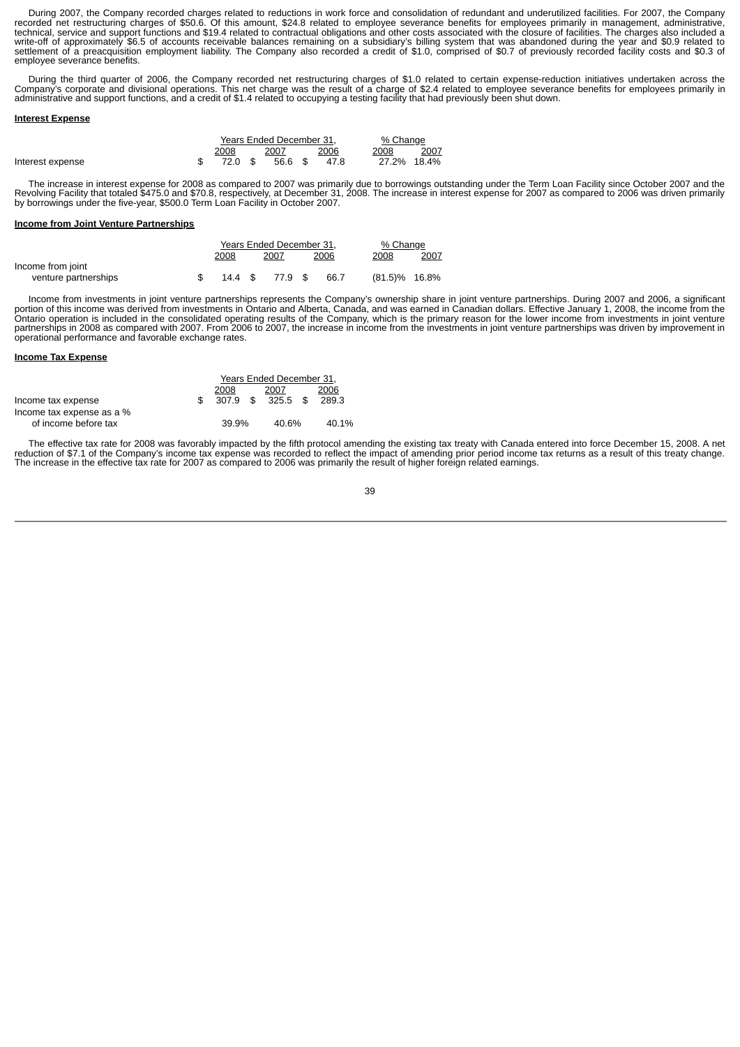During 2007, the Company recorded charges related to reductions in work force and consolidation of redundant and underutilized facilities. For 2007, the Company recorded net restructuring charges of $50.6. Of this amount, $24.8 related to employee severance benefits for employees primarily in management, administrative, technical, service and support functions and $19.4 related to contractual obligations and other costs associated with the closure of facilities. The charges also included a write-off of approximately $6.5 of accounts receivable balances remaining on a subsidiary's billing system that was abandoned during the year and $0.9 related to settlement of a preacquisition employment liability. The Company also recorded a credit of $1.0, comprised of $0.7 of previously recorded facility costs and $0.3 of employee severance benefits.

During the third quarter of 2006, the Company recorded net restructuring charges of $1.0 related to certain expense-reduction initiatives undertaken across the Company's corporate and divisional operations. This net charge was the result of a charge of $2.4 related to employee severance benefits for employees primarily in administrative and support functions, and a credit of $1.4 related to occupying a testing facility that had previously been shut down.

**Interest Expense**

| | Years Ended December 31, | | | % Change | |
|---|---|---|---|---|---|
| | 2008 | 2007 | 2006 | 2008 | 2007 |
| Interest expense | $ 72.0 | $ 56.6 | $ 47.8 | 27.2% | 18.4% |

The increase in interest expense for 2008 as compared to 2007 was primarily due to borrowings outstanding under the Term Loan Facility since October 2007 and the Revolving Facility that totaled $475.0 and $70.8, respectively, at December 31, 2008. The increase in interest expense for 2007 as compared to 2006 was driven primarily by borrowings under the five-year, $500.0 Term Loan Facility in October 2007.

**Income from Joint Venture Partnerships**

| | Years Ended December 31, | | | % Change | |
|---|---|---|---|---|---|
| | 2008 | 2007 | 2006 | 2008 | 2007 |
| Income from joint venture partnerships | $ 14.4 | $ 77.9 | $ 66.7 | (81.5)% | 16.8% |

Income from investments in joint venture partnerships represents the Company's ownership share in joint venture partnerships. During 2007 and 2006, a significant portion of this income was derived from investments in Ontario and Alberta, Canada, and was earned in Canadian dollars. Effective January 1, 2008, the income from the Ontario operation is included in the consolidated operating results of the Company, which is the primary reason for the lower income from investments in joint venture partnerships in 2008 as compared with 2007. From 2006 to 2007, the increase in income from the investments in joint venture partnerships was driven by improvement in operational performance and favorable exchange rates.

**Income Tax Expense**

| | Years Ended December 31, | | |
|---|---|---|---|
| | 2008 | 2007 | 2006 |
| Income tax expense | $ 307.9 | $ 325.5 | $ 289.3 |
| Income tax expense as a % of income before tax | 39.9% | 40.6% | 40.1% |

The effective tax rate for 2008 was favorably impacted by the fifth protocol amending the existing tax treaty with Canada entered into force December 15, 2008. A net reduction of $7.1 of the Company's income tax expense was recorded to reflect the impact of amending prior period income tax returns as a result of this treaty change. The increase in the effective tax rate for 2007 as compared to 2006 was primarily the result of higher foreign related earnings.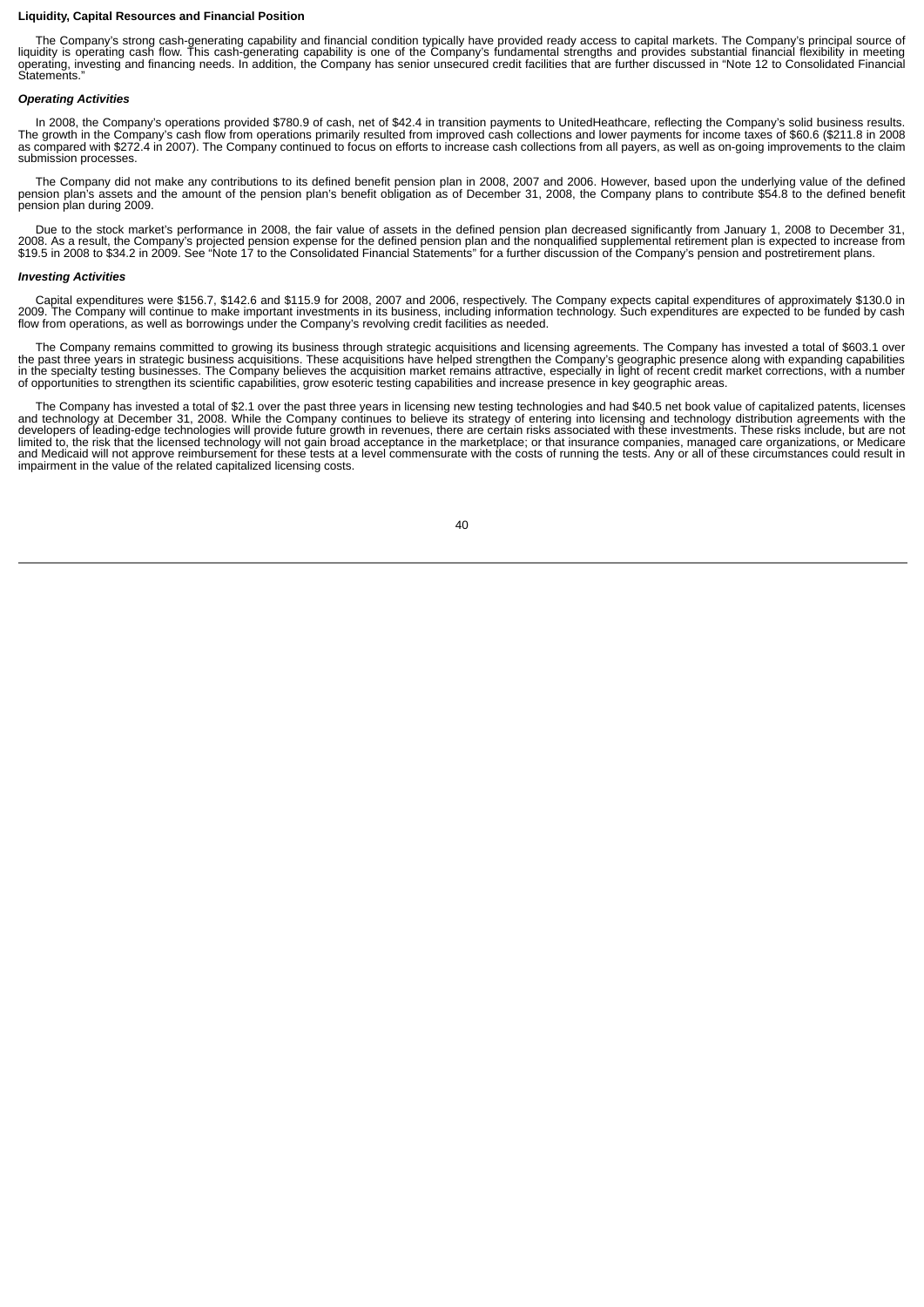**Liquidity, Capital Resources and Financial Position**

The Company's strong cash-generating capability and financial condition typically have provided ready access to capital markets. The Company's principal source of liquidity is operating cash flow. This cash-generating capability is one of the Company's fundamental strengths and provides substantial financial flexibility in meeting operating, investing and financing needs. In addition, the Company has senior unsecured credit facilities that are further discussed in "Note 12 to Consolidated Financial Statements."

***Operating Activities***

In 2008, the Company's operations provided $780.9 of cash, net of $42.4 in transition payments to UnitedHeathcare, reflecting the Company's solid business results. The growth in the Company's cash flow from operations primarily resulted from improved cash collections and lower payments for income taxes of $60.6 ($211.8 in 2008 as compared with $272.4 in 2007). The Company continued to focus on efforts to increase cash collections from all payers, as well as on-going improvements to the claim submission processes.

The Company did not make any contributions to its defined benefit pension plan in 2008, 2007 and 2006. However, based upon the underlying value of the defined pension plan's assets and the amount of the pension plan's benefit obligation as of December 31, 2008, the Company plans to contribute $54.8 to the defined benefit pension plan during 2009.

Due to the stock market's performance in 2008, the fair value of assets in the defined pension plan decreased significantly from January 1, 2008 to December 31, 2008. As a result, the Company's projected pension expense for the defined pension plan and the nonqualified supplemental retirement plan is expected to increase from $19.5 in 2008 to $34.2 in 2009. See "Note 17 to the Consolidated Financial Statements" for a further discussion of the Company's pension and postretirement plans.

***Investing Activities***

Capital expenditures were $156.7, $142.6 and $115.9 for 2008, 2007 and 2006, respectively. The Company expects capital expenditures of approximately $130.0 in 2009. The Company will continue to make important investments in its business, including information technology. Such expenditures are expected to be funded by cash flow from operations, as well as borrowings under the Company's revolving credit facilities as needed.

The Company remains committed to growing its business through strategic acquisitions and licensing agreements. The Company has invested a total of $603.1 over the past three years in strategic business acquisitions. These acquisitions have helped strengthen the Company's geographic presence along with expanding capabilities in the specialty testing businesses. The Company believes the acquisition market remains attractive, especially in light of recent credit market corrections, with a number of opportunities to strengthen its scientific capabilities, grow esoteric testing capabilities and increase presence in key geographic areas.

The Company has invested a total of $2.1 over the past three years in licensing new testing technologies and had $40.5 net book value of capitalized patents, licenses and technology at December 31, 2008. While the Company continues to believe its strategy of entering into licensing and technology distribution agreements with the developers of leading-edge technologies will provide future growth in revenues, there are certain risks associated with these investments. These risks include, but are not limited to, the risk that the licensed technology will not gain broad acceptance in the marketplace; or that insurance companies, managed care organizations, or Medicare and Medicaid will not approve reimbursement for these tests at a level commensurate with the costs of running the tests. Any or all of these circumstances could result in impairment in the value of the related capitalized licensing costs.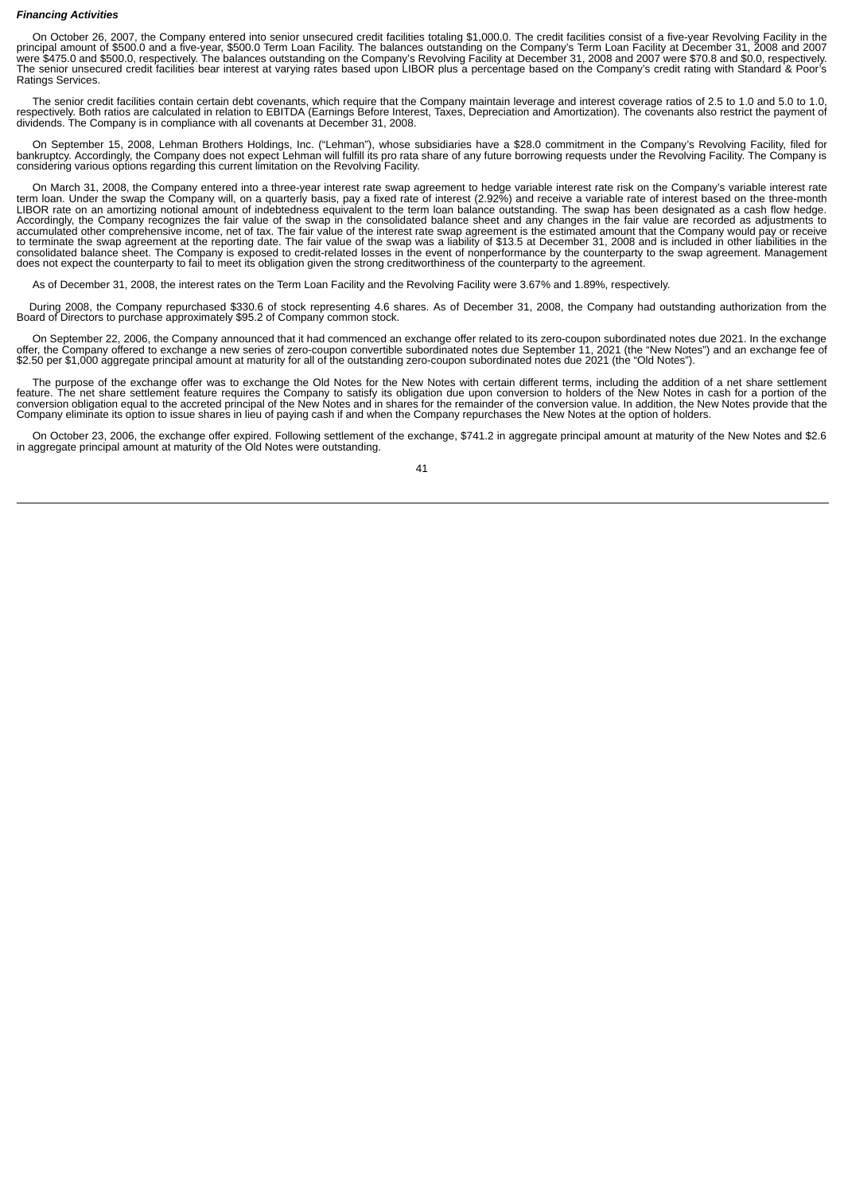***Financing Activities***

On October 26, 2007, the Company entered into senior unsecured credit facilities totaling $1,000.0. The credit facilities consist of a five-year Revolving Facility in the principal amount of $500.0 and a five-year, $500.0 Term Loan Facility. The balances outstanding on the Company's Term Loan Facility at December 31, 2008 and 2007 were $475.0 and $500.0, respectively. The balances outstanding on the Company's Revolving Facility at December 31, 2008 and 2007 were $70.8 and $0.0, respectively. The senior unsecured credit facilities bear interest at varying rates based upon LIBOR plus a percentage based on the Company's credit rating with Standard & Poor's Ratings Services.

The senior credit facilities contain certain debt covenants, which require that the Company maintain leverage and interest coverage ratios of 2.5 to 1.0 and 5.0 to 1.0, respectively. Both ratios are calculated in relation to EBITDA (Earnings Before Interest, Taxes, Depreciation and Amortization). The covenants also restrict the payment of dividends. The Company is in compliance with all covenants at December 31, 2008.

On September 15, 2008, Lehman Brothers Holdings, Inc. ("Lehman"), whose subsidiaries have a $28.0 commitment in the Company's Revolving Facility, filed for bankruptcy. Accordingly, the Company does not expect Lehman will fulfill its pro rata share of any future borrowing requests under the Revolving Facility. The Company is considering various options regarding this current limitation on the Revolving Facility.

On March 31, 2008, the Company entered into a three-year interest rate swap agreement to hedge variable interest rate risk on the Company's variable interest rate term loan. Under the swap the Company will, on a quarterly basis, pay a fixed rate of interest (2.92%) and receive a variable rate of interest based on the three-month LIBOR rate on an amortizing notional amount of indebtedness equivalent to the term loan balance outstanding. The swap has been designated as a cash flow hedge. Accordingly, the Company recognizes the fair value of the swap in the consolidated balance sheet and any changes in the fair value are recorded as adjustments to accumulated other comprehensive income, net of tax. The fair value of the interest rate swap agreement is the estimated amount that the Company would pay or receive to terminate the swap agreement at the reporting date. The fair value of the swap was a liability of $13.5 at December 31, 2008 and is included in other liabilities in the consolidated balance sheet. The Company is exposed to credit-related losses in the event of nonperformance by the counterparty to the swap agreement. Management does not expect the counterparty to fail to meet its obligation given the strong creditworthiness of the counterparty to the agreement.

As of December 31, 2008, the interest rates on the Term Loan Facility and the Revolving Facility were 3.67% and 1.89%, respectively.

During 2008, the Company repurchased $330.6 of stock representing 4.6 shares. As of December 31, 2008, the Company had outstanding authorization from the Board of Directors to purchase approximately $95.2 of Company common stock.

On September 22, 2006, the Company announced that it had commenced an exchange offer related to its zero-coupon subordinated notes due 2021. In the exchange offer, the Company offered to exchange a new series of zero-coupon convertible subordinated notes due September 11, 2021 (the "New Notes") and an exchange fee of $2.50 per $1,000 aggregate principal amount at maturity for all of the outstanding zero-coupon subordinated notes due 2021 (the "Old Notes").

The purpose of the exchange offer was to exchange the Old Notes for the New Notes with certain different terms, including the addition of a net share settlement feature. The net share settlement feature requires the Company to satisfy its obligation due upon conversion to holders of the New Notes in cash for a portion of the conversion obligation equal to the accreted principal of the New Notes and in shares for the remainder of the conversion value. In addition, the New Notes provide that the Company eliminate its option to issue shares in lieu of paying cash if and when the Company repurchases the New Notes at the option of holders.

On October 23, 2006, the exchange offer expired. Following settlement of the exchange, $741.2 in aggregate principal amount at maturity of the New Notes and $2.6 in aggregate principal amount at maturity of the Old Notes were outstanding.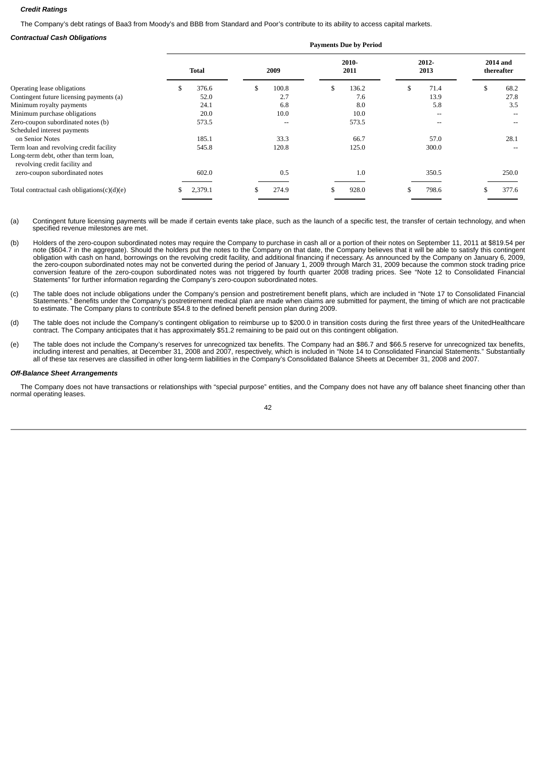***Credit Ratings***

The Company's debt ratings of Baa3 from Moody's and BBB from Standard and Poor's contribute to its ability to access capital markets.

***Contractual Cash Obligations***

| | Payments Due by Period | | | | |
|---|---|---|---|---|---|
| | Total | 2009 | 2010-2011 | 2012-2013 | 2014 and thereafter |
| Operating lease obligations | $ 376.6 | $ 100.8 | $ 136.2 | $ 71.4 | $ 68.2 |
| Contingent future licensing payments (a) | 52.0 | 2.7 | 7.6 | 13.9 | 27.8 |
| Minimum royalty payments | 24.1 | 6.8 | 8.0 | 5.8 | 3.5 |
| Minimum purchase obligations | 20.0 | 10.0 | 10.0 | -- | -- |
| Zero-coupon subordinated notes (b) | 573.5 | -- | 573.5 | -- | -- |
| Scheduled interest payments on Senior Notes | 185.1 | 33.3 | 66.7 | 57.0 | 28.1 |
| Term loan and revolving credit facility | 545.8 | 120.8 | 125.0 | 300.0 | -- |
| Long-term debt, other than term loan, revolving credit facility and zero-coupon subordinated notes | 602.0 | 0.5 | 1.0 | 350.5 | 250.0 |
| Total contractual cash obligations(c)(d)(e) | $ 2,379.1 | $ 274.9 | $ 928.0 | $ 798.6 | $ 377.6 |

(a) Contingent future licensing payments will be made if certain events take place, such as the launch of a specific test, the transfer of certain technology, and when specified revenue milestones are met.

(b) Holders of the zero-coupon subordinated notes may require the Company to purchase in cash all or a portion of their notes on September 11, 2011 at $819.54 per note ($604.7 in the aggregate). Should the holders put the notes to the Company on that date, the Company believes that it will be able to satisfy this contingent obligation with cash on hand, borrowings on the revolving credit facility, and additional financing if necessary. As announced by the Company on January 6, 2009, the zero-coupon subordinated notes may not be converted during the period of January 1, 2009 through March 31, 2009 because the common stock trading price conversion feature of the zero-coupon subordinated notes was not triggered by fourth quarter 2008 trading prices. See "Note 12 to Consolidated Financial Statements" for further information regarding the Company's zero-coupon subordinated notes.

(c) The table does not include obligations under the Company's pension and postretirement benefit plans, which are included in "Note 17 to Consolidated Financial Statements." Benefits under the Company's postretirement medical plan are made when claims are submitted for payment, the timing of which are not practicable to estimate. The Company plans to contribute $54.8 to the defined benefit pension plan during 2009.

(d) The table does not include the Company's contingent obligation to reimburse up to $200.0 in transition costs during the first three years of the UnitedHealthcare contract. The Company anticipates that it has approximately $51.2 remaining to be paid out on this contingent obligation.

(e) The table does not include the Company's reserves for unrecognized tax benefits. The Company had an $86.7 and $66.5 reserve for unrecognized tax benefits, including interest and penalties, at December 31, 2008 and 2007, respectively, which is included in "Note 14 to Consolidated Financial Statements." Substantially all of these tax reserves are classified in other long-term liabilities in the Company's Consolidated Balance Sheets at December 31, 2008 and 2007.

***Off-Balance Sheet Arrangements***

The Company does not have transactions or relationships with "special purpose" entities, and the Company does not have any off balance sheet financing other than normal operating leases.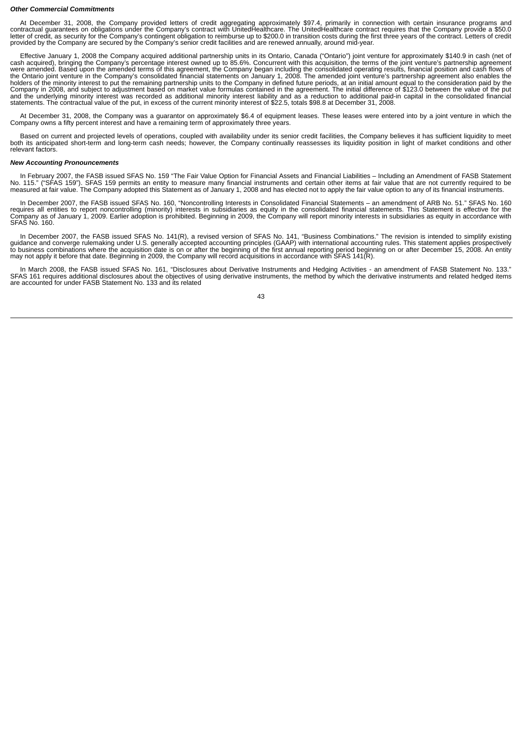***Other Commercial Commitments***

At December 31, 2008, the Company provided letters of credit aggregating approximately $97.4, primarily in connection with certain insurance programs and contractual guarantees on obligations under the Company's contract with UnitedHealthcare. The UnitedHealthcare contract requires that the Company provide a $50.0 letter of credit, as security for the Company's contingent obligation to reimburse up to $200.0 in transition costs during the first three years of the contract. Letters of credit provided by the Company are secured by the Company's senior credit facilities and are renewed annually, around mid-year.

Effective January 1, 2008 the Company acquired additional partnership units in its Ontario, Canada ("Ontario") joint venture for approximately $140.9 in cash (net of cash acquired), bringing the Company's percentage interest owned up to 85.6%. Concurrent with this acquisition, the terms of the joint venture's partnership agreement were amended. Based upon the amended terms of this agreement, the Company began including the consolidated operating results, financial position and cash flows of the Ontario joint venture in the Company's consolidated financial statements on January 1, 2008. The amended joint venture's partnership agreement also enables the holders of the minority interest to put the remaining partnership units to the Company in defined future periods, at an initial amount equal to the consideration paid by the Company in 2008, and subject to adjustment based on market value formulas contained in the agreement. The initial difference of $123.0 between the value of the put and the underlying minority interest was recorded as additional minority interest liability and as a reduction to additional paid-in capital in the consolidated financial statements. The contractual value of the put, in excess of the current minority interest of $22.5, totals $98.8 at December 31, 2008.

At December 31, 2008, the Company was a guarantor on approximately $6.4 of equipment leases. These leases were entered into by a joint venture in which the Company owns a fifty percent interest and have a remaining term of approximately three years.

Based on current and projected levels of operations, coupled with availability under its senior credit facilities, the Company believes it has sufficient liquidity to meet both its anticipated short-term and long-term cash needs; however, the Company continually reassesses its liquidity position in light of market conditions and other relevant factors.

***New Accounting Pronouncements***

In February 2007, the FASB issued SFAS No. 159 "The Fair Value Option for Financial Assets and Financial Liabilities – Including an Amendment of FASB Statement No. 115." ("SFAS 159"). SFAS 159 permits an entity to measure many financial instruments and certain other items at fair value that are not currently required to be measured at fair value. The Company adopted this Statement as of January 1, 2008 and has elected not to apply the fair value option to any of its financial instruments.

In December 2007, the FASB issued SFAS No. 160, "Noncontrolling Interests in Consolidated Financial Statements – an amendment of ARB No. 51." SFAS No. 160 requires all entities to report noncontrolling (minority) interests in subsidiaries as equity in the consolidated financial statements. This Statement is effective for the Company as of January 1, 2009. Earlier adoption is prohibited. Beginning in 2009, the Company will report minority interests in subsidiaries as equity in accordance with SFAS No. 160.

In December 2007, the FASB issued SFAS No. 141(R), a revised version of SFAS No. 141, "Business Combinations." The revision is intended to simplify existing guidance and converge rulemaking under U.S. generally accepted accounting principles (GAAP) with international accounting rules. This statement applies prospectively to business combinations where the acquisition date is on or after the beginning of the first annual reporting period beginning on or after December 15, 2008. An entity may not apply it before that date. Beginning in 2009, the Company will record acquisitions in accordance with SFAS 141(R).

In March 2008, the FASB issued SFAS No. 161, "Disclosures about Derivative Instruments and Hedging Activities - an amendment of FASB Statement No. 133." SFAS 161 requires additional disclosures about the objectives of using derivative instruments, the method by which the derivative instruments and related hedged items are accounted for under FASB Statement No. 133 and its related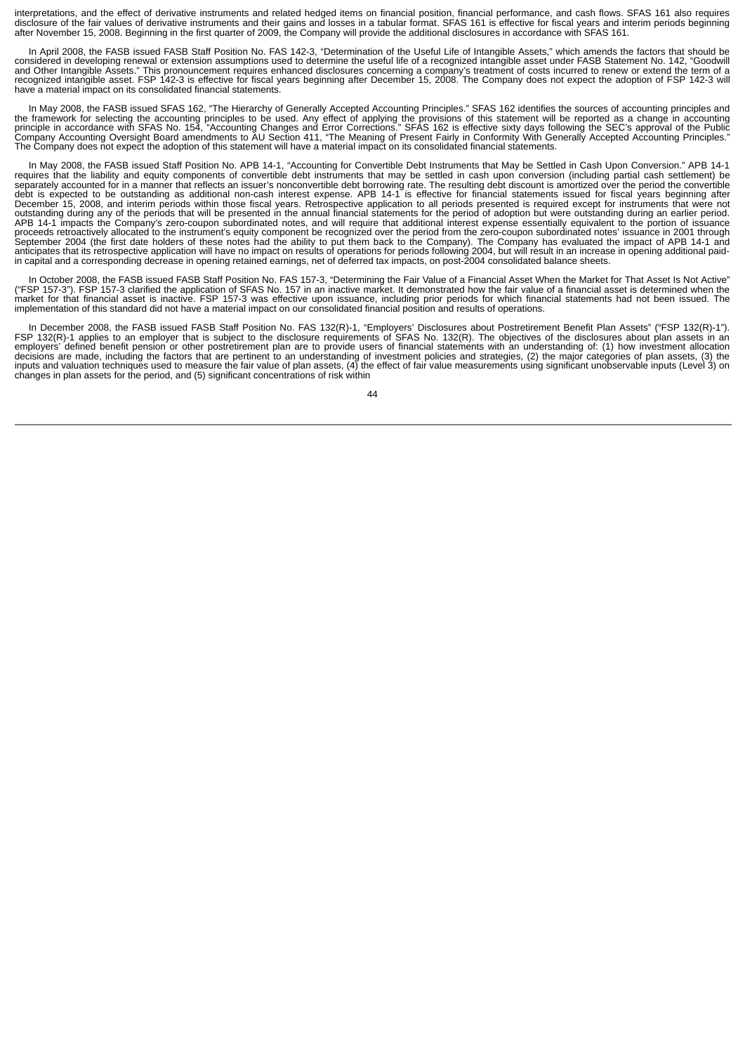interpretations, and the effect of derivative instruments and related hedged items on financial position, financial performance, and cash flows. SFAS 161 also requires disclosure of the fair values of derivative instruments and their gains and losses in a tabular format. SFAS 161 is effective for fiscal years and interim periods beginning after November 15, 2008. Beginning in the first quarter of 2009, the Company will provide the additional disclosures in accordance with SFAS 161.

In April 2008, the FASB issued FASB Staff Position No. FAS 142-3, "Determination of the Useful Life of Intangible Assets," which amends the factors that should be considered in developing renewal or extension assumptions used to determine the useful life of a recognized intangible asset under FASB Statement No. 142, "Goodwill and Other Intangible Assets." This pronouncement requires enhanced disclosures concerning a company's treatment of costs incurred to renew or extend the term of a recognized intangible asset. FSP 142-3 is effective for fiscal years beginning after December 15, 2008. The Company does not expect the adoption of FSP 142-3 will have a material impact on its consolidated financial statements.

In May 2008, the FASB issued SFAS 162, "The Hierarchy of Generally Accepted Accounting Principles." SFAS 162 identifies the sources of accounting principles and the framework for selecting the accounting principles to be used. Any effect of applying the provisions of this statement will be reported as a change in accounting principle in accordance with SFAS No. 154, "Accounting Changes and Error Corrections." SFAS 162 is effective sixty days following the SEC's approval of the Public Company Accounting Oversight Board amendments to AU Section 411, "The Meaning of Present Fairly in Conformity With Generally Accepted Accounting Principles." The Company does not expect the adoption of this statement will have a material impact on its consolidated financial statements.

In May 2008, the FASB issued Staff Position No. APB 14-1, "Accounting for Convertible Debt Instruments that May be Settled in Cash Upon Conversion." APB 14-1 requires that the liability and equity components of convertible debt instruments that may be settled in cash upon conversion (including partial cash settlement) be separately accounted for in a manner that reflects an issuer's nonconvertible debt borrowing rate. The resulting debt discount is amortized over the period the convertible debt is expected to be outstanding as additional non-cash interest expense. APB 14-1 is effective for financial statements issued for fiscal years beginning after December 15, 2008, and interim periods within those fiscal years. Retrospective application to all periods presented is required except for instruments that were not outstanding during any of the periods that will be presented in the annual financial statements for the period of adoption but were outstanding during an earlier period. APB 14-1 impacts the Company's zero-coupon subordinated notes, and will require that additional interest expense essentially equivalent to the portion of issuance proceeds retroactively allocated to the instrument's equity component be recognized over the period from the zero-coupon subordinated notes' issuance in 2001 through September 2004 (the first date holders of these notes had the ability to put them back to the Company). The Company has evaluated the impact of APB 14-1 and anticipates that its retrospective application will have no impact on results of operations for periods following 2004, but will result in an increase in opening additional paid-in capital and a corresponding decrease in opening retained earnings, net of deferred tax impacts, on post-2004 consolidated balance sheets.

In October 2008, the FASB issued FASB Staff Position No. FAS 157-3, "Determining the Fair Value of a Financial Asset When the Market for That Asset Is Not Active" ("FSP 157-3"). FSP 157-3 clarified the application of SFAS No. 157 in an inactive market. It demonstrated how the fair value of a financial asset is determined when the market for that financial asset is inactive. FSP 157-3 was effective upon issuance, including prior periods for which financial statements had not been issued. The implementation of this standard did not have a material impact on our consolidated financial position and results of operations.

In December 2008, the FASB issued FASB Staff Position No. FAS 132(R)-1, "Employers' Disclosures about Postretirement Benefit Plan Assets" ("FSP 132(R)-1"). FSP 132(R)-1 applies to an employer that is subject to the disclosure requirements of SFAS No. 132(R). The objectives of the disclosures about plan assets in an employers' defined benefit pension or other postretirement plan are to provide users of financial statements with an understanding of: (1) how investment allocation decisions are made, including the factors that are pertinent to an understanding of investment policies and strategies, (2) the major categories of plan assets, (3) the inputs and valuation techniques used to measure the fair value of plan assets, (4) the effect of fair value measurements using significant unobservable inputs (Level 3) on changes in plan assets for the period, and (5) significant concentrations of risk within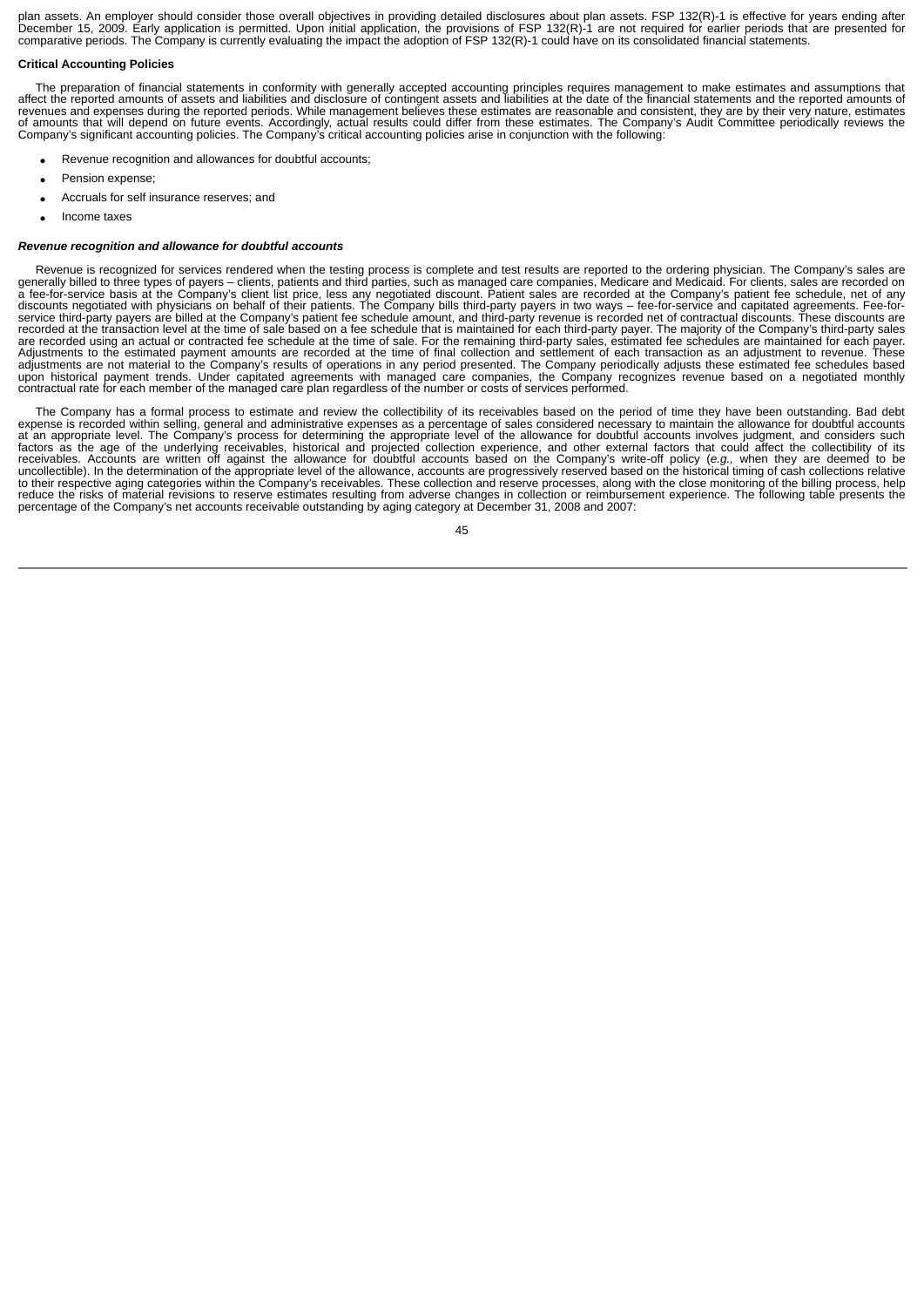plan assets. An employer should consider those overall objectives in providing detailed disclosures about plan assets. FSP 132(R)-1 is effective for years ending after December 15, 2009. Early application is permitted. Upon initial application, the provisions of FSP 132(R)-1 are not required for earlier periods that are presented for comparative periods. The Company is currently evaluating the impact the adoption of FSP 132(R)-1 could have on its consolidated financial statements.

**Critical Accounting Policies**

The preparation of financial statements in conformity with generally accepted accounting principles requires management to make estimates and assumptions that affect the reported amounts of assets and liabilities and disclosure of contingent assets and liabilities at the date of the financial statements and the reported amounts of revenues and expenses during the reported periods. While management believes these estimates are reasonable and consistent, they are by their very nature, estimates of amounts that will depend on future events. Accordingly, actual results could differ from these estimates. The Company's Audit Committee periodically reviews the Company's significant accounting policies. The Company's critical accounting policies arise in conjunction with the following:

- Revenue recognition and allowances for doubtful accounts;
- Pension expense;
- Accruals for self insurance reserves; and
- Income taxes

***Revenue recognition and allowance for doubtful accounts***

Revenue is recognized for services rendered when the testing process is complete and test results are reported to the ordering physician. The Company's sales are generally billed to three types of payers – clients, patients and third parties, such as managed care companies, Medicare and Medicaid. For clients, sales are recorded on a fee-for-service basis at the Company's client list price, less any negotiated discount. Patient sales are recorded at the Company's patient fee schedule, net of any discounts negotiated with physicians on behalf of their patients. The Company bills third-party payers in two ways – fee-for-service and capitated agreements. Fee-for-service third-party payers are billed at the Company's patient fee schedule amount, and third-party revenue is recorded net of contractual discounts. These discounts are recorded at the transaction level at the time of sale based on a fee schedule that is maintained for each third-party payer. The majority of the Company's third-party sales are recorded using an actual or contracted fee schedule at the time of sale. For the remaining third-party sales, estimated fee schedules are maintained for each payer. Adjustments to the estimated payment amounts are recorded at the time of final collection and settlement of each transaction as an adjustment to revenue. These adjustments are not material to the Company's results of operations in any period presented. The Company periodically adjusts these estimated fee schedules based upon historical payment trends. Under capitated agreements with managed care companies, the Company recognizes revenue based on a negotiated monthly contractual rate for each member of the managed care plan regardless of the number or costs of services performed.

The Company has a formal process to estimate and review the collectibility of its receivables based on the period of time they have been outstanding. Bad debt expense is recorded within selling, general and administrative expenses as a percentage of sales considered necessary to maintain the allowance for doubtful accounts at an appropriate level. The Company's process for determining the appropriate level of the allowance for doubtful accounts involves judgment, and considers such factors as the age of the underlying receivables, historical and projected collection experience, and other external factors that could affect the collectibility of its receivables. Accounts are written off against the allowance for doubtful accounts based on the Company's write-off policy (*e.g.,* when they are deemed to be uncollectible). In the determination of the appropriate level of the allowance, accounts are progressively reserved based on the historical timing of cash collections relative to their respective aging categories within the Company's receivables. These collection and reserve processes, along with the close monitoring of the billing process, help reduce the risks of material revisions to reserve estimates resulting from adverse changes in collection or reimbursement experience. The following table presents the percentage of the Company's net accounts receivable outstanding by aging category at December 31, 2008 and 2007: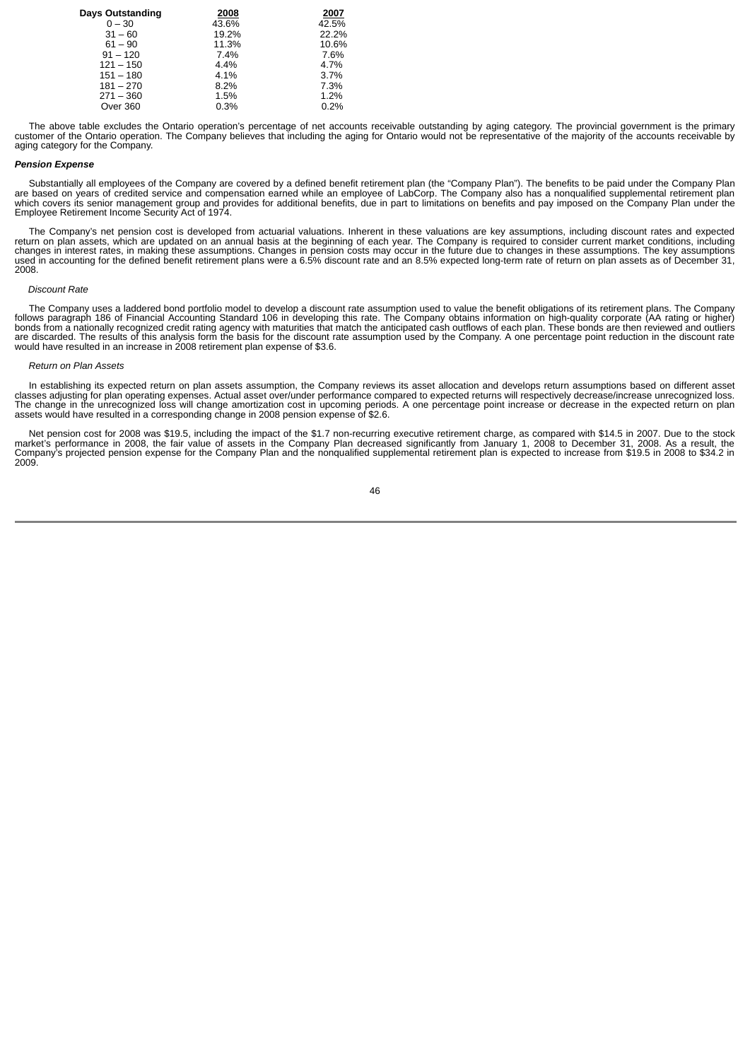| Days Outstanding | 2008 | 2007 |
|---|---|---|
| 0 – 30 | 43.6% | 42.5% |
| 31 – 60 | 19.2% | 22.2% |
| 61 – 90 | 11.3% | 10.6% |
| 91 – 120 | 7.4% | 7.6% |
| 121 – 150 | 4.4% | 4.7% |
| 151 – 180 | 4.1% | 3.7% |
| 181 – 270 | 8.2% | 7.3% |
| 271 – 360 | 1.5% | 1.2% |
| Over 360 | 0.3% | 0.2% |

The above table excludes the Ontario operation's percentage of net accounts receivable outstanding by aging category. The provincial government is the primary customer of the Ontario operation. The Company believes that including the aging for Ontario would not be representative of the majority of the accounts receivable by aging category for the Company.

***Pension Expense***

Substantially all employees of the Company are covered by a defined benefit retirement plan (the "Company Plan"). The benefits to be paid under the Company Plan are based on years of credited service and compensation earned while an employee of LabCorp. The Company also has a nonqualified supplemental retirement plan which covers its senior management group and provides for additional benefits, due in part to limitations on benefits and pay imposed on the Company Plan under the Employee Retirement Income Security Act of 1974.

The Company's net pension cost is developed from actuarial valuations. Inherent in these valuations are key assumptions, including discount rates and expected return on plan assets, which are updated on an annual basis at the beginning of each year. The Company is required to consider current market conditions, including changes in interest rates, in making these assumptions. Changes in pension costs may occur in the future due to changes in these assumptions. The key assumptions used in accounting for the defined benefit retirement plans were a 6.5% discount rate and an 8.5% expected long-term rate of return on plan assets as of December 31, 2008.

*Discount Rate*

The Company uses a laddered bond portfolio model to develop a discount rate assumption used to value the benefit obligations of its retirement plans. The Company follows paragraph 186 of Financial Accounting Standard 106 in developing this rate. The Company obtains information on high-quality corporate (AA rating or higher) bonds from a nationally recognized credit rating agency with maturities that match the anticipated cash outflows of each plan. These bonds are then reviewed and outliers are discarded. The results of this analysis form the basis for the discount rate assumption used by the Company. A one percentage point reduction in the discount rate would have resulted in an increase in 2008 retirement plan expense of $3.6.

*Return on Plan Assets*

In establishing its expected return on plan assets assumption, the Company reviews its asset allocation and develops return assumptions based on different asset classes adjusting for plan operating expenses. Actual asset over/under performance compared to expected returns will respectively decrease/increase unrecognized loss. The change in the unrecognized loss will change amortization cost in upcoming periods. A one percentage point increase or decrease in the expected return on plan assets would have resulted in a corresponding change in 2008 pension expense of $2.6.

Net pension cost for 2008 was $19.5, including the impact of the $1.7 non-recurring executive retirement charge, as compared with $14.5 in 2007. Due to the stock market's performance in 2008, the fair value of assets in the Company Plan decreased significantly from January 1, 2008 to December 31, 2008. As a result, the Company's projected pension expense for the Company Plan and the nonqualified supplemental retirement plan is expected to increase from $19.5 in 2008 to $34.2 in 2009.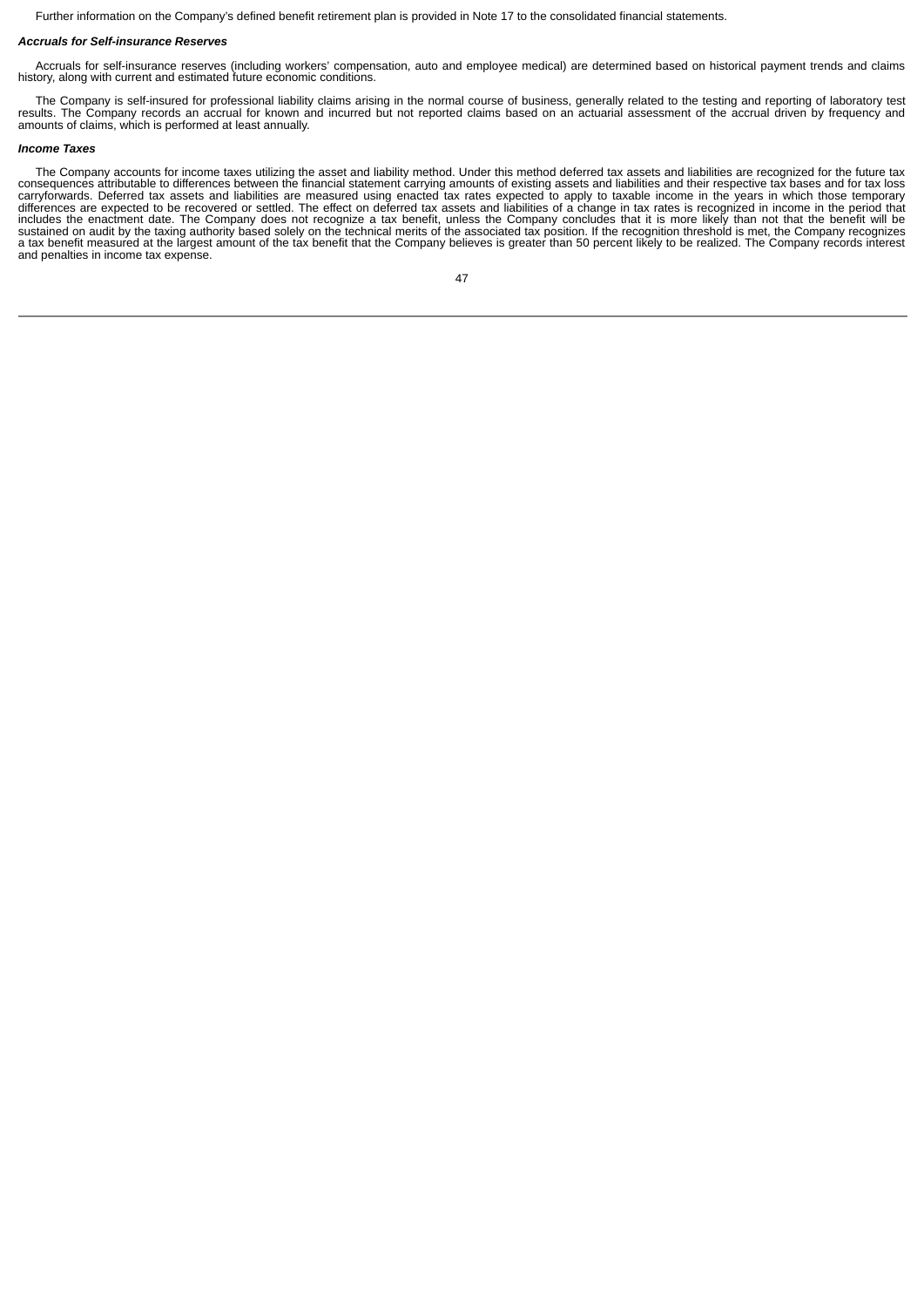Further information on the Company's defined benefit retirement plan is provided in Note 17 to the consolidated financial statements.

### *Accruals for Self-insurance Reserves*

Accruals for self-insurance reserves (including workers' compensation, auto and employee medical) are determined based on historical payment trends and claims history, along with current and estimated future economic conditions.

The Company is self-insured for professional liability claims arising in the normal course of business, generally related to the testing and reporting of laboratory test results. The Company records an accrual for known and incurred but not reported claims based on an actuarial assessment of the accrual driven by frequency and amounts of claims, which is performed at least annually.

### *Income Taxes*

The Company accounts for income taxes utilizing the asset and liability method. Under this method deferred tax assets and liabilities are recognized for the future tax consequences attributable to differences between the financial statement carrying amounts of existing assets and liabilities and their respective tax bases and for tax loss carryforwards. Deferred tax assets and liabilities are measured using enacted tax rates expected to apply to taxable income in the years in which those temporary differences are expected to be recovered or settled. The effect on deferred tax assets and liabilities of a change in tax rates is recognized in income in the period that includes the enactment date. The Company does not recognize a tax benefit, unless the Company concludes that it is more likely than not that the benefit will be sustained on audit by the taxing authority based solely on the technical merits of the associated tax position. If the recognition threshold is met, the Company recognizes a tax benefit measured at the largest amount of the tax benefit that the Company believes is greater than 50 percent likely to be realized. The Company records interest and penalties in income tax expense.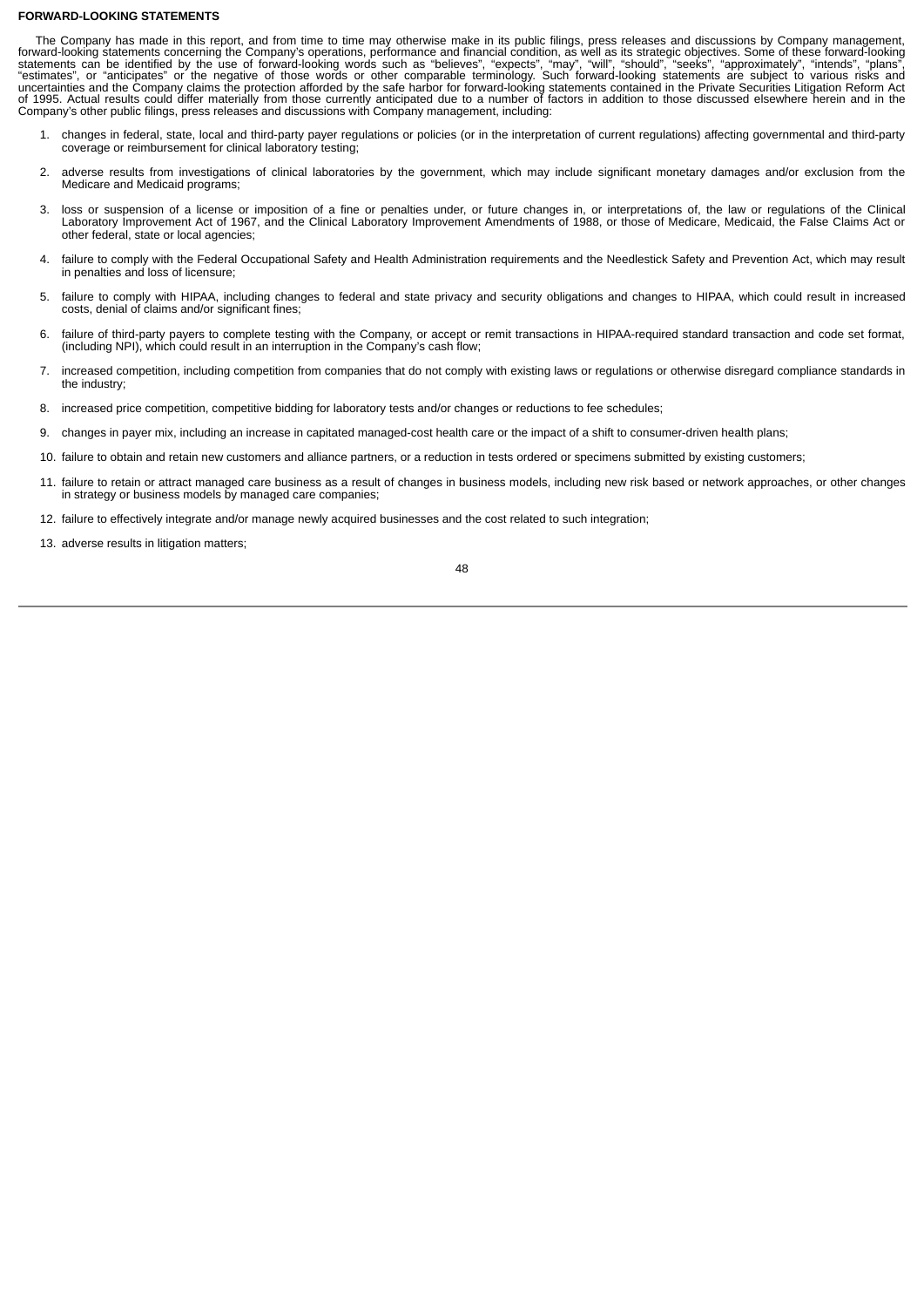**FORWARD-LOOKING STATEMENTS**

The Company has made in this report, and from time to time may otherwise make in its public filings, press releases and discussions by Company management, forward-looking statements concerning the Company's operations, performance and financial condition, as well as its strategic objectives. Some of these forward-looking statements can be identified by the use of forward-looking words such as "believes", "expects", "may", "will", "should", "seeks", "approximately", "intends", "plans", "estimates", or "anticipates" or the negative of those words or other comparable terminology. Such forward-looking statements are subject to various risks and uncertainties and the Company claims the protection afforded by the safe harbor for forward-looking statements contained in the Private Securities Litigation Reform Act of 1995. Actual results could differ materially from those currently anticipated due to a number of factors in addition to those discussed elsewhere herein and in the Company's other public filings, press releases and discussions with Company management, including:

1. changes in federal, state, local and third-party payer regulations or policies (or in the interpretation of current regulations) affecting governmental and third-party coverage or reimbursement for clinical laboratory testing;
2. adverse results from investigations of clinical laboratories by the government, which may include significant monetary damages and/or exclusion from the Medicare and Medicaid programs;
3. loss or suspension of a license or imposition of a fine or penalties under, or future changes in, or interpretations of, the law or regulations of the Clinical Laboratory Improvement Act of 1967, and the Clinical Laboratory Improvement Amendments of 1988, or those of Medicare, Medicaid, the False Claims Act or other federal, state or local agencies;
4. failure to comply with the Federal Occupational Safety and Health Administration requirements and the Needlestick Safety and Prevention Act, which may result in penalties and loss of licensure;
5. failure to comply with HIPAA, including changes to federal and state privacy and security obligations and changes to HIPAA, which could result in increased costs, denial of claims and/or significant fines;
6. failure of third-party payers to complete testing with the Company, or accept or remit transactions in HIPAA-required standard transaction and code set format, (including NPI), which could result in an interruption in the Company's cash flow;
7. increased competition, including competition from companies that do not comply with existing laws or regulations or otherwise disregard compliance standards in the industry;
8. increased price competition, competitive bidding for laboratory tests and/or changes or reductions to fee schedules;
9. changes in payer mix, including an increase in capitated managed-cost health care or the impact of a shift to consumer-driven health plans;
10. failure to obtain and retain new customers and alliance partners, or a reduction in tests ordered or specimens submitted by existing customers;
11. failure to retain or attract managed care business as a result of changes in business models, including new risk based or network approaches, or other changes in strategy or business models by managed care companies;
12. failure to effectively integrate and/or manage newly acquired businesses and the cost related to such integration;
13. adverse results in litigation matters;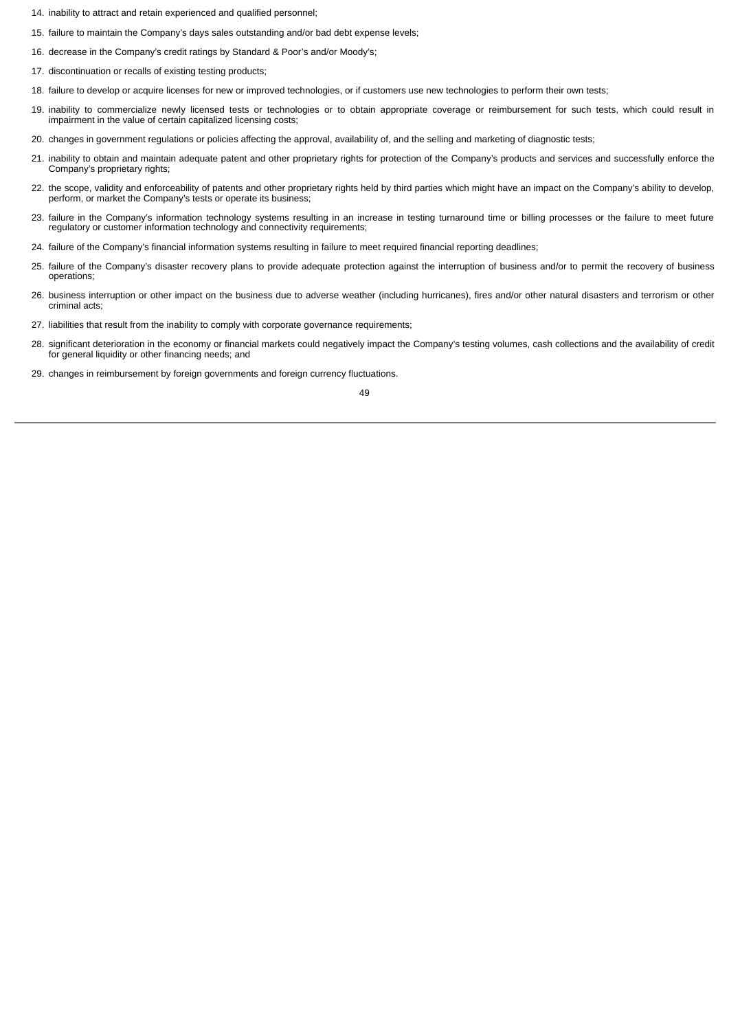14. inability to attract and retain experienced and qualified personnel;
15. failure to maintain the Company's days sales outstanding and/or bad debt expense levels;
16. decrease in the Company's credit ratings by Standard & Poor's and/or Moody's;
17. discontinuation or recalls of existing testing products;
18. failure to develop or acquire licenses for new or improved technologies, or if customers use new technologies to perform their own tests;
19. inability to commercialize newly licensed tests or technologies or to obtain appropriate coverage or reimbursement for such tests, which could result in impairment in the value of certain capitalized licensing costs;
20. changes in government regulations or policies affecting the approval, availability of, and the selling and marketing of diagnostic tests;
21. inability to obtain and maintain adequate patent and other proprietary rights for protection of the Company's products and services and successfully enforce the Company's proprietary rights;
22. the scope, validity and enforceability of patents and other proprietary rights held by third parties which might have an impact on the Company's ability to develop, perform, or market the Company's tests or operate its business;
23. failure in the Company's information technology systems resulting in an increase in testing turnaround time or billing processes or the failure to meet future regulatory or customer information technology and connectivity requirements;
24. failure of the Company's financial information systems resulting in failure to meet required financial reporting deadlines;
25. failure of the Company's disaster recovery plans to provide adequate protection against the interruption of business and/or to permit the recovery of business operations;
26. business interruption or other impact on the business due to adverse weather (including hurricanes), fires and/or other natural disasters and terrorism or other criminal acts;
27. liabilities that result from the inability to comply with corporate governance requirements;
28. significant deterioration in the economy or financial markets could negatively impact the Company's testing volumes, cash collections and the availability of credit for general liquidity or other financing needs; and
29. changes in reimbursement by foreign governments and foreign currency fluctuations.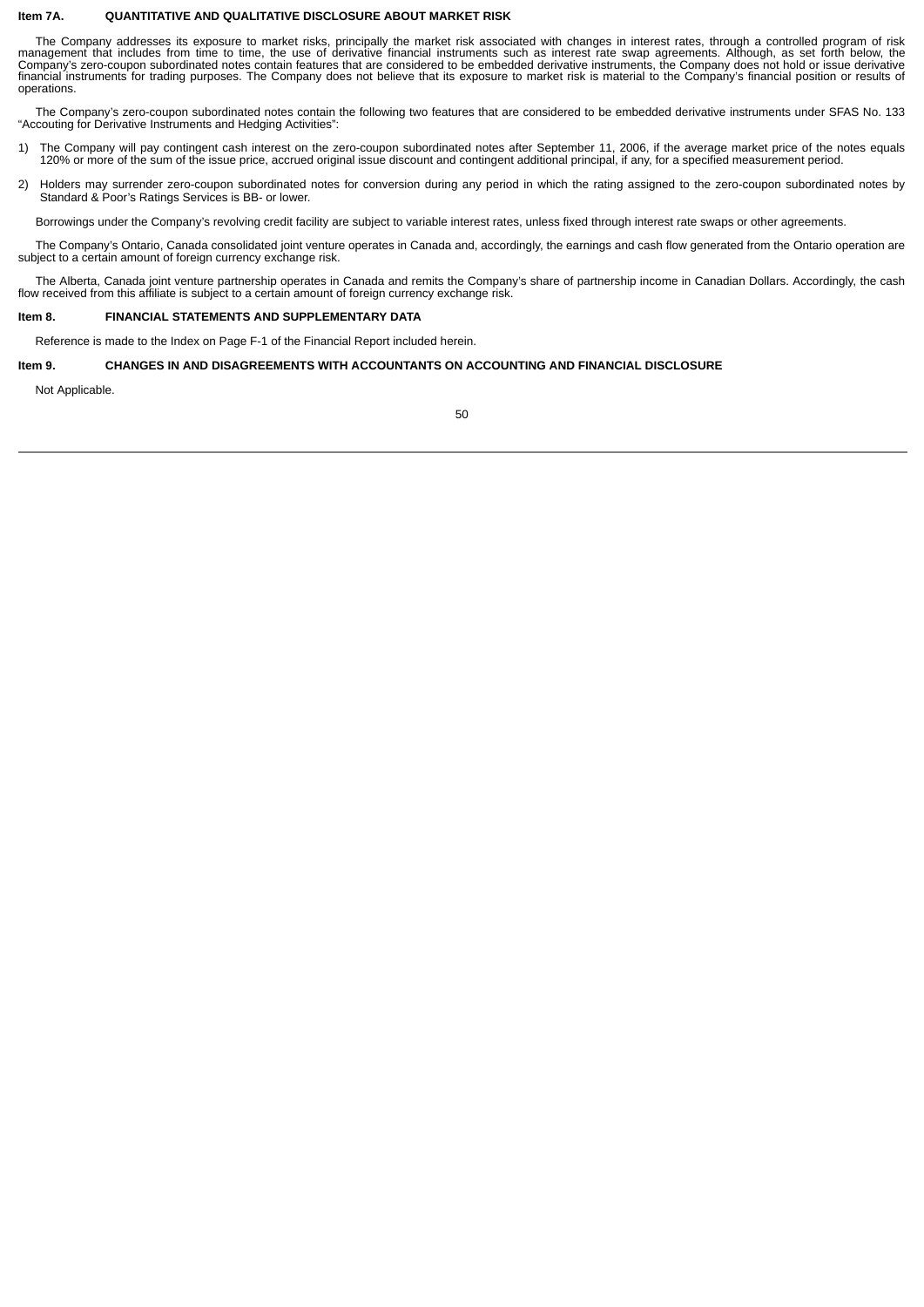## Item 7A. QUANTITATIVE AND QUALITATIVE DISCLOSURE ABOUT MARKET RISK

The Company addresses its exposure to market risks, principally the market risk associated with changes in interest rates, through a controlled program of risk management that includes from time to time, the use of derivative financial instruments such as interest rate swap agreements. Although, as set forth below, the Company's zero-coupon subordinated notes contain features that are considered to be embedded derivative instruments, the Company does not hold or issue derivative financial instruments for trading purposes. The Company does not believe that its exposure to market risk is material to the Company's financial position or results of operations.

The Company's zero-coupon subordinated notes contain the following two features that are considered to be embedded derivative instruments under SFAS No. 133 "Accouting for Derivative Instruments and Hedging Activities":

1) The Company will pay contingent cash interest on the zero-coupon subordinated notes after September 11, 2006, if the average market price of the notes equals 120% or more of the sum of the issue price, accrued original issue discount and contingent additional principal, if any, for a specified measurement period.

2) Holders may surrender zero-coupon subordinated notes for conversion during any period in which the rating assigned to the zero-coupon subordinated notes by Standard & Poor's Ratings Services is BB- or lower.

Borrowings under the Company's revolving credit facility are subject to variable interest rates, unless fixed through interest rate swaps or other agreements.

The Company's Ontario, Canada consolidated joint venture operates in Canada and, accordingly, the earnings and cash flow generated from the Ontario operation are subject to a certain amount of foreign currency exchange risk.

The Alberta, Canada joint venture partnership operates in Canada and remits the Company's share of partnership income in Canadian Dollars. Accordingly, the cash flow received from this affiliate is subject to a certain amount of foreign currency exchange risk.

## Item 8. FINANCIAL STATEMENTS AND SUPPLEMENTARY DATA

Reference is made to the Index on Page F-1 of the Financial Report included herein.

## Item 9. CHANGES IN AND DISAGREEMENTS WITH ACCOUNTANTS ON ACCOUNTING AND FINANCIAL DISCLOSURE

Not Applicable.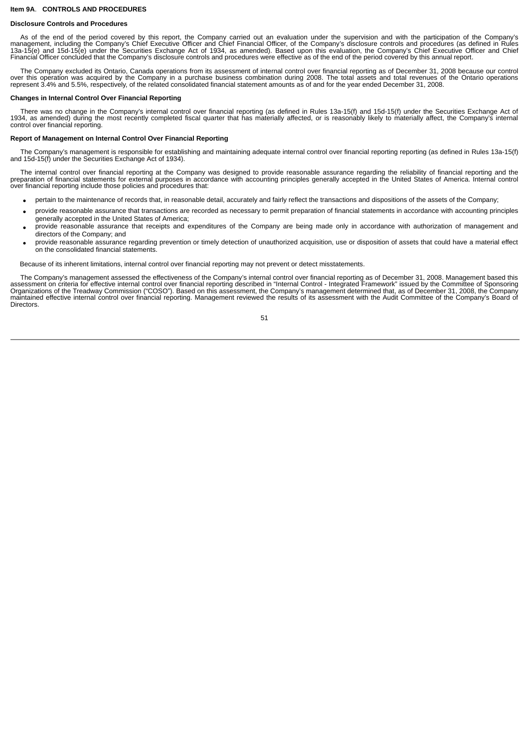**Item 9A**. **CONTROLS AND PROCEDURES**

**Disclosure Controls and Procedures**

As of the end of the period covered by this report, the Company carried out an evaluation under the supervision and with the participation of the Company's management, including the Company's Chief Executive Officer and Chief Financial Officer, of the Company's disclosure controls and procedures (as defined in Rules 13a-15(e) and 15d-15(e) under the Securities Exchange Act of 1934, as amended). Based upon this evaluation, the Company's Chief Executive Officer and Chief Financial Officer concluded that the Company's disclosure controls and procedures were effective as of the end of the period covered by this annual report.

The Company excluded its Ontario, Canada operations from its assessment of internal control over financial reporting as of December 31, 2008 because our control over this operation was acquired by the Company in a purchase business combination during 2008. The total assets and total revenues of the Ontario operations represent 3.4% and 5.5%, respectively, of the related consolidated financial statement amounts as of and for the year ended December 31, 2008.

**Changes in Internal Control Over Financial Reporting**

There was no change in the Company's internal control over financial reporting (as defined in Rules 13a-15(f) and 15d-15(f) under the Securities Exchange Act of 1934, as amended) during the most recently completed fiscal quarter that has materially affected, or is reasonably likely to materially affect, the Company's internal control over financial reporting.

**Report of Management on Internal Control Over Financial Reporting**

The Company's management is responsible for establishing and maintaining adequate internal control over financial reporting reporting (as defined in Rules 13a-15(f) and 15d-15(f) under the Securities Exchange Act of 1934).

The internal control over financial reporting at the Company was designed to provide reasonable assurance regarding the reliability of financial reporting and the preparation of financial statements for external purposes in accordance with accounting principles generally accepted in the United States of America. Internal control over financial reporting include those policies and procedures that:

- pertain to the maintenance of records that, in reasonable detail, accurately and fairly reflect the transactions and dispositions of the assets of the Company;
- provide reasonable assurance that transactions are recorded as necessary to permit preparation of financial statements in accordance with accounting principles generally accepted in the United States of America;
- provide reasonable assurance that receipts and expenditures of the Company are being made only in accordance with authorization of management and directors of the Company; and
- provide reasonable assurance regarding prevention or timely detection of unauthorized acquisition, use or disposition of assets that could have a material effect on the consolidated financial statements.

Because of its inherent limitations, internal control over financial reporting may not prevent or detect misstatements.

The Company's management assessed the effectiveness of the Company's internal control over financial reporting as of December 31, 2008. Management based this assessment on criteria for effective internal control over financial reporting described in "Internal Control - Integrated Framework" issued by the Committee of Sponsoring Organizations of the Treadway Commission ("COSO"). Based on this assessment, the Company's management determined that, as of December 31, 2008, the Company maintained effective internal control over financial reporting. Management reviewed the results of its assessment with the Audit Committee of the Company's Board of Directors.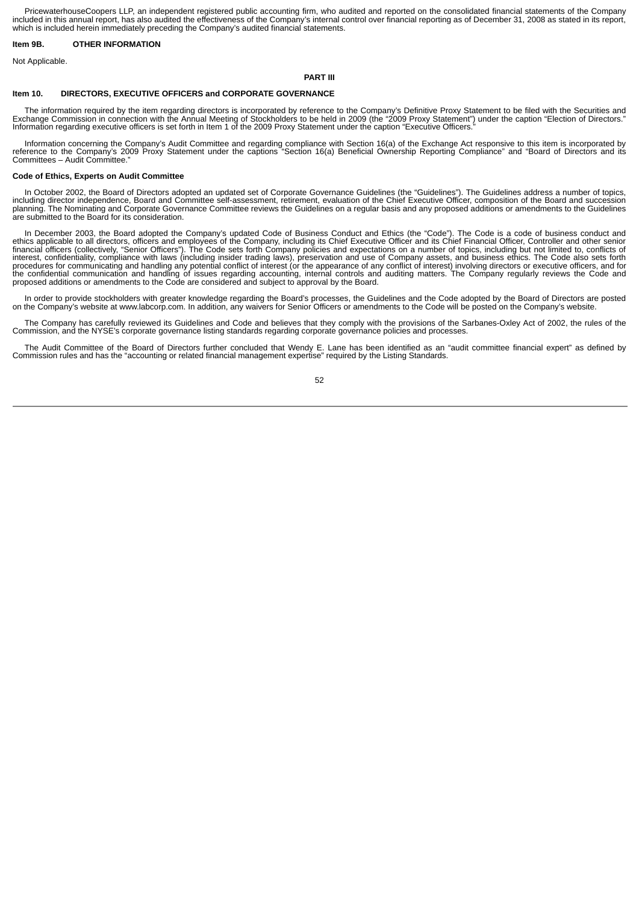PricewaterhouseCoopers LLP, an independent registered public accounting firm, who audited and reported on the consolidated financial statements of the Company included in this annual report, has also audited the effectiveness of the Company's internal control over financial reporting as of December 31, 2008 as stated in its report, which is included herein immediately preceding the Company's audited financial statements.

**Item 9B. OTHER INFORMATION**

Not Applicable.

**PART III**

**Item 10. DIRECTORS, EXECUTIVE OFFICERS and CORPORATE GOVERNANCE**

The information required by the item regarding directors is incorporated by reference to the Company's Definitive Proxy Statement to be filed with the Securities and Exchange Commission in connection with the Annual Meeting of Stockholders to be held in 2009 (the "2009 Proxy Statement") under the caption "Election of Directors." Information regarding executive officers is set forth in Item 1 of the 2009 Proxy Statement under the caption "Executive Officers."

Information concerning the Company's Audit Committee and regarding compliance with Section 16(a) of the Exchange Act responsive to this item is incorporated by reference to the Company's 2009 Proxy Statement under the captions "Section 16(a) Beneficial Ownership Reporting Compliance" and "Board of Directors and its Committees – Audit Committee."

**Code of Ethics, Experts on Audit Committee**

In October 2002, the Board of Directors adopted an updated set of Corporate Governance Guidelines (the "Guidelines"). The Guidelines address a number of topics, including director independence, Board and Committee self-assessment, retirement, evaluation of the Chief Executive Officer, composition of the Board and succession planning. The Nominating and Corporate Governance Committee reviews the Guidelines on a regular basis and any proposed additions or amendments to the Guidelines are submitted to the Board for its consideration.

In December 2003, the Board adopted the Company's updated Code of Business Conduct and Ethics (the "Code"). The Code is a code of business conduct and ethics applicable to all directors, officers and employees of the Company, including its Chief Executive Officer and its Chief Financial Officer, Controller and other senior financial officers (collectively, "Senior Officers"). The Code sets forth Company policies and expectations on a number of topics, including but not limited to, conflicts of interest, confidentiality, compliance with laws (including insider trading laws), preservation and use of Company assets, and business ethics. The Code also sets forth procedures for communicating and handling any potential conflict of interest (or the appearance of any conflict of interest) involving directors or executive officers, and for the confidential communication and handling of issues regarding accounting, internal controls and auditing matters. The Company regularly reviews the Code and proposed additions or amendments to the Code are considered and subject to approval by the Board.

In order to provide stockholders with greater knowledge regarding the Board's processes, the Guidelines and the Code adopted by the Board of Directors are posted on the Company's website at www.labcorp.com. In addition, any waivers for Senior Officers or amendments to the Code will be posted on the Company's website.

The Company has carefully reviewed its Guidelines and Code and believes that they comply with the provisions of the Sarbanes-Oxley Act of 2002, the rules of the Commission, and the NYSE's corporate governance listing standards regarding corporate governance policies and processes.

The Audit Committee of the Board of Directors further concluded that Wendy E. Lane has been identified as an "audit committee financial expert" as defined by Commission rules and has the "accounting or related financial management expertise" required by the Listing Standards.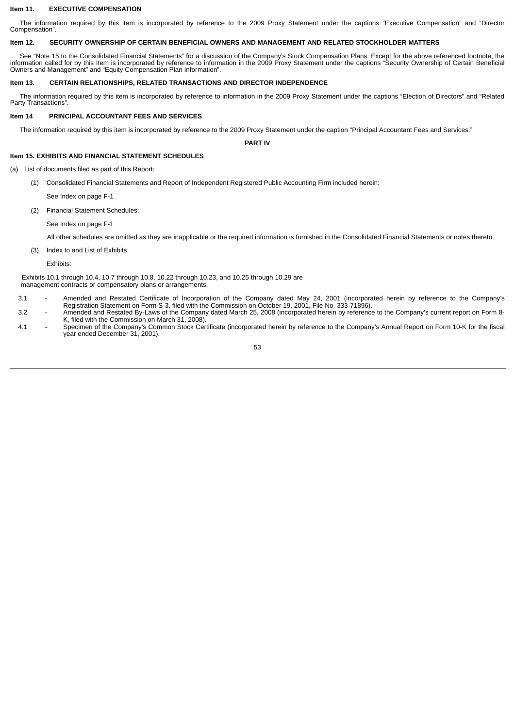### Item 11. EXECUTIVE COMPENSATION

The information required by this item is incorporated by reference to the 2009 Proxy Statement under the captions "Executive Compensation" and "Director Compensation".

### Item 12. SECURITY OWNERSHIP OF CERTAIN BENEFICIAL OWNERS AND MANAGEMENT AND RELATED STOCKHOLDER MATTERS

See "Note 15 to the Consolidated Financial Statements" for a discussion of the Company's Stock Compensation Plans. Except for the above referenced footnote, the information called for by this Item is incorporated by reference to information in the 2009 Proxy Statement under the captions "Security Ownership of Certain Beneficial Owners and Management" and "Equity Compensation Plan Information".

### Item 13. CERTAIN RELATIONSHIPS, RELATED TRANSACTIONS AND DIRECTOR INDEPENDENCE

The information required by this item is incorporated by reference to information in the 2009 Proxy Statement under the captions "Election of Directors" and "Related Party Transactions".

### Item 14 PRINCIPAL ACCOUNTANT FEES AND SERVICES

The information required by this item is incorporated by reference to the 2009 Proxy Statement under the caption "Principal Accountant Fees and Services."

## PART IV

### Item 15. EXHIBITS AND FINANCIAL STATEMENT SCHEDULES

(a) List of documents filed as part of this Report:

(1) Consolidated Financial Statements and Report of Independent Registered Public Accounting Firm included herein:

See Index on page F-1

(2) Financial Statement Schedules:

See Index on page F-1

All other schedules are omitted as they are inapplicable or the required information is furnished in the Consolidated Financial Statements or notes thereto.

(3) Index to and List of Exhibits

Exhibits:

Exhibits 10.1 through 10.4, 10.7 through 10.8, 10.22 through 10.23, and 10.25 through 10.29 are management contracts or compensatory plans or arrangements.

| | | |
|---|---|---|
| 3.1 | - | Amended and Restated Certificate of Incorporation of the Company dated May 24, 2001 (incorporated herein by reference to the Company's Registration Statement on Form S-3, filed with the Commission on October 19, 2001, File No. 333-71896). |
| 3.2 | - | Amended and Restated By-Laws of the Company dated March 25, 2008 (incorporated herein by reference to the Company's current report on Form 8-K, filed with the Commission on March 31, 2008). |
| 4.1 | - | Specimen of the Company's Common Stock Certificate (incorporated herein by reference to the Company's Annual Report on Form 10-K for the fiscal year ended December 31, 2001). |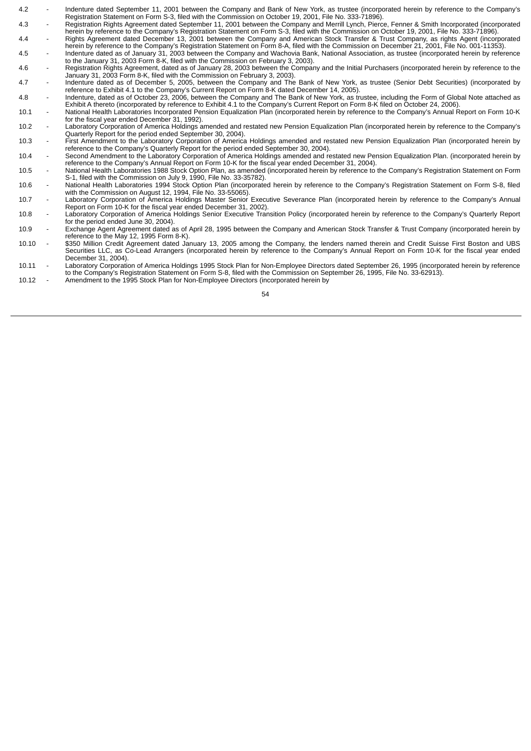| | | |
|---|---|---|
| 4.2 | - | Indenture dated September 11, 2001 between the Company and Bank of New York, as trustee (incorporated herein by reference to the Company's Registration Statement on Form S-3, filed with the Commission on October 19, 2001, File No. 333-71896). |
| 4.3 | - | Registration Rights Agreement dated September 11, 2001 between the Company and Merrill Lynch, Pierce, Fenner & Smith Incorporated (incorporated herein by reference to the Company's Registration Statement on Form S-3, filed with the Commission on October 19, 2001, File No. 333-71896). |
| 4.4 | - | Rights Agreement dated December 13, 2001 between the Company and American Stock Transfer & Trust Company, as rights Agent (incorporated herein by reference to the Company's Registration Statement on Form 8-A, filed with the Commission on December 21, 2001, File No. 001-11353). |
| 4.5 | - | Indenture dated as of January 31, 2003 between the Company and Wachovia Bank, National Association, as trustee (incorporated herein by reference to the January 31, 2003 Form 8-K, filed with the Commission on February 3, 2003). |
| 4.6 | - | Registration Rights Agreement, dated as of January 28, 2003 between the Company and the Initial Purchasers (incorporated herein by reference to the January 31, 2003 Form 8-K, filed with the Commission on February 3, 2003). |
| 4.7 | - | Indenture dated as of December 5, 2005, between the Company and The Bank of New York, as trustee (Senior Debt Securities) (incorporated by reference to Exhibit 4.1 to the Company's Current Report on Form 8-K dated December 14, 2005). |
| 4.8 | - | Indenture, dated as of October 23, 2006, between the Company and The Bank of New York, as trustee, including the Form of Global Note attached as Exhibit A thereto (incorporated by reference to Exhibit 4.1 to the Company's Current Report on Form 8-K filed on October 24, 2006). |
| 10.1 | - | National Health Laboratories Incorporated Pension Equalization Plan (incorporated herein by reference to the Company's Annual Report on Form 10-K for the fiscal year ended December 31, 1992). |
| 10.2 | - | Laboratory Corporation of America Holdings amended and restated new Pension Equalization Plan (incorporated herein by reference to the Company's Quarterly Report for the period ended September 30, 2004). |
| 10.3 | - | First Amendment to the Laboratory Corporation of America Holdings amended and restated new Pension Equalization Plan (incorporated herein by reference to the Company's Quarterly Report for the period ended September 30, 2004). |
| 10.4 | - | Second Amendment to the Laboratory Corporation of America Holdings amended and restated new Pension Equalization Plan. (incorporated herein by reference to the Company's Annual Report on Form 10-K for the fiscal year ended December 31, 2004). |
| 10.5 | - | National Health Laboratories 1988 Stock Option Plan, as amended (incorporated herein by reference to the Company's Registration Statement on Form S-1, filed with the Commission on July 9, 1990, File No. 33-35782). |
| 10.6 | - | National Health Laboratories 1994 Stock Option Plan (incorporated herein by reference to the Company's Registration Statement on Form S-8, filed with the Commission on August 12, 1994, File No. 33-55065). |
| 10.7 | - | Laboratory Corporation of America Holdings Master Senior Executive Severance Plan (incorporated herein by reference to the Company's Annual Report on Form 10-K for the fiscal year ended December 31, 2002). |
| 10.8 | - | Laboratory Corporation of America Holdings Senior Executive Transition Policy (incorporated herein by reference to the Company's Quarterly Report for the period ended June 30, 2004). |
| 10.9 | - | Exchange Agent Agreement dated as of April 28, 1995 between the Company and American Stock Transfer & Trust Company (incorporated herein by reference to the May 12, 1995 Form 8-K). |
| 10.10 | - | $350 Million Credit Agreement dated January 13, 2005 among the Company, the lenders named therein and Credit Suisse First Boston and UBS Securities LLC, as Co-Lead Arrangers (incorporated herein by reference to the Company's Annual Report on Form 10-K for the fiscal year ended December 31, 2004). |
| 10.11 | - | Laboratory Corporation of America Holdings 1995 Stock Plan for Non-Employee Directors dated September 26, 1995 (incorporated herein by reference to the Company's Registration Statement on Form S-8, filed with the Commission on September 26, 1995, File No. 33-62913). |
| 10.12 | - | Amendment to the 1995 Stock Plan for Non-Employee Directors (incorporated herein by |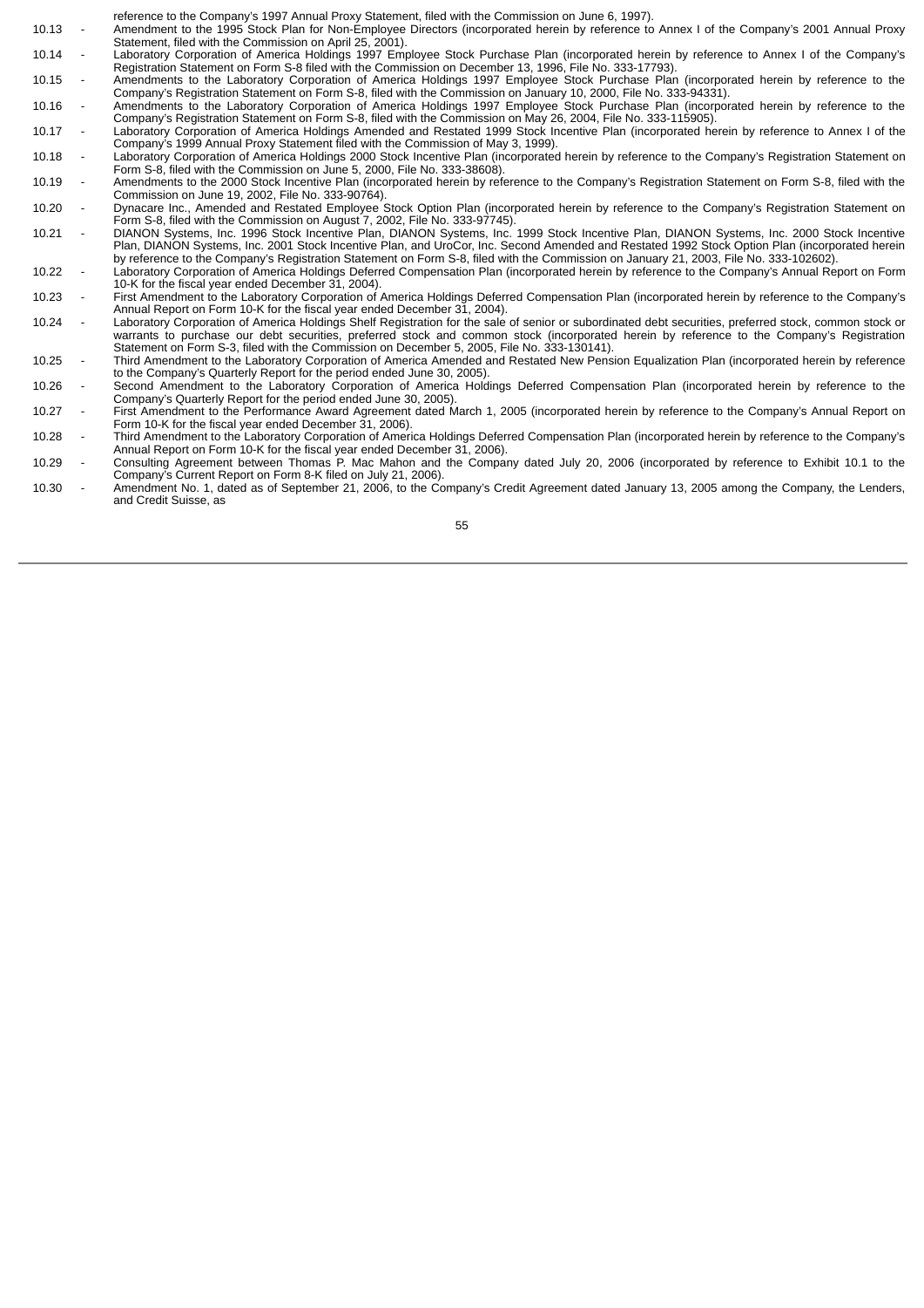reference to the Company's 1997 Annual Proxy Statement, filed with the Commission on June 6, 1997).

| | | |
|---|---|---|
| 10.13 | - | Amendment to the 1995 Stock Plan for Non-Employee Directors (incorporated herein by reference to Annex I of the Company's 2001 Annual Proxy Statement, filed with the Commission on April 25, 2001). |
| 10.14 | - | Laboratory Corporation of America Holdings 1997 Employee Stock Purchase Plan (incorporated herein by reference to Annex I of the Company's Registration Statement on Form S-8 filed with the Commission on December 13, 1996, File No. 333-17793). |
| 10.15 | - | Amendments to the Laboratory Corporation of America Holdings 1997 Employee Stock Purchase Plan (incorporated herein by reference to the Company's Registration Statement on Form S-8, filed with the Commission on January 10, 2000, File No. 333-94331). |
| 10.16 | - | Amendments to the Laboratory Corporation of America Holdings 1997 Employee Stock Purchase Plan (incorporated herein by reference to the Company's Registration Statement on Form S-8, filed with the Commission on May 26, 2004, File No. 333-115905). |
| 10.17 | - | Laboratory Corporation of America Holdings Amended and Restated 1999 Stock Incentive Plan (incorporated herein by reference to Annex I of the Company's 1999 Annual Proxy Statement filed with the Commission of May 3, 1999). |
| 10.18 | - | Laboratory Corporation of America Holdings 2000 Stock Incentive Plan (incorporated herein by reference to the Company's Registration Statement on Form S-8, filed with the Commission on June 5, 2000, File No. 333-38608). |
| 10.19 | - | Amendments to the 2000 Stock Incentive Plan (incorporated herein by reference to the Company's Registration Statement on Form S-8, filed with the Commission on June 19, 2002, File No. 333-90764). |
| 10.20 | - | Dynacare Inc., Amended and Restated Employee Stock Option Plan (incorporated herein by reference to the Company's Registration Statement on Form S-8, filed with the Commission on August 7, 2002, File No. 333-97745). |
| 10.21 | - | DIANON Systems, Inc. 1996 Stock Incentive Plan, DIANON Systems, Inc. 1999 Stock Incentive Plan, DIANON Systems, Inc. 2000 Stock Incentive Plan, DIANON Systems, Inc. 2001 Stock Incentive Plan, and UroCor, Inc. Second Amended and Restated 1992 Stock Option Plan (incorporated herein by reference to the Company's Registration Statement on Form S-8, filed with the Commission on January 21, 2003, File No. 333-102602). |
| 10.22 | - | Laboratory Corporation of America Holdings Deferred Compensation Plan (incorporated herein by reference to the Company's Annual Report on Form 10-K for the fiscal year ended December 31, 2004). |
| 10.23 | - | First Amendment to the Laboratory Corporation of America Holdings Deferred Compensation Plan (incorporated herein by reference to the Company's Annual Report on Form 10-K for the fiscal year ended December 31, 2004). |
| 10.24 | - | Laboratory Corporation of America Holdings Shelf Registration for the sale of senior or subordinated debt securities, preferred stock, common stock or warrants to purchase our debt securities, preferred stock and common stock (incorporated herein by reference to the Company's Registration Statement on Form S-3, filed with the Commission on December 5, 2005, File No. 333-130141). |
| 10.25 | - | Third Amendment to the Laboratory Corporation of America Amended and Restated New Pension Equalization Plan (incorporated herein by reference to the Company's Quarterly Report for the period ended June 30, 2005). |
| 10.26 | - | Second Amendment to the Laboratory Corporation of America Holdings Deferred Compensation Plan (incorporated herein by reference to the Company's Quarterly Report for the period ended June 30, 2005). |
| 10.27 | - | First Amendment to the Performance Award Agreement dated March 1, 2005 (incorporated herein by reference to the Company's Annual Report on Form 10-K for the fiscal year ended December 31, 2006). |
| 10.28 | - | Third Amendment to the Laboratory Corporation of America Holdings Deferred Compensation Plan (incorporated herein by reference to the Company's Annual Report on Form 10-K for the fiscal year ended December 31, 2006). |
| 10.29 | - | Consulting Agreement between Thomas P. Mac Mahon and the Company dated July 20, 2006 (incorporated by reference to Exhibit 10.1 to the Company's Current Report on Form 8-K filed on July 21, 2006). |
| 10.30 | - | Amendment No. 1, dated as of September 21, 2006, to the Company's Credit Agreement dated January 13, 2005 among the Company, the Lenders, and Credit Suisse, as |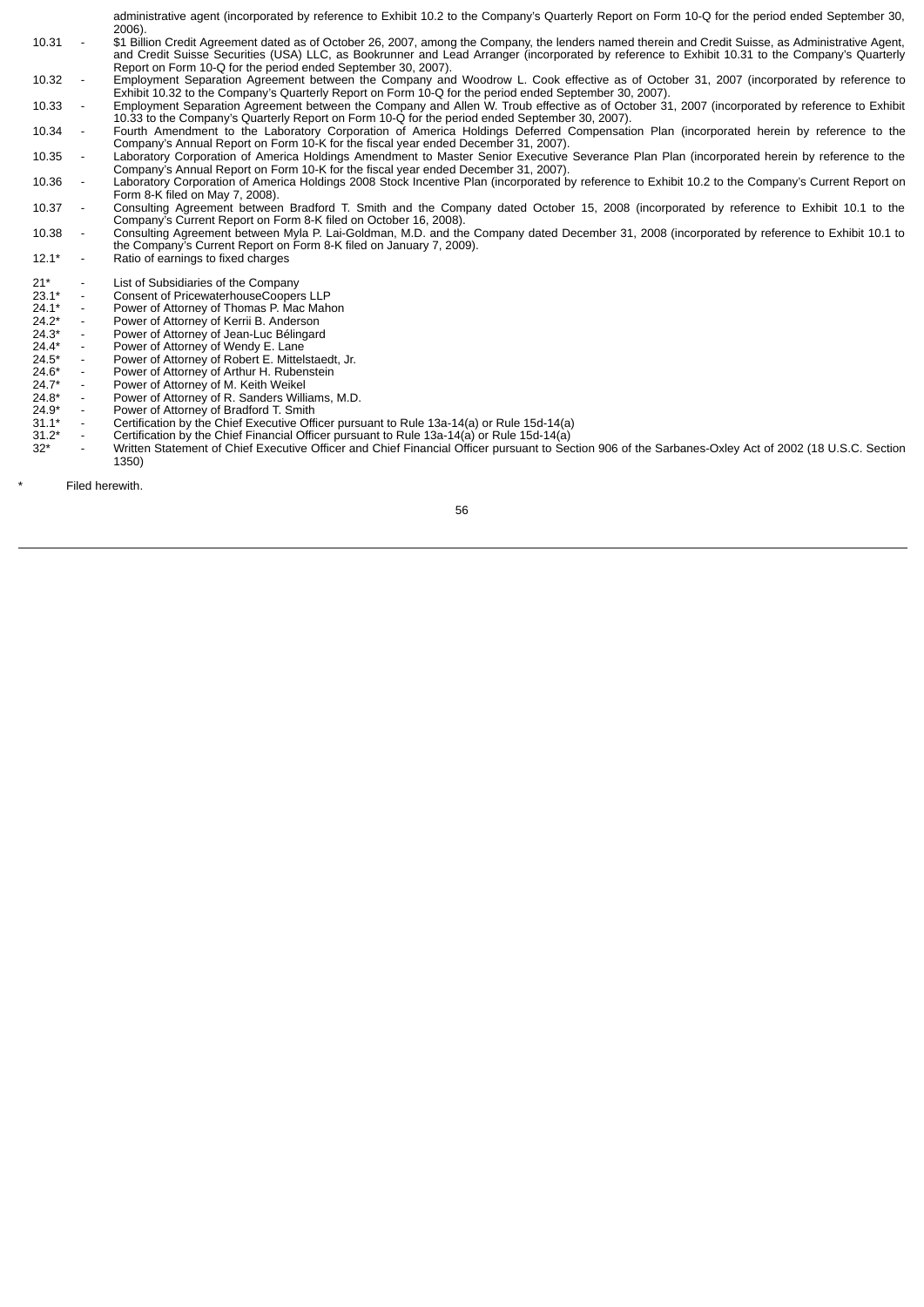| | | |
|---|---|---|
| | | administrative agent (incorporated by reference to Exhibit 10.2 to the Company's Quarterly Report on Form 10-Q for the period ended September 30, 2006). |
| 10.31 | - | $1 Billion Credit Agreement dated as of October 26, 2007, among the Company, the lenders named therein and Credit Suisse, as Administrative Agent, and Credit Suisse Securities (USA) LLC, as Bookrunner and Lead Arranger (incorporated by reference to Exhibit 10.31 to the Company's Quarterly Report on Form 10-Q for the period ended September 30, 2007). |
| 10.32 | - | Employment Separation Agreement between the Company and Woodrow L. Cook effective as of October 31, 2007 (incorporated by reference to Exhibit 10.32 to the Company's Quarterly Report on Form 10-Q for the period ended September 30, 2007). |
| 10.33 | - | Employment Separation Agreement between the Company and Allen W. Troub effective as of October 31, 2007 (incorporated by reference to Exhibit 10.33 to the Company's Quarterly Report on Form 10-Q for the period ended September 30, 2007). |
| 10.34 | - | Fourth Amendment to the Laboratory Corporation of America Holdings Deferred Compensation Plan (incorporated herein by reference to the Company's Annual Report on Form 10-K for the fiscal year ended December 31, 2007). |
| 10.35 | - | Laboratory Corporation of America Holdings Amendment to Master Senior Executive Severance Plan Plan (incorporated herein by reference to the Company's Annual Report on Form 10-K for the fiscal year ended December 31, 2007). |
| 10.36 | - | Laboratory Corporation of America Holdings 2008 Stock Incentive Plan (incorporated by reference to Exhibit 10.2 to the Company's Current Report on Form 8-K filed on May 7, 2008). |
| 10.37 | - | Consulting Agreement between Bradford T. Smith and the Company dated October 15, 2008 (incorporated by reference to Exhibit 10.1 to the Company's Current Report on Form 8-K filed on October 16, 2008). |
| 10.38 | - | Consulting Agreement between Myla P. Lai-Goldman, M.D. and the Company dated December 31, 2008 (incorporated by reference to Exhibit 10.1 to the Company's Current Report on Form 8-K filed on January 7, 2009). |
| 12.1* | - | Ratio of earnings to fixed charges |
| 21* | - | List of Subsidiaries of the Company |
| 23.1* | - | Consent of PricewaterhouseCoopers LLP |
| 24.1* | - | Power of Attorney of Thomas P. Mac Mahon |
| 24.2* | - | Power of Attorney of Kerrii B. Anderson |
| 24.3* | - | Power of Attorney of Jean-Luc Bélingard |
| 24.4* | - | Power of Attorney of Wendy E. Lane |
| 24.5* | - | Power of Attorney of Robert E. Mittelstaedt, Jr. |
| 24.6* | - | Power of Attorney of Arthur H. Rubenstein |
| 24.7* | - | Power of Attorney of M. Keith Weikel |
| 24.8* | - | Power of Attorney of R. Sanders Williams, M.D. |
| 24.9* | - | Power of Attorney of Bradford T. Smith |
| 31.1* | - | Certification by the Chief Executive Officer pursuant to Rule 13a-14(a) or Rule 15d-14(a) |
| 31.2* | - | Certification by the Chief Financial Officer pursuant to Rule 13a-14(a) or Rule 15d-14(a) |
| 32* | - | Written Statement of Chief Executive Officer and Chief Financial Officer pursuant to Section 906 of the Sarbanes-Oxley Act of 2002 (18 U.S.C. Section 1350) |

\* Filed herewith.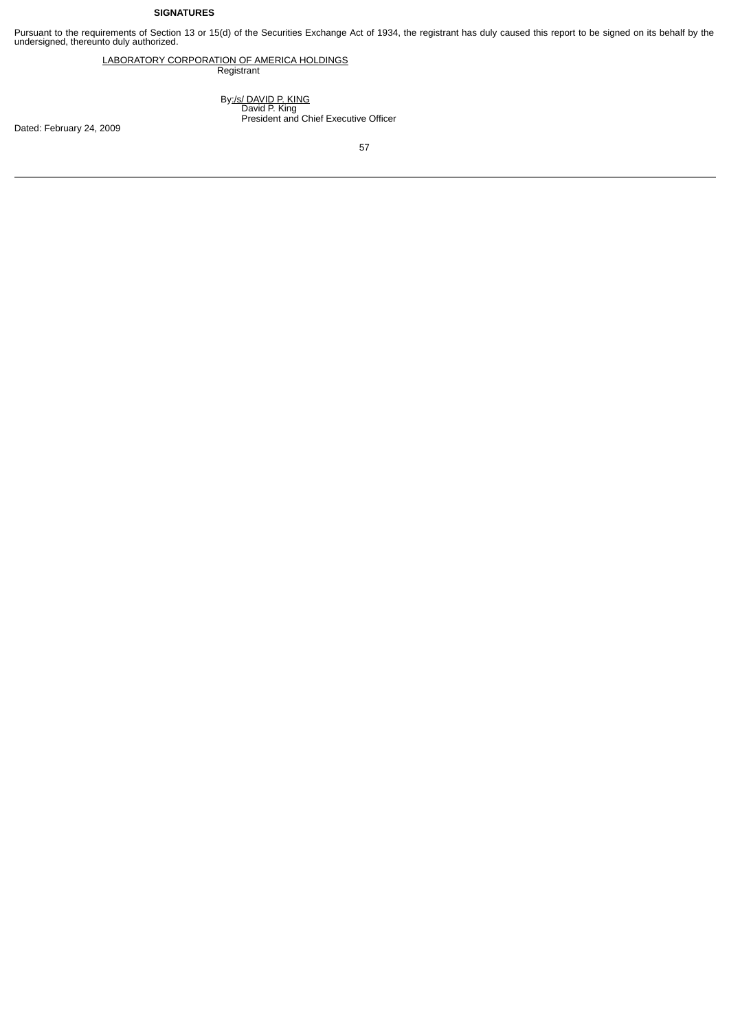**SIGNATURES**

Pursuant to the requirements of Section 13 or 15(d) of the Securities Exchange Act of 1934, the registrant has duly caused this report to be signed on its behalf by the undersigned, thereunto duly authorized.

LABORATORY CORPORATION OF AMERICA HOLDINGS
Registrant

By:/s/ DAVID P. KING
David P. King
President and Chief Executive Officer

Dated: February 24, 2009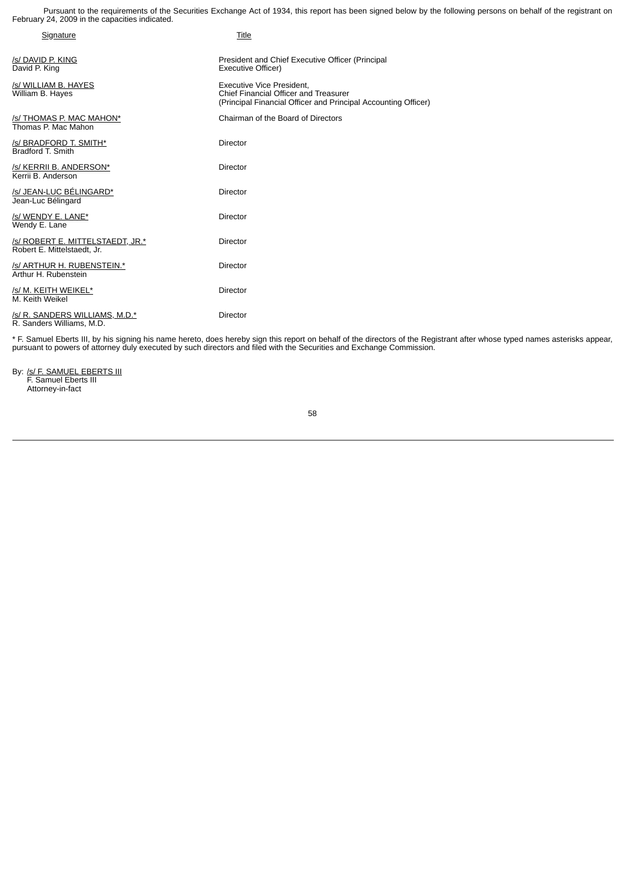Pursuant to the requirements of the Securities Exchange Act of 1934, this report has been signed below by the following persons on behalf of the registrant on February 24, 2009 in the capacities indicated.

| Signature | Title |
|---|---|
| /s/ DAVID P. KING<br>David P. King | President and Chief Executive Officer (Principal Executive Officer) |
| /s/ WILLIAM B. HAYES<br>William B. Hayes | Executive Vice President,<br>Chief Financial Officer and Treasurer<br>(Principal Financial Officer and Principal Accounting Officer) |
| /s/ THOMAS P. MAC MAHON*<br>Thomas P. Mac Mahon | Chairman of the Board of Directors |
| /s/ BRADFORD T. SMITH*<br>Bradford T. Smith | Director |
| /s/ KERRII B. ANDERSON*<br>Kerrii B. Anderson | Director |
| /s/ JEAN-LUC BÉLINGARD*<br>Jean-Luc Bélingard | Director |
| /s/ WENDY E. LANE*<br>Wendy E. Lane | Director |
| /s/ ROBERT E. MITTELSTAEDT, JR.*<br>Robert E. Mittelstaedt, Jr. | Director |
| /s/ ARTHUR H. RUBENSTEIN.*<br>Arthur H. Rubenstein | Director |
| /s/ M. KEITH WEIKEL*<br>M. Keith Weikel | Director |
| /s/ R. SANDERS WILLIAMS, M.D.*<br>R. Sanders Williams, M.D. | Director |

* F. Samuel Eberts III, by his signing his name hereto, does hereby sign this report on behalf of the directors of the Registrant after whose typed names asterisks appear, pursuant to powers of attorney duly executed by such directors and filed with the Securities and Exchange Commission.

By: /s/ F. SAMUEL EBERTS III
F. Samuel Eberts III
Attorney-in-fact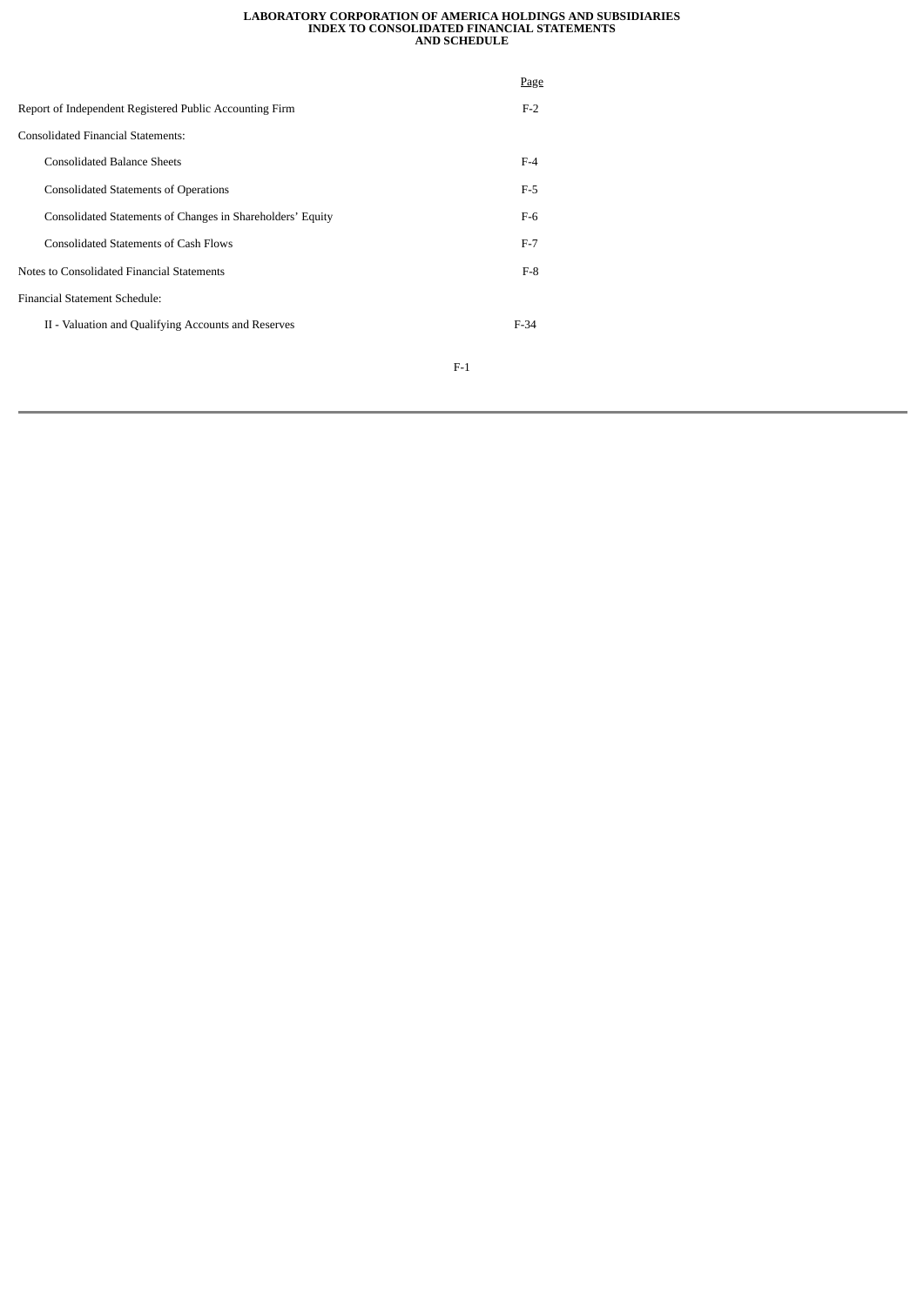# LABORATORY CORPORATION OF AMERICA HOLDINGS AND SUBSIDIARIES
## INDEX TO CONSOLIDATED FINANCIAL STATEMENTS AND SCHEDULE

| | Page |
|---|---|
| Report of Independent Registered Public Accounting Firm | F-2 |
| Consolidated Financial Statements: | |
| Consolidated Balance Sheets | F-4 |
| Consolidated Statements of Operations | F-5 |
| Consolidated Statements of Changes in Shareholders' Equity | F-6 |
| Consolidated Statements of Cash Flows | F-7 |
| Notes to Consolidated Financial Statements | F-8 |
| Financial Statement Schedule: | |
| II - Valuation and Qualifying Accounts and Reserves | F-34 |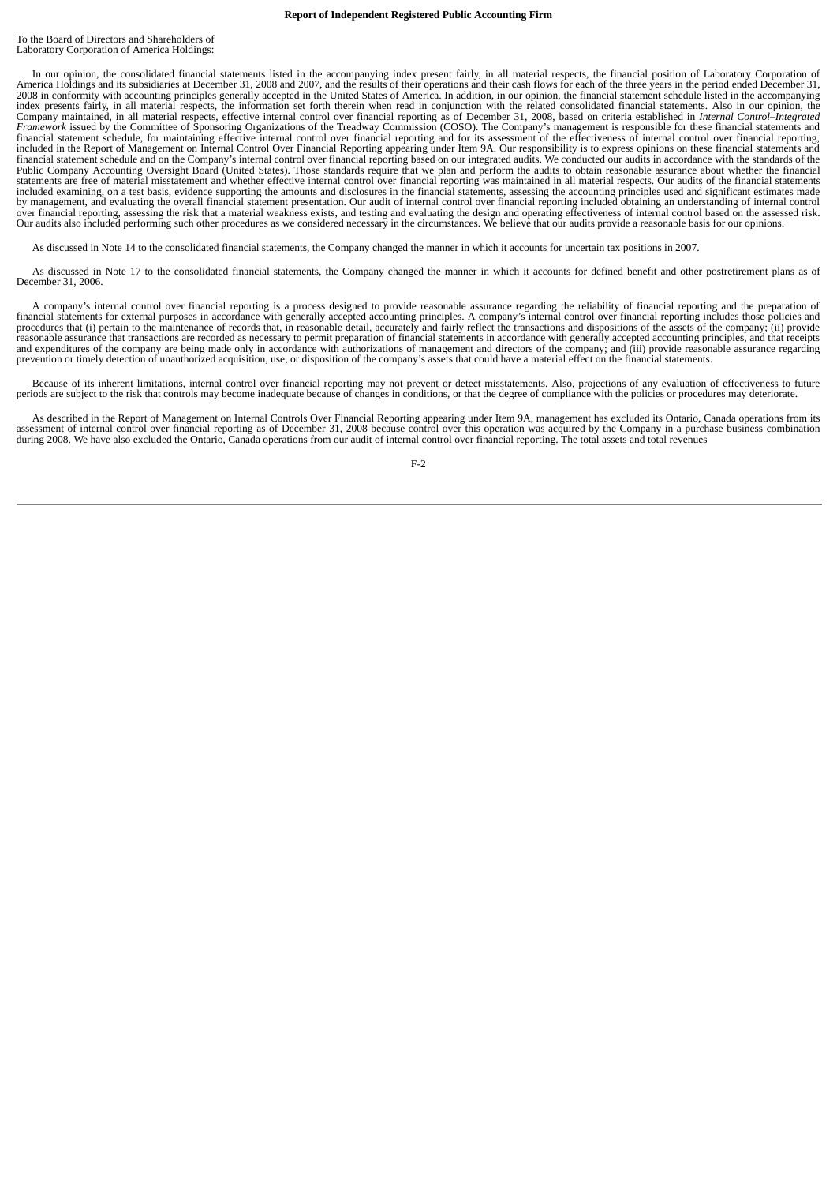**Report of Independent Registered Public Accounting Firm**

To the Board of Directors and Shareholders of
Laboratory Corporation of America Holdings:

In our opinion, the consolidated financial statements listed in the accompanying index present fairly, in all material respects, the financial position of Laboratory Corporation of America Holdings and its subsidiaries at December 31, 2008 and 2007, and the results of their operations and their cash flows for each of the three years in the period ended December 31, 2008 in conformity with accounting principles generally accepted in the United States of America. In addition, in our opinion, the financial statement schedule listed in the accompanying index presents fairly, in all material respects, the information set forth therein when read in conjunction with the related consolidated financial statements. Also in our opinion, the Company maintained, in all material respects, effective internal control over financial reporting as of December 31, 2008, based on criteria established in *Internal Control–Integrated Framework* issued by the Committee of Sponsoring Organizations of the Treadway Commission (COSO). The Company's management is responsible for these financial statements and financial statement schedule, for maintaining effective internal control over financial reporting and for its assessment of the effectiveness of internal control over financial reporting, included in the Report of Management on Internal Control Over Financial Reporting appearing under Item 9A. Our responsibility is to express opinions on these financial statements and financial statement schedule and on the Company's internal control over financial reporting based on our integrated audits. We conducted our audits in accordance with the standards of the Public Company Accounting Oversight Board (United States). Those standards require that we plan and perform the audits to obtain reasonable assurance about whether the financial statements are free of material misstatement and whether effective internal control over financial reporting was maintained in all material respects. Our audits of the financial statements included examining, on a test basis, evidence supporting the amounts and disclosures in the financial statements, assessing the accounting principles used and significant estimates made by management, and evaluating the overall financial statement presentation. Our audit of internal control over financial reporting included obtaining an understanding of internal control over financial reporting, assessing the risk that a material weakness exists, and testing and evaluating the design and operating effectiveness of internal control based on the assessed risk. Our audits also included performing such other procedures as we considered necessary in the circumstances. We believe that our audits provide a reasonable basis for our opinions.

As discussed in Note 14 to the consolidated financial statements, the Company changed the manner in which it accounts for uncertain tax positions in 2007.

As discussed in Note 17 to the consolidated financial statements, the Company changed the manner in which it accounts for defined benefit and other postretirement plans as of December 31, 2006.

A company's internal control over financial reporting is a process designed to provide reasonable assurance regarding the reliability of financial reporting and the preparation of financial statements for external purposes in accordance with generally accepted accounting principles. A company's internal control over financial reporting includes those policies and procedures that (i) pertain to the maintenance of records that, in reasonable detail, accurately and fairly reflect the transactions and dispositions of the assets of the company; (ii) provide reasonable assurance that transactions are recorded as necessary to permit preparation of financial statements in accordance with generally accepted accounting principles, and that receipts and expenditures of the company are being made only in accordance with authorizations of management and directors of the company; and (iii) provide reasonable assurance regarding prevention or timely detection of unauthorized acquisition, use, or disposition of the company's assets that could have a material effect on the financial statements.

Because of its inherent limitations, internal control over financial reporting may not prevent or detect misstatements. Also, projections of any evaluation of effectiveness to future periods are subject to the risk that controls may become inadequate because of changes in conditions, or that the degree of compliance with the policies or procedures may deteriorate.

As described in the Report of Management on Internal Controls Over Financial Reporting appearing under Item 9A, management has excluded its Ontario, Canada operations from its assessment of internal control over financial reporting as of December 31, 2008 because control over this operation was acquired by the Company in a purchase business combination during 2008. We have also excluded the Ontario, Canada operations from our audit of internal control over financial reporting. The total assets and total revenues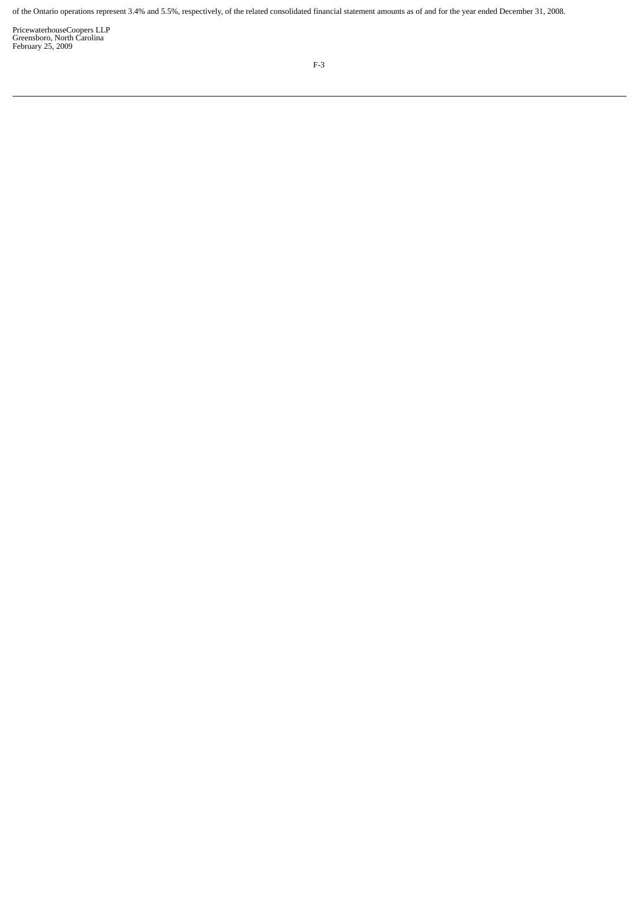of the Ontario operations represent 3.4% and 5.5%, respectively, of the related consolidated financial statement amounts as of and for the year ended December 31, 2008.

PricewaterhouseCoopers LLP  
Greensboro, North Carolina  
February 25, 2009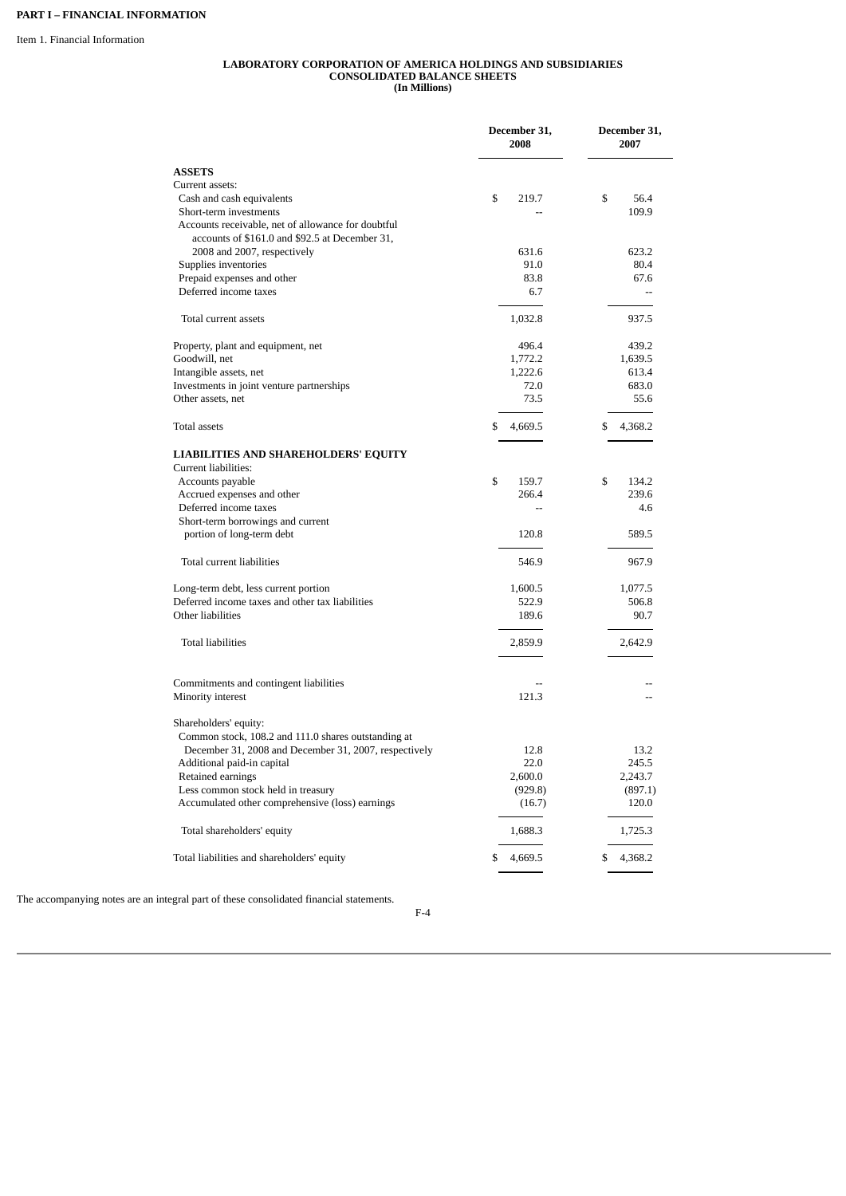**PART I – FINANCIAL INFORMATION**

Item 1. Financial Information

### LABORATORY CORPORATION OF AMERICA HOLDINGS AND SUBSIDIARIES
### CONSOLIDATED BALANCE SHEETS
**(In Millions)**

| | December 31, 2008 | December 31, 2007 |
|---|---|---|
| **ASSETS** | | |
| Current assets: | | |
| Cash and cash equivalents | $ 219.7 | $ 56.4 |
| Short-term investments | -- | 109.9 |
| Accounts receivable, net of allowance for doubtful accounts of $161.0 and $92.5 at December 31, 2008 and 2007, respectively | 631.6 | 623.2 |
| Supplies inventories | 91.0 | 80.4 |
| Prepaid expenses and other | 83.8 | 67.6 |
| Deferred income taxes | 6.7 | -- |
| Total current assets | 1,032.8 | 937.5 |
| Property, plant and equipment, net | 496.4 | 439.2 |
| Goodwill, net | 1,772.2 | 1,639.5 |
| Intangible assets, net | 1,222.6 | 613.4 |
| Investments in joint venture partnerships | 72.0 | 683.0 |
| Other assets, net | 73.5 | 55.6 |
| Total assets | $ 4,669.5 | $ 4,368.2 |
| **LIABILITIES AND SHAREHOLDERS' EQUITY** | | |
| Current liabilities: | | |
| Accounts payable | $ 159.7 | $ 134.2 |
| Accrued expenses and other | 266.4 | 239.6 |
| Deferred income taxes | -- | 4.6 |
| Short-term borrowings and current portion of long-term debt | 120.8 | 589.5 |
| Total current liabilities | 546.9 | 967.9 |
| Long-term debt, less current portion | 1,600.5 | 1,077.5 |
| Deferred income taxes and other tax liabilities | 522.9 | 506.8 |
| Other liabilities | 189.6 | 90.7 |
| Total liabilities | 2,859.9 | 2,642.9 |
| Commitments and contingent liabilities | -- | -- |
| Minority interest | 121.3 | -- |
| Shareholders' equity: | | |
| Common stock, 108.2 and 111.0 shares outstanding at December 31, 2008 and December 31, 2007, respectively | 12.8 | 13.2 |
| Additional paid-in capital | 22.0 | 245.5 |
| Retained earnings | 2,600.0 | 2,243.7 |
| Less common stock held in treasury | (929.8) | (897.1) |
| Accumulated other comprehensive (loss) earnings | (16.7) | 120.0 |
| Total shareholders' equity | 1,688.3 | 1,725.3 |
| Total liabilities and shareholders' equity | $ 4,669.5 | $ 4,368.2 |

The accompanying notes are an integral part of these consolidated financial statements.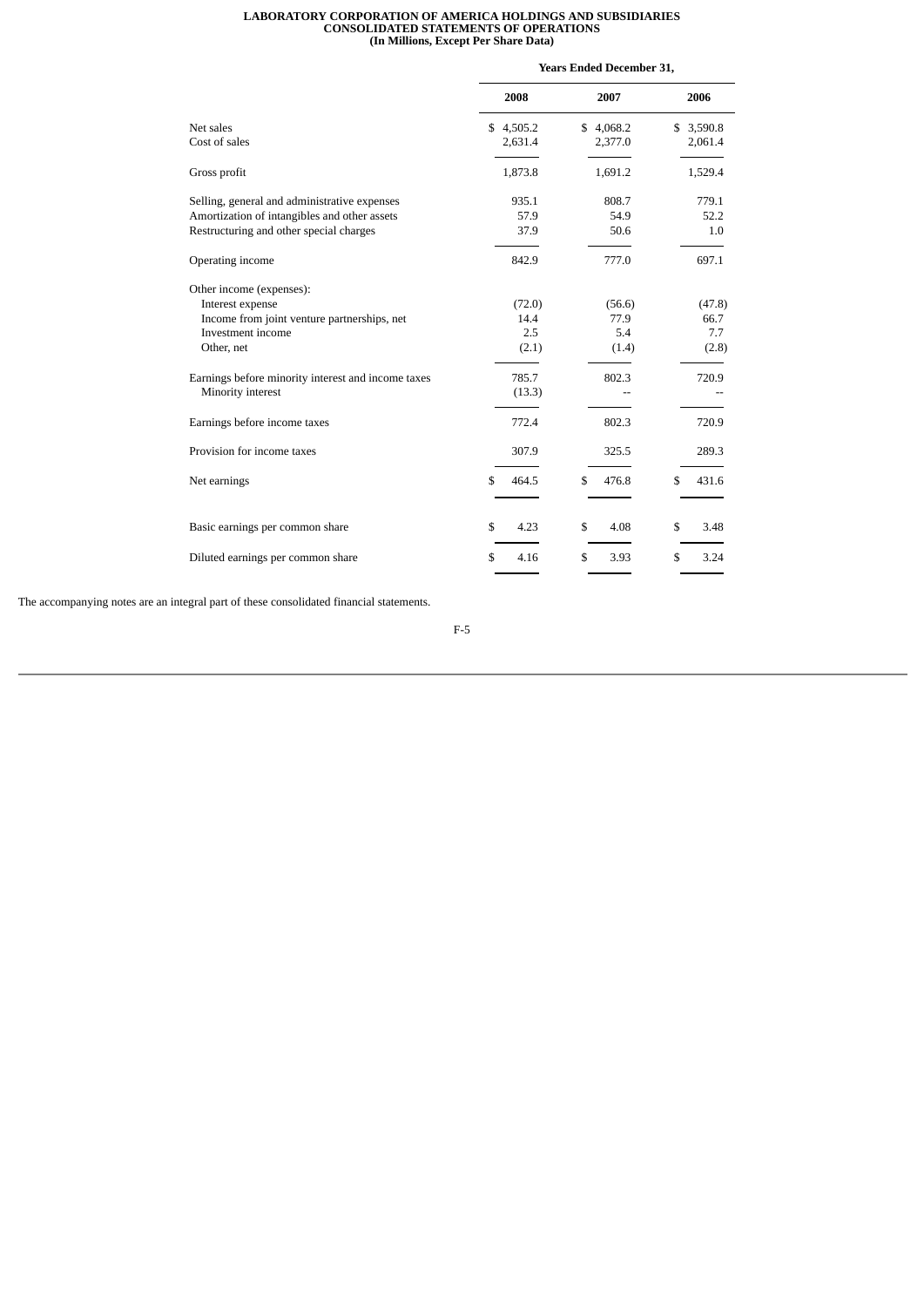**LABORATORY CORPORATION OF AMERICA HOLDINGS AND SUBSIDIARIES**
**CONSOLIDATED STATEMENTS OF OPERATIONS**
**(In Millions, Except Per Share Data)**

| | Years Ended December 31, | | |
|---|---|---|---|
| | 2008 | 2007 | 2006 |
| Net sales | $ 4,505.2 | $ 4,068.2 | $ 3,590.8 |
| Cost of sales | 2,631.4 | 2,377.0 | 2,061.4 |
| Gross profit | 1,873.8 | 1,691.2 | 1,529.4 |
| Selling, general and administrative expenses | 935.1 | 808.7 | 779.1 |
| Amortization of intangibles and other assets | 57.9 | 54.9 | 52.2 |
| Restructuring and other special charges | 37.9 | 50.6 | 1.0 |
| Operating income | 842.9 | 777.0 | 697.1 |
| Other income (expenses): | | | |
| Interest expense | (72.0) | (56.6) | (47.8) |
| Income from joint venture partnerships, net | 14.4 | 77.9 | 66.7 |
| Investment income | 2.5 | 5.4 | 7.7 |
| Other, net | (2.1) | (1.4) | (2.8) |
| Earnings before minority interest and income taxes | 785.7 | 802.3 | 720.9 |
| Minority interest | (13.3) | -- | -- |
| Earnings before income taxes | 772.4 | 802.3 | 720.9 |
| Provision for income taxes | 307.9 | 325.5 | 289.3 |
| Net earnings | $ 464.5 | $ 476.8 | $ 431.6 |
| Basic earnings per common share | $ 4.23 | $ 4.08 | $ 3.48 |
| Diluted earnings per common share | $ 4.16 | $ 3.93 | $ 3.24 |

The accompanying notes are an integral part of these consolidated financial statements.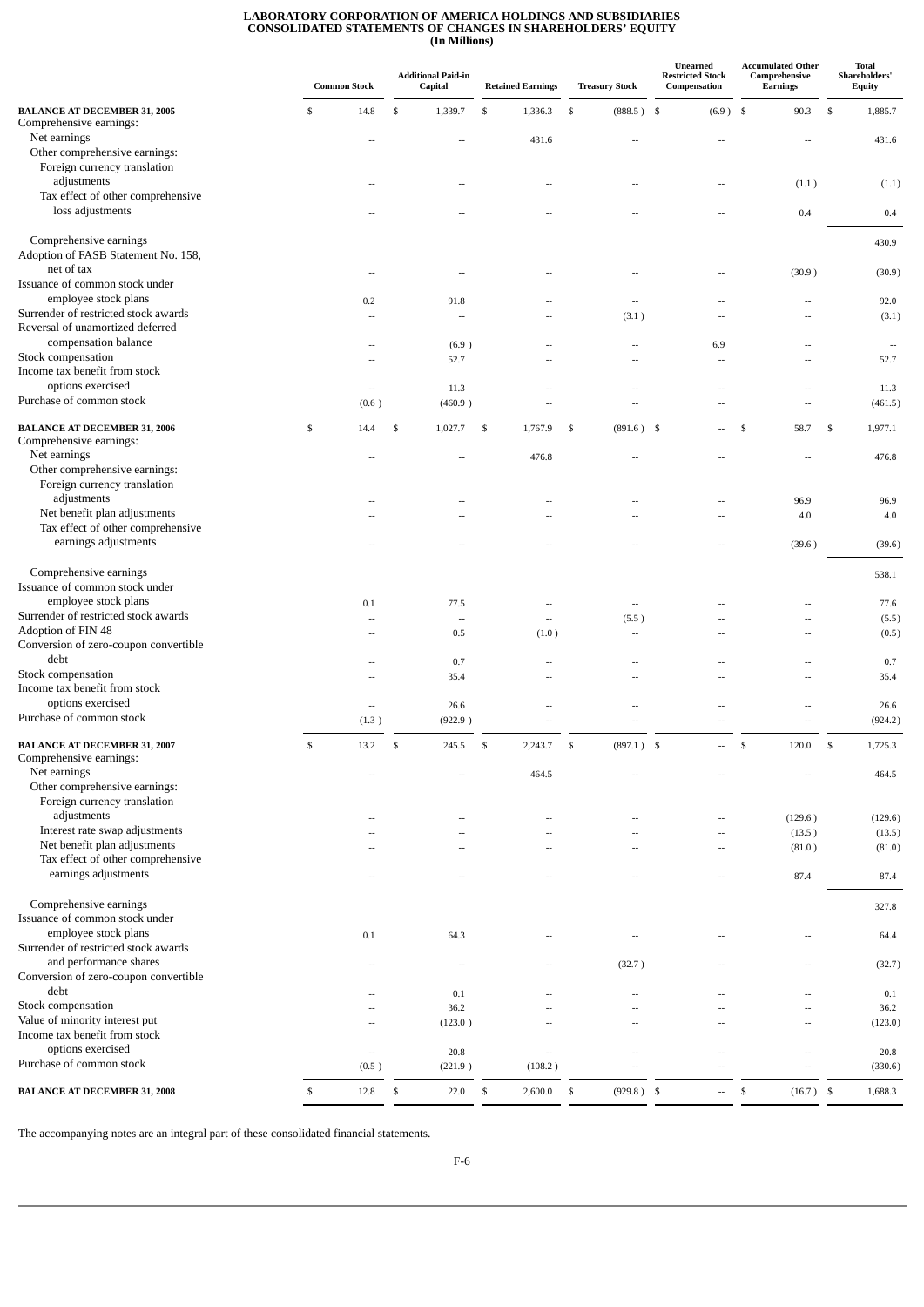**LABORATORY CORPORATION OF AMERICA HOLDINGS AND SUBSIDIARIES**
**CONSOLIDATED STATEMENTS OF CHANGES IN SHAREHOLDERS' EQUITY**
**(In Millions)**

| | Common Stock | Additional Paid-in Capital | Retained Earnings | Treasury Stock | Unearned Restricted Stock Compensation | Accumulated Other Comprehensive Earnings | Total Shareholders' Equity |
|---|---|---|---|---|---|---|---|
| **BALANCE AT DECEMBER 31, 2005** | $ 14.8 | $ 1,339.7 | $ 1,336.3 | $ (888.5) | $ (6.9) | $ 90.3 | $ 1,885.7 |
| Comprehensive earnings: | | | | | | | |
| Net earnings | -- | -- | 431.6 | -- | -- | -- | 431.6 |
| Other comprehensive earnings: | | | | | | | |
| Foreign currency translation adjustments | -- | -- | -- | -- | -- | (1.1) | (1.1) |
| Tax effect of other comprehensive loss adjustments | -- | -- | -- | -- | -- | 0.4 | 0.4 |
| Comprehensive earnings | | | | | | | 430.9 |
| Adoption of FASB Statement No. 158, net of tax | -- | -- | -- | -- | -- | (30.9) | (30.9) |
| Issuance of common stock under employee stock plans | 0.2 | 91.8 | -- | -- | -- | -- | 92.0 |
| Surrender of restricted stock awards | -- | -- | -- | (3.1) | -- | -- | (3.1) |
| Reversal of unamortized deferred compensation balance | -- | (6.9) | -- | -- | 6.9 | -- | -- |
| Stock compensation | -- | 52.7 | -- | -- | -- | -- | 52.7 |
| Income tax benefit from stock options exercised | -- | 11.3 | -- | -- | -- | -- | 11.3 |
| Purchase of common stock | (0.6) | (460.9) | -- | -- | -- | -- | (461.5) |
| **BALANCE AT DECEMBER 31, 2006** | $ 14.4 | $ 1,027.7 | $ 1,767.9 | $ (891.6) | $ -- | $ 58.7 | $ 1,977.1 |
| Comprehensive earnings: | | | | | | | |
| Net earnings | -- | -- | 476.8 | -- | -- | -- | 476.8 |
| Other comprehensive earnings: | | | | | | | |
| Foreign currency translation adjustments | -- | -- | -- | -- | -- | 96.9 | 96.9 |
| Net benefit plan adjustments | -- | -- | -- | -- | -- | 4.0 | 4.0 |
| Tax effect of other comprehensive earnings adjustments | -- | -- | -- | -- | -- | (39.6) | (39.6) |
| Comprehensive earnings | | | | | | | 538.1 |
| Issuance of common stock under employee stock plans | 0.1 | 77.5 | -- | -- | -- | -- | 77.6 |
| Surrender of restricted stock awards | -- | -- | -- | (5.5) | -- | -- | (5.5) |
| Adoption of FIN 48 | -- | 0.5 | (1.0) | -- | -- | -- | (0.5) |
| Conversion of zero-coupon convertible debt | -- | 0.7 | -- | -- | -- | -- | 0.7 |
| Stock compensation | -- | 35.4 | -- | -- | -- | -- | 35.4 |
| Income tax benefit from stock options exercised | -- | 26.6 | -- | -- | -- | -- | 26.6 |
| Purchase of common stock | (1.3) | (922.9) | -- | -- | -- | -- | (924.2) |
| **BALANCE AT DECEMBER 31, 2007** | $ 13.2 | $ 245.5 | $ 2,243.7 | $ (897.1) | $ -- | $ 120.0 | $ 1,725.3 |
| Comprehensive earnings: | | | | | | | |
| Net earnings | -- | -- | 464.5 | -- | -- | -- | 464.5 |
| Other comprehensive earnings: | | | | | | | |
| Foreign currency translation adjustments | -- | -- | -- | -- | -- | (129.6) | (129.6) |
| Interest rate swap adjustments | -- | -- | -- | -- | -- | (13.5) | (13.5) |
| Net benefit plan adjustments | -- | -- | -- | -- | -- | (81.0) | (81.0) |
| Tax effect of other comprehensive earnings adjustments | -- | -- | -- | -- | -- | 87.4 | 87.4 |
| Comprehensive earnings | | | | | | | 327.8 |
| Issuance of common stock under employee stock plans | 0.1 | 64.3 | -- | -- | -- | -- | 64.4 |
| Surrender of restricted stock awards and performance shares | -- | -- | -- | (32.7) | -- | -- | (32.7) |
| Conversion of zero-coupon convertible debt | -- | 0.1 | -- | -- | -- | -- | 0.1 |
| Stock compensation | -- | 36.2 | -- | -- | -- | -- | 36.2 |
| Value of minority interest put | -- | (123.0) | -- | -- | -- | -- | (123.0) |
| Income tax benefit from stock options exercised | -- | 20.8 | -- | -- | -- | -- | 20.8 |
| Purchase of common stock | (0.5) | (221.9) | (108.2) | -- | -- | -- | (330.6) |
| **BALANCE AT DECEMBER 31, 2008** | $ 12.8 | $ 22.0 | $ 2,600.0 | $ (929.8) | $ -- | $ (16.7) | $ 1,688.3 |

The accompanying notes are an integral part of these consolidated financial statements.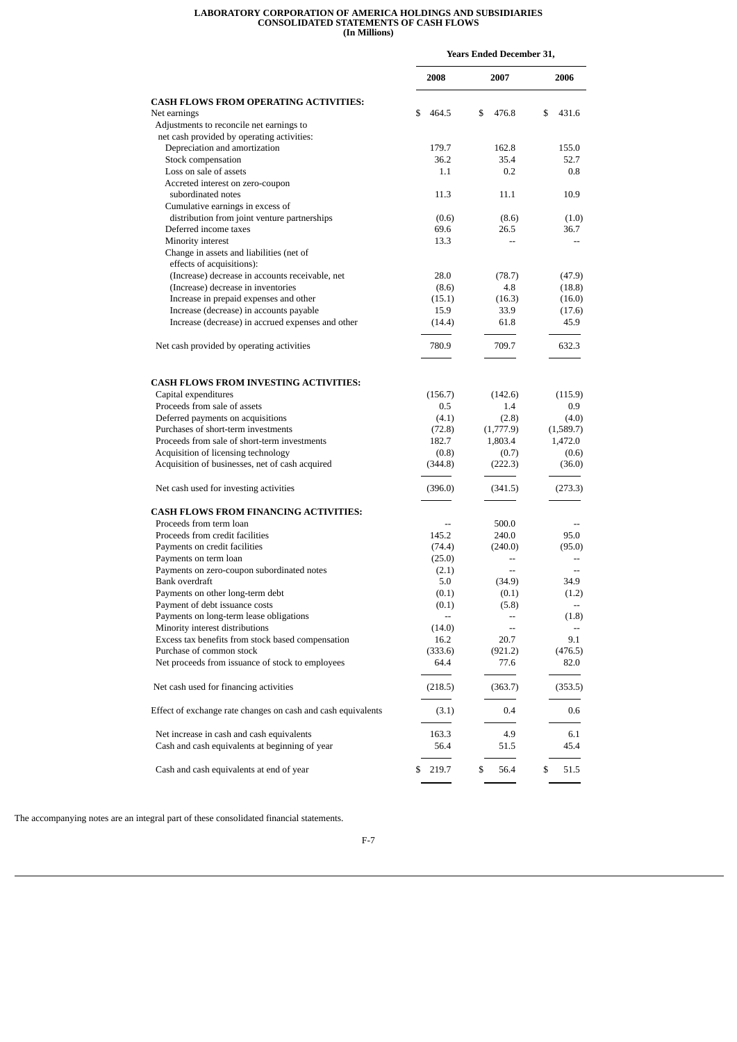**LABORATORY CORPORATION OF AMERICA HOLDINGS AND SUBSIDIARIES**
**CONSOLIDATED STATEMENTS OF CASH FLOWS**
**(In Millions)**

| | Years Ended December 31, | | |
|---|---|---|---|
| | 2008 | 2007 | 2006 |
| **CASH FLOWS FROM OPERATING ACTIVITIES:** | | | |
| Net earnings | $ 464.5 | $ 476.8 | $ 431.6 |
| Adjustments to reconcile net earnings to net cash provided by operating activities: | | | |
| Depreciation and amortization | 179.7 | 162.8 | 155.0 |
| Stock compensation | 36.2 | 35.4 | 52.7 |
| Loss on sale of assets | 1.1 | 0.2 | 0.8 |
| Accreted interest on zero-coupon subordinated notes | 11.3 | 11.1 | 10.9 |
| Cumulative earnings in excess of distribution from joint venture partnerships | (0.6) | (8.6) | (1.0) |
| Deferred income taxes | 69.6 | 26.5 | 36.7 |
| Minority interest | 13.3 | -- | -- |
| Change in assets and liabilities (net of effects of acquisitions): | | | |
| (Increase) decrease in accounts receivable, net | 28.0 | (78.7) | (47.9) |
| (Increase) decrease in inventories | (8.6) | 4.8 | (18.8) |
| Increase in prepaid expenses and other | (15.1) | (16.3) | (16.0) |
| Increase (decrease) in accounts payable | 15.9 | 33.9 | (17.6) |
| Increase (decrease) in accrued expenses and other | (14.4) | 61.8 | 45.9 |
| Net cash provided by operating activities | 780.9 | 709.7 | 632.3 |
| **CASH FLOWS FROM INVESTING ACTIVITIES:** | | | |
| Capital expenditures | (156.7) | (142.6) | (115.9) |
| Proceeds from sale of assets | 0.5 | 1.4 | 0.9 |
| Deferred payments on acquisitions | (4.1) | (2.8) | (4.0) |
| Purchases of short-term investments | (72.8) | (1,777.9) | (1,589.7) |
| Proceeds from sale of short-term investments | 182.7 | 1,803.4 | 1,472.0 |
| Acquisition of licensing technology | (0.8) | (0.7) | (0.6) |
| Acquisition of businesses, net of cash acquired | (344.8) | (222.3) | (36.0) |
| Net cash used for investing activities | (396.0) | (341.5) | (273.3) |
| **CASH FLOWS FROM FINANCING ACTIVITIES:** | | | |
| Proceeds from term loan | -- | 500.0 | -- |
| Proceeds from credit facilities | 145.2 | 240.0 | 95.0 |
| Payments on credit facilities | (74.4) | (240.0) | (95.0) |
| Payments on term loan | (25.0) | -- | -- |
| Payments on zero-coupon subordinated notes | (2.1) | -- | -- |
| Bank overdraft | 5.0 | (34.9) | 34.9 |
| Payments on other long-term debt | (0.1) | (0.1) | (1.2) |
| Payment of debt issuance costs | (0.1) | (5.8) | -- |
| Payments on long-term lease obligations | -- | -- | (1.8) |
| Minority interest distributions | (14.0) | -- | -- |
| Excess tax benefits from stock based compensation | 16.2 | 20.7 | 9.1 |
| Purchase of common stock | (333.6) | (921.2) | (476.5) |
| Net proceeds from issuance of stock to employees | 64.4 | 77.6 | 82.0 |
| Net cash used for financing activities | (218.5) | (363.7) | (353.5) |
| Effect of exchange rate changes on cash and cash equivalents | (3.1) | 0.4 | 0.6 |
| Net increase in cash and cash equivalents | 163.3 | 4.9 | 6.1 |
| Cash and cash equivalents at beginning of year | 56.4 | 51.5 | 45.4 |
| Cash and cash equivalents at end of year | $ 219.7 | $ 56.4 | $ 51.5 |

The accompanying notes are an integral part of these consolidated financial statements.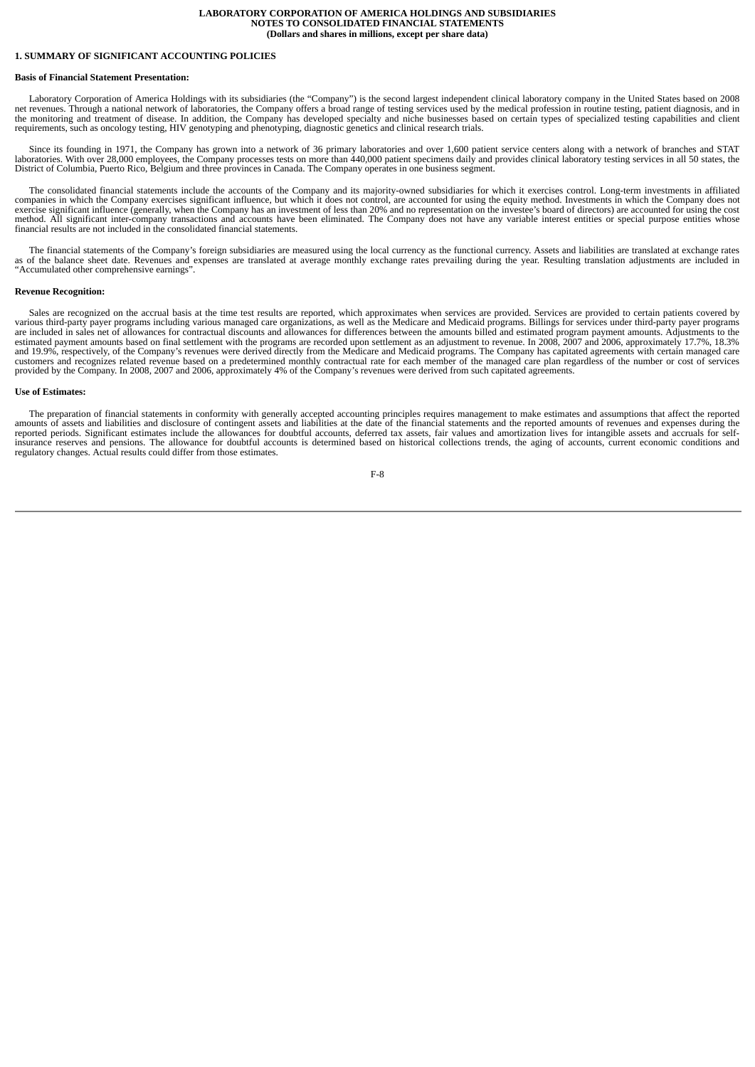**LABORATORY CORPORATION OF AMERICA HOLDINGS AND SUBSIDIARIES**
**NOTES TO CONSOLIDATED FINANCIAL STATEMENTS**
**(Dollars and shares in millions, except per share data)**

## 1. SUMMARY OF SIGNIFICANT ACCOUNTING POLICIES

### Basis of Financial Statement Presentation:

Laboratory Corporation of America Holdings with its subsidiaries (the "Company") is the second largest independent clinical laboratory company in the United States based on 2008 net revenues. Through a national network of laboratories, the Company offers a broad range of testing services used by the medical profession in routine testing, patient diagnosis, and in the monitoring and treatment of disease. In addition, the Company has developed specialty and niche businesses based on certain types of specialized testing capabilities and client requirements, such as oncology testing, HIV genotyping and phenotyping, diagnostic genetics and clinical research trials.

Since its founding in 1971, the Company has grown into a network of 36 primary laboratories and over 1,600 patient service centers along with a network of branches and STAT laboratories. With over 28,000 employees, the Company processes tests on more than 440,000 patient specimens daily and provides clinical laboratory testing services in all 50 states, the District of Columbia, Puerto Rico, Belgium and three provinces in Canada. The Company operates in one business segment.

The consolidated financial statements include the accounts of the Company and its majority-owned subsidiaries for which it exercises control. Long-term investments in affiliated companies in which the Company exercises significant influence, but which it does not control, are accounted for using the equity method. Investments in which the Company does not exercise significant influence (generally, when the Company has an investment of less than 20% and no representation on the investee's board of directors) are accounted for using the cost method. All significant inter-company transactions and accounts have been eliminated. The Company does not have any variable interest entities or special purpose entities whose financial results are not included in the consolidated financial statements.

The financial statements of the Company's foreign subsidiaries are measured using the local currency as the functional currency. Assets and liabilities are translated at exchange rates as of the balance sheet date. Revenues and expenses are translated at average monthly exchange rates prevailing during the year. Resulting translation adjustments are included in "Accumulated other comprehensive earnings".

### Revenue Recognition:

Sales are recognized on the accrual basis at the time test results are reported, which approximates when services are provided. Services are provided to certain patients covered by various third-party payer programs including various managed care organizations, as well as the Medicare and Medicaid programs. Billings for services under third-party payer programs are included in sales net of allowances for contractual discounts and allowances for differences between the amounts billed and estimated program payment amounts. Adjustments to the estimated payment amounts based on final settlement with the programs are recorded upon settlement as an adjustment to revenue. In 2008, 2007 and 2006, approximately 17.7%, 18.3% and 19.9%, respectively, of the Company's revenues were derived directly from the Medicare and Medicaid programs. The Company has capitated agreements with certain managed care customers and recognizes related revenue based on a predetermined monthly contractual rate for each member of the managed care plan regardless of the number or cost of services provided by the Company. In 2008, 2007 and 2006, approximately 4% of the Company's revenues were derived from such capitated agreements.

### Use of Estimates:

The preparation of financial statements in conformity with generally accepted accounting principles requires management to make estimates and assumptions that affect the reported amounts of assets and liabilities and disclosure of contingent assets and liabilities at the date of the financial statements and the reported amounts of revenues and expenses during the reported periods. Significant estimates include the allowances for doubtful accounts, deferred tax assets, fair values and amortization lives for intangible assets and accruals for self-insurance reserves and pensions. The allowance for doubtful accounts is determined based on historical collections trends, the aging of accounts, current economic conditions and regulatory changes. Actual results could differ from those estimates.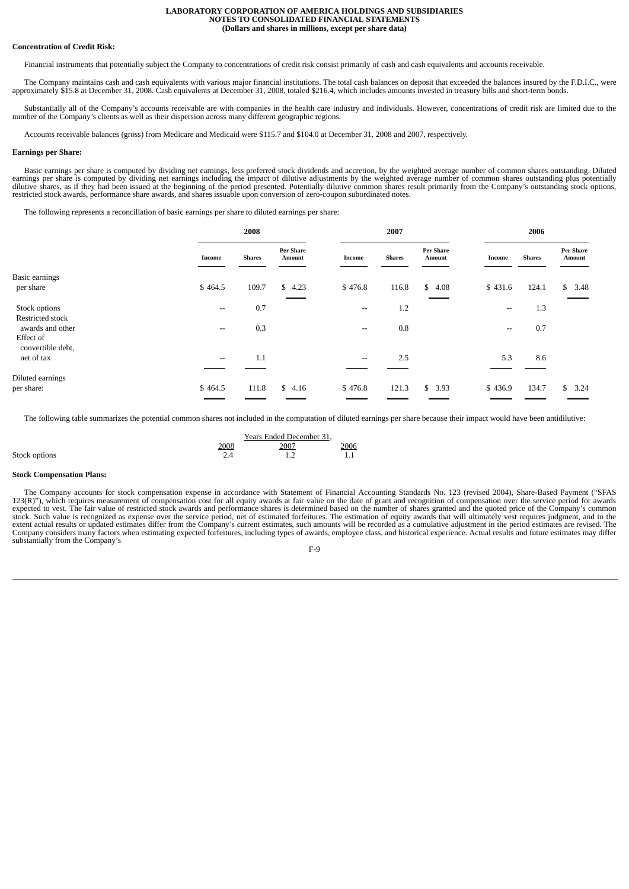**Concentration of Credit Risk:**

Financial instruments that potentially subject the Company to concentrations of credit risk consist primarily of cash and cash equivalents and accounts receivable.

The Company maintains cash and cash equivalents with various major financial institutions. The total cash balances on deposit that exceeded the balances insured by the F.D.I.C., were approximately $15.8 at December 31, 2008. Cash equivalents at December 31, 2008, totaled $216.4, which includes amounts invested in treasury bills and short-term bonds.

Substantially all of the Company's accounts receivable are with companies in the health care industry and individuals. However, concentrations of credit risk are limited due to the number of the Company's clients as well as their dispersion across many different geographic regions.

Accounts receivable balances (gross) from Medicare and Medicaid were $115.7 and $104.0 at December 31, 2008 and 2007, respectively.

**Earnings per Share:**

Basic earnings per share is computed by dividing net earnings, less preferred stock dividends and accretion, by the weighted average number of common shares outstanding. Diluted earnings per share is computed by dividing net earnings including the impact of dilutive adjustments by the weighted average number of common shares outstanding plus potentially dilutive shares, as if they had been issued at the beginning of the period presented. Potentially dilutive common shares result primarily from the Company's outstanding stock options, restricted stock awards, performance share awards, and shares issuable upon conversion of zero-coupon subordinated notes.

The following represents a reconciliation of basic earnings per share to diluted earnings per share:

| | 2008 | | | 2007 | | | 2006 | | |
|---|---|---|---|---|---|---|---|---|---|
| | Income | Shares | Per Share Amount | Income | Shares | Per Share Amount | Income | Shares | Per Share Amount |
| Basic earnings per share | $ 464.5 | 109.7 | $ 4.23 | $ 476.8 | 116.8 | $ 4.08 | $ 431.6 | 124.1 | $ 3.48 |
| Stock options | -- | 0.7 | | -- | 1.2 | | -- | 1.3 | |
| Restricted stock awards and other | -- | 0.3 | | -- | 0.8 | | -- | 0.7 | |
| Effect of convertible debt, net of tax | -- | 1.1 | | -- | 2.5 | | 5.3 | 8.6 | |
| Diluted earnings per share: | $ 464.5 | 111.8 | $ 4.16 | $ 476.8 | 121.3 | $ 3.93 | $ 436.9 | 134.7 | $ 3.24 |

The following table summarizes the potential common shares not included in the computation of diluted earnings per share because their impact would have been antidilutive:

| | Years Ended December 31, | | |
|---|---|---|---|
| | 2008 | 2007 | 2006 |
| Stock options | 2.4 | 1.2 | 1.1 |

**Stock Compensation Plans:**

The Company accounts for stock compensation expense in accordance with Statement of Financial Accounting Standards No. 123 (revised 2004), Share-Based Payment ("SFAS 123(R)"), which requires measurement of compensation cost for all equity awards at fair value on the date of grant and recognition of compensation over the service period for awards expected to vest. The fair value of restricted stock awards and performance shares is determined based on the number of shares granted and the quoted price of the Company's common stock. Such value is recognized as expense over the service period, net of estimated forfeitures. The estimation of equity awards that will ultimately vest requires judgment, and to the extent actual results or updated estimates differ from the Company's current estimates, such amounts will be recorded as a cumulative adjustment in the period estimates are revised. The Company considers many factors when estimating expected forfeitures, including types of awards, employee class, and historical experience. Actual results and future estimates may differ substantially from the Company's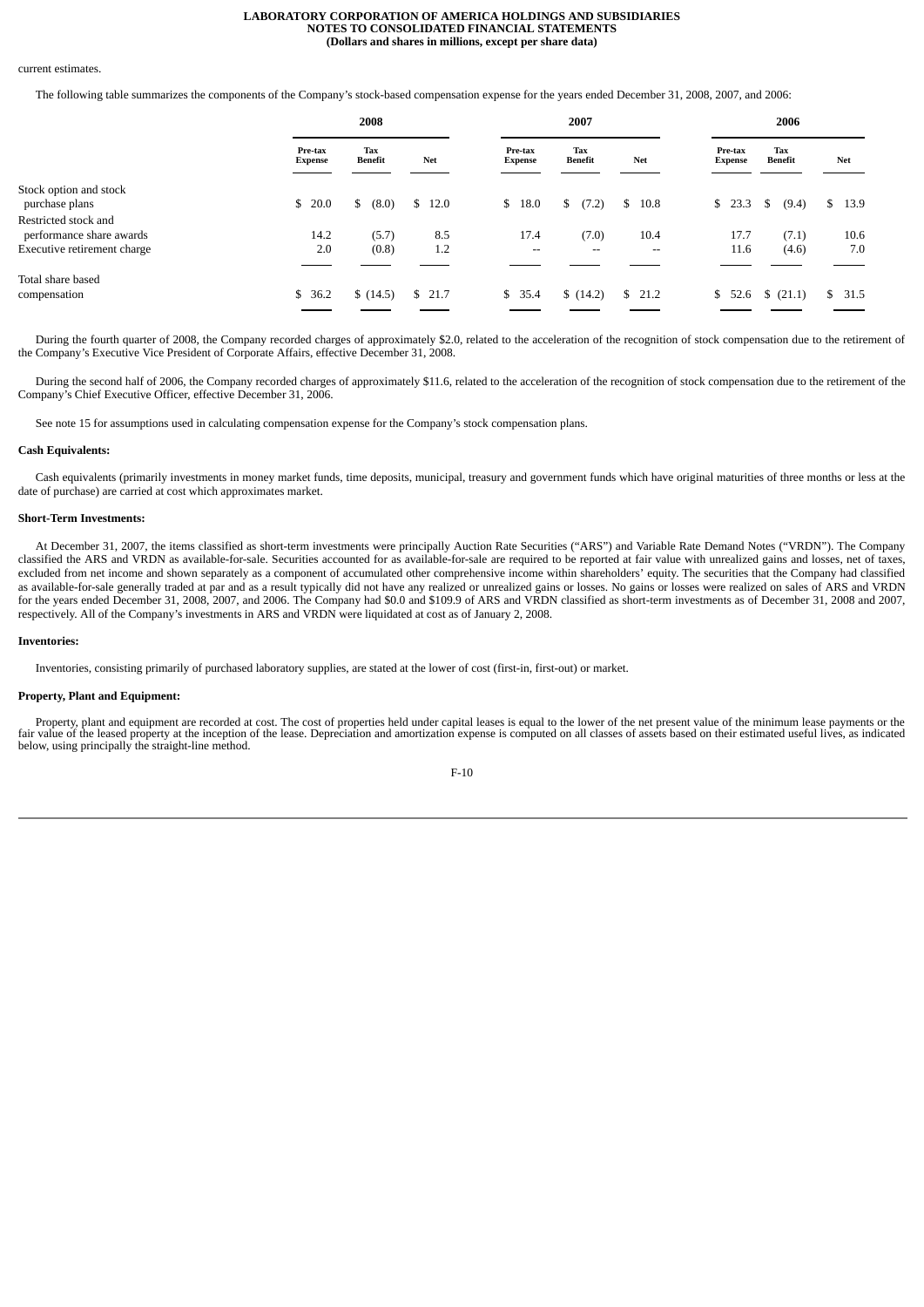current estimates.

The following table summarizes the components of the Company's stock-based compensation expense for the years ended December 31, 2008, 2007, and 2006:

| | 2008 | | | 2007 | | | 2006 | | |
|---|---|---|---|---|---|---|---|---|---|
| | Pre-tax Expense | Tax Benefit | Net | Pre-tax Expense | Tax Benefit | Net | Pre-tax Expense | Tax Benefit | Net |
| Stock option and stock purchase plans | $ 20.0 | $ (8.0) | $ 12.0 | $ 18.0 | $ (7.2) | $ 10.8 | $ 23.3 | $ (9.4) | $ 13.9 |
| Restricted stock and performance share awards | 14.2 | (5.7) | 8.5 | 17.4 | (7.0) | 10.4 | 17.7 | (7.1) | 10.6 |
| Executive retirement charge | 2.0 | (0.8) | 1.2 | -- | -- | -- | 11.6 | (4.6) | 7.0 |
| Total share based compensation | $ 36.2 | $ (14.5) | $ 21.7 | $ 35.4 | $ (14.2) | $ 21.2 | $ 52.6 | $ (21.1) | $ 31.5 |

During the fourth quarter of 2008, the Company recorded charges of approximately $2.0, related to the acceleration of the recognition of stock compensation due to the retirement of the Company's Executive Vice President of Corporate Affairs, effective December 31, 2008.

During the second half of 2006, the Company recorded charges of approximately $11.6, related to the acceleration of the recognition of stock compensation due to the retirement of the Company's Chief Executive Officer, effective December 31, 2006.

See note 15 for assumptions used in calculating compensation expense for the Company's stock compensation plans.

**Cash Equivalents:**

Cash equivalents (primarily investments in money market funds, time deposits, municipal, treasury and government funds which have original maturities of three months or less at the date of purchase) are carried at cost which approximates market.

**Short-Term Investments:**

At December 31, 2007, the items classified as short-term investments were principally Auction Rate Securities ("ARS") and Variable Rate Demand Notes ("VRDN"). The Company classified the ARS and VRDN as available-for-sale. Securities accounted for as available-for-sale are required to be reported at fair value with unrealized gains and losses, net of taxes, excluded from net income and shown separately as a component of accumulated other comprehensive income within shareholders' equity. The securities that the Company had classified as available-for-sale generally traded at par and as a result typically did not have any realized or unrealized gains or losses. No gains or losses were realized on sales of ARS and VRDN for the years ended December 31, 2008, 2007, and 2006. The Company had $0.0 and $109.9 of ARS and VRDN classified as short-term investments as of December 31, 2008 and 2007, respectively. All of the Company's investments in ARS and VRDN were liquidated at cost as of January 2, 2008.

**Inventories:**

Inventories, consisting primarily of purchased laboratory supplies, are stated at the lower of cost (first-in, first-out) or market.

**Property, Plant and Equipment:**

Property, plant and equipment are recorded at cost. The cost of properties held under capital leases is equal to the lower of the net present value of the minimum lease payments or the fair value of the leased property at the inception of the lease. Depreciation and amortization expense is computed on all classes of assets based on their estimated useful lives, as indicated below, using principally the straight-line method.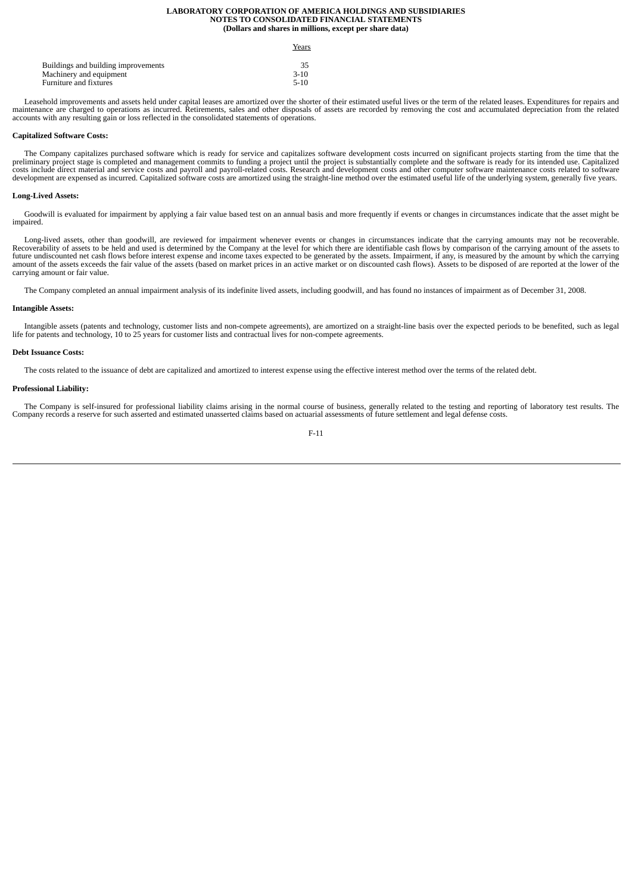|  | Years |
| --- | --- |
| Buildings and building improvements | 35 |
| Machinery and equipment | 3-10 |
| Furniture and fixtures | 5-10 |

Leasehold improvements and assets held under capital leases are amortized over the shorter of their estimated useful lives or the term of the related leases. Expenditures for repairs and maintenance are charged to operations as incurred. Retirements, sales and other disposals of assets are recorded by removing the cost and accumulated depreciation from the related accounts with any resulting gain or loss reflected in the consolidated statements of operations.

**Capitalized Software Costs:**

The Company capitalizes purchased software which is ready for service and capitalizes software development costs incurred on significant projects starting from the time that the preliminary project stage is completed and management commits to funding a project until the project is substantially complete and the software is ready for its intended use. Capitalized costs include direct material and service costs and payroll and payroll-related costs. Research and development costs and other computer software maintenance costs related to software development are expensed as incurred. Capitalized software costs are amortized using the straight-line method over the estimated useful life of the underlying system, generally five years.

**Long-Lived Assets:**

Goodwill is evaluated for impairment by applying a fair value based test on an annual basis and more frequently if events or changes in circumstances indicate that the asset might be impaired.

Long-lived assets, other than goodwill, are reviewed for impairment whenever events or changes in circumstances indicate that the carrying amounts may not be recoverable. Recoverability of assets to be held and used is determined by the Company at the level for which there are identifiable cash flows by comparison of the carrying amount of the assets to future undiscounted net cash flows before interest expense and income taxes expected to be generated by the assets. Impairment, if any, is measured by the amount by which the carrying amount of the assets exceeds the fair value of the assets (based on market prices in an active market or on discounted cash flows). Assets to be disposed of are reported at the lower of the carrying amount or fair value.

The Company completed an annual impairment analysis of its indefinite lived assets, including goodwill, and has found no instances of impairment as of December 31, 2008.

**Intangible Assets:**

Intangible assets (patents and technology, customer lists and non-compete agreements), are amortized on a straight-line basis over the expected periods to be benefited, such as legal life for patents and technology, 10 to 25 years for customer lists and contractual lives for non-compete agreements.

**Debt Issuance Costs:**

The costs related to the issuance of debt are capitalized and amortized to interest expense using the effective interest method over the terms of the related debt.

**Professional Liability:**

The Company is self-insured for professional liability claims arising in the normal course of business, generally related to the testing and reporting of laboratory test results. The Company records a reserve for such asserted and estimated unasserted claims based on actuarial assessments of future settlement and legal defense costs.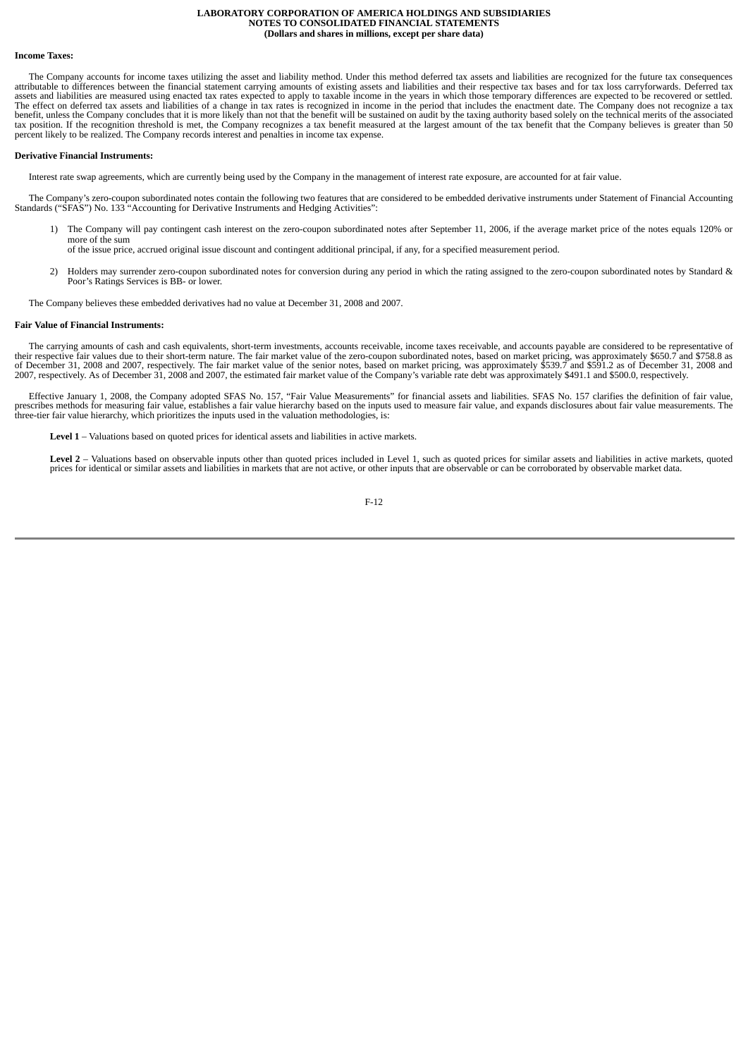#### Income Taxes:

The Company accounts for income taxes utilizing the asset and liability method. Under this method deferred tax assets and liabilities are recognized for the future tax consequences attributable to differences between the financial statement carrying amounts of existing assets and liabilities and their respective tax bases and for tax loss carryforwards. Deferred tax assets and liabilities are measured using enacted tax rates expected to apply to taxable income in the years in which those temporary differences are expected to be recovered or settled. The effect on deferred tax assets and liabilities of a change in tax rates is recognized in income in the period that includes the enactment date. The Company does not recognize a tax benefit, unless the Company concludes that it is more likely than not that the benefit will be sustained on audit by the taxing authority based solely on the technical merits of the associated tax position. If the recognition threshold is met, the Company recognizes a tax benefit measured at the largest amount of the tax benefit that the Company believes is greater than 50 percent likely to be realized. The Company records interest and penalties in income tax expense.

#### Derivative Financial Instruments:

Interest rate swap agreements, which are currently being used by the Company in the management of interest rate exposure, are accounted for at fair value.

The Company's zero-coupon subordinated notes contain the following two features that are considered to be embedded derivative instruments under Statement of Financial Accounting Standards ("SFAS") No. 133 "Accounting for Derivative Instruments and Hedging Activities":

1) The Company will pay contingent cash interest on the zero-coupon subordinated notes after September 11, 2006, if the average market price of the notes equals 120% or more of the sum of the issue price, accrued original issue discount and contingent additional principal, if any, for a specified measurement period.

2) Holders may surrender zero-coupon subordinated notes for conversion during any period in which the rating assigned to the zero-coupon subordinated notes by Standard & Poor's Ratings Services is BB- or lower.

The Company believes these embedded derivatives had no value at December 31, 2008 and 2007.

#### Fair Value of Financial Instruments:

The carrying amounts of cash and cash equivalents, short-term investments, accounts receivable, income taxes receivable, and accounts payable are considered to be representative of their respective fair values due to their short-term nature. The fair market value of the zero-coupon subordinated notes, based on market pricing, was approximately $650.7 and $758.8 as of December 31, 2008 and 2007, respectively. The fair market value of the senior notes, based on market pricing, was approximately $539.7 and $591.2 as of December 31, 2008 and 2007, respectively. As of December 31, 2008 and 2007, the estimated fair market value of the Company's variable rate debt was approximately $491.1 and $500.0, respectively.

Effective January 1, 2008, the Company adopted SFAS No. 157, "Fair Value Measurements" for financial assets and liabilities. SFAS No. 157 clarifies the definition of fair value, prescribes methods for measuring fair value, establishes a fair value hierarchy based on the inputs used to measure fair value, and expands disclosures about fair value measurements. The three-tier fair value hierarchy, which prioritizes the inputs used in the valuation methodologies, is:

**Level 1** – Valuations based on quoted prices for identical assets and liabilities in active markets.

**Level 2** – Valuations based on observable inputs other than quoted prices included in Level 1, such as quoted prices for similar assets and liabilities in active markets, quoted prices for identical or similar assets and liabilities in markets that are not active, or other inputs that are observable or can be corroborated by observable market data.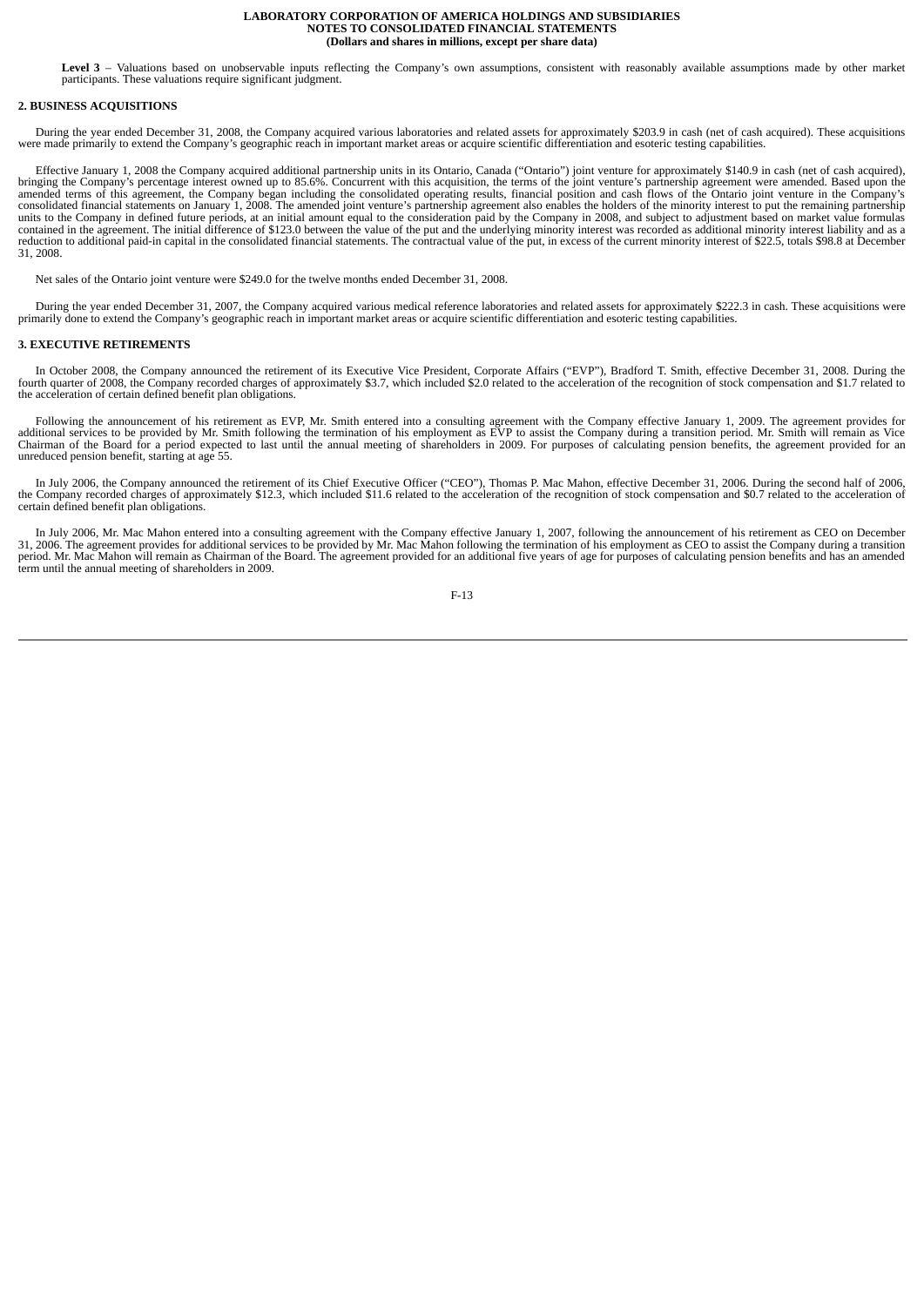**Level 3** – Valuations based on unobservable inputs reflecting the Company's own assumptions, consistent with reasonably available assumptions made by other market participants. These valuations require significant judgment.

## 2. BUSINESS ACQUISITIONS

During the year ended December 31, 2008, the Company acquired various laboratories and related assets for approximately $203.9 in cash (net of cash acquired). These acquisitions were made primarily to extend the Company's geographic reach in important market areas or acquire scientific differentiation and esoteric testing capabilities.

Effective January 1, 2008 the Company acquired additional partnership units in its Ontario, Canada ("Ontario") joint venture for approximately $140.9 in cash (net of cash acquired), bringing the Company's percentage interest owned up to 85.6%. Concurrent with this acquisition, the terms of the joint venture's partnership agreement were amended. Based upon the amended terms of this agreement, the Company began including the consolidated operating results, financial position and cash flows of the Ontario joint venture in the Company's consolidated financial statements on January 1, 2008. The amended joint venture's partnership agreement also enables the holders of the minority interest to put the remaining partnership units to the Company in defined future periods, at an initial amount equal to the consideration paid by the Company in 2008, and subject to adjustment based on market value formulas contained in the agreement. The initial difference of $123.0 between the value of the put and the underlying minority interest was recorded as additional minority interest liability and as a reduction to additional paid-in capital in the consolidated financial statements. The contractual value of the put, in excess of the current minority interest of $22.5, totals $98.8 at December 31, 2008.

Net sales of the Ontario joint venture were $249.0 for the twelve months ended December 31, 2008.

During the year ended December 31, 2007, the Company acquired various medical reference laboratories and related assets for approximately $222.3 in cash. These acquisitions were primarily done to extend the Company's geographic reach in important market areas or acquire scientific differentiation and esoteric testing capabilities.

## 3. EXECUTIVE RETIREMENTS

In October 2008, the Company announced the retirement of its Executive Vice President, Corporate Affairs ("EVP"), Bradford T. Smith, effective December 31, 2008. During the fourth quarter of 2008, the Company recorded charges of approximately $3.7, which included $2.0 related to the acceleration of the recognition of stock compensation and $1.7 related to the acceleration of certain defined benefit plan obligations.

Following the announcement of his retirement as EVP, Mr. Smith entered into a consulting agreement with the Company effective January 1, 2009. The agreement provides for additional services to be provided by Mr. Smith following the termination of his employment as EVP to assist the Company during a transition period. Mr. Smith will remain as Vice Chairman of the Board for a period expected to last until the annual meeting of shareholders in 2009. For purposes of calculating pension benefits, the agreement provided for an unreduced pension benefit, starting at age 55.

In July 2006, the Company announced the retirement of its Chief Executive Officer ("CEO"), Thomas P. Mac Mahon, effective December 31, 2006. During the second half of 2006, the Company recorded charges of approximately $12.3, which included $11.6 related to the acceleration of the recognition of stock compensation and $0.7 related to the acceleration of certain defined benefit plan obligations.

In July 2006, Mr. Mac Mahon entered into a consulting agreement with the Company effective January 1, 2007, following the announcement of his retirement as CEO on December 31, 2006. The agreement provides for additional services to be provided by Mr. Mac Mahon following the termination of his employment as CEO to assist the Company during a transition period. Mr. Mac Mahon will remain as Chairman of the Board. The agreement provided for an additional five years of age for purposes of calculating pension benefits and has an amended term until the annual meeting of shareholders in 2009.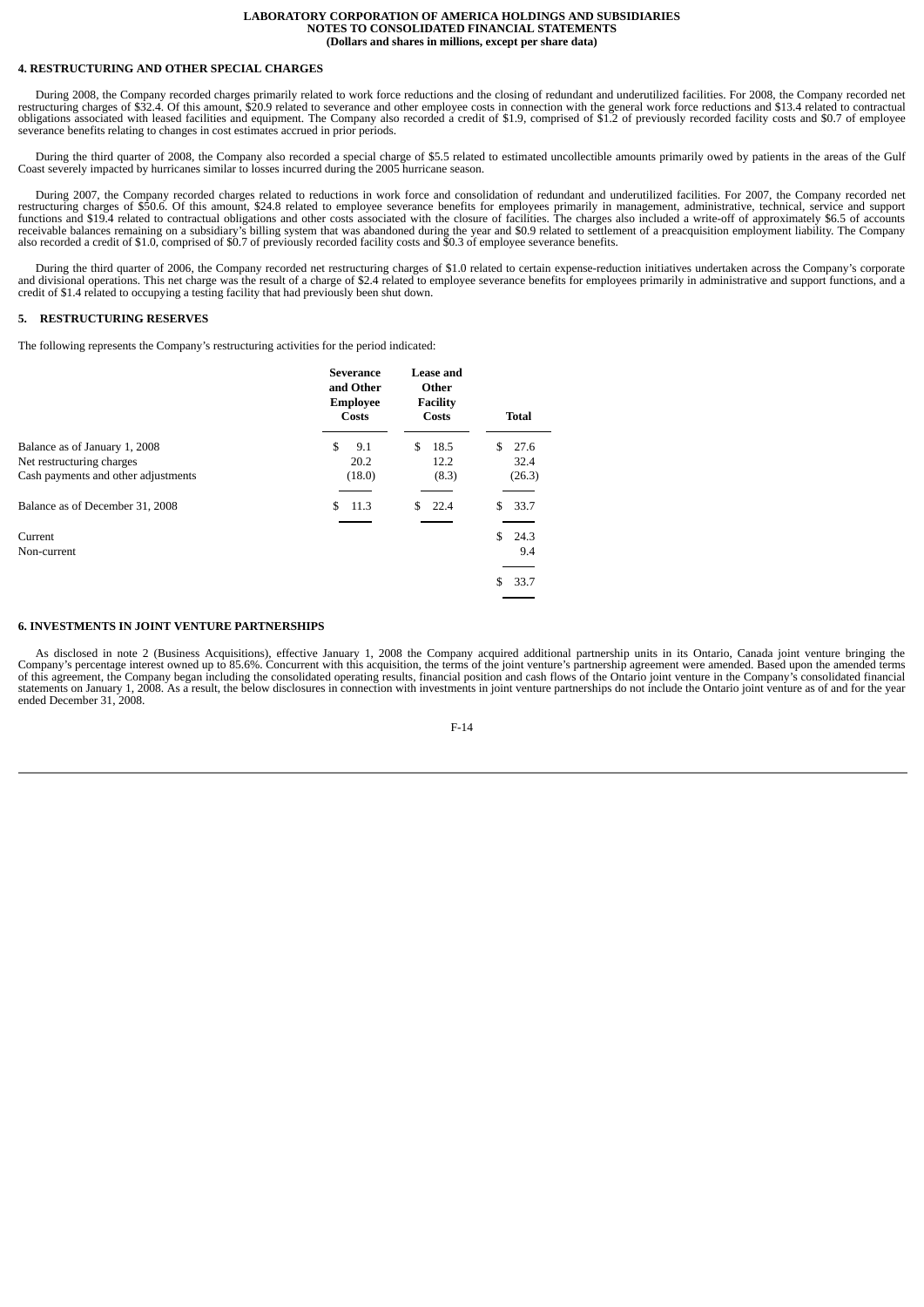# 4. RESTRUCTURING AND OTHER SPECIAL CHARGES

During 2008, the Company recorded charges primarily related to work force reductions and the closing of redundant and underutilized facilities. For 2008, the Company recorded net restructuring charges of $32.4. Of this amount, $20.9 related to severance and other employee costs in connection with the general work force reductions and $13.4 related to contractual obligations associated with leased facilities and equipment. The Company also recorded a credit of $1.9, comprised of $1.2 of previously recorded facility costs and $0.7 of employee severance benefits relating to changes in cost estimates accrued in prior periods.

During the third quarter of 2008, the Company also recorded a special charge of $5.5 related to estimated uncollectible amounts primarily owed by patients in the areas of the Gulf Coast severely impacted by hurricanes similar to losses incurred during the 2005 hurricane season.

During 2007, the Company recorded charges related to reductions in work force and consolidation of redundant and underutilized facilities. For 2007, the Company recorded net restructuring charges of $50.6. Of this amount, $24.8 related to employee severance benefits for employees primarily in management, administrative, technical, service and support functions and $19.4 related to contractual obligations and other costs associated with the closure of facilities. The charges also included a write-off of approximately $6.5 of accounts receivable balances remaining on a subsidiary's billing system that was abandoned during the year and $0.9 related to settlement of a preacquisition employment liability. The Company also recorded a credit of $1.0, comprised of $0.7 of previously recorded facility costs and $0.3 of employee severance benefits.

During the third quarter of 2006, the Company recorded net restructuring charges of $1.0 related to certain expense-reduction initiatives undertaken across the Company's corporate and divisional operations. This net charge was the result of a charge of $2.4 related to employee severance benefits for employees primarily in administrative and support functions, and a credit of $1.4 related to occupying a testing facility that had previously been shut down.

# 5. RESTRUCTURING RESERVES

The following represents the Company's restructuring activities for the period indicated:

| | Severance and Other Employee Costs | Lease and Other Facility Costs | Total |
|---|---|---|---|
| Balance as of January 1, 2008 | $ 9.1 | $ 18.5 | $ 27.6 |
| Net restructuring charges | 20.2 | 12.2 | 32.4 |
| Cash payments and other adjustments | (18.0) | (8.3) | (26.3) |
| Balance as of December 31, 2008 | $ 11.3 | $ 22.4 | $ 33.7 |
| Current | | | $ 24.3 |
| Non-current | | | 9.4 |
| | | | $ 33.7 |

# 6. INVESTMENTS IN JOINT VENTURE PARTNERSHIPS

As disclosed in note 2 (Business Acquisitions), effective January 1, 2008 the Company acquired additional partnership units in its Ontario, Canada joint venture bringing the Company's percentage interest owned up to 85.6%. Concurrent with this acquisition, the terms of the joint venture's partnership agreement were amended. Based upon the amended terms of this agreement, the Company began including the consolidated operating results, financial position and cash flows of the Ontario joint venture in the Company's consolidated financial statements on January 1, 2008. As a result, the below disclosures in connection with investments in joint venture partnerships do not include the Ontario joint venture as of and for the year ended December 31, 2008.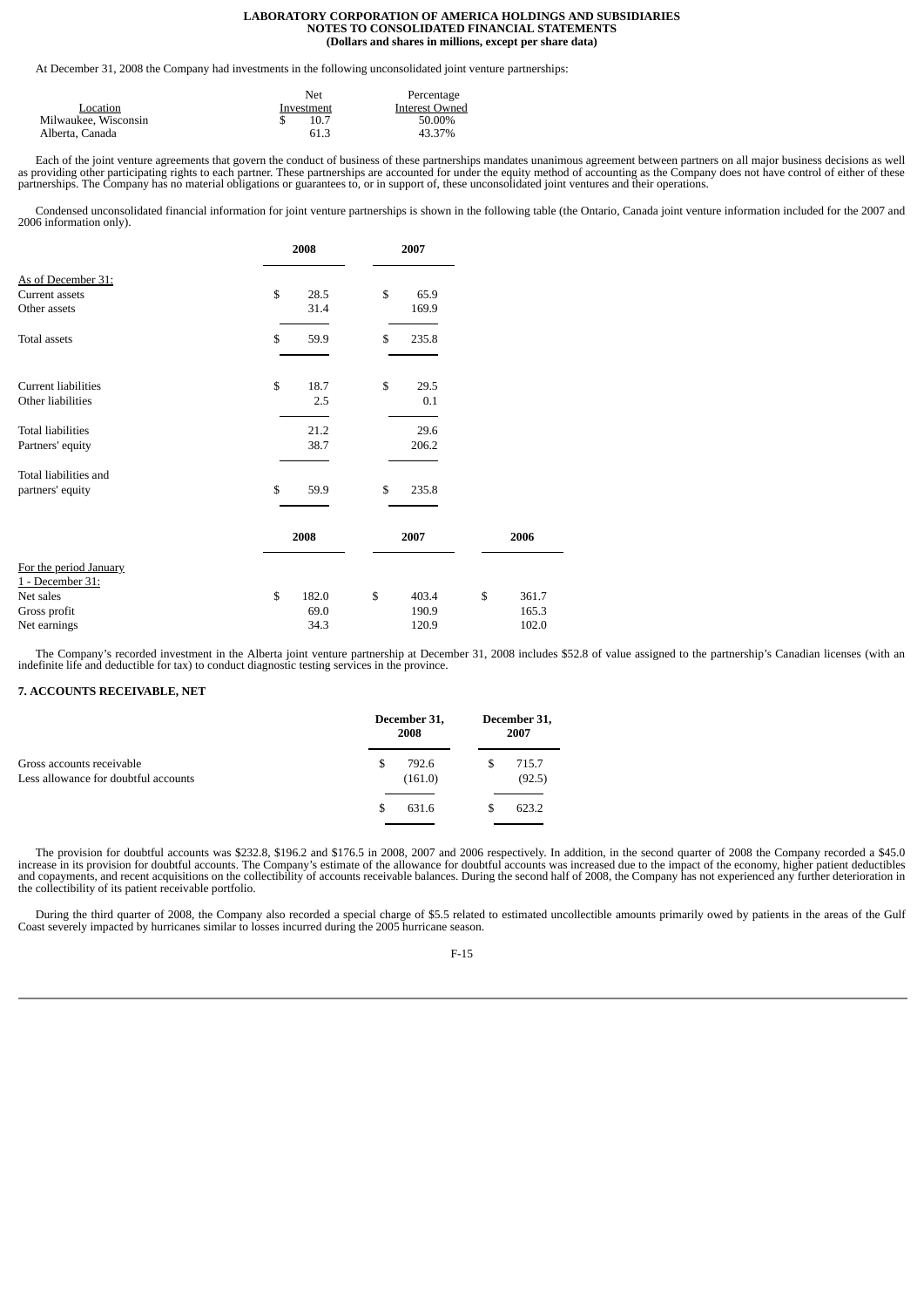At December 31, 2008 the Company had investments in the following unconsolidated joint venture partnerships:

| Location | Net Investment | Percentage Interest Owned |
|---|---|---|
| Milwaukee, Wisconsin | $ 10.7 | 50.00% |
| Alberta, Canada | 61.3 | 43.37% |

Each of the joint venture agreements that govern the conduct of business of these partnerships mandates unanimous agreement between partners on all major business decisions as well as providing other participating rights to each partner. These partnerships are accounted for under the equity method of accounting as the Company does not have control of either of these partnerships. The Company has no material obligations or guarantees to, or in support of, these unconsolidated joint ventures and their operations.

Condensed unconsolidated financial information for joint venture partnerships is shown in the following table (the Ontario, Canada joint venture information included for the 2007 and 2006 information only).

| | 2008 | 2007 |
|---|---|---|
| As of December 31: | | |
| Current assets | $ 28.5 | $ 65.9 |
| Other assets | 31.4 | 169.9 |
| Total assets | $ 59.9 | $ 235.8 |
| Current liabilities | $ 18.7 | $ 29.5 |
| Other liabilities | 2.5 | 0.1 |
| Total liabilities | 21.2 | 29.6 |
| Partners' equity | 38.7 | 206.2 |
| Total liabilities and partners' equity | $ 59.9 | $ 235.8 |

| | 2008 | 2007 | 2006 |
|---|---|---|---|
| For the period January 1 - December 31: | | | |
| Net sales | $ 182.0 | $ 403.4 | $ 361.7 |
| Gross profit | 69.0 | 190.9 | 165.3 |
| Net earnings | 34.3 | 120.9 | 102.0 |

The Company's recorded investment in the Alberta joint venture partnership at December 31, 2008 includes $52.8 of value assigned to the partnership's Canadian licenses (with an indefinite life and deductible for tax) to conduct diagnostic testing services in the province.

## 7. ACCOUNTS RECEIVABLE, NET

| | December 31, 2008 | December 31, 2007 |
|---|---|---|
| Gross accounts receivable | $ 792.6 | $ 715.7 |
| Less allowance for doubtful accounts | (161.0) | (92.5) |
| | $ 631.6 | $ 623.2 |

The provision for doubtful accounts was $232.8, $196.2 and $176.5 in 2008, 2007 and 2006 respectively. In addition, in the second quarter of 2008 the Company recorded a $45.0 increase in its provision for doubtful accounts. The Company's estimate of the allowance for doubtful accounts was increased due to the impact of the economy, higher patient deductibles and copayments, and recent acquisitions on the collectibility of accounts receivable balances. During the second half of 2008, the Company has not experienced any further deterioration in the collectibility of its patient receivable portfolio.

During the third quarter of 2008, the Company also recorded a special charge of $5.5 related to estimated uncollectible amounts primarily owed by patients in the areas of the Gulf Coast severely impacted by hurricanes similar to losses incurred during the 2005 hurricane season.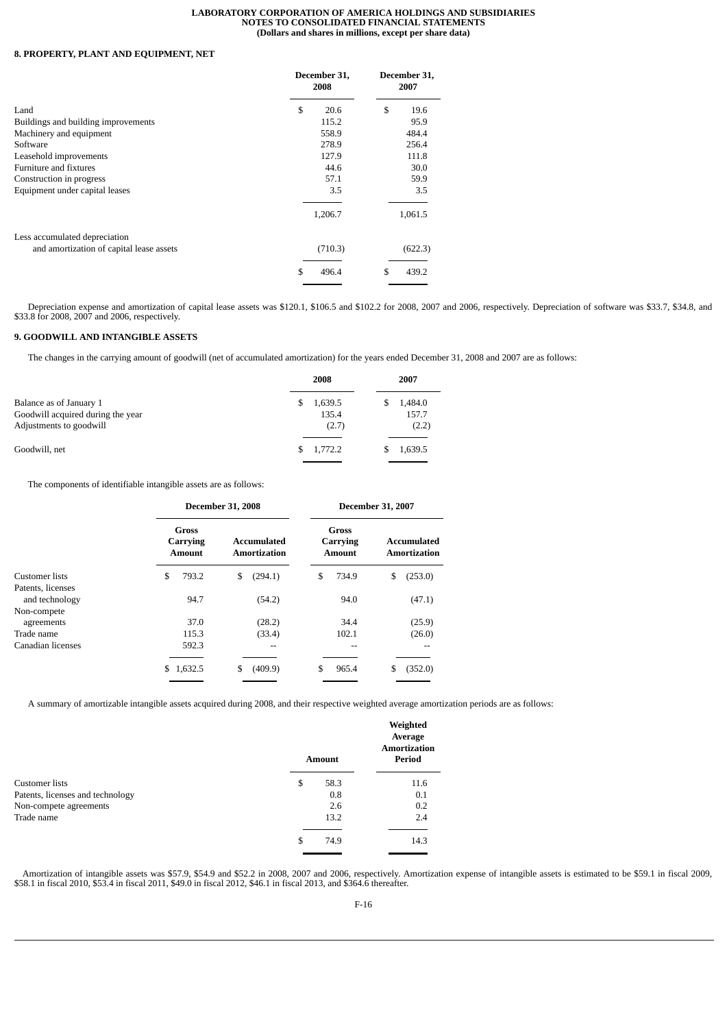**LABORATORY CORPORATION OF AMERICA HOLDINGS AND SUBSIDIARIES**
**NOTES TO CONSOLIDATED FINANCIAL STATEMENTS**
**(Dollars and shares in millions, except per share data)**

## 8. PROPERTY, PLANT AND EQUIPMENT, NET

| | December 31, 2008 | December 31, 2007 |
|---|---|---|
| Land | $ 20.6 | $ 19.6 |
| Buildings and building improvements | 115.2 | 95.9 |
| Machinery and equipment | 558.9 | 484.4 |
| Software | 278.9 | 256.4 |
| Leasehold improvements | 127.9 | 111.8 |
| Furniture and fixtures | 44.6 | 30.0 |
| Construction in progress | 57.1 | 59.9 |
| Equipment under capital leases | 3.5 | 3.5 |
| | 1,206.7 | 1,061.5 |
| Less accumulated depreciation and amortization of capital lease assets | (710.3) | (622.3) |
| | $ 496.4 | $ 439.2 |

Depreciation expense and amortization of capital lease assets was $120.1, $106.5 and $102.2 for 2008, 2007 and 2006, respectively. Depreciation of software was $33.7, $34.8, and $33.8 for 2008, 2007 and 2006, respectively.

## 9. GOODWILL AND INTANGIBLE ASSETS

The changes in the carrying amount of goodwill (net of accumulated amortization) for the years ended December 31, 2008 and 2007 are as follows:

| | 2008 | 2007 |
|---|---|---|
| Balance as of January 1 | $ 1,639.5 | $ 1,484.0 |
| Goodwill acquired during the year | 135.4 | 157.7 |
| Adjustments to goodwill | (2.7) | (2.2) |
| Goodwill, net | $ 1,772.2 | $ 1,639.5 |

The components of identifiable intangible assets are as follows:

| | December 31, 2008 | | December 31, 2007 | |
|---|---|---|---|---|
| | Gross Carrying Amount | Accumulated Amortization | Gross Carrying Amount | Accumulated Amortization |
| Customer lists | $ 793.2 | $ (294.1) | $ 734.9 | $ (253.0) |
| Patents, licenses and technology | 94.7 | (54.2) | 94.0 | (47.1) |
| Non-compete agreements | 37.0 | (28.2) | 34.4 | (25.9) |
| Trade name | 115.3 | (33.4) | 102.1 | (26.0) |
| Canadian licenses | 592.3 | -- | -- | -- |
| | $ 1,632.5 | $ (409.9) | $ 965.4 | $ (352.0) |

A summary of amortizable intangible assets acquired during 2008, and their respective weighted average amortization periods are as follows:

| | Amount | Weighted Average Amortization Period |
|---|---|---|
| Customer lists | $ 58.3 | 11.6 |
| Patents, licenses and technology | 0.8 | 0.1 |
| Non-compete agreements | 2.6 | 0.2 |
| Trade name | 13.2 | 2.4 |
| | $ 74.9 | 14.3 |

Amortization of intangible assets was $57.9, $54.9 and $52.2 in 2008, 2007 and 2006, respectively. Amortization expense of intangible assets is estimated to be $59.1 in fiscal 2009, $58.1 in fiscal 2010, $53.4 in fiscal 2011, $49.0 in fiscal 2012, $46.1 in fiscal 2013, and $364.6 thereafter.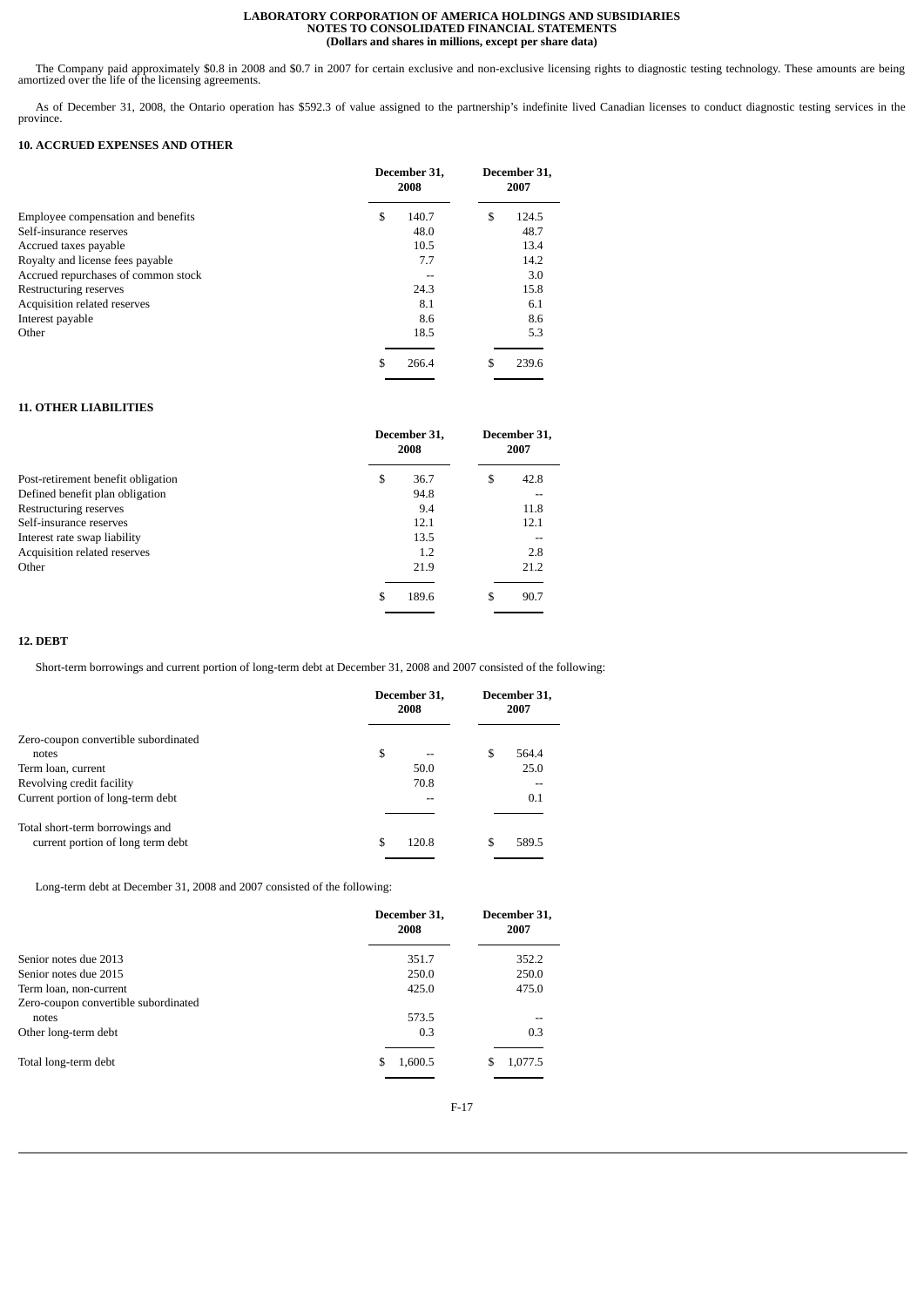The Company paid approximately $0.8 in 2008 and $0.7 in 2007 for certain exclusive and non-exclusive licensing rights to diagnostic testing technology. These amounts are being amortized over the life of the licensing agreements.

As of December 31, 2008, the Ontario operation has $592.3 of value assigned to the partnership's indefinite lived Canadian licenses to conduct diagnostic testing services in the province.

## 10. ACCRUED EXPENSES AND OTHER

| | December 31, 2008 | December 31, 2007 |
|---|---|---|
| Employee compensation and benefits | $ 140.7 | $ 124.5 |
| Self-insurance reserves | 48.0 | 48.7 |
| Accrued taxes payable | 10.5 | 13.4 |
| Royalty and license fees payable | 7.7 | 14.2 |
| Accrued repurchases of common stock | -- | 3.0 |
| Restructuring reserves | 24.3 | 15.8 |
| Acquisition related reserves | 8.1 | 6.1 |
| Interest payable | 8.6 | 8.6 |
| Other | 18.5 | 5.3 |
| | $ 266.4 | $ 239.6 |

## 11. OTHER LIABILITIES

| | December 31, 2008 | December 31, 2007 |
|---|---|---|
| Post-retirement benefit obligation | $ 36.7 | $ 42.8 |
| Defined benefit plan obligation | 94.8 | -- |
| Restructuring reserves | 9.4 | 11.8 |
| Self-insurance reserves | 12.1 | 12.1 |
| Interest rate swap liability | 13.5 | -- |
| Acquisition related reserves | 1.2 | 2.8 |
| Other | 21.9 | 21.2 |
| | $ 189.6 | $ 90.7 |

## 12. DEBT

Short-term borrowings and current portion of long-term debt at December 31, 2008 and 2007 consisted of the following:

| | December 31, 2008 | December 31, 2007 |
|---|---|---|
| Zero-coupon convertible subordinated notes | $ -- | $ 564.4 |
| Term loan, current | 50.0 | 25.0 |
| Revolving credit facility | 70.8 | -- |
| Current portion of long-term debt | -- | 0.1 |
| Total short-term borrowings and current portion of long term debt | $ 120.8 | $ 589.5 |

Long-term debt at December 31, 2008 and 2007 consisted of the following:

| | December 31, 2008 | December 31, 2007 |
|---|---|---|
| Senior notes due 2013 | 351.7 | 352.2 |
| Senior notes due 2015 | 250.0 | 250.0 |
| Term loan, non-current | 425.0 | 475.0 |
| Zero-coupon convertible subordinated notes | 573.5 | -- |
| Other long-term debt | 0.3 | 0.3 |
| Total long-term debt | $ 1,600.5 | $ 1,077.5 |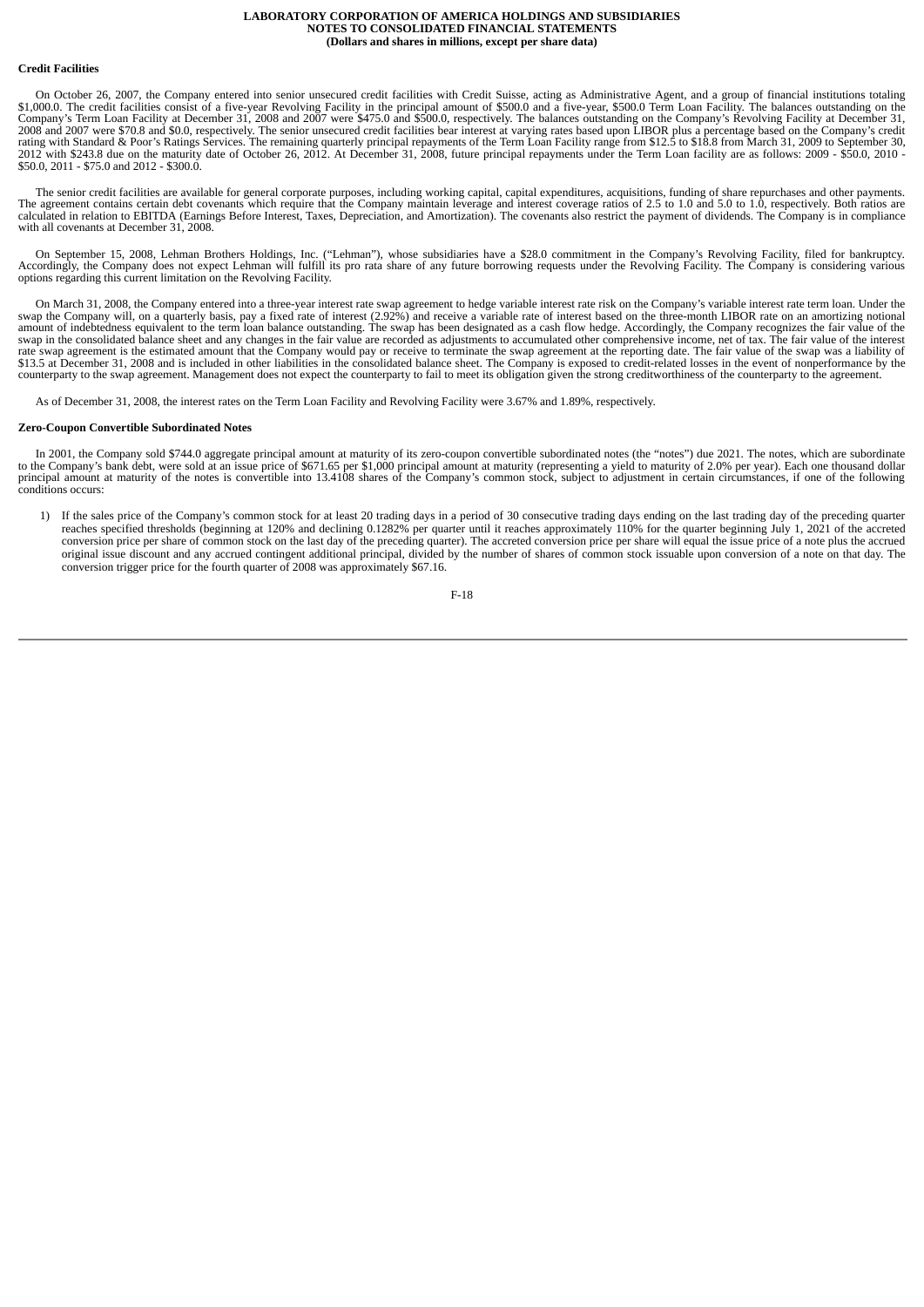**Credit Facilities**

On October 26, 2007, the Company entered into senior unsecured credit facilities with Credit Suisse, acting as Administrative Agent, and a group of financial institutions totaling $1,000.0. The credit facilities consist of a five-year Revolving Facility in the principal amount of $500.0 and a five-year, $500.0 Term Loan Facility. The balances outstanding on the Company's Term Loan Facility at December 31, 2008 and 2007 were $475.0 and $500.0, respectively. The balances outstanding on the Company's Revolving Facility at December 31, 2008 and 2007 were $70.8 and $0.0, respectively. The senior unsecured credit facilities bear interest at varying rates based upon LIBOR plus a percentage based on the Company's credit rating with Standard & Poor's Ratings Services. The remaining quarterly principal repayments of the Term Loan Facility range from $12.5 to $18.8 from March 31, 2009 to September 30, 2012 with $243.8 due on the maturity date of October 26, 2012. At December 31, 2008, future principal repayments under the Term Loan facility are as follows: 2009 - $50.0, 2010 - $50.0, 2011 - $75.0 and 2012 - $300.0.

The senior credit facilities are available for general corporate purposes, including working capital, capital expenditures, acquisitions, funding of share repurchases and other payments. The agreement contains certain debt covenants which require that the Company maintain leverage and interest coverage ratios of 2.5 to 1.0 and 5.0 to 1.0, respectively. Both ratios are calculated in relation to EBITDA (Earnings Before Interest, Taxes, Depreciation, and Amortization). The covenants also restrict the payment of dividends. The Company is in compliance with all covenants at December 31, 2008.

On September 15, 2008, Lehman Brothers Holdings, Inc. ("Lehman"), whose subsidiaries have a $28.0 commitment in the Company's Revolving Facility, filed for bankruptcy. Accordingly, the Company does not expect Lehman will fulfill its pro rata share of any future borrowing requests under the Revolving Facility. The Company is considering various options regarding this current limitation on the Revolving Facility.

On March 31, 2008, the Company entered into a three-year interest rate swap agreement to hedge variable interest rate risk on the Company's variable interest rate term loan. Under the swap the Company will, on a quarterly basis, pay a fixed rate of interest (2.92%) and receive a variable rate of interest based on the three-month LIBOR rate on an amortizing notional amount of indebtedness equivalent to the term loan balance outstanding. The swap has been designated as a cash flow hedge. Accordingly, the Company recognizes the fair value of the swap in the consolidated balance sheet and any changes in the fair value are recorded as adjustments to accumulated other comprehensive income, net of tax. The fair value of the interest rate swap agreement is the estimated amount that the Company would pay or receive to terminate the swap agreement at the reporting date. The fair value of the swap was a liability of $13.5 at December 31, 2008 and is included in other liabilities in the consolidated balance sheet. The Company is exposed to credit-related losses in the event of nonperformance by the counterparty to the swap agreement. Management does not expect the counterparty to fail to meet its obligation given the strong creditworthiness of the counterparty to the agreement.

As of December 31, 2008, the interest rates on the Term Loan Facility and Revolving Facility were 3.67% and 1.89%, respectively.

**Zero-Coupon Convertible Subordinated Notes**

In 2001, the Company sold $744.0 aggregate principal amount at maturity of its zero-coupon convertible subordinated notes (the "notes") due 2021. The notes, which are subordinate to the Company's bank debt, were sold at an issue price of $671.65 per $1,000 principal amount at maturity (representing a yield to maturity of 2.0% per year). Each one thousand dollar principal amount at maturity of the notes is convertible into 13.4108 shares of the Company's common stock, subject to adjustment in certain circumstances, if one of the following conditions occurs:

1) If the sales price of the Company's common stock for at least 20 trading days in a period of 30 consecutive trading days ending on the last trading day of the preceding quarter reaches specified thresholds (beginning at 120% and declining 0.1282% per quarter until it reaches approximately 110% for the quarter beginning July 1, 2021 of the accreted conversion price per share of common stock on the last day of the preceding quarter). The accreted conversion price per share will equal the issue price of a note plus the accrued original issue discount and any accrued contingent additional principal, divided by the number of shares of common stock issuable upon conversion of a note on that day. The conversion trigger price for the fourth quarter of 2008 was approximately $67.16.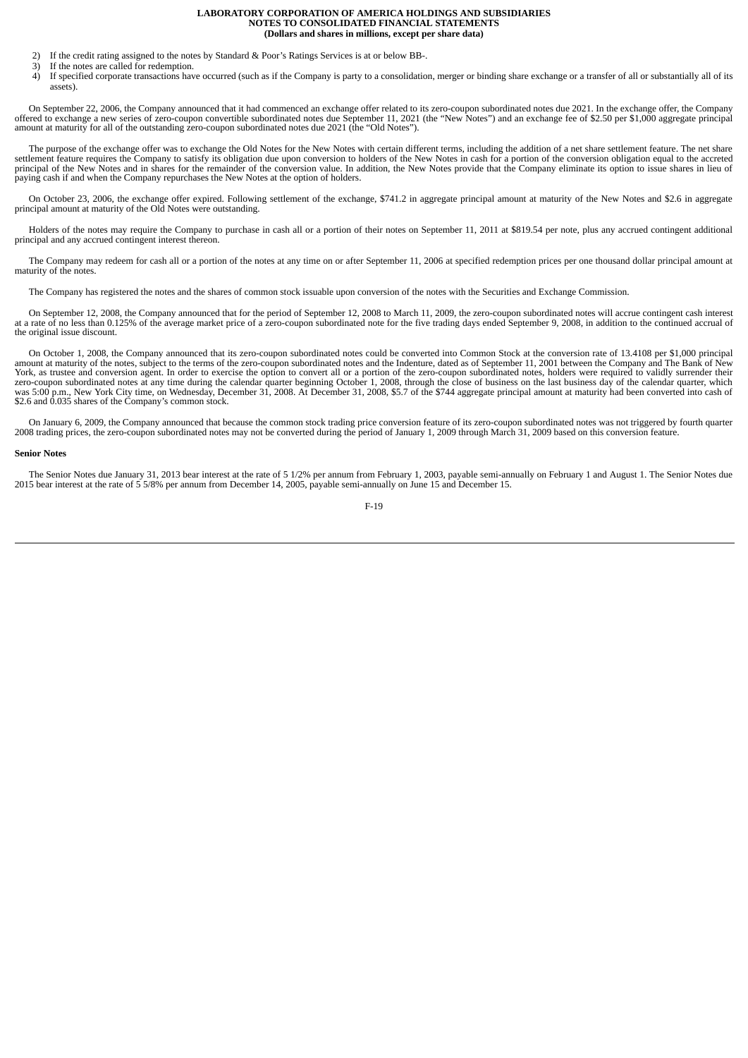2) If the credit rating assigned to the notes by Standard & Poor's Ratings Services is at or below BB-.
3) If the notes are called for redemption.
4) If specified corporate transactions have occurred (such as if the Company is party to a consolidation, merger or binding share exchange or a transfer of all or substantially all of its assets).

On September 22, 2006, the Company announced that it had commenced an exchange offer related to its zero-coupon subordinated notes due 2021. In the exchange offer, the Company offered to exchange a new series of zero-coupon convertible subordinated notes due September 11, 2021 (the "New Notes") and an exchange fee of $2.50 per $1,000 aggregate principal amount at maturity for all of the outstanding zero-coupon subordinated notes due 2021 (the "Old Notes").

The purpose of the exchange offer was to exchange the Old Notes for the New Notes with certain different terms, including the addition of a net share settlement feature. The net share settlement feature requires the Company to satisfy its obligation due upon conversion to holders of the New Notes in cash for a portion of the conversion obligation equal to the accreted principal of the New Notes and in shares for the remainder of the conversion value. In addition, the New Notes provide that the Company eliminate its option to issue shares in lieu of paying cash if and when the Company repurchases the New Notes at the option of holders.

On October 23, 2006, the exchange offer expired. Following settlement of the exchange, $741.2 in aggregate principal amount at maturity of the New Notes and $2.6 in aggregate principal amount at maturity of the Old Notes were outstanding.

Holders of the notes may require the Company to purchase in cash all or a portion of their notes on September 11, 2011 at $819.54 per note, plus any accrued contingent additional principal and any accrued contingent interest thereon.

The Company may redeem for cash all or a portion of the notes at any time on or after September 11, 2006 at specified redemption prices per one thousand dollar principal amount at maturity of the notes.

The Company has registered the notes and the shares of common stock issuable upon conversion of the notes with the Securities and Exchange Commission.

On September 12, 2008, the Company announced that for the period of September 12, 2008 to March 11, 2009, the zero-coupon subordinated notes will accrue contingent cash interest at a rate of no less than 0.125% of the average market price of a zero-coupon subordinated note for the five trading days ended September 9, 2008, in addition to the continued accrual of the original issue discount.

On October 1, 2008, the Company announced that its zero-coupon subordinated notes could be converted into Common Stock at the conversion rate of 13.4108 per $1,000 principal amount at maturity of the notes, subject to the terms of the zero-coupon subordinated notes and the Indenture, dated as of September 11, 2001 between the Company and The Bank of New York, as trustee and conversion agent. In order to exercise the option to convert all or a portion of the zero-coupon subordinated notes, holders were required to validly surrender their zero-coupon subordinated notes at any time during the calendar quarter beginning October 1, 2008, through the close of business on the last business day of the calendar quarter, which was 5:00 p.m., New York City time, on Wednesday, December 31, 2008. At December 31, 2008, $5.7 of the $744 aggregate principal amount at maturity had been converted into cash of $2.6 and 0.035 shares of the Company's common stock.

On January 6, 2009, the Company announced that because the common stock trading price conversion feature of its zero-coupon subordinated notes was not triggered by fourth quarter 2008 trading prices, the zero-coupon subordinated notes may not be converted during the period of January 1, 2009 through March 31, 2009 based on this conversion feature.

**Senior Notes**

The Senior Notes due January 31, 2013 bear interest at the rate of 5 1/2% per annum from February 1, 2003, payable semi-annually on February 1 and August 1. The Senior Notes due 2015 bear interest at the rate of 5 5/8% per annum from December 14, 2005, payable semi-annually on June 15 and December 15.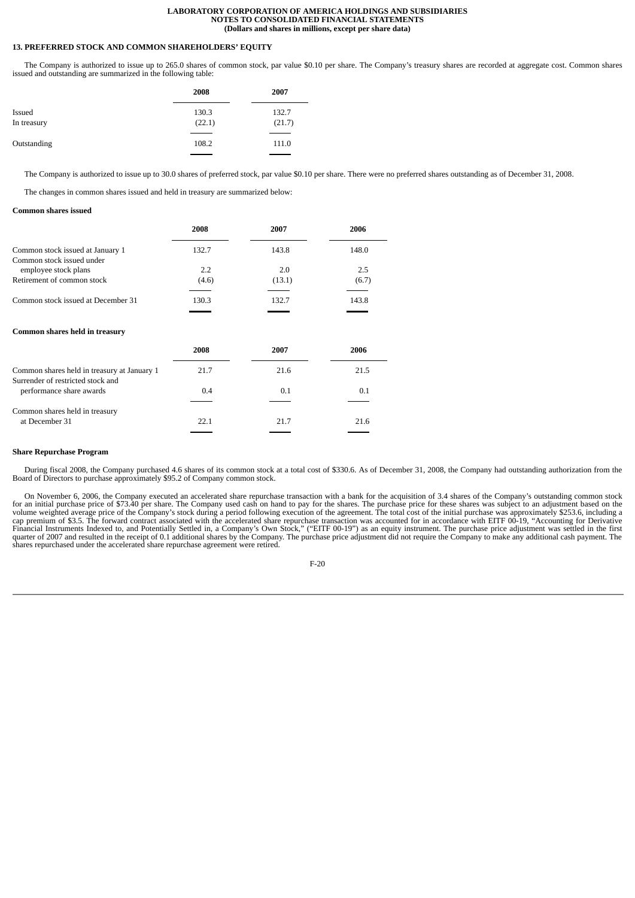## 13. PREFERRED STOCK AND COMMON SHAREHOLDERS' EQUITY

The Company is authorized to issue up to 265.0 shares of common stock, par value $0.10 per share. The Company's treasury shares are recorded at aggregate cost. Common shares issued and outstanding are summarized in the following table:

| | 2008 | 2007 |
|---|---|---|
| Issued | 130.3 | 132.7 |
| In treasury | (22.1) | (21.7) |
| Outstanding | 108.2 | 111.0 |

The Company is authorized to issue up to 30.0 shares of preferred stock, par value $0.10 per share. There were no preferred shares outstanding as of December 31, 2008.

The changes in common shares issued and held in treasury are summarized below:

**Common shares issued**

| | 2008 | 2007 | 2006 |
|---|---|---|---|
| Common stock issued at January 1 | 132.7 | 143.8 | 148.0 |
| Common stock issued under employee stock plans | 2.2 | 2.0 | 2.5 |
| Retirement of common stock | (4.6) | (13.1) | (6.7) |
| Common stock issued at December 31 | 130.3 | 132.7 | 143.8 |

**Common shares held in treasury**

| | 2008 | 2007 | 2006 |
|---|---|---|---|
| Common shares held in treasury at January 1 | 21.7 | 21.6 | 21.5 |
| Surrender of restricted stock and performance share awards | 0.4 | 0.1 | 0.1 |
| Common shares held in treasury at December 31 | 22.1 | 21.7 | 21.6 |

**Share Repurchase Program**

During fiscal 2008, the Company purchased 4.6 shares of its common stock at a total cost of $330.6. As of December 31, 2008, the Company had outstanding authorization from the Board of Directors to purchase approximately $95.2 of Company common stock.

On November 6, 2006, the Company executed an accelerated share repurchase transaction with a bank for the acquisition of 3.4 shares of the Company's outstanding common stock for an initial purchase price of $73.40 per share. The Company used cash on hand to pay for the shares. The purchase price for these shares was subject to an adjustment based on the volume weighted average price of the Company's stock during a period following execution of the agreement. The total cost of the initial purchase was approximately $253.6, including a cap premium of $3.5. The forward contract associated with the accelerated share repurchase transaction was accounted for in accordance with EITF 00-19, "Accounting for Derivative Financial Instruments Indexed to, and Potentially Settled in, a Company's Own Stock," ("EITF 00-19") as an equity instrument. The purchase price adjustment was settled in the first quarter of 2007 and resulted in the receipt of 0.1 additional shares by the Company. The purchase price adjustment did not require the Company to make any additional cash payment. The shares repurchased under the accelerated share repurchase agreement were retired.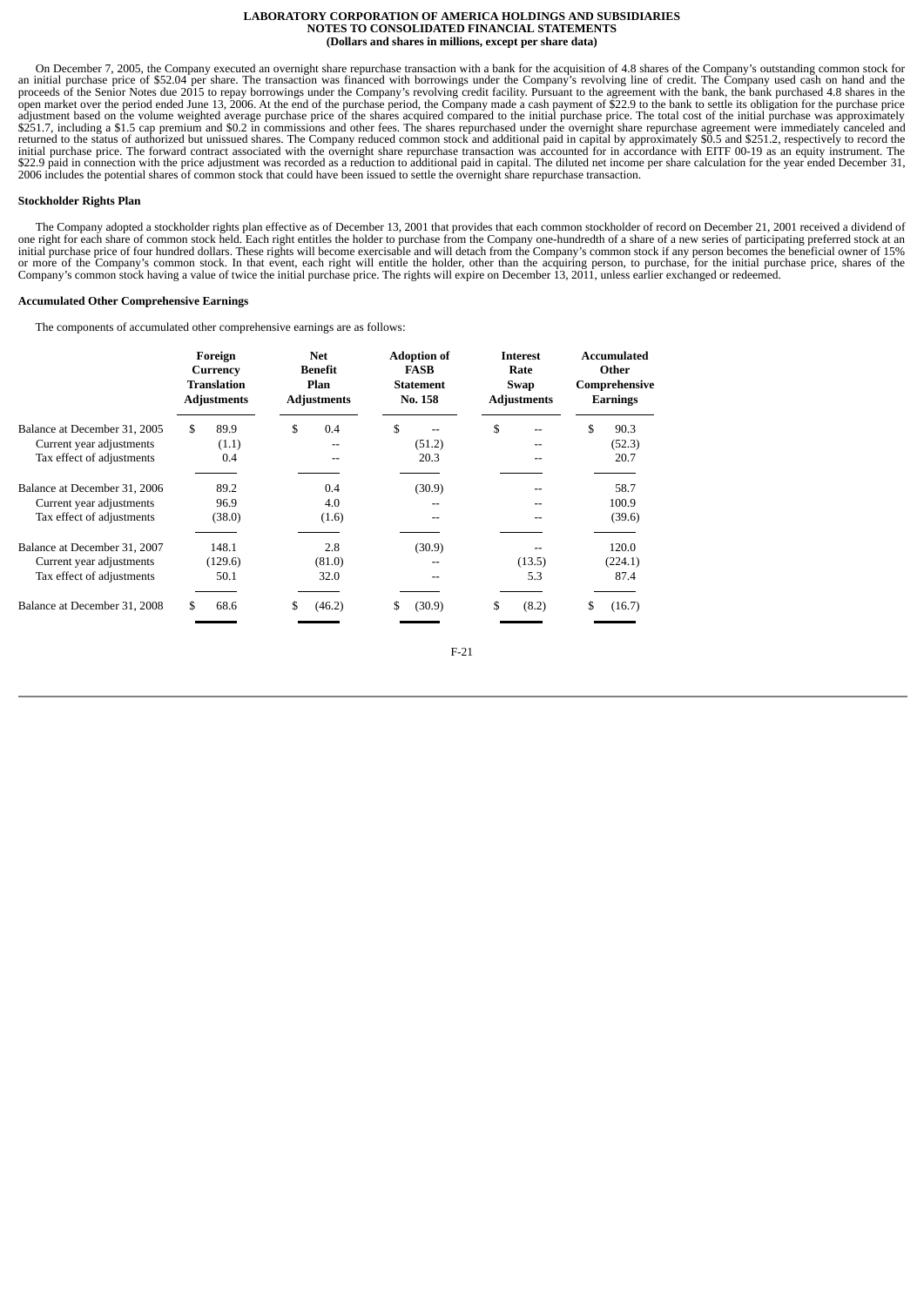On December 7, 2005, the Company executed an overnight share repurchase transaction with a bank for the acquisition of 4.8 shares of the Company's outstanding common stock for an initial purchase price of $52.04 per share. The transaction was financed with borrowings under the Company's revolving line of credit. The Company used cash on hand and the proceeds of the Senior Notes due 2015 to repay borrowings under the Company's revolving credit facility. Pursuant to the agreement with the bank, the bank purchased 4.8 shares in the open market over the period ended June 13, 2006. At the end of the purchase period, the Company made a cash payment of $22.9 to the bank to settle its obligation for the purchase price adjustment based on the volume weighted average purchase price of the shares acquired compared to the initial purchase price. The total cost of the initial purchase was approximately $251.7, including a $1.5 cap premium and $0.2 in commissions and other fees. The shares repurchased under the overnight share repurchase agreement were immediately canceled and returned to the status of authorized but unissued shares. The Company reduced common stock and additional paid in capital by approximately $0.5 and $251.2, respectively to record the initial purchase price. The forward contract associated with the overnight share repurchase transaction was accounted for in accordance with EITF 00-19 as an equity instrument. The $22.9 paid in connection with the price adjustment was recorded as a reduction to additional paid in capital. The diluted net income per share calculation for the year ended December 31, 2006 includes the potential shares of common stock that could have been issued to settle the overnight share repurchase transaction.

**Stockholder Rights Plan**

The Company adopted a stockholder rights plan effective as of December 13, 2001 that provides that each common stockholder of record on December 21, 2001 received a dividend of one right for each share of common stock held. Each right entitles the holder to purchase from the Company one-hundredth of a share of a new series of participating preferred stock at an initial purchase price of four hundred dollars. These rights will become exercisable and will detach from the Company's common stock if any person becomes the beneficial owner of 15% or more of the Company's common stock. In that event, each right will entitle the holder, other than the acquiring person, to purchase, for the initial purchase price, shares of the Company's common stock having a value of twice the initial purchase price. The rights will expire on December 13, 2011, unless earlier exchanged or redeemed.

**Accumulated Other Comprehensive Earnings**

The components of accumulated other comprehensive earnings are as follows:

| | Foreign Currency Translation Adjustments | Net Benefit Plan Adjustments | Adoption of FASB Statement No. 158 | Interest Rate Swap Adjustments | Accumulated Other Comprehensive Earnings |
|---|---|---|---|---|---|
| Balance at December 31, 2005 | $ 89.9 | $ 0.4 | $ -- | $ -- | $ 90.3 |
| Current year adjustments | (1.1) | -- | (51.2) | -- | (52.3) |
| Tax effect of adjustments | 0.4 | -- | 20.3 | -- | 20.7 |
| Balance at December 31, 2006 | 89.2 | 0.4 | (30.9) | -- | 58.7 |
| Current year adjustments | 96.9 | 4.0 | -- | -- | 100.9 |
| Tax effect of adjustments | (38.0) | (1.6) | -- | -- | (39.6) |
| Balance at December 31, 2007 | 148.1 | 2.8 | (30.9) | -- | 120.0 |
| Current year adjustments | (129.6) | (81.0) | -- | (13.5) | (224.1) |
| Tax effect of adjustments | 50.1 | 32.0 | -- | 5.3 | 87.4 |
| Balance at December 31, 2008 | $ 68.6 | $ (46.2) | $ (30.9) | $ (8.2) | $ (16.7) |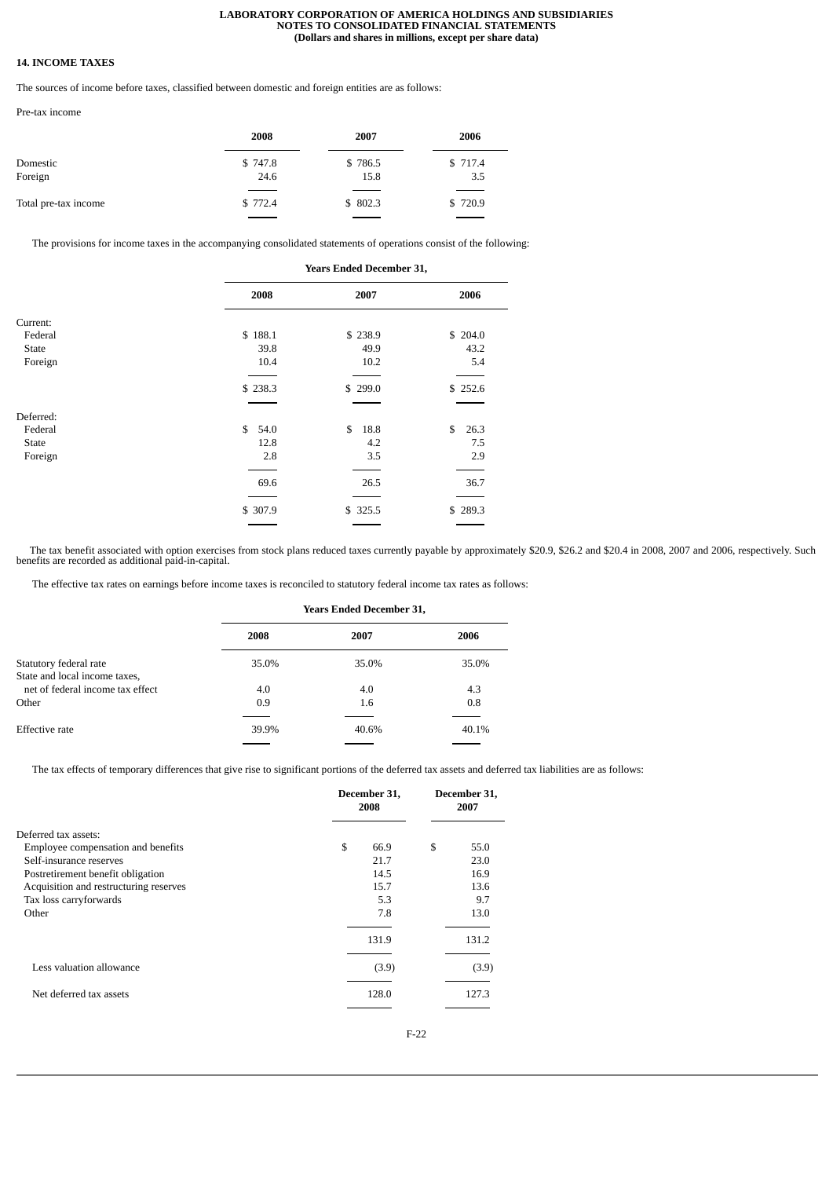## 14. INCOME TAXES

The sources of income before taxes, classified between domestic and foreign entities are as follows:

Pre-tax income

| | 2008 | 2007 | 2006 |
|---|---|---|---|
| Domestic | $ 747.8 | $ 786.5 | $ 717.4 |
| Foreign | 24.6 | 15.8 | 3.5 |
| Total pre-tax income | $ 772.4 | $ 802.3 | $ 720.9 |

The provisions for income taxes in the accompanying consolidated statements of operations consist of the following:

| | Years Ended December 31, | | |
|---|---|---|---|
| | 2008 | 2007 | 2006 |
| Current: | | | |
| Federal | $ 188.1 | $ 238.9 | $ 204.0 |
| State | 39.8 | 49.9 | 43.2 |
| Foreign | 10.4 | 10.2 | 5.4 |
| | $ 238.3 | $ 299.0 | $ 252.6 |
| Deferred: | | | |
| Federal | $ 54.0 | $ 18.8 | $ 26.3 |
| State | 12.8 | 4.2 | 7.5 |
| Foreign | 2.8 | 3.5 | 2.9 |
| | 69.6 | 26.5 | 36.7 |
| | $ 307.9 | $ 325.5 | $ 289.3 |

The tax benefit associated with option exercises from stock plans reduced taxes currently payable by approximately $20.9, $26.2 and $20.4 in 2008, 2007 and 2006, respectively. Such benefits are recorded as additional paid-in-capital.

The effective tax rates on earnings before income taxes is reconciled to statutory federal income tax rates as follows:

| | Years Ended December 31, | | |
|---|---|---|---|
| | 2008 | 2007 | 2006 |
| Statutory federal rate | 35.0% | 35.0% | 35.0% |
| State and local income taxes, net of federal income tax effect | 4.0 | 4.0 | 4.3 |
| Other | 0.9 | 1.6 | 0.8 |
| Effective rate | 39.9% | 40.6% | 40.1% |

The tax effects of temporary differences that give rise to significant portions of the deferred tax assets and deferred tax liabilities are as follows:

| | December 31, 2008 | December 31, 2007 |
|---|---|---|
| Deferred tax assets: | | |
| Employee compensation and benefits | $ 66.9 | $ 55.0 |
| Self-insurance reserves | 21.7 | 23.0 |
| Postretirement benefit obligation | 14.5 | 16.9 |
| Acquisition and restructuring reserves | 15.7 | 13.6 |
| Tax loss carryforwards | 5.3 | 9.7 |
| Other | 7.8 | 13.0 |
| | 131.9 | 131.2 |
| Less valuation allowance | (3.9) | (3.9) |
| Net deferred tax assets | 128.0 | 127.3 |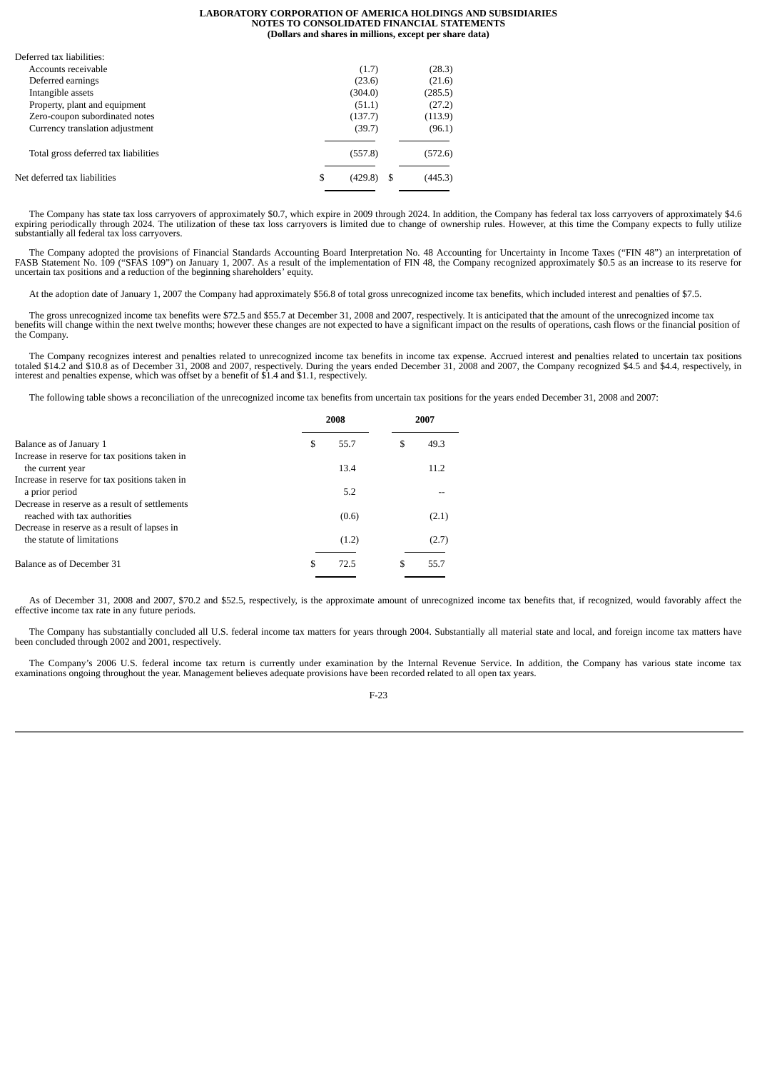| Deferred tax liabilities: | | |
|---|---|---|
| Accounts receivable | (1.7) | (28.3) |
| Deferred earnings | (23.6) | (21.6) |
| Intangible assets | (304.0) | (285.5) |
| Property, plant and equipment | (51.1) | (27.2) |
| Zero-coupon subordinated notes | (137.7) | (113.9) |
| Currency translation adjustment | (39.7) | (96.1) |
| Total gross deferred tax liabilities | (557.8) | (572.6) |
| Net deferred tax liabilities | $ (429.8) | $ (445.3) |

The Company has state tax loss carryovers of approximately $0.7, which expire in 2009 through 2024. In addition, the Company has federal tax loss carryovers of approximately $4.6 expiring periodically through 2024. The utilization of these tax loss carryovers is limited due to change of ownership rules. However, at this time the Company expects to fully utilize substantially all federal tax loss carryovers.

The Company adopted the provisions of Financial Standards Accounting Board Interpretation No. 48 Accounting for Uncertainty in Income Taxes ("FIN 48") an interpretation of FASB Statement No. 109 ("SFAS 109") on January 1, 2007. As a result of the implementation of FIN 48, the Company recognized approximately $0.5 as an increase to its reserve for uncertain tax positions and a reduction of the beginning shareholders' equity.

At the adoption date of January 1, 2007 the Company had approximately $56.8 of total gross unrecognized income tax benefits, which included interest and penalties of $7.5.

The gross unrecognized income tax benefits were $72.5 and $55.7 at December 31, 2008 and 2007, respectively. It is anticipated that the amount of the unrecognized income tax benefits will change within the next twelve months; however these changes are not expected to have a significant impact on the results of operations, cash flows or the financial position of the Company.

The Company recognizes interest and penalties related to unrecognized income tax benefits in income tax expense. Accrued interest and penalties related to uncertain tax positions totaled $14.2 and $10.8 as of December 31, 2008 and 2007, respectively. During the years ended December 31, 2008 and 2007, the Company recognized $4.5 and $4.4, respectively, in interest and penalties expense, which was offset by a benefit of $1.4 and $1.1, respectively.

The following table shows a reconciliation of the unrecognized income tax benefits from uncertain tax positions for the years ended December 31, 2008 and 2007:

| | 2008 | 2007 |
|---|---|---|
| Balance as of January 1 | $ 55.7 | $ 49.3 |
| Increase in reserve for tax positions taken in the current year | 13.4 | 11.2 |
| Increase in reserve for tax positions taken in a prior period | 5.2 | -- |
| Decrease in reserve as a result of settlements reached with tax authorities | (0.6) | (2.1) |
| Decrease in reserve as a result of lapses in the statute of limitations | (1.2) | (2.7) |
| Balance as of December 31 | $ 72.5 | $ 55.7 |

As of December 31, 2008 and 2007, $70.2 and $52.5, respectively, is the approximate amount of unrecognized income tax benefits that, if recognized, would favorably affect the effective income tax rate in any future periods.

The Company has substantially concluded all U.S. federal income tax matters for years through 2004. Substantially all material state and local, and foreign income tax matters have been concluded through 2002 and 2001, respectively.

The Company's 2006 U.S. federal income tax return is currently under examination by the Internal Revenue Service. In addition, the Company has various state income tax examinations ongoing throughout the year. Management believes adequate provisions have been recorded related to all open tax years.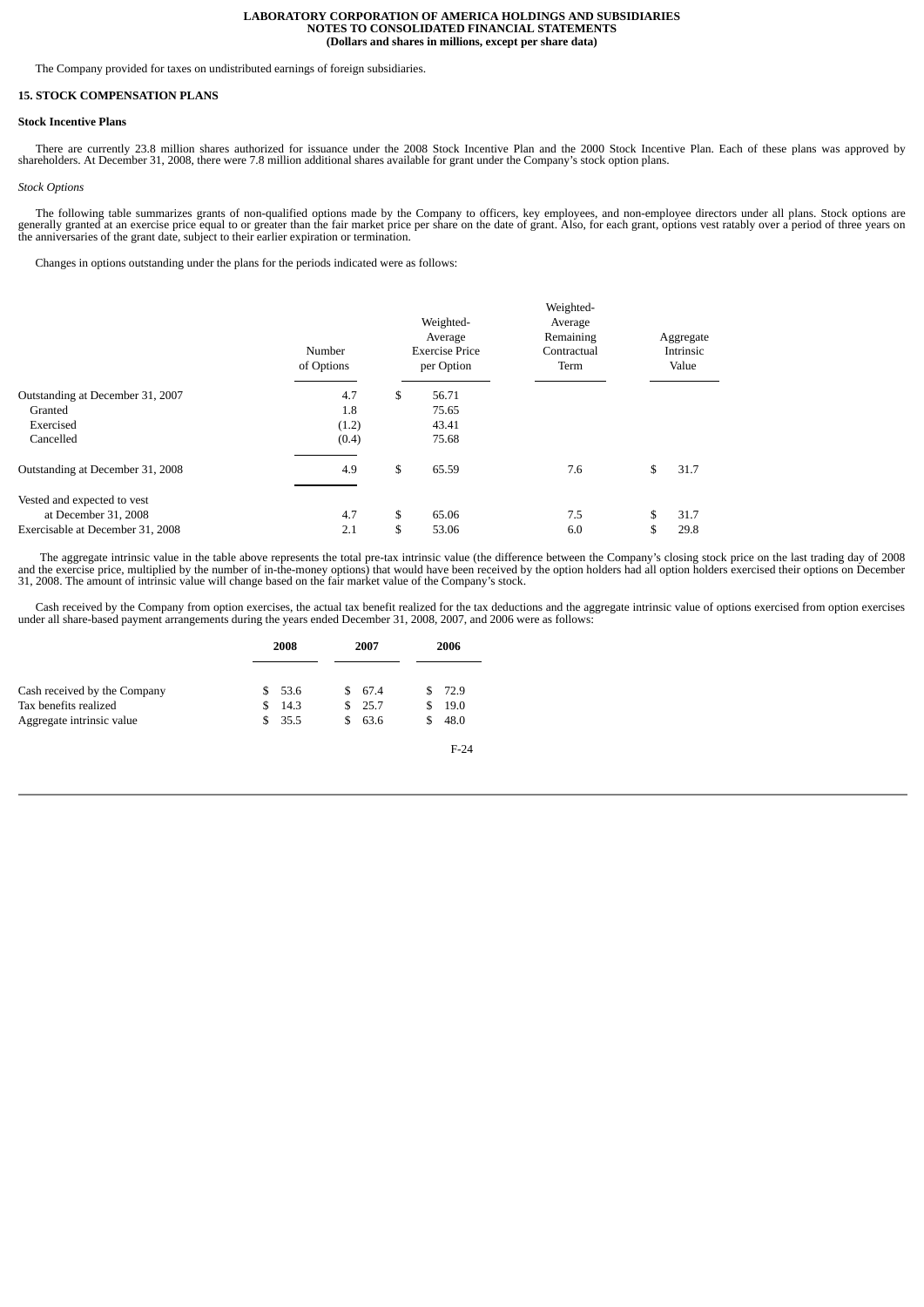The Company provided for taxes on undistributed earnings of foreign subsidiaries.

## 15. STOCK COMPENSATION PLANS

### Stock Incentive Plans

There are currently 23.8 million shares authorized for issuance under the 2008 Stock Incentive Plan and the 2000 Stock Incentive Plan. Each of these plans was approved by shareholders. At December 31, 2008, there were 7.8 million additional shares available for grant under the Company's stock option plans.

*Stock Options*

The following table summarizes grants of non-qualified options made by the Company to officers, key employees, and non-employee directors under all plans. Stock options are generally granted at an exercise price equal to or greater than the fair market price per share on the date of grant. Also, for each grant, options vest ratably over a period of three years on the anniversaries of the grant date, subject to their earlier expiration or termination.

Changes in options outstanding under the plans for the periods indicated were as follows:

| | Number of Options | Weighted-Average Exercise Price per Option | Weighted-Average Remaining Contractual Term | Aggregate Intrinsic Value |
|---|---|---|---|---|
| Outstanding at December 31, 2007 | 4.7 | $ 56.71 | | |
| Granted | 1.8 | 75.65 | | |
| Exercised | (1.2) | 43.41 | | |
| Cancelled | (0.4) | 75.68 | | |
| Outstanding at December 31, 2008 | 4.9 | $ 65.59 | 7.6 | $ 31.7 |
| Vested and expected to vest at December 31, 2008 | 4.7 | $ 65.06 | 7.5 | $ 31.7 |
| Exercisable at December 31, 2008 | 2.1 | $ 53.06 | 6.0 | $ 29.8 |

The aggregate intrinsic value in the table above represents the total pre-tax intrinsic value (the difference between the Company's closing stock price on the last trading day of 2008 and the exercise price, multiplied by the number of in-the-money options) that would have been received by the option holders had all option holders exercised their options on December 31, 2008. The amount of intrinsic value will change based on the fair market value of the Company's stock.

Cash received by the Company from option exercises, the actual tax benefit realized for the tax deductions and the aggregate intrinsic value of options exercised from option exercises under all share-based payment arrangements during the years ended December 31, 2008, 2007, and 2006 were as follows:

| | 2008 | 2007 | 2006 |
|---|---|---|---|
| Cash received by the Company | $ 53.6 | $ 67.4 | $ 72.9 |
| Tax benefits realized | $ 14.3 | $ 25.7 | $ 19.0 |
| Aggregate intrinsic value | $ 35.5 | $ 63.6 | $ 48.0 |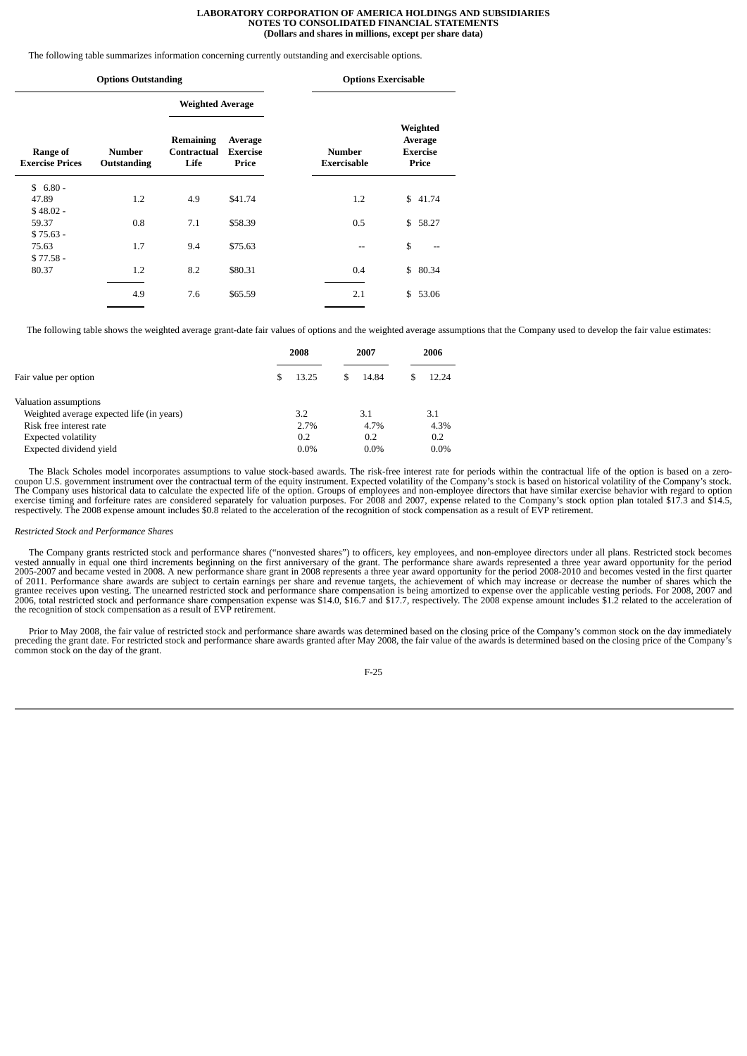The following table summarizes information concerning currently outstanding and exercisable options.

| Options Outstanding | | | | Options Exercisable | |
|---|---|---|---|---|---|
| | | Weighted Average | | | |
| Range of Exercise Prices | Number Outstanding | Remaining Contractual Life | Average Exercise Price | Number Exercisable | Weighted Average Exercise Price |
| $ 6.80 - 47.89 | 1.2 | 4.9 | $41.74 | 1.2 | $ 41.74 |
| $ 48.02 - 59.37 | 0.8 | 7.1 | $58.39 | 0.5 | $ 58.27 |
| $ 75.63 - 75.63 | 1.7 | 9.4 | $75.63 | -- | $ -- |
| $ 77.58 - 80.37 | 1.2 | 8.2 | $80.31 | 0.4 | $ 80.34 |
| | 4.9 | 7.6 | $65.59 | 2.1 | $ 53.06 |

The following table shows the weighted average grant-date fair values of options and the weighted average assumptions that the Company used to develop the fair value estimates:

| | 2008 | 2007 | 2006 |
|---|---|---|---|
| Fair value per option | $ 13.25 | $ 14.84 | $ 12.24 |
| Valuation assumptions | | | |
| Weighted average expected life (in years) | 3.2 | 3.1 | 3.1 |
| Risk free interest rate | 2.7% | 4.7% | 4.3% |
| Expected volatility | 0.2 | 0.2 | 0.2 |
| Expected dividend yield | 0.0% | 0.0% | 0.0% |

The Black Scholes model incorporates assumptions to value stock-based awards. The risk-free interest rate for periods within the contractual life of the option is based on a zero-coupon U.S. government instrument over the contractual term of the equity instrument. Expected volatility of the Company's stock is based on historical volatility of the Company's stock. The Company uses historical data to calculate the expected life of the option. Groups of employees and non-employee directors that have similar exercise behavior with regard to option exercise timing and forfeiture rates are considered separately for valuation purposes. For 2008 and 2007, expense related to the Company's stock option plan totaled $17.3 and $14.5, respectively. The 2008 expense amount includes $0.8 related to the acceleration of the recognition of stock compensation as a result of EVP retirement.

*Restricted Stock and Performance Shares*

The Company grants restricted stock and performance shares ("nonvested shares") to officers, key employees, and non-employee directors under all plans. Restricted stock becomes vested annually in equal one third increments beginning on the first anniversary of the grant. The performance share awards represented a three year award opportunity for the period 2005-2007 and became vested in 2008. A new performance share grant in 2008 represents a three year award opportunity for the period 2008-2010 and becomes vested in the first quarter of 2011. Performance share awards are subject to certain earnings per share and revenue targets, the achievement of which may increase or decrease the number of shares which the grantee receives upon vesting. The unearned restricted stock and performance share compensation is being amortized to expense over the applicable vesting periods. For 2008, 2007 and 2006, total restricted stock and performance share compensation expense was $14.0, $16.7 and $17.7, respectively. The 2008 expense amount includes $1.2 related to the acceleration of the recognition of stock compensation as a result of EVP retirement.

Prior to May 2008, the fair value of restricted stock and performance share awards was determined based on the closing price of the Company's common stock on the day immediately preceding the grant date. For restricted stock and performance share awards granted after May 2008, the fair value of the awards is determined based on the closing price of the Company's common stock on the day of the grant.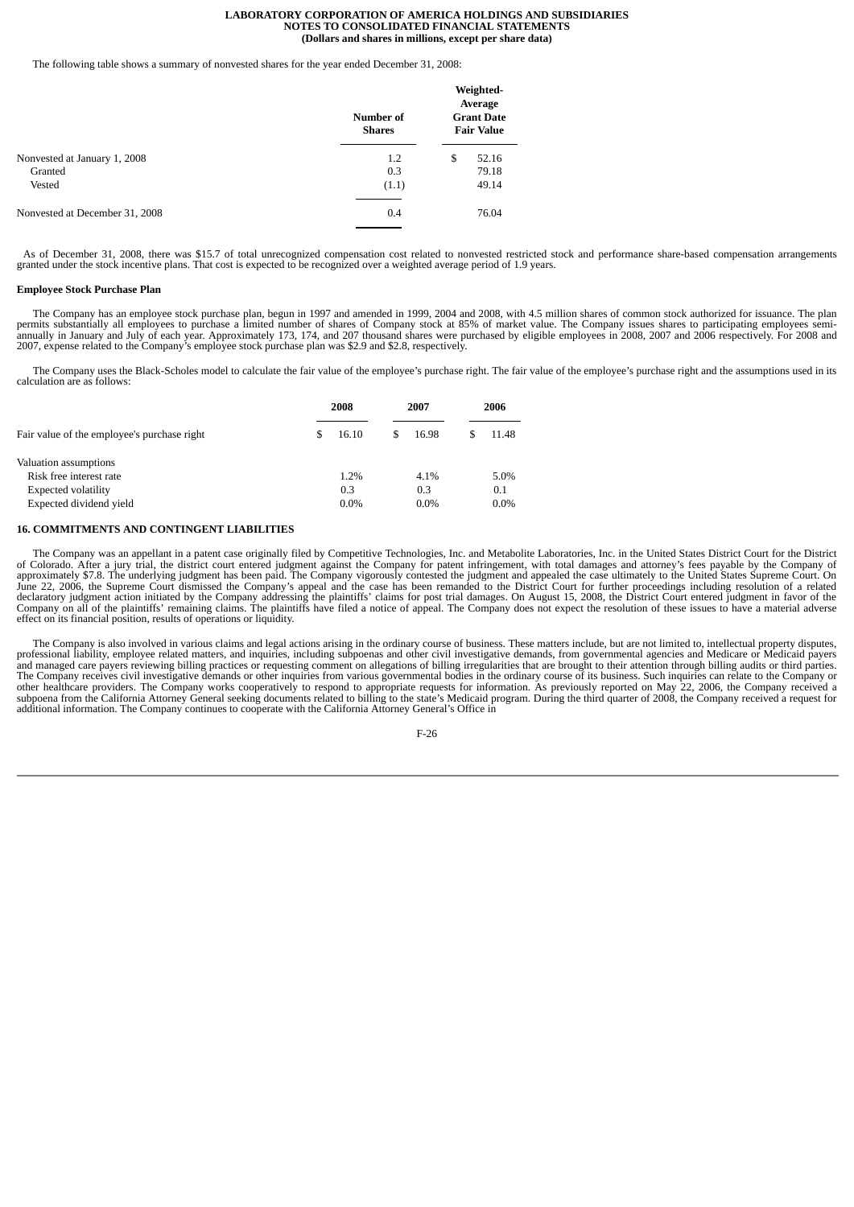The following table shows a summary of nonvested shares for the year ended December 31, 2008:

| | Number of Shares | Weighted-Average Grant Date Fair Value |
|---|---|---|
| Nonvested at January 1, 2008 | 1.2 | $ 52.16 |
| Granted | 0.3 | 79.18 |
| Vested | (1.1) | 49.14 |
| Nonvested at December 31, 2008 | 0.4 | 76.04 |

As of December 31, 2008, there was $15.7 of total unrecognized compensation cost related to nonvested restricted stock and performance share-based compensation arrangements granted under the stock incentive plans. That cost is expected to be recognized over a weighted average period of 1.9 years.

**Employee Stock Purchase Plan**

The Company has an employee stock purchase plan, begun in 1997 and amended in 1999, 2004 and 2008, with 4.5 million shares of common stock authorized for issuance. The plan permits substantially all employees to purchase a limited number of shares of Company stock at 85% of market value. The Company issues shares to participating employees semi-annually in January and July of each year. Approximately 173, 174, and 207 thousand shares were purchased by eligible employees in 2008, 2007 and 2006 respectively. For 2008 and 2007, expense related to the Company's employee stock purchase plan was $2.9 and $2.8, respectively.

The Company uses the Black-Scholes model to calculate the fair value of the employee's purchase right. The fair value of the employee's purchase right and the assumptions used in its calculation are as follows:

| | 2008 | 2007 | 2006 |
|---|---|---|---|
| Fair value of the employee's purchase right | $ 16.10 | $ 16.98 | $ 11.48 |
| Valuation assumptions | | | |
| Risk free interest rate | 1.2% | 4.1% | 5.0% |
| Expected volatility | 0.3 | 0.3 | 0.1 |
| Expected dividend yield | 0.0% | 0.0% | 0.0% |

**16. COMMITMENTS AND CONTINGENT LIABILITIES**

The Company was an appellant in a patent case originally filed by Competitive Technologies, Inc. and Metabolite Laboratories, Inc. in the United States District Court for the District of Colorado. After a jury trial, the district court entered judgment against the Company for patent infringement, with total damages and attorney's fees payable by the Company of approximately $7.8. The underlying judgment has been paid. The Company vigorously contested the judgment and appealed the case ultimately to the United States Supreme Court. On June 22, 2006, the Supreme Court dismissed the Company's appeal and the case has been remanded to the District Court for further proceedings including resolution of a related declaratory judgment action initiated by the Company addressing the plaintiffs' claims for post trial damages. On August 15, 2008, the District Court entered judgment in favor of the Company on all of the plaintiffs' remaining claims. The plaintiffs have filed a notice of appeal. The Company does not expect the resolution of these issues to have a material adverse effect on its financial position, results of operations or liquidity.

The Company is also involved in various claims and legal actions arising in the ordinary course of business. These matters include, but are not limited to, intellectual property disputes, professional liability, employee related matters, and inquiries, including subpoenas and other civil investigative demands, from governmental agencies and Medicare or Medicaid payers and managed care payers reviewing billing practices or requesting comment on allegations of billing irregularities that are brought to their attention through billing audits or third parties. The Company receives civil investigative demands or other inquiries from various governmental bodies in the ordinary course of its business. Such inquiries can relate to the Company or other healthcare providers. The Company works cooperatively to respond to appropriate requests for information. As previously reported on May 22, 2006, the Company received a subpoena from the California Attorney General seeking documents related to billing to the state's Medicaid program. During the third quarter of 2008, the Company received a request for additional information. The Company continues to cooperate with the California Attorney General's Office in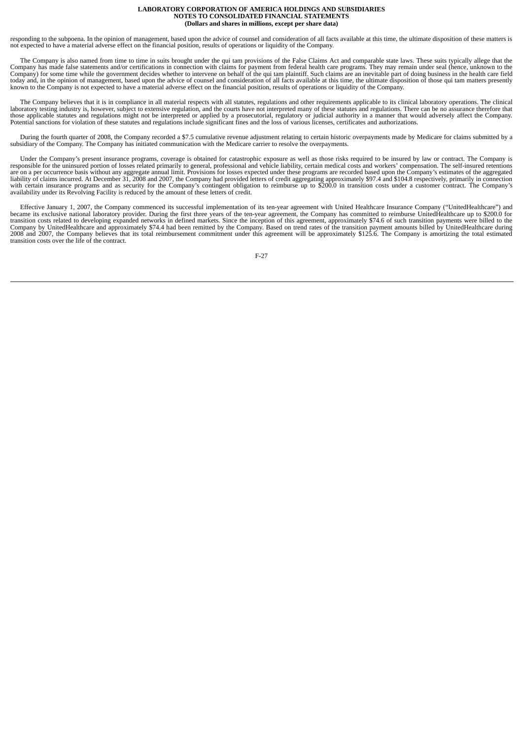responding to the subpoena. In the opinion of management, based upon the advice of counsel and consideration of all facts available at this time, the ultimate disposition of these matters is not expected to have a material adverse effect on the financial position, results of operations or liquidity of the Company.

The Company is also named from time to time in suits brought under the qui tam provisions of the False Claims Act and comparable state laws. These suits typically allege that the Company has made false statements and/or certifications in connection with claims for payment from federal health care programs. They may remain under seal (hence, unknown to the Company) for some time while the government decides whether to intervene on behalf of the qui tam plaintiff. Such claims are an inevitable part of doing business in the health care field today and, in the opinion of management, based upon the advice of counsel and consideration of all facts available at this time, the ultimate disposition of those qui tam matters presently known to the Company is not expected to have a material adverse effect on the financial position, results of operations or liquidity of the Company.

The Company believes that it is in compliance in all material respects with all statutes, regulations and other requirements applicable to its clinical laboratory operations. The clinical laboratory testing industry is, however, subject to extensive regulation, and the courts have not interpreted many of these statutes and regulations. There can be no assurance therefore that those applicable statutes and regulations might not be interpreted or applied by a prosecutorial, regulatory or judicial authority in a manner that would adversely affect the Company. Potential sanctions for violation of these statutes and regulations include significant fines and the loss of various licenses, certificates and authorizations.

During the fourth quarter of 2008, the Company recorded a $7.5 cumulative revenue adjustment relating to certain historic overpayments made by Medicare for claims submitted by a subsidiary of the Company. The Company has initiated communication with the Medicare carrier to resolve the overpayments.

Under the Company's present insurance programs, coverage is obtained for catastrophic exposure as well as those risks required to be insured by law or contract. The Company is responsible for the uninsured portion of losses related primarily to general, professional and vehicle liability, certain medical costs and workers' compensation. The self-insured retentions are on a per occurrence basis without any aggregate annual limit. Provisions for losses expected under these programs are recorded based upon the Company's estimates of the aggregated liability of claims incurred. At December 31, 2008 and 2007, the Company had provided letters of credit aggregating approximately $97.4 and $104.8 respectively, primarily in connection with certain insurance programs and as security for the Company's contingent obligation to reimburse up to $200.0 in transition costs under a customer contract. The Company's availability under its Revolving Facility is reduced by the amount of these letters of credit.

Effective January 1, 2007, the Company commenced its successful implementation of its ten-year agreement with United Healthcare Insurance Company ("UnitedHealthcare") and became its exclusive national laboratory provider. During the first three years of the ten-year agreement, the Company has committed to reimburse UnitedHealthcare up to $200.0 for transition costs related to developing expanded networks in defined markets. Since the inception of this agreement, approximately $74.6 of such transition payments were billed to the Company by UnitedHealthcare and approximately $74.4 had been remitted by the Company. Based on trend rates of the transition payment amounts billed by UnitedHealthcare during 2008 and 2007, the Company believes that its total reimbursement commitment under this agreement will be approximately $125.6. The Company is amortizing the total estimated transition costs over the life of the contract.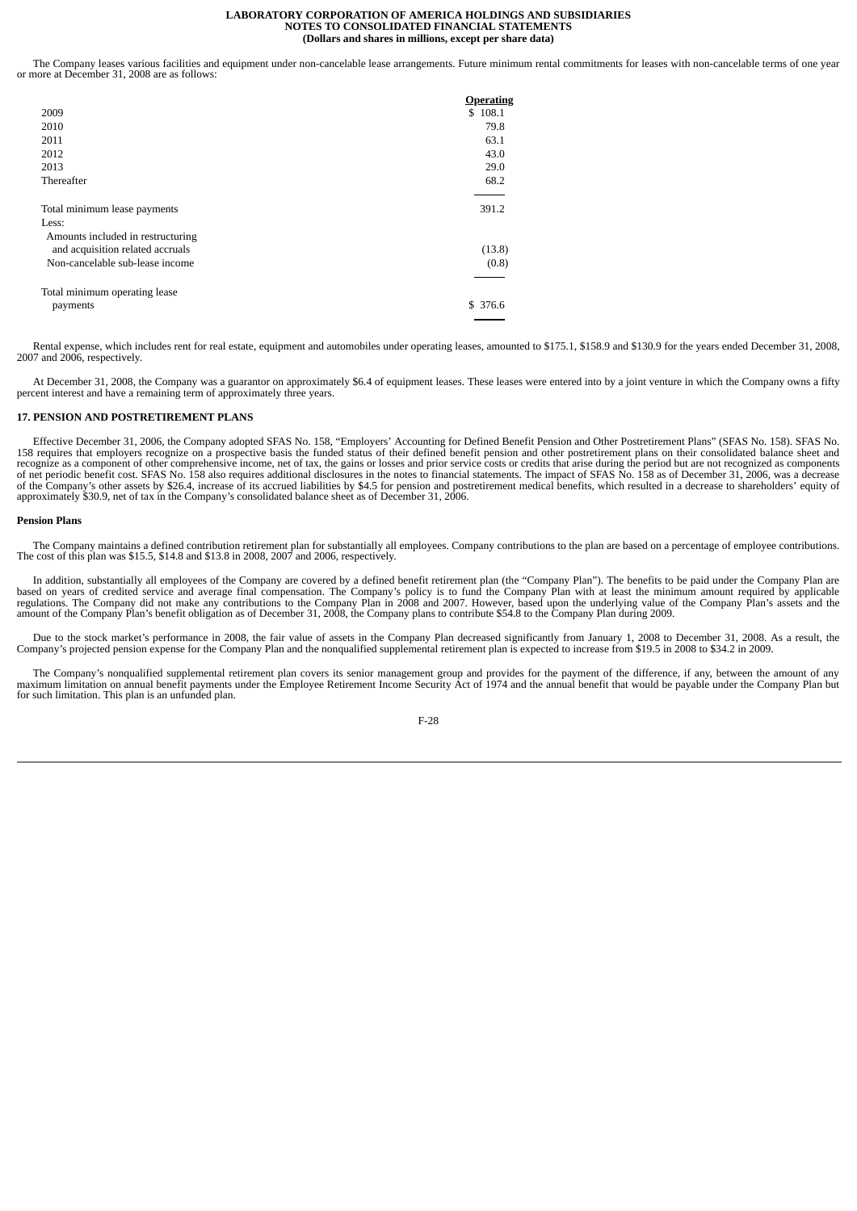The Company leases various facilities and equipment under non-cancelable lease arrangements. Future minimum rental commitments for leases with non-cancelable terms of one year or more at December 31, 2008 are as follows:

| | Operating |
|---|---|
| 2009 | $ 108.1 |
| 2010 | 79.8 |
| 2011 | 63.1 |
| 2012 | 43.0 |
| 2013 | 29.0 |
| Thereafter | 68.2 |
| Total minimum lease payments | 391.2 |
| Less: | |
| Amounts included in restructuring and acquisition related accruals | (13.8) |
| Non-cancelable sub-lease income | (0.8) |
| Total minimum operating lease payments | $ 376.6 |

Rental expense, which includes rent for real estate, equipment and automobiles under operating leases, amounted to $175.1, $158.9 and $130.9 for the years ended December 31, 2008, 2007 and 2006, respectively.

At December 31, 2008, the Company was a guarantor on approximately $6.4 of equipment leases. These leases were entered into by a joint venture in which the Company owns a fifty percent interest and have a remaining term of approximately three years.

## 17. PENSION AND POSTRETIREMENT PLANS

Effective December 31, 2006, the Company adopted SFAS No. 158, "Employers' Accounting for Defined Benefit Pension and Other Postretirement Plans" (SFAS No. 158). SFAS No. 158 requires that employers recognize on a prospective basis the funded status of their defined benefit pension and other postretirement plans on their consolidated balance sheet and recognize as a component of other comprehensive income, net of tax, the gains or losses and prior service costs or credits that arise during the period but are not recognized as components of net periodic benefit cost. SFAS No. 158 also requires additional disclosures in the notes to financial statements. The impact of SFAS No. 158 as of December 31, 2006, was a decrease of the Company's other assets by $26.4, increase of its accrued liabilities by $4.5 for pension and postretirement medical benefits, which resulted in a decrease to shareholders' equity of approximately $30.9, net of tax in the Company's consolidated balance sheet as of December 31, 2006.

### Pension Plans

The Company maintains a defined contribution retirement plan for substantially all employees. Company contributions to the plan are based on a percentage of employee contributions. The cost of this plan was $15.5, $14.8 and $13.8 in 2008, 2007 and 2006, respectively.

In addition, substantially all employees of the Company are covered by a defined benefit retirement plan (the "Company Plan"). The benefits to be paid under the Company Plan are based on years of credited service and average final compensation. The Company's policy is to fund the Company Plan with at least the minimum amount required by applicable regulations. The Company did not make any contributions to the Company Plan in 2008 and 2007. However, based upon the underlying value of the Company Plan's assets and the amount of the Company Plan's benefit obligation as of December 31, 2008, the Company plans to contribute $54.8 to the Company Plan during 2009.

Due to the stock market's performance in 2008, the fair value of assets in the Company Plan decreased significantly from January 1, 2008 to December 31, 2008. As a result, the Company's projected pension expense for the Company Plan and the nonqualified supplemental retirement plan is expected to increase from $19.5 in 2008 to $34.2 in 2009.

The Company's nonqualified supplemental retirement plan covers its senior management group and provides for the payment of the difference, if any, between the amount of any maximum limitation on annual benefit payments under the Employee Retirement Income Security Act of 1974 and the annual benefit that would be payable under the Company Plan but for such limitation. This plan is an unfunded plan.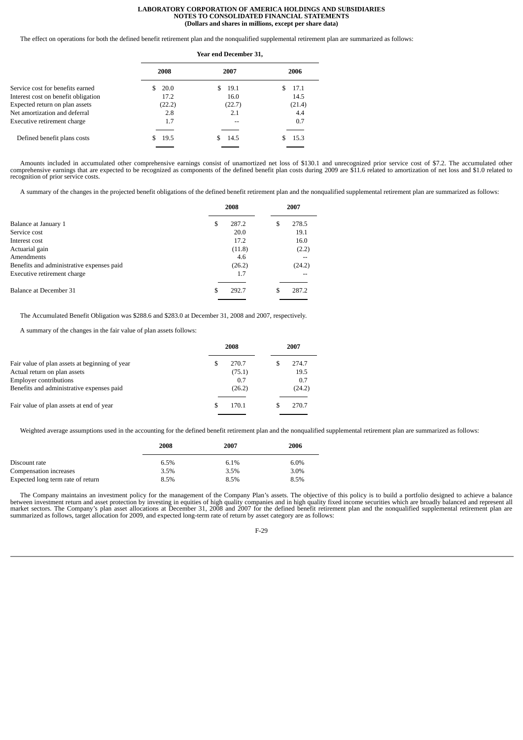The effect on operations for both the defined benefit retirement plan and the nonqualified supplemental retirement plan are summarized as follows:

| | Year end December 31, | | |
|---|---|---|---|
| | 2008 | 2007 | 2006 |
| Service cost for benefits earned | $ 20.0 | $ 19.1 | $ 17.1 |
| Interest cost on benefit obligation | 17.2 | 16.0 | 14.5 |
| Expected return on plan assets | (22.2) | (22.7) | (21.4) |
| Net amortization and deferral | 2.8 | 2.1 | 4.4 |
| Executive retirement charge | 1.7 | -- | 0.7 |
| Defined benefit plans costs | $ 19.5 | $ 14.5 | $ 15.3 |

Amounts included in accumulated other comprehensive earnings consist of unamortized net loss of $130.1 and unrecognized prior service cost of $7.2. The accumulated other comprehensive earnings that are expected to be recognized as components of the defined benefit plan costs during 2009 are $11.6 related to amortization of net loss and $1.0 related to recognition of prior service costs.

A summary of the changes in the projected benefit obligations of the defined benefit retirement plan and the nonqualified supplemental retirement plan are summarized as follows:

| | 2008 | 2007 |
|---|---|---|
| Balance at January 1 | $ 287.2 | $ 278.5 |
| Service cost | 20.0 | 19.1 |
| Interest cost | 17.2 | 16.0 |
| Actuarial gain | (11.8) | (2.2) |
| Amendments | 4.6 | -- |
| Benefits and administrative expenses paid | (26.2) | (24.2) |
| Executive retirement charge | 1.7 | -- |
| Balance at December 31 | $ 292.7 | $ 287.2 |

The Accumulated Benefit Obligation was $288.6 and $283.0 at December 31, 2008 and 2007, respectively.

A summary of the changes in the fair value of plan assets follows:

| | 2008 | 2007 |
|---|---|---|
| Fair value of plan assets at beginning of year | $ 270.7 | $ 274.7 |
| Actual return on plan assets | (75.1) | 19.5 |
| Employer contributions | 0.7 | 0.7 |
| Benefits and administrative expenses paid | (26.2) | (24.2) |
| Fair value of plan assets at end of year | $ 170.1 | $ 270.7 |

Weighted average assumptions used in the accounting for the defined benefit retirement plan and the nonqualified supplemental retirement plan are summarized as follows:

| | 2008 | 2007 | 2006 |
|---|---|---|---|
| Discount rate | 6.5% | 6.1% | 6.0% |
| Compensation increases | 3.5% | 3.5% | 3.0% |
| Expected long term rate of return | 8.5% | 8.5% | 8.5% |

The Company maintains an investment policy for the management of the Company Plan's assets. The objective of this policy is to build a portfolio designed to achieve a balance between investment return and asset protection by investing in equities of high quality companies and in high quality fixed income securities which are broadly balanced and represent all market sectors. The Company's plan asset allocations at December 31, 2008 and 2007 for the defined benefit retirement plan and the nonqualified supplemental retirement plan are summarized as follows, target allocation for 2009, and expected long-term rate of return by asset category are as follows: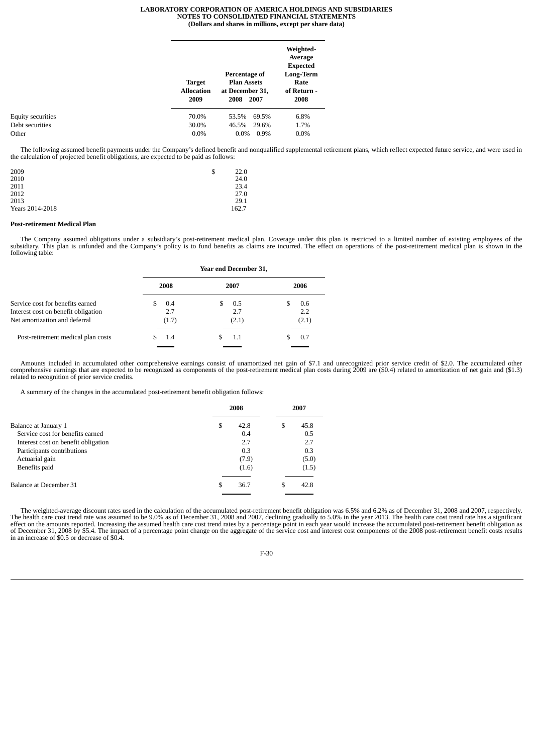| | Target Allocation 2009 | Percentage of Plan Assets at December 31, 2008 | Percentage of Plan Assets at December 31, 2007 | Weighted-Average Expected Long-Term Rate of Return - 2008 |
|---|---|---|---|---|
| Equity securities | 70.0% | 53.5% | 69.5% | 6.8% |
| Debt securities | 30.0% | 46.5% | 29.6% | 1.7% |
| Other | 0.0% | 0.0% | 0.9% | 0.0% |

The following assumed benefit payments under the Company's defined benefit and nonqualified supplemental retirement plans, which reflect expected future service, and were used in the calculation of projected benefit obligations, are expected to be paid as follows:

| | |
|---|---|
| 2009 | $ 22.0 |
| 2010 | 24.0 |
| 2011 | 23.4 |
| 2012 | 27.0 |
| 2013 | 29.1 |
| Years 2014-2018 | 162.7 |

**Post-retirement Medical Plan**

The Company assumed obligations under a subsidiary's post-retirement medical plan. Coverage under this plan is restricted to a limited number of existing employees of the subsidiary. This plan is unfunded and the Company's policy is to fund benefits as claims are incurred. The effect on operations of the post-retirement medical plan is shown in the following table:

| | Year end December 31, 2008 | 2007 | 2006 |
|---|---|---|---|
| Service cost for benefits earned | $ 0.4 | $ 0.5 | $ 0.6 |
| Interest cost on benefit obligation | 2.7 | 2.7 | 2.2 |
| Net amortization and deferral | (1.7) | (2.1) | (2.1) |
| Post-retirement medical plan costs | $ 1.4 | $ 1.1 | $ 0.7 |

Amounts included in accumulated other comprehensive earnings consist of unamortized net gain of $7.1 and unrecognized prior service credit of $2.0. The accumulated other comprehensive earnings that are expected to be recognized as components of the post-retirement medical plan costs during 2009 are ($0.4) related to amortization of net gain and ($1.3) related to recognition of prior service credits.

A summary of the changes in the accumulated post-retirement benefit obligation follows:

| | 2008 | 2007 |
|---|---|---|
| Balance at January 1 | $ 42.8 | $ 45.8 |
| Service cost for benefits earned | 0.4 | 0.5 |
| Interest cost on benefit obligation | 2.7 | 2.7 |
| Participants contributions | 0.3 | 0.3 |
| Actuarial gain | (7.9) | (5.0) |
| Benefits paid | (1.6) | (1.5) |
| Balance at December 31 | $ 36.7 | $ 42.8 |

The weighted-average discount rates used in the calculation of the accumulated post-retirement benefit obligation was 6.5% and 6.2% as of December 31, 2008 and 2007, respectively. The health care cost trend rate was assumed to be 9.0% as of December 31, 2008 and 2007, declining gradually to 5.0% in the year 2013. The health care cost trend rate has a significant effect on the amounts reported. Increasing the assumed health care cost trend rates by a percentage point in each year would increase the accumulated post-retirement benefit obligation as of December 31, 2008 by $5.4. The impact of a percentage point change on the aggregate of the service cost and interest cost components of the 2008 post-retirement benefit costs results in an increase of $0.5 or decrease of $0.4.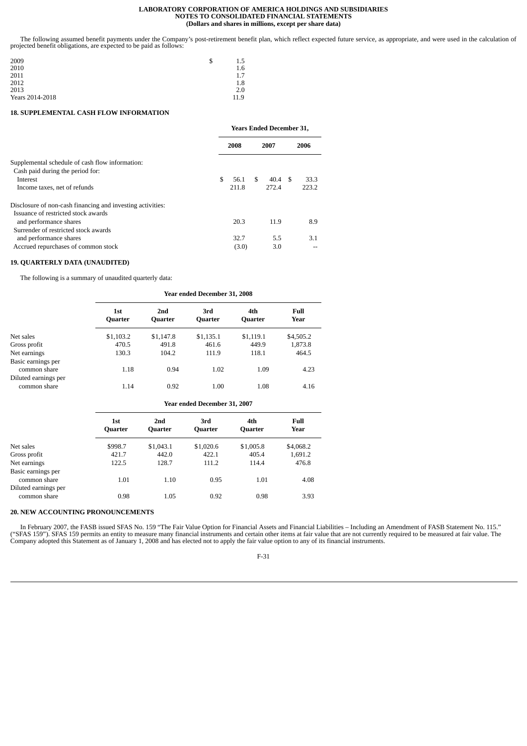The following assumed benefit payments under the Company's post-retirement benefit plan, which reflect expected future service, as appropriate, and were used in the calculation of projected benefit obligations, are expected to be paid as follows:

| | |
|---|---|
| 2009 | $ 1.5 |
| 2010 | 1.6 |
| 2011 | 1.7 |
| 2012 | 1.8 |
| 2013 | 2.0 |
| Years 2014-2018 | 11.9 |

## 18. SUPPLEMENTAL CASH FLOW INFORMATION

| | Years Ended December 31, | | |
|---|---|---|---|
| | 2008 | 2007 | 2006 |
| Supplemental schedule of cash flow information: | | | |
| Cash paid during the period for: | | | |
| Interest | $ 56.1 | $ 40.4 | $ 33.3 |
| Income taxes, net of refunds | 211.8 | 272.4 | 223.2 |
| Disclosure of non-cash financing and investing activities: | | | |
| Issuance of restricted stock awards and performance shares | 20.3 | 11.9 | 8.9 |
| Surrender of restricted stock awards and performance shares | 32.7 | 5.5 | 3.1 |
| Accrued repurchases of common stock | (3.0) | 3.0 | -- |

## 19. QUARTERLY DATA (UNAUDITED)

The following is a summary of unaudited quarterly data:

| | Year ended December 31, 2008 | | | | |
|---|---|---|---|---|---|
| | 1st Quarter | 2nd Quarter | 3rd Quarter | 4th Quarter | Full Year |
| Net sales | $1,103.2 | $1,147.8 | $1,135.1 | $1,119.1 | $4,505.2 |
| Gross profit | 470.5 | 491.8 | 461.6 | 449.9 | 1,873.8 |
| Net earnings | 130.3 | 104.2 | 111.9 | 118.1 | 464.5 |
| Basic earnings per common share | 1.18 | 0.94 | 1.02 | 1.09 | 4.23 |
| Diluted earnings per common share | 1.14 | 0.92 | 1.00 | 1.08 | 4.16 |

| | Year ended December 31, 2007 | | | | |
|---|---|---|---|---|---|
| | 1st Quarter | 2nd Quarter | 3rd Quarter | 4th Quarter | Full Year |
| Net sales | $998.7 | $1,043.1 | $1,020.6 | $1,005.8 | $4,068.2 |
| Gross profit | 421.7 | 442.0 | 422.1 | 405.4 | 1,691.2 |
| Net earnings | 122.5 | 128.7 | 111.2 | 114.4 | 476.8 |
| Basic earnings per common share | 1.01 | 1.10 | 0.95 | 1.01 | 4.08 |
| Diluted earnings per common share | 0.98 | 1.05 | 0.92 | 0.98 | 3.93 |

## 20. NEW ACCOUNTING PRONOUNCEMENTS

In February 2007, the FASB issued SFAS No. 159 "The Fair Value Option for Financial Assets and Financial Liabilities – Including an Amendment of FASB Statement No. 115." ("SFAS 159"). SFAS 159 permits an entity to measure many financial instruments and certain other items at fair value that are not currently required to be measured at fair value. The Company adopted this Statement as of January 1, 2008 and has elected not to apply the fair value option to any of its financial instruments.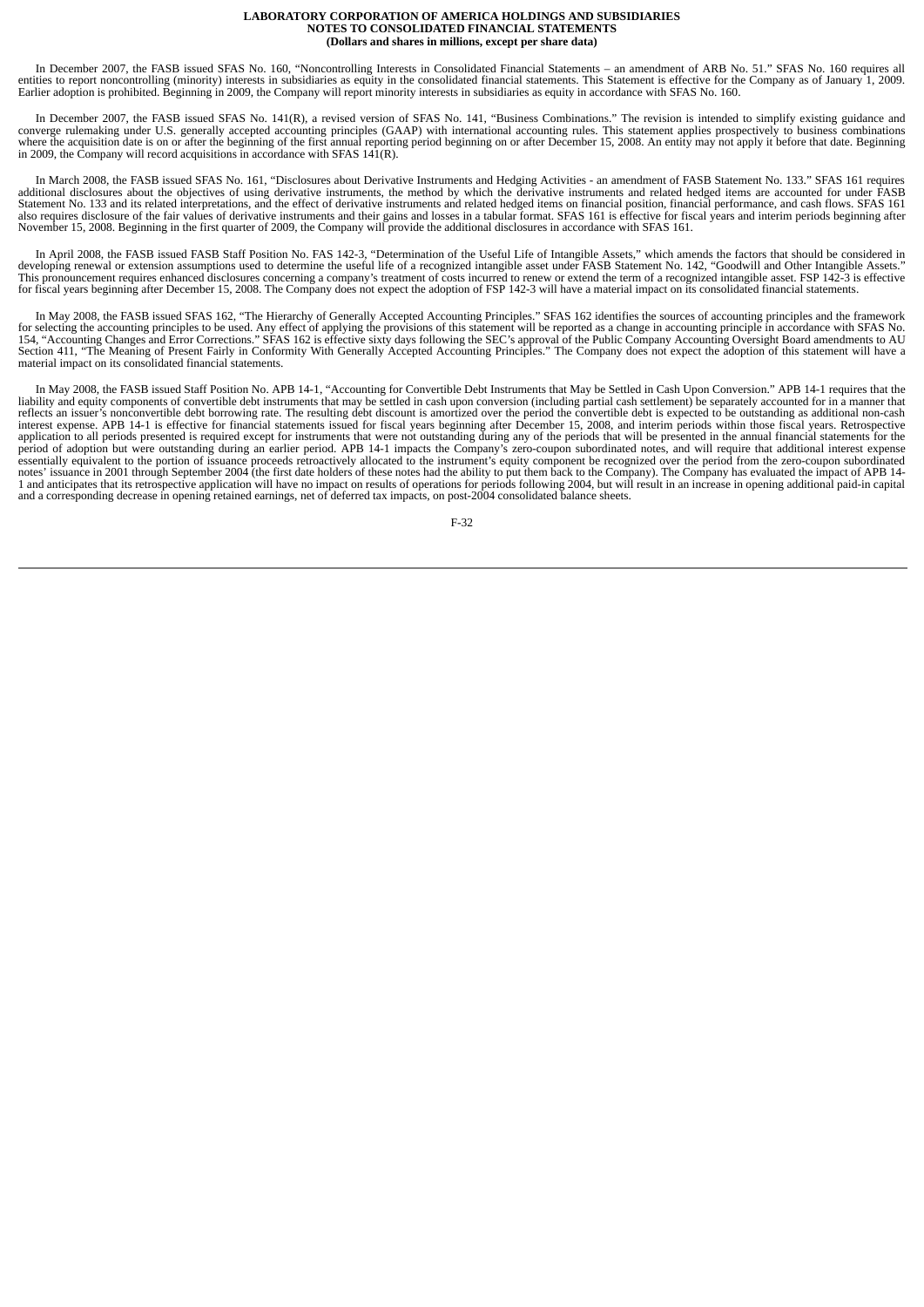In December 2007, the FASB issued SFAS No. 160, "Noncontrolling Interests in Consolidated Financial Statements – an amendment of ARB No. 51." SFAS No. 160 requires all entities to report noncontrolling (minority) interests in subsidiaries as equity in the consolidated financial statements. This Statement is effective for the Company as of January 1, 2009. Earlier adoption is prohibited. Beginning in 2009, the Company will report minority interests in subsidiaries as equity in accordance with SFAS No. 160.

In December 2007, the FASB issued SFAS No. 141(R), a revised version of SFAS No. 141, "Business Combinations." The revision is intended to simplify existing guidance and converge rulemaking under U.S. generally accepted accounting principles (GAAP) with international accounting rules. This statement applies prospectively to business combinations where the acquisition date is on or after the beginning of the first annual reporting period beginning on or after December 15, 2008. An entity may not apply it before that date. Beginning in 2009, the Company will record acquisitions in accordance with SFAS 141(R).

In March 2008, the FASB issued SFAS No. 161, "Disclosures about Derivative Instruments and Hedging Activities - an amendment of FASB Statement No. 133." SFAS 161 requires additional disclosures about the objectives of using derivative instruments, the method by which the derivative instruments and related hedged items are accounted for under FASB Statement No. 133 and its related interpretations, and the effect of derivative instruments and related hedged items on financial position, financial performance, and cash flows. SFAS 161 also requires disclosure of the fair values of derivative instruments and their gains and losses in a tabular format. SFAS 161 is effective for fiscal years and interim periods beginning after November 15, 2008. Beginning in the first quarter of 2009, the Company will provide the additional disclosures in accordance with SFAS 161.

In April 2008, the FASB issued FASB Staff Position No. FAS 142-3, "Determination of the Useful Life of Intangible Assets," which amends the factors that should be considered in developing renewal or extension assumptions used to determine the useful life of a recognized intangible asset under FASB Statement No. 142, "Goodwill and Other Intangible Assets." This pronouncement requires enhanced disclosures concerning a company's treatment of costs incurred to renew or extend the term of a recognized intangible asset. FSP 142-3 is effective for fiscal years beginning after December 15, 2008. The Company does not expect the adoption of FSP 142-3 will have a material impact on its consolidated financial statements.

In May 2008, the FASB issued SFAS 162, "The Hierarchy of Generally Accepted Accounting Principles." SFAS 162 identifies the sources of accounting principles and the framework for selecting the accounting principles to be used. Any effect of applying the provisions of this statement will be reported as a change in accounting principle in accordance with SFAS No. 154, "Accounting Changes and Error Corrections." SFAS 162 is effective sixty days following the SEC's approval of the Public Company Accounting Oversight Board amendments to AU Section 411, "The Meaning of Present Fairly in Conformity With Generally Accepted Accounting Principles." The Company does not expect the adoption of this statement will have a material impact on its consolidated financial statements.

In May 2008, the FASB issued Staff Position No. APB 14-1, "Accounting for Convertible Debt Instruments that May be Settled in Cash Upon Conversion." APB 14-1 requires that the liability and equity components of convertible debt instruments that may be settled in cash upon conversion (including partial cash settlement) be separately accounted for in a manner that reflects an issuer's nonconvertible debt borrowing rate. The resulting debt discount is amortized over the period the convertible debt is expected to be outstanding as additional non-cash interest expense. APB 14-1 is effective for financial statements issued for fiscal years beginning after December 15, 2008, and interim periods within those fiscal years. Retrospective application to all periods presented is required except for instruments that were not outstanding during any of the periods that will be presented in the annual financial statements for the period of adoption but were outstanding during an earlier period. APB 14-1 impacts the Company's zero-coupon subordinated notes, and will require that additional interest expense essentially equivalent to the portion of issuance proceeds retroactively allocated to the instrument's equity component be recognized over the period from the zero-coupon subordinated notes' issuance in 2001 through September 2004 (the first date holders of these notes had the ability to put them back to the Company). The Company has evaluated the impact of APB 14-1 and anticipates that its retrospective application will have no impact on results of operations for periods following 2004, but will result in an increase in opening additional paid-in capital and a corresponding decrease in opening retained earnings, net of deferred tax impacts, on post-2004 consolidated balance sheets.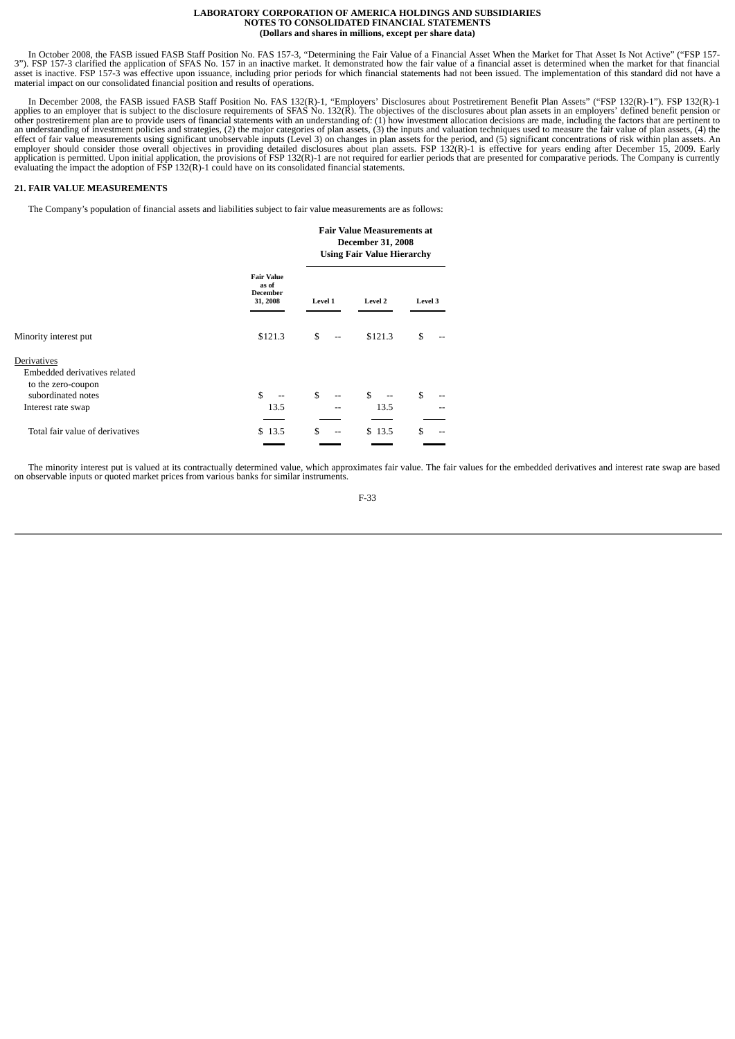In October 2008, the FASB issued FASB Staff Position No. FAS 157-3, "Determining the Fair Value of a Financial Asset When the Market for That Asset Is Not Active" ("FSP 157-3"). FSP 157-3 clarified the application of SFAS No. 157 in an inactive market. It demonstrated how the fair value of a financial asset is determined when the market for that financial asset is inactive. FSP 157-3 was effective upon issuance, including prior periods for which financial statements had not been issued. The implementation of this standard did not have a material impact on our consolidated financial position and results of operations.

In December 2008, the FASB issued FASB Staff Position No. FAS 132(R)-1, "Employers' Disclosures about Postretirement Benefit Plan Assets" ("FSP 132(R)-1"). FSP 132(R)-1 applies to an employer that is subject to the disclosure requirements of SFAS No. 132(R). The objectives of the disclosures about plan assets in an employers' defined benefit pension or other postretirement plan are to provide users of financial statements with an understanding of: (1) how investment allocation decisions are made, including the factors that are pertinent to an understanding of investment policies and strategies, (2) the major categories of plan assets, (3) the inputs and valuation techniques used to measure the fair value of plan assets, (4) the effect of fair value measurements using significant unobservable inputs (Level 3) on changes in plan assets for the period, and (5) significant concentrations of risk within plan assets. An employer should consider those overall objectives in providing detailed disclosures about plan assets. FSP 132(R)-1 is effective for years ending after December 15, 2009. Early application is permitted. Upon initial application, the provisions of FSP 132(R)-1 are not required for earlier periods that are presented for comparative periods. The Company is currently evaluating the impact the adoption of FSP 132(R)-1 could have on its consolidated financial statements.

## 21. FAIR VALUE MEASUREMENTS

The Company's population of financial assets and liabilities subject to fair value measurements are as follows:

| | Fair Value as of December 31, 2008 | Fair Value Measurements at December 31, 2008 Using Fair Value Hierarchy | | |
|---|---|---|---|---|
| | | Level 1 | Level 2 | Level 3 |
| Minority interest put | $121.3 | $ -- | $121.3 | $ -- |
| Derivatives | | | | |
| Embedded derivatives related to the zero-coupon subordinated notes | $ -- | $ -- | $ -- | $ -- |
| Interest rate swap | 13.5 | -- | 13.5 | -- |
| Total fair value of derivatives | $ 13.5 | $ -- | $ 13.5 | $ -- |

The minority interest put is valued at its contractually determined value, which approximates fair value. The fair values for the embedded derivatives and interest rate swap are based on observable inputs or quoted market prices from various banks for similar instruments.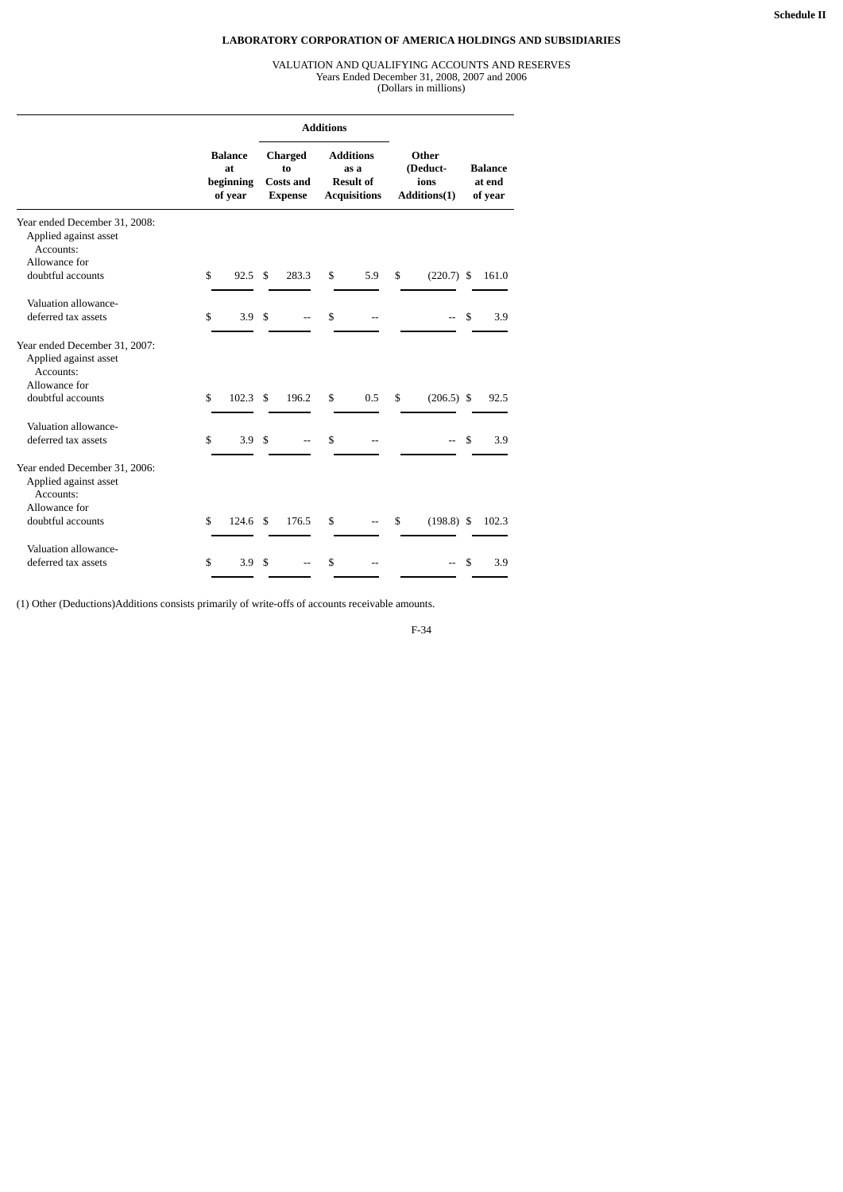Schedule II

**LABORATORY CORPORATION OF AMERICA HOLDINGS AND SUBSIDIARIES**

VALUATION AND QUALIFYING ACCOUNTS AND RESERVES
Years Ended December 31, 2008, 2007 and 2006
(Dollars in millions)

| | | Additions | | | |
|---|---|---|---|---|---|
| | **Balance at beginning of year** | **Charged to Costs and Expense** | **Additions as a Result of Acquisitions** | **Other (Deductions Additions(1)** | **Balance at end of year** |
| Year ended December 31, 2008: | | | | | |
| Applied against asset Accounts: | | | | | |
| Allowance for doubtful accounts | $ 92.5 | $ 283.3 | $ 5.9 | $ (220.7) | $ 161.0 |
| Valuation allowance-deferred tax assets | $ 3.9 | $ -- | $ -- | -- | $ 3.9 |
| Year ended December 31, 2007: | | | | | |
| Applied against asset Accounts: | | | | | |
| Allowance for doubtful accounts | $ 102.3 | $ 196.2 | $ 0.5 | $ (206.5) | $ 92.5 |
| Valuation allowance-deferred tax assets | $ 3.9 | $ -- | $ -- | -- | $ 3.9 |
| Year ended December 31, 2006: | | | | | |
| Applied against asset Accounts: | | | | | |
| Allowance for doubtful accounts | $ 124.6 | $ 176.5 | $ -- | $ (198.8) | $ 102.3 |
| Valuation allowance-deferred tax assets | $ 3.9 | $ -- | $ -- | -- | $ 3.9 |

(1) Other (Deductions)Additions consists primarily of write-offs of accounts receivable amounts.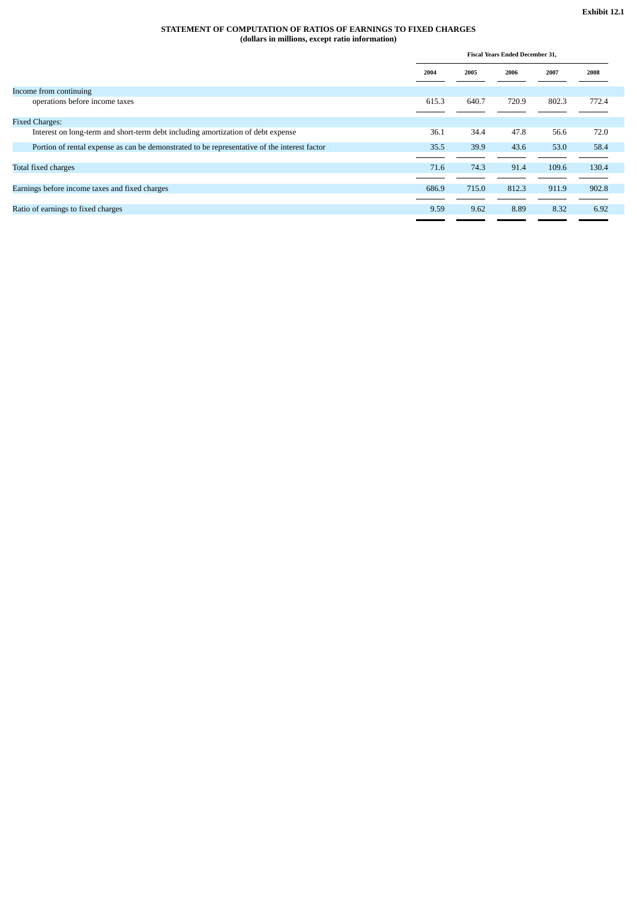**Exhibit 12.1**

**STATEMENT OF COMPUTATION OF RATIOS OF EARNINGS TO FIXED CHARGES**
**(dollars in millions, except ratio information)**

| | Fiscal Years Ended December 31, | | | | |
|---|---|---|---|---|---|
| | 2004 | 2005 | 2006 | 2007 | 2008 |
| Income from continuing operations before income taxes | 615.3 | 640.7 | 720.9 | 802.3 | 772.4 |
| Fixed Charges: | | | | | |
| Interest on long-term and short-term debt including amortization of debt expense | 36.1 | 34.4 | 47.8 | 56.6 | 72.0 |
| Portion of rental expense as can be demonstrated to be representative of the interest factor | 35.5 | 39.9 | 43.6 | 53.0 | 58.4 |
| Total fixed charges | 71.6 | 74.3 | 91.4 | 109.6 | 130.4 |
| Earnings before income taxes and fixed charges | 686.9 | 715.0 | 812.3 | 911.9 | 902.8 |
| Ratio of earnings to fixed charges | 9.59 | 9.62 | 8.89 | 8.32 | 6.92 |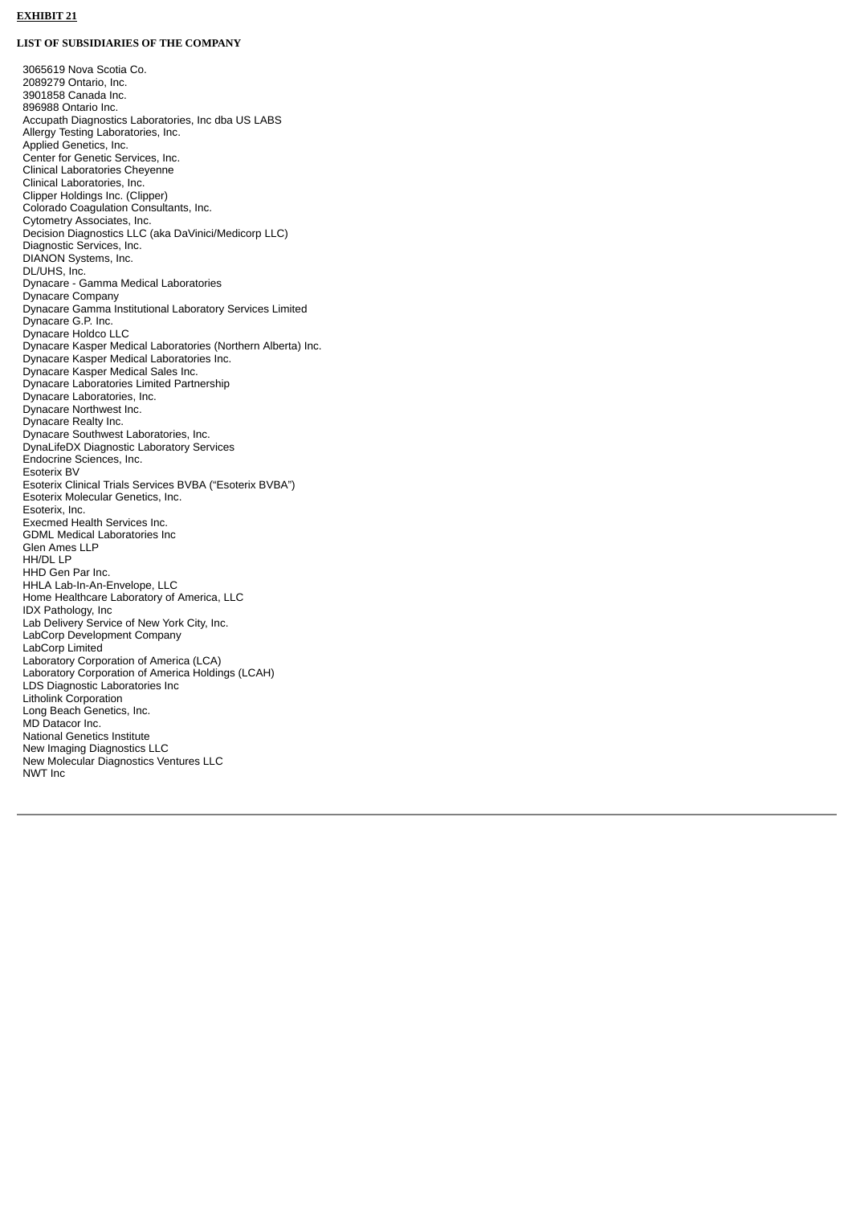**EXHIBIT 21**

**LIST OF SUBSIDIARIES OF THE COMPANY**

3065619 Nova Scotia Co.
2089279 Ontario, Inc.
3901858 Canada Inc.
896988 Ontario Inc.
Accupath Diagnostics Laboratories, Inc dba US LABS
Allergy Testing Laboratories, Inc.
Applied Genetics, Inc.
Center for Genetic Services, Inc.
Clinical Laboratories Cheyenne
Clinical Laboratories, Inc.
Clipper Holdings Inc. (Clipper)
Colorado Coagulation Consultants, Inc.
Cytometry Associates, Inc.
Decision Diagnostics LLC (aka DaVinici/Medicorp LLC)
Diagnostic Services, Inc.
DIANON Systems, Inc.
DL/UHS, Inc.
Dynacare - Gamma Medical Laboratories
Dynacare Company
Dynacare Gamma Institutional Laboratory Services Limited
Dynacare G.P. Inc.
Dynacare Holdco LLC
Dynacare Kasper Medical Laboratories (Northern Alberta) Inc.
Dynacare Kasper Medical Laboratories Inc.
Dynacare Kasper Medical Sales Inc.
Dynacare Laboratories Limited Partnership
Dynacare Laboratories, Inc.
Dynacare Northwest Inc.
Dynacare Realty Inc.
Dynacare Southwest Laboratories, Inc.
DynaLifeDX Diagnostic Laboratory Services
Endocrine Sciences, Inc.
Esoterix BV
Esoterix Clinical Trials Services BVBA ("Esoterix BVBA")
Esoterix Molecular Genetics, Inc.
Esoterix, Inc.
Execmed Health Services Inc.
GDML Medical Laboratories Inc
Glen Ames LLP
HH/DL LP
HHD Gen Par Inc.
HHLA Lab-In-An-Envelope, LLC
Home Healthcare Laboratory of America, LLC
IDX Pathology, Inc
Lab Delivery Service of New York City, Inc.
LabCorp Development Company
LabCorp Limited
Laboratory Corporation of America (LCA)
Laboratory Corporation of America Holdings (LCAH)
LDS Diagnostic Laboratories Inc
Litholink Corporation
Long Beach Genetics, Inc.
MD Datacor Inc.
National Genetics Institute
New Imaging Diagnostics LLC
New Molecular Diagnostics Ventures LLC
NWT Inc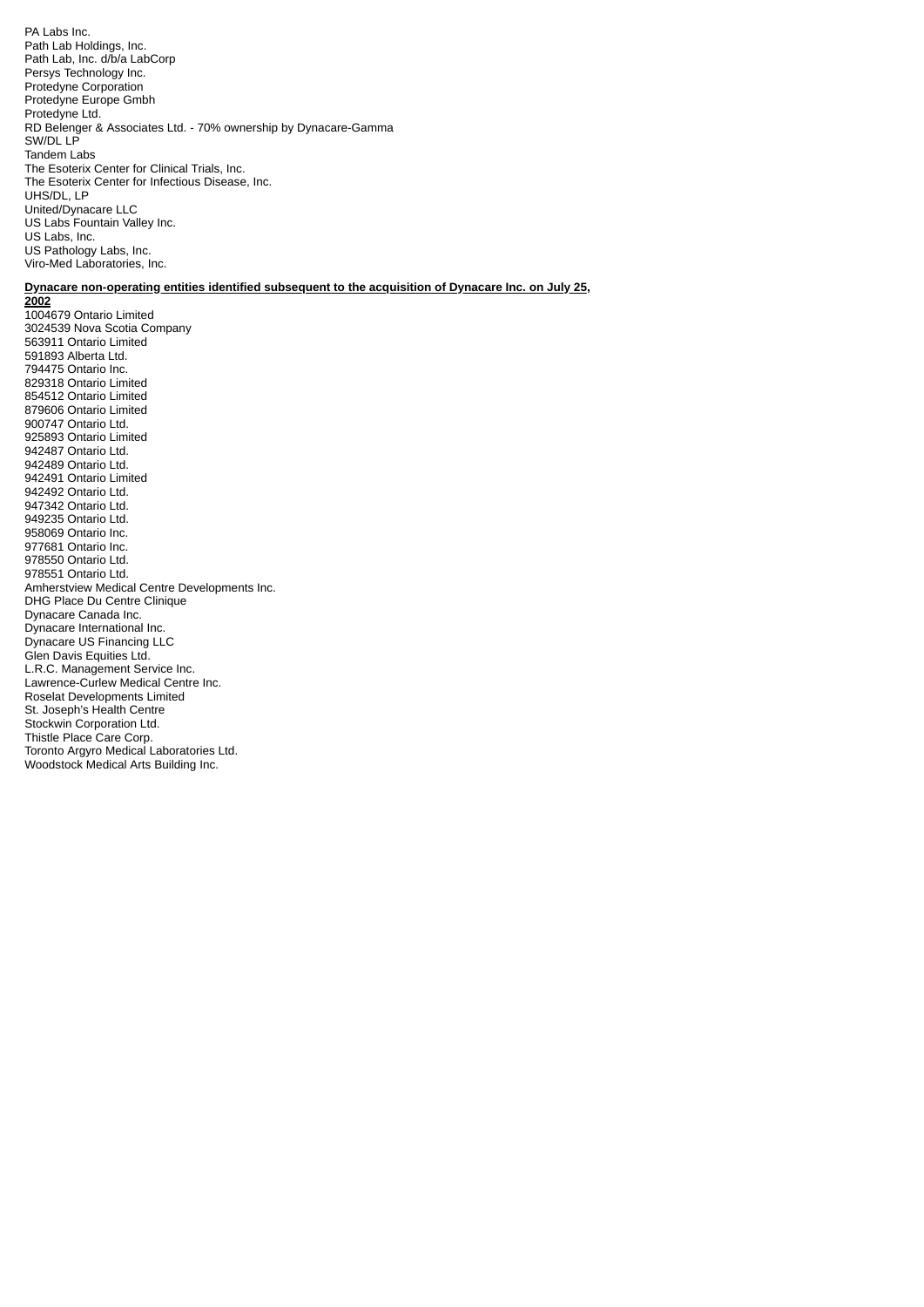PA Labs Inc.
Path Lab Holdings, Inc.
Path Lab, Inc. d/b/a LabCorp
Persys Technology Inc.
Protedyne Corporation
Protedyne Europe Gmbh
Protedyne Ltd.
RD Belenger & Associates Ltd. - 70% ownership by Dynacare-Gamma
SW/DL LP
Tandem Labs
The Esoterix Center for Clinical Trials, Inc.
The Esoterix Center for Infectious Disease, Inc.
UHS/DL, LP
United/Dynacare LLC
US Labs Fountain Valley Inc.
US Labs, Inc.
US Pathology Labs, Inc.
Viro-Med Laboratories, Inc.

**Dynacare non-operating entities identified subsequent to the acquisition of Dynacare Inc. on July 25, 2002**

1004679 Ontario Limited
3024539 Nova Scotia Company
563911 Ontario Limited
591893 Alberta Ltd.
794475 Ontario Inc.
829318 Ontario Limited
854512 Ontario Limited
879606 Ontario Limited
900747 Ontario Ltd.
925893 Ontario Limited
942487 Ontario Ltd.
942489 Ontario Ltd.
942491 Ontario Limited
942492 Ontario Ltd.
947342 Ontario Ltd.
949235 Ontario Ltd.
958069 Ontario Inc.
977681 Ontario Inc.
978550 Ontario Ltd.
978551 Ontario Ltd.
Amherstview Medical Centre Developments Inc.
DHG Place Du Centre Clinique
Dynacare Canada Inc.
Dynacare International Inc.
Dynacare US Financing LLC
Glen Davis Equities Ltd.
L.R.C. Management Service Inc.
Lawrence-Curlew Medical Centre Inc.
Roselat Developments Limited
St. Joseph's Health Centre
Stockwin Corporation Ltd.
Thistle Place Care Corp.
Toronto Argyro Medical Laboratories Ltd.
Woodstock Medical Arts Building Inc.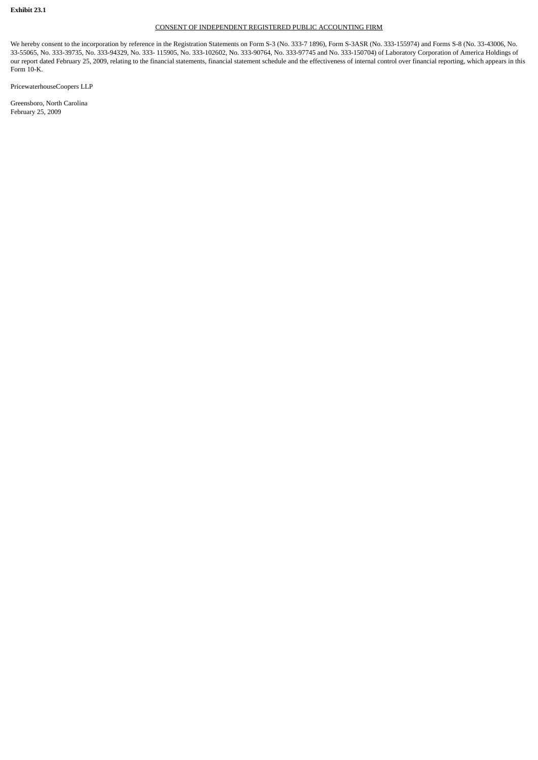**Exhibit 23.1**

CONSENT OF INDEPENDENT REGISTERED PUBLIC ACCOUNTING FIRM

We hereby consent to the incorporation by reference in the Registration Statements on Form S-3 (No. 333-7 1896), Form S-3ASR (No. 333-155974) and Forms S-8 (No. 33-43006, No. 33-55065, No. 333-39735, No. 333-94329, No. 333- 115905, No. 333-102602, No. 333-90764, No. 333-97745 and No. 333-150704) of Laboratory Corporation of America Holdings of our report dated February 25, 2009, relating to the financial statements, financial statement schedule and the effectiveness of internal control over financial reporting, which appears in this Form 10-K.

PricewaterhouseCoopers LLP

Greensboro, North Carolina
February 25, 2009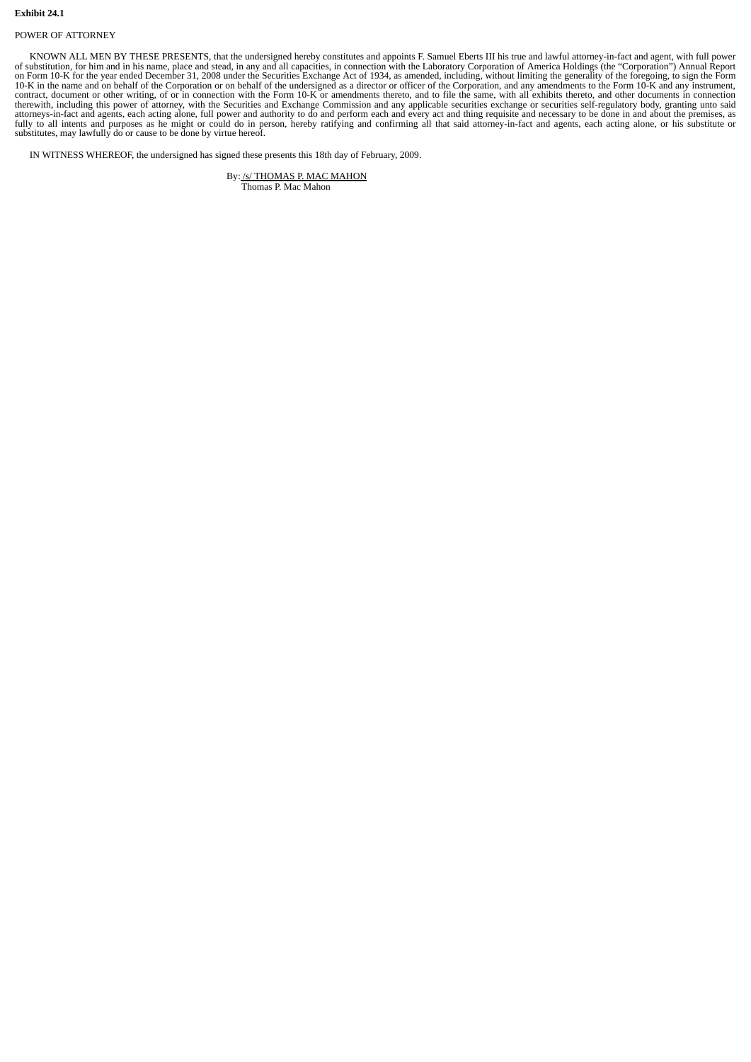**Exhibit 24.1**

POWER OF ATTORNEY

KNOWN ALL MEN BY THESE PRESENTS, that the undersigned hereby constitutes and appoints F. Samuel Eberts III his true and lawful attorney-in-fact and agent, with full power of substitution, for him and in his name, place and stead, in any and all capacities, in connection with the Laboratory Corporation of America Holdings (the "Corporation") Annual Report on Form 10-K for the year ended December 31, 2008 under the Securities Exchange Act of 1934, as amended, including, without limiting the generality of the foregoing, to sign the Form 10-K in the name and on behalf of the Corporation or on behalf of the undersigned as a director or officer of the Corporation, and any amendments to the Form 10-K and any instrument, contract, document or other writing, of or in connection with the Form 10-K or amendments thereto, and to file the same, with all exhibits thereto, and other documents in connection therewith, including this power of attorney, with the Securities and Exchange Commission and any applicable securities exchange or securities self-regulatory body, granting unto said attorneys-in-fact and agents, each acting alone, full power and authority to do and perform each and every act and thing requisite and necessary to be done in and about the premises, as fully to all intents and purposes as he might or could do in person, hereby ratifying and confirming all that said attorney-in-fact and agents, each acting alone, or his substitute or substitutes, may lawfully do or cause to be done by virtue hereof.

IN WITNESS WHEREOF, the undersigned has signed these presents this 18th day of February, 2009.

By: /s/ THOMAS P. MAC MAHON
Thomas P. Mac Mahon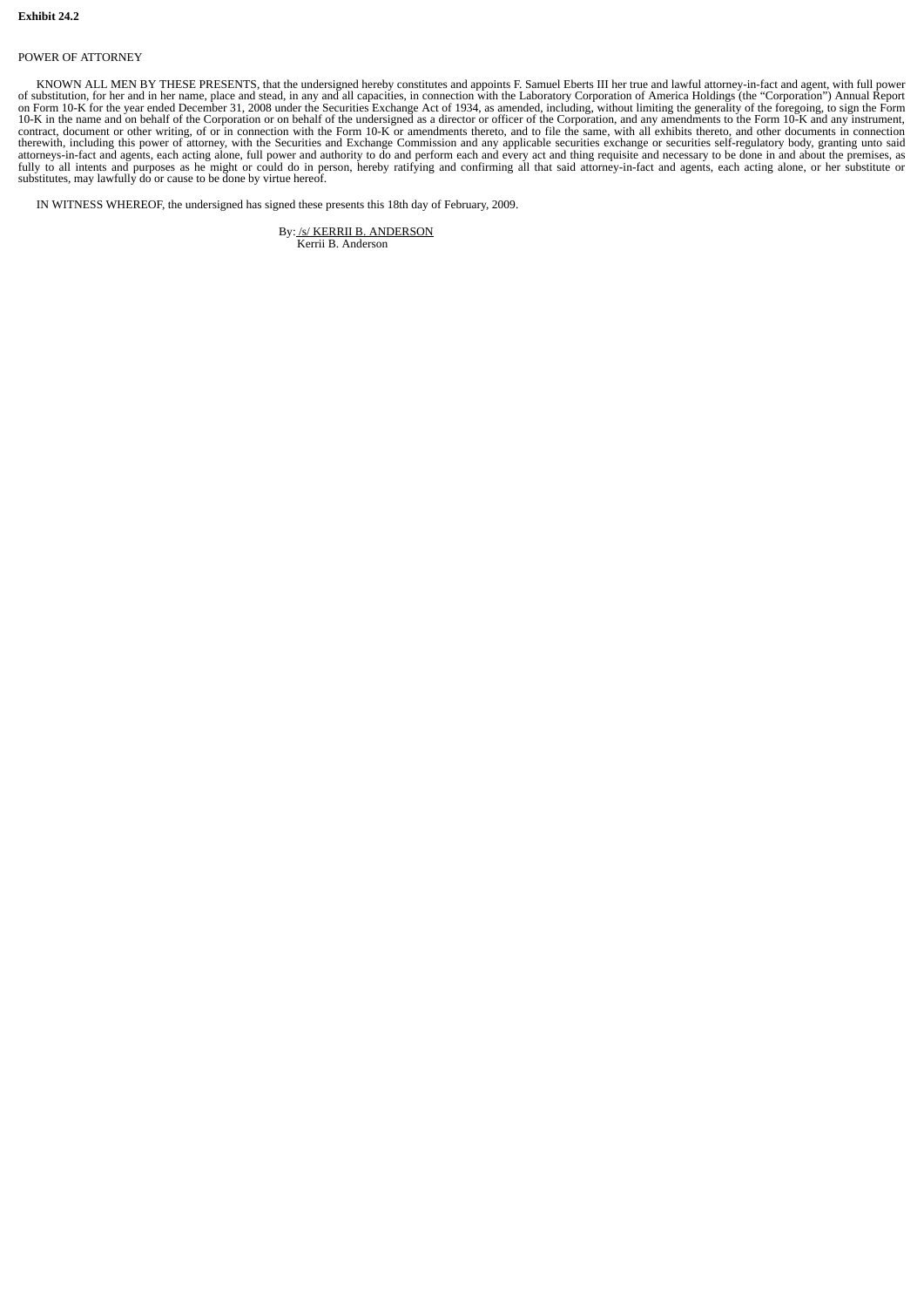**Exhibit 24.2**

POWER OF ATTORNEY

KNOWN ALL MEN BY THESE PRESENTS, that the undersigned hereby constitutes and appoints F. Samuel Eberts III her true and lawful attorney-in-fact and agent, with full power of substitution, for her and in her name, place and stead, in any and all capacities, in connection with the Laboratory Corporation of America Holdings (the "Corporation") Annual Report on Form 10-K for the year ended December 31, 2008 under the Securities Exchange Act of 1934, as amended, including, without limiting the generality of the foregoing, to sign the Form 10-K in the name and on behalf of the Corporation or on behalf of the undersigned as a director or officer of the Corporation, and any amendments to the Form 10-K and any instrument, contract, document or other writing, of or in connection with the Form 10-K or amendments thereto, and to file the same, with all exhibits thereto, and other documents in connection therewith, including this power of attorney, with the Securities and Exchange Commission and any applicable securities exchange or securities self-regulatory body, granting unto said attorneys-in-fact and agents, each acting alone, full power and authority to do and perform each and every act and thing requisite and necessary to be done in and about the premises, as fully to all intents and purposes as he might or could do in person, hereby ratifying and confirming all that said attorney-in-fact and agents, each acting alone, or her substitute or substitutes, may lawfully do or cause to be done by virtue hereof.

IN WITNESS WHEREOF, the undersigned has signed these presents this 18th day of February, 2009.

By: /s/ KERRII B. ANDERSON
Kerrii B. Anderson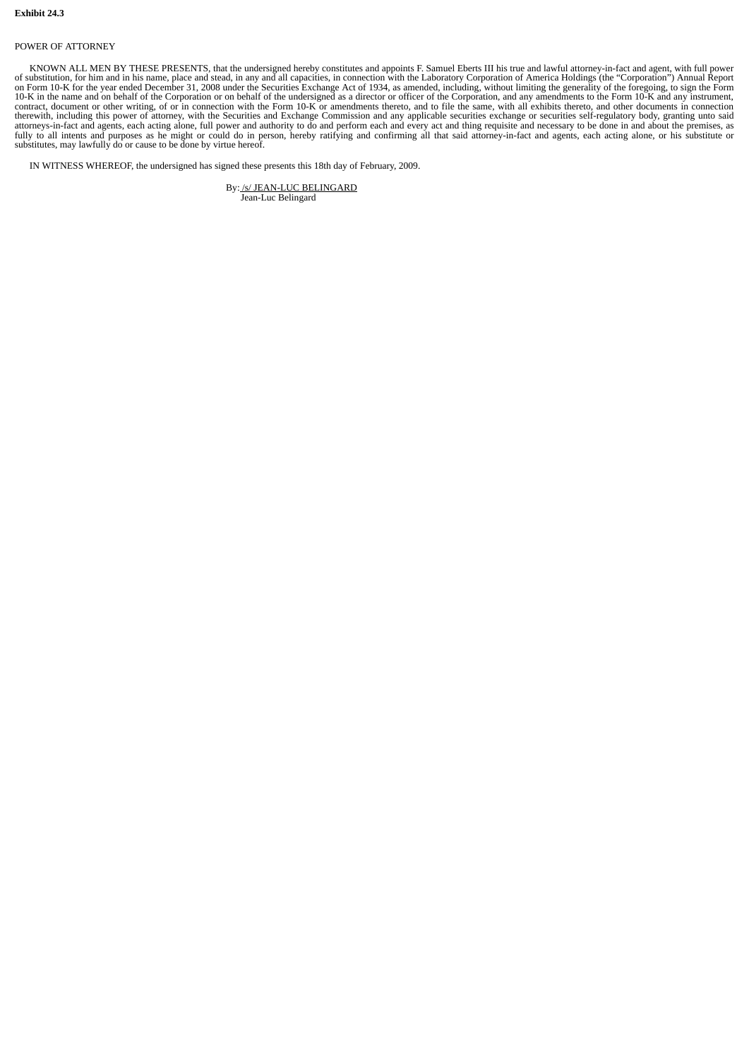**Exhibit 24.3**

POWER OF ATTORNEY

KNOWN ALL MEN BY THESE PRESENTS, that the undersigned hereby constitutes and appoints F. Samuel Eberts III his true and lawful attorney-in-fact and agent, with full power of substitution, for him and in his name, place and stead, in any and all capacities, in connection with the Laboratory Corporation of America Holdings (the "Corporation") Annual Report on Form 10-K for the year ended December 31, 2008 under the Securities Exchange Act of 1934, as amended, including, without limiting the generality of the foregoing, to sign the Form 10-K in the name and on behalf of the Corporation or on behalf of the undersigned as a director or officer of the Corporation, and any amendments to the Form 10-K and any instrument, contract, document or other writing, of or in connection with the Form 10-K or amendments thereto, and to file the same, with all exhibits thereto, and other documents in connection therewith, including this power of attorney, with the Securities and Exchange Commission and any applicable securities exchange or securities self-regulatory body, granting unto said attorneys-in-fact and agents, each acting alone, full power and authority to do and perform each and every act and thing requisite and necessary to be done in and about the premises, as fully to all intents and purposes as he might or could do in person, hereby ratifying and confirming all that said attorney-in-fact and agents, each acting alone, or his substitute or substitutes, may lawfully do or cause to be done by virtue hereof.

IN WITNESS WHEREOF, the undersigned has signed these presents this 18th day of February, 2009.

By: /s/ JEAN-LUC BELINGARD
Jean-Luc Belingard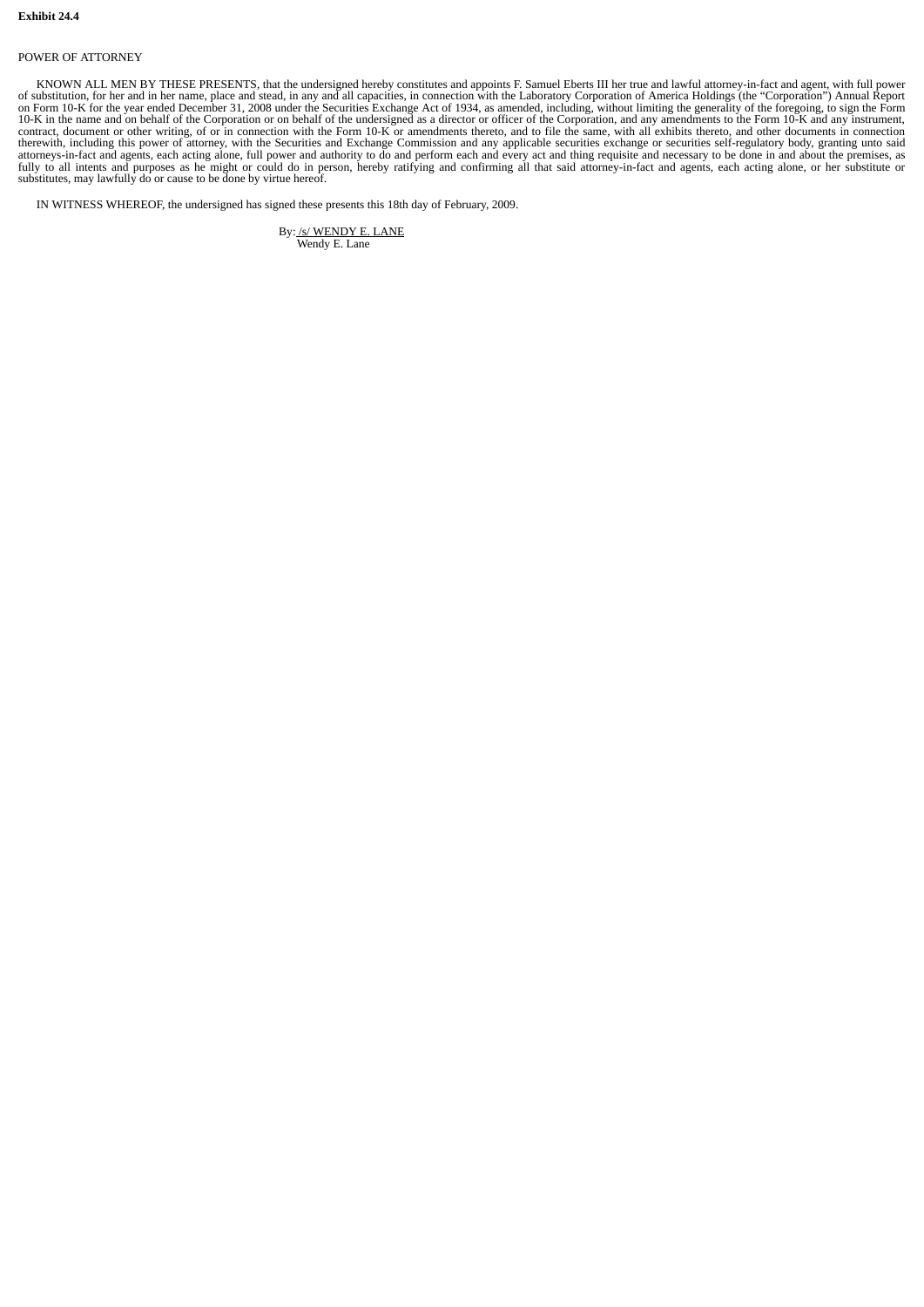**Exhibit 24.4**

POWER OF ATTORNEY

KNOWN ALL MEN BY THESE PRESENTS, that the undersigned hereby constitutes and appoints F. Samuel Eberts III her true and lawful attorney-in-fact and agent, with full power of substitution, for her and in her name, place and stead, in any and all capacities, in connection with the Laboratory Corporation of America Holdings (the "Corporation") Annual Report on Form 10-K for the year ended December 31, 2008 under the Securities Exchange Act of 1934, as amended, including, without limiting the generality of the foregoing, to sign the Form 10-K in the name and on behalf of the Corporation or on behalf of the undersigned as a director or officer of the Corporation, and any amendments to the Form 10-K and any instrument, contract, document or other writing, of or in connection with the Form 10-K or amendments thereto, and to file the same, with all exhibits thereto, and other documents in connection therewith, including this power of attorney, with the Securities and Exchange Commission and any applicable securities exchange or securities self-regulatory body, granting unto said attorneys-in-fact and agents, each acting alone, full power and authority to do and perform each and every act and thing requisite and necessary to be done in and about the premises, as fully to all intents and purposes as he might or could do in person, hereby ratifying and confirming all that said attorney-in-fact and agents, each acting alone, or her substitute or substitutes, may lawfully do or cause to be done by virtue hereof.

IN WITNESS WHEREOF, the undersigned has signed these presents this 18th day of February, 2009.

By: /s/ WENDY E. LANE
Wendy E. Lane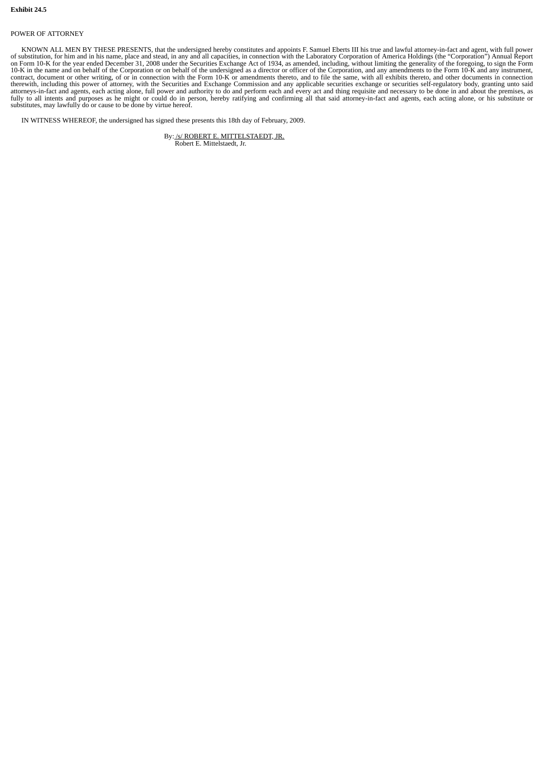**Exhibit 24.5**

POWER OF ATTORNEY

KNOWN ALL MEN BY THESE PRESENTS, that the undersigned hereby constitutes and appoints F. Samuel Eberts III his true and lawful attorney-in-fact and agent, with full power of substitution, for him and in his name, place and stead, in any and all capacities, in connection with the Laboratory Corporation of America Holdings (the "Corporation") Annual Report on Form 10-K for the year ended December 31, 2008 under the Securities Exchange Act of 1934, as amended, including, without limiting the generality of the foregoing, to sign the Form 10-K in the name and on behalf of the Corporation or on behalf of the undersigned as a director or officer of the Corporation, and any amendments to the Form 10-K and any instrument, contract, document or other writing, of or in connection with the Form 10-K or amendments thereto, and to file the same, with all exhibits thereto, and other documents in connection therewith, including this power of attorney, with the Securities and Exchange Commission and any applicable securities exchange or securities self-regulatory body, granting unto said attorneys-in-fact and agents, each acting alone, full power and authority to do and perform each and every act and thing requisite and necessary to be done in and about the premises, as fully to all intents and purposes as he might or could do in person, hereby ratifying and confirming all that said attorney-in-fact and agents, each acting alone, or his substitute or substitutes, may lawfully do or cause to be done by virtue hereof.

IN WITNESS WHEREOF, the undersigned has signed these presents this 18th day of February, 2009.

By: /s/ ROBERT E. MITTELSTAEDT, JR.
Robert E. Mittelstaedt, Jr.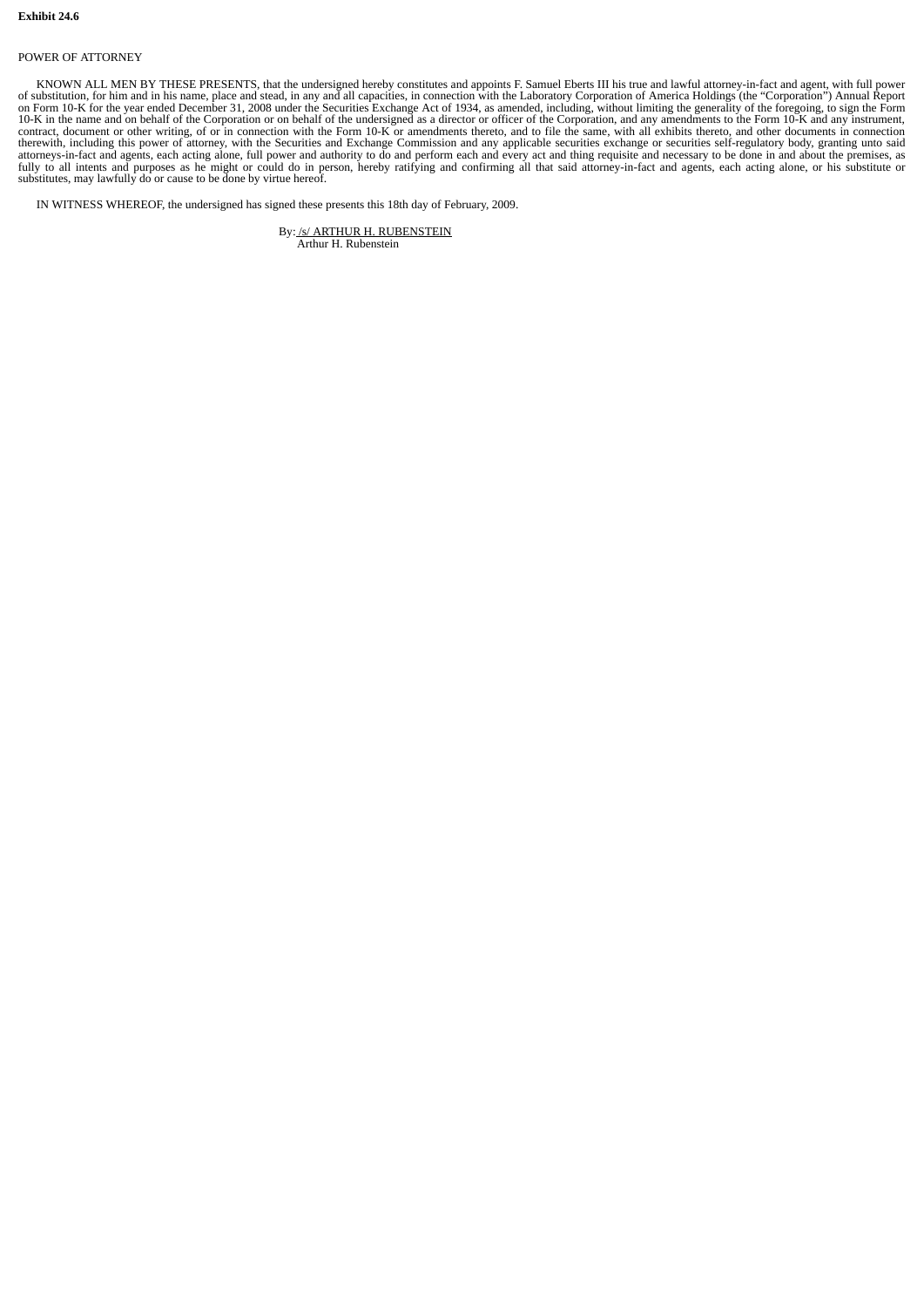**Exhibit 24.6**

POWER OF ATTORNEY

KNOWN ALL MEN BY THESE PRESENTS, that the undersigned hereby constitutes and appoints F. Samuel Eberts III his true and lawful attorney-in-fact and agent, with full power of substitution, for him and in his name, place and stead, in any and all capacities, in connection with the Laboratory Corporation of America Holdings (the "Corporation") Annual Report on Form 10-K for the year ended December 31, 2008 under the Securities Exchange Act of 1934, as amended, including, without limiting the generality of the foregoing, to sign the Form 10-K in the name and on behalf of the Corporation or on behalf of the undersigned as a director or officer of the Corporation, and any amendments to the Form 10-K and any instrument, contract, document or other writing, of or in connection with the Form 10-K or amendments thereto, and to file the same, with all exhibits thereto, and other documents in connection therewith, including this power of attorney, with the Securities and Exchange Commission and any applicable securities exchange or securities self-regulatory body, granting unto said attorneys-in-fact and agents, each acting alone, full power and authority to do and perform each and every act and thing requisite and necessary to be done in and about the premises, as fully to all intents and purposes as he might or could do in person, hereby ratifying and confirming all that said attorney-in-fact and agents, each acting alone, or his substitute or substitutes, may lawfully do or cause to be done by virtue hereof.

IN WITNESS WHEREOF, the undersigned has signed these presents this 18th day of February, 2009.

By: /s/ ARTHUR H. RUBENSTEIN
Arthur H. Rubenstein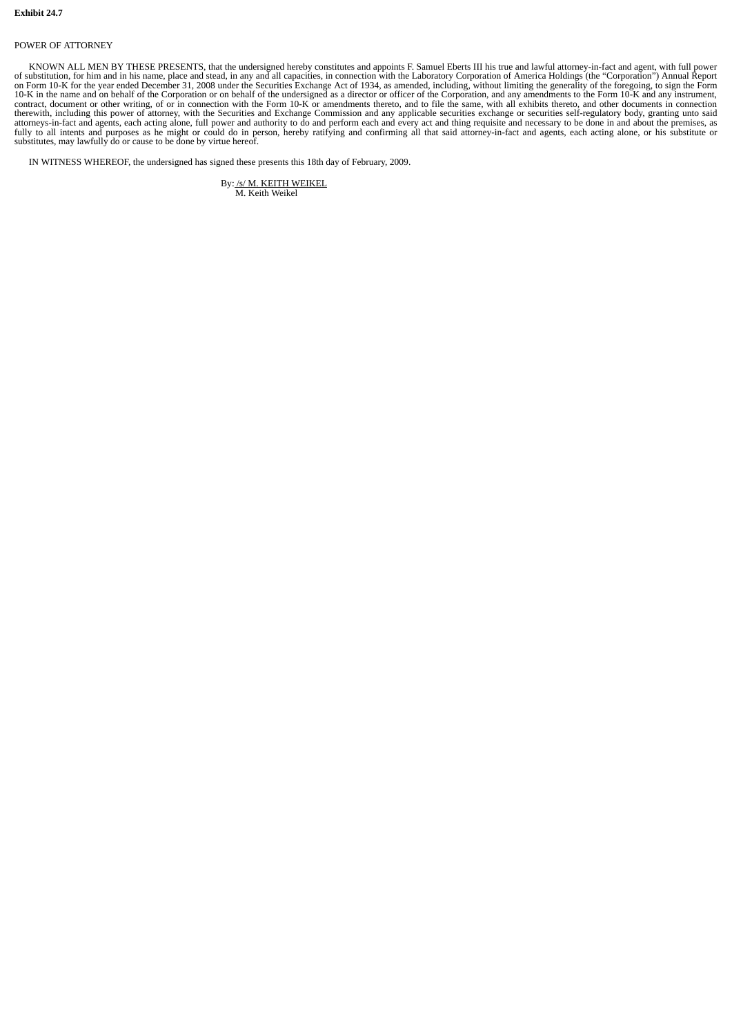**Exhibit 24.7**

POWER OF ATTORNEY

KNOWN ALL MEN BY THESE PRESENTS, that the undersigned hereby constitutes and appoints F. Samuel Eberts III his true and lawful attorney-in-fact and agent, with full power of substitution, for him and in his name, place and stead, in any and all capacities, in connection with the Laboratory Corporation of America Holdings (the "Corporation") Annual Report on Form 10-K for the year ended December 31, 2008 under the Securities Exchange Act of 1934, as amended, including, without limiting the generality of the foregoing, to sign the Form 10-K in the name and on behalf of the Corporation or on behalf of the undersigned as a director or officer of the Corporation, and any amendments to the Form 10-K and any instrument, contract, document or other writing, of or in connection with the Form 10-K or amendments thereto, and to file the same, with all exhibits thereto, and other documents in connection therewith, including this power of attorney, with the Securities and Exchange Commission and any applicable securities exchange or securities self-regulatory body, granting unto said attorneys-in-fact and agents, each acting alone, full power and authority to do and perform each and every act and thing requisite and necessary to be done in and about the premises, as fully to all intents and purposes as he might or could do in person, hereby ratifying and confirming all that said attorney-in-fact and agents, each acting alone, or his substitute or substitutes, may lawfully do or cause to be done by virtue hereof.

IN WITNESS WHEREOF, the undersigned has signed these presents this 18th day of February, 2009.

By: /s/ M. KEITH WEIKEL
M. Keith Weikel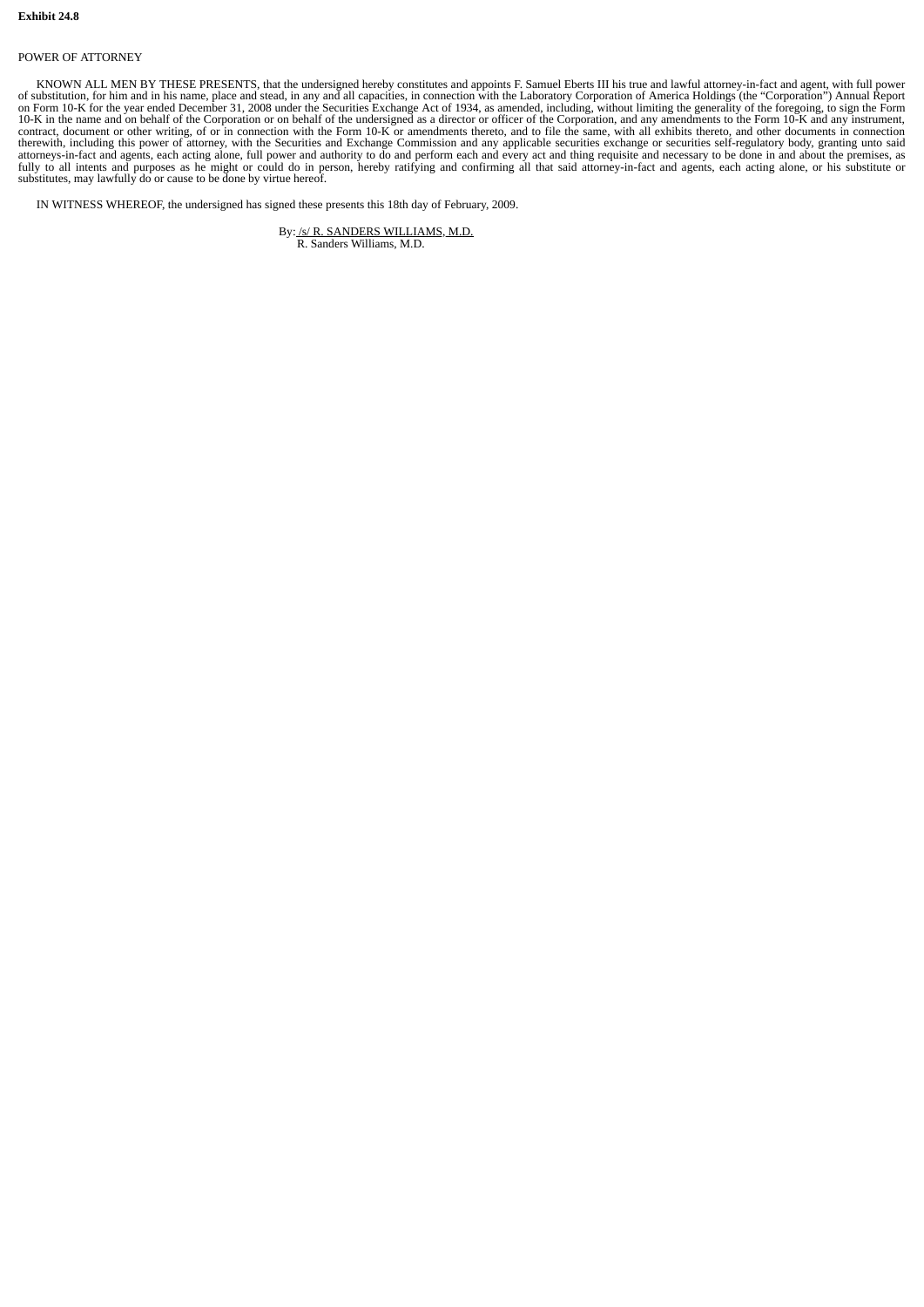**Exhibit 24.8**

POWER OF ATTORNEY

KNOWN ALL MEN BY THESE PRESENTS, that the undersigned hereby constitutes and appoints F. Samuel Eberts III his true and lawful attorney-in-fact and agent, with full power of substitution, for him and in his name, place and stead, in any and all capacities, in connection with the Laboratory Corporation of America Holdings (the "Corporation") Annual Report on Form 10-K for the year ended December 31, 2008 under the Securities Exchange Act of 1934, as amended, including, without limiting the generality of the foregoing, to sign the Form 10-K in the name and on behalf of the Corporation or on behalf of the undersigned as a director or officer of the Corporation, and any amendments to the Form 10-K and any instrument, contract, document or other writing, of or in connection with the Form 10-K or amendments thereto, and to file the same, with all exhibits thereto, and other documents in connection therewith, including this power of attorney, with the Securities and Exchange Commission and any applicable securities exchange or securities self-regulatory body, granting unto said attorneys-in-fact and agents, each acting alone, full power and authority to do and perform each and every act and thing requisite and necessary to be done in and about the premises, as fully to all intents and purposes as he might or could do in person, hereby ratifying and confirming all that said attorney-in-fact and agents, each acting alone, or his substitute or substitutes, may lawfully do or cause to be done by virtue hereof.

IN WITNESS WHEREOF, the undersigned has signed these presents this 18th day of February, 2009.

By: /s/ R. SANDERS WILLIAMS, M.D.
R. Sanders Williams, M.D.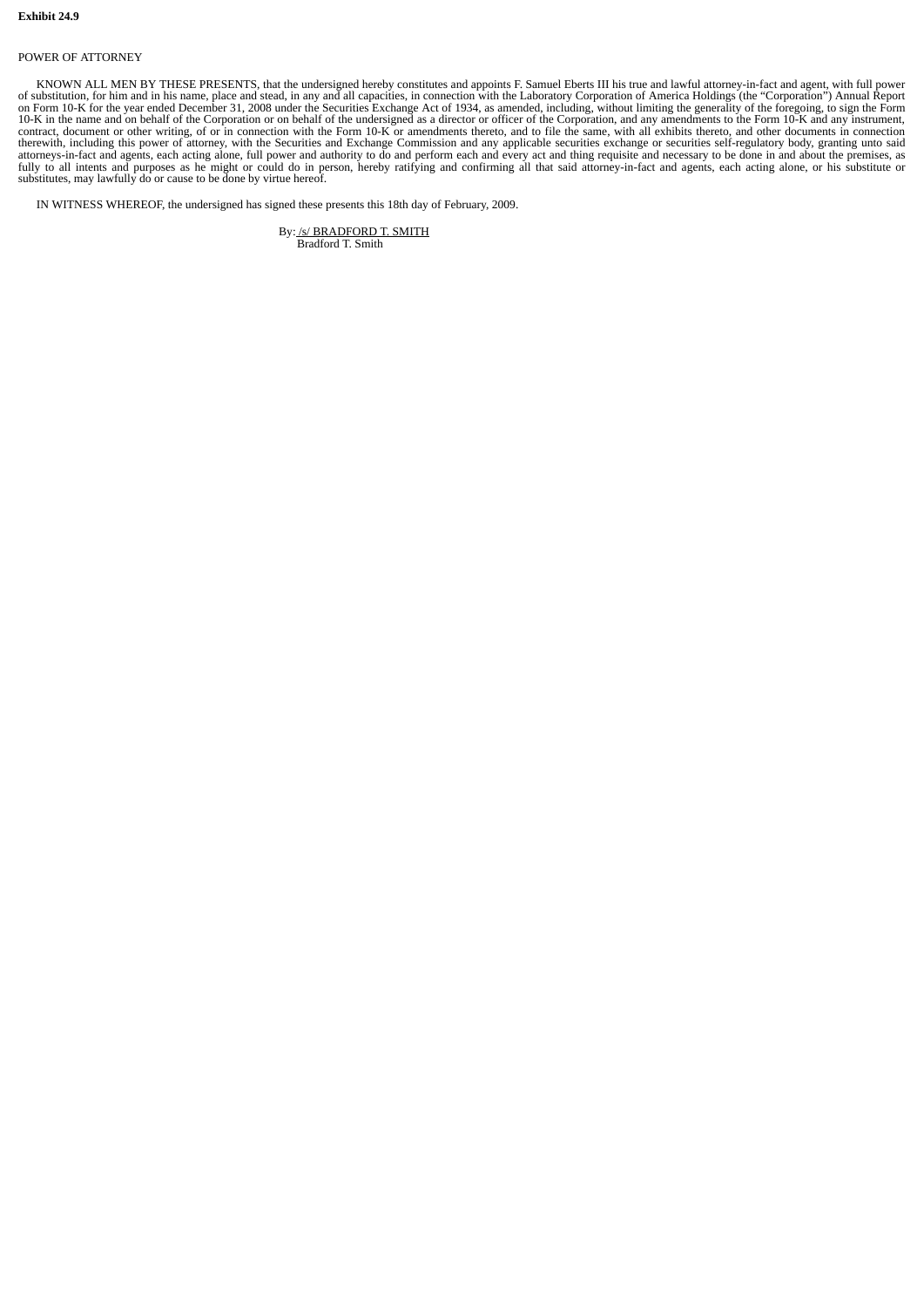**Exhibit 24.9**

POWER OF ATTORNEY

KNOWN ALL MEN BY THESE PRESENTS, that the undersigned hereby constitutes and appoints F. Samuel Eberts III his true and lawful attorney-in-fact and agent, with full power of substitution, for him and in his name, place and stead, in any and all capacities, in connection with the Laboratory Corporation of America Holdings (the "Corporation") Annual Report on Form 10-K for the year ended December 31, 2008 under the Securities Exchange Act of 1934, as amended, including, without limiting the generality of the foregoing, to sign the Form 10-K in the name and on behalf of the Corporation or on behalf of the undersigned as a director or officer of the Corporation, and any amendments to the Form 10-K and any instrument, contract, document or other writing, of or in connection with the Form 10-K or amendments thereto, and to file the same, with all exhibits thereto, and other documents in connection therewith, including this power of attorney, with the Securities and Exchange Commission and any applicable securities exchange or securities self-regulatory body, granting unto said attorneys-in-fact and agents, each acting alone, full power and authority to do and perform each and every act and thing requisite and necessary to be done in and about the premises, as fully to all intents and purposes as he might or could do in person, hereby ratifying and confirming all that said attorney-in-fact and agents, each acting alone, or his substitute or substitutes, may lawfully do or cause to be done by virtue hereof.

IN WITNESS WHEREOF, the undersigned has signed these presents this 18th day of February, 2009.

By: /s/ BRADFORD T. SMITH
Bradford T. Smith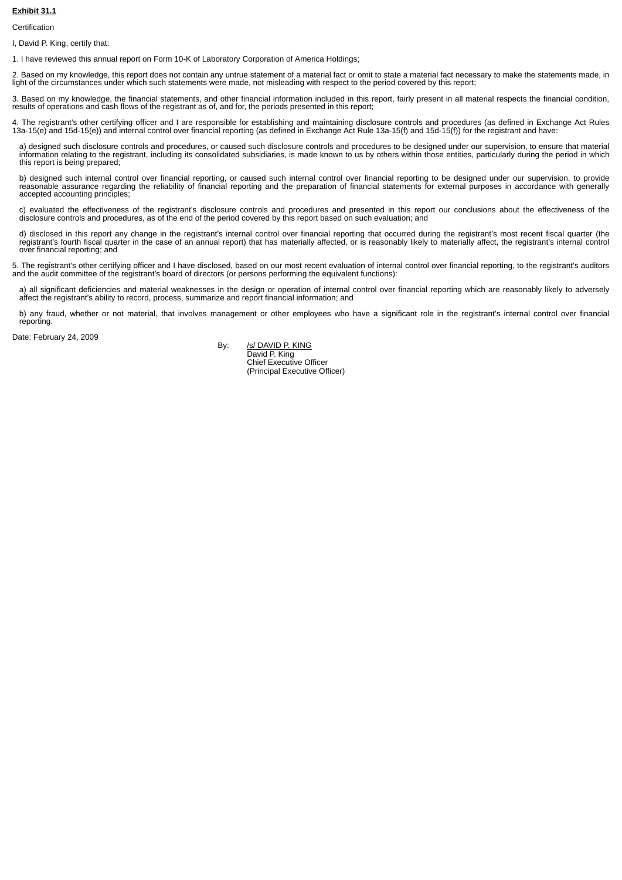**Exhibit 31.1**

Certification

I, David P. King, certify that:

1. I have reviewed this annual report on Form 10-K of Laboratory Corporation of America Holdings;

2. Based on my knowledge, this report does not contain any untrue statement of a material fact or omit to state a material fact necessary to make the statements made, in light of the circumstances under which such statements were made, not misleading with respect to the period covered by this report;

3. Based on my knowledge, the financial statements, and other financial information included in this report, fairly present in all material respects the financial condition, results of operations and cash flows of the registrant as of, and for, the periods presented in this report;

4. The registrant's other certifying officer and I are responsible for establishing and maintaining disclosure controls and procedures (as defined in Exchange Act Rules 13a-15(e) and 15d-15(e)) and internal control over financial reporting (as defined in Exchange Act Rule 13a-15(f) and 15d-15(f)) for the registrant and have:

a) designed such disclosure controls and procedures, or caused such disclosure controls and procedures to be designed under our supervision, to ensure that material information relating to the registrant, including its consolidated subsidiaries, is made known to us by others within those entities, particularly during the period in which this report is being prepared;

b) designed such internal control over financial reporting, or caused such internal control over financial reporting to be designed under our supervision, to provide reasonable assurance regarding the reliability of financial reporting and the preparation of financial statements for external purposes in accordance with generally accepted accounting principles;

c) evaluated the effectiveness of the registrant's disclosure controls and procedures and presented in this report our conclusions about the effectiveness of the disclosure controls and procedures, as of the end of the period covered by this report based on such evaluation; and

d) disclosed in this report any change in the registrant's internal control over financial reporting that occurred during the registrant's most recent fiscal quarter (the registrant's fourth fiscal quarter in the case of an annual report) that has materially affected, or is reasonably likely to materially affect, the registrant's internal control over financial reporting; and

5. The registrant's other certifying officer and I have disclosed, based on our most recent evaluation of internal control over financial reporting, to the registrant's auditors and the audit committee of the registrant's board of directors (or persons performing the equivalent functions):

a) all significant deficiencies and material weaknesses in the design or operation of internal control over financial reporting which are reasonably likely to adversely affect the registrant's ability to record, process, summarize and report financial information; and

b) any fraud, whether or not material, that involves management or other employees who have a significant role in the registrant's internal control over financial reporting.

Date: February 24, 2009

By: /s/ DAVID P. KING
David P. King
Chief Executive Officer
(Principal Executive Officer)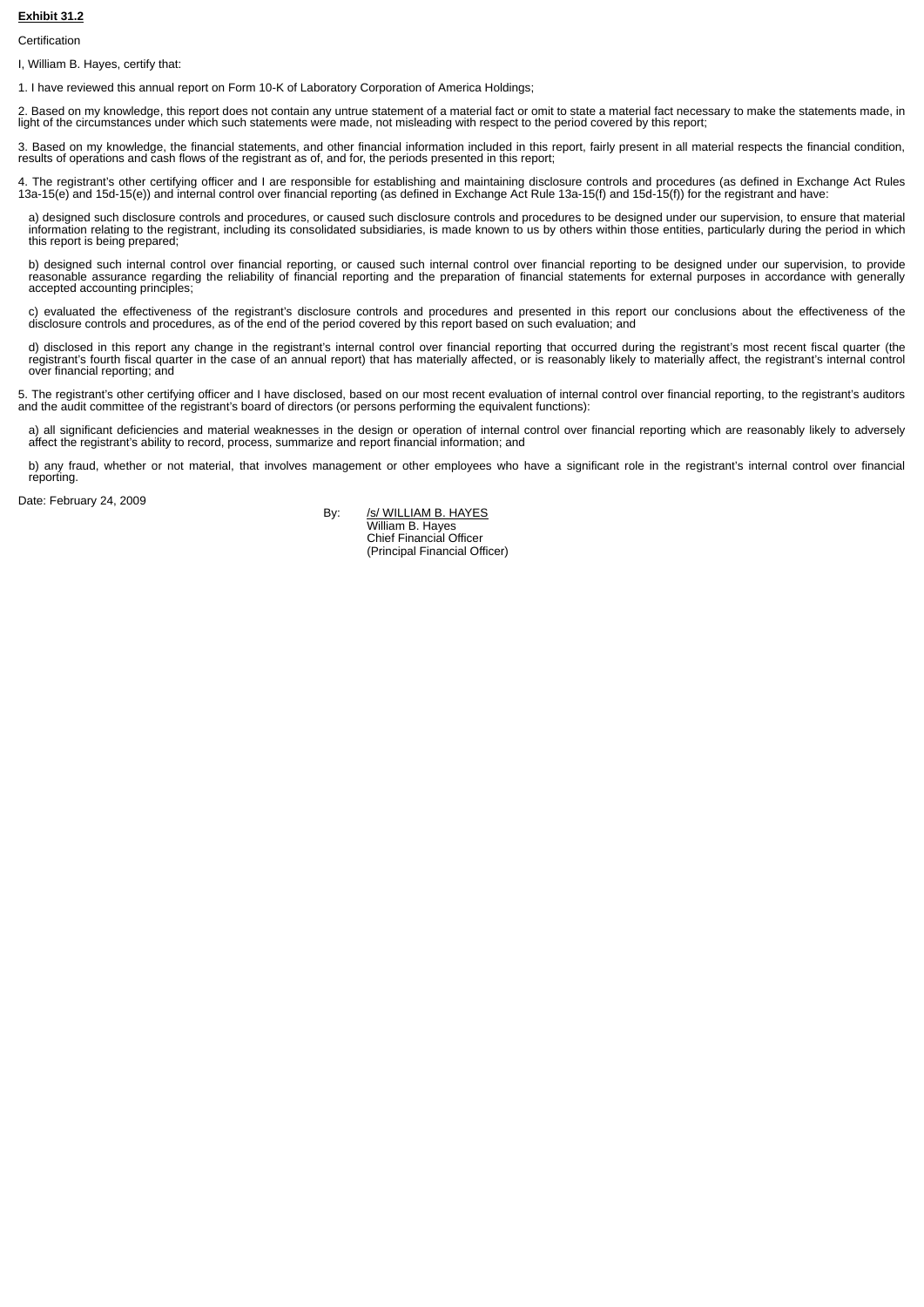**<u>Exhibit 31.2</u>**

Certification

I, William B. Hayes, certify that:

1. I have reviewed this annual report on Form 10-K of Laboratory Corporation of America Holdings;

2. Based on my knowledge, this report does not contain any untrue statement of a material fact or omit to state a material fact necessary to make the statements made, in light of the circumstances under which such statements were made, not misleading with respect to the period covered by this report;

3. Based on my knowledge, the financial statements, and other financial information included in this report, fairly present in all material respects the financial condition, results of operations and cash flows of the registrant as of, and for, the periods presented in this report;

4. The registrant's other certifying officer and I are responsible for establishing and maintaining disclosure controls and procedures (as defined in Exchange Act Rules 13a-15(e) and 15d-15(e)) and internal control over financial reporting (as defined in Exchange Act Rule 13a-15(f) and 15d-15(f)) for the registrant and have:

a) designed such disclosure controls and procedures, or caused such disclosure controls and procedures to be designed under our supervision, to ensure that material information relating to the registrant, including its consolidated subsidiaries, is made known to us by others within those entities, particularly during the period in which this report is being prepared;

b) designed such internal control over financial reporting, or caused such internal control over financial reporting to be designed under our supervision, to provide reasonable assurance regarding the reliability of financial reporting and the preparation of financial statements for external purposes in accordance with generally accepted accounting principles;

c) evaluated the effectiveness of the registrant's disclosure controls and procedures and presented in this report our conclusions about the effectiveness of the disclosure controls and procedures, as of the end of the period covered by this report based on such evaluation; and

d) disclosed in this report any change in the registrant's internal control over financial reporting that occurred during the registrant's most recent fiscal quarter (the registrant's fourth fiscal quarter in the case of an annual report) that has materially affected, or is reasonably likely to materially affect, the registrant's internal control over financial reporting; and

5. The registrant's other certifying officer and I have disclosed, based on our most recent evaluation of internal control over financial reporting, to the registrant's auditors and the audit committee of the registrant's board of directors (or persons performing the equivalent functions):

a) all significant deficiencies and material weaknesses in the design or operation of internal control over financial reporting which are reasonably likely to adversely affect the registrant's ability to record, process, summarize and report financial information; and

b) any fraud, whether or not material, that involves management or other employees who have a significant role in the registrant's internal control over financial reporting.

Date: February 24, 2009

By: <u>/s/ WILLIAM B. HAYES</u>
William B. Hayes
Chief Financial Officer
(Principal Financial Officer)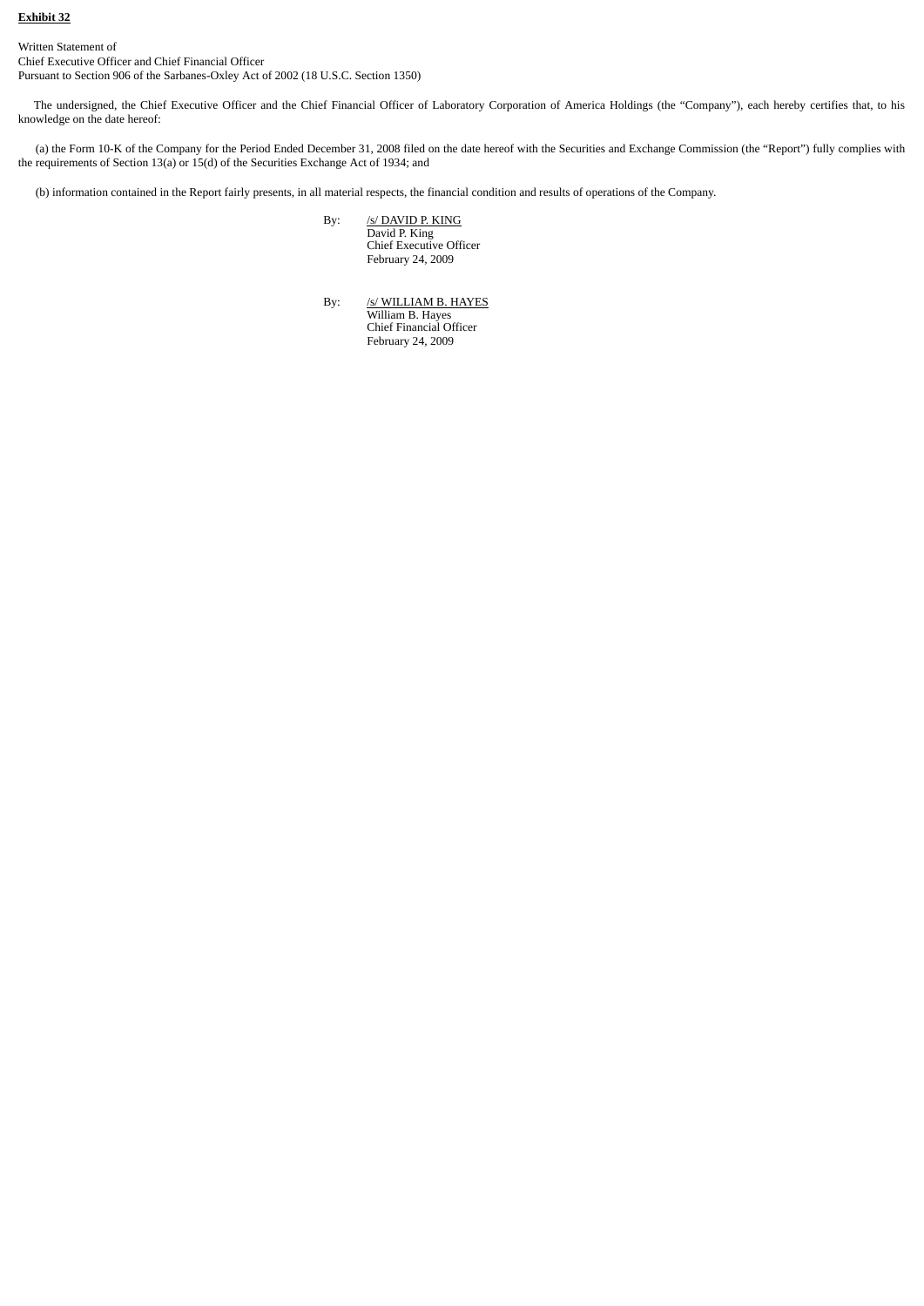**Exhibit 32**

Written Statement of
Chief Executive Officer and Chief Financial Officer
Pursuant to Section 906 of the Sarbanes-Oxley Act of 2002 (18 U.S.C. Section 1350)

The undersigned, the Chief Executive Officer and the Chief Financial Officer of Laboratory Corporation of America Holdings (the “Company”), each hereby certifies that, to his knowledge on the date hereof:

(a) the Form 10-K of the Company for the Period Ended December 31, 2008 filed on the date hereof with the Securities and Exchange Commission (the “Report”) fully complies with the requirements of Section 13(a) or 15(d) of the Securities Exchange Act of 1934; and

(b) information contained in the Report fairly presents, in all material respects, the financial condition and results of operations of the Company.

By: /s/ DAVID P. KING
David P. King
Chief Executive Officer
February 24, 2009

By: /s/ WILLIAM B. HAYES
William B. Hayes
Chief Financial Officer
February 24, 2009